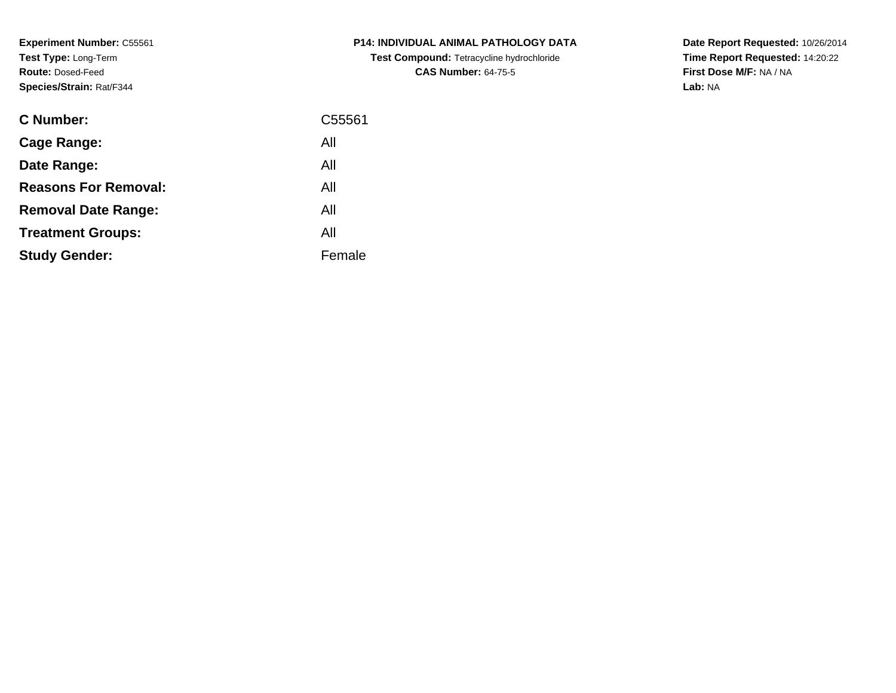**Experiment Number:** C55561
**Test Type:** Long-Term
**Route:** Dosed-Feed
**Species/Strain:** Rat/F344

**P14: INDIVIDUAL ANIMAL PATHOLOGY DATA**
**Test Compound:** Tetracycline hydrochloride
**CAS Number:** 64-75-5

**Date Report Requested:** 10/26/2014
**Time Report Requested:** 14:20:22
**First Dose M/F:** NA / NA
**Lab:** NA

| | |
|---|---|
| **C Number:** | C55561 |
| **Cage Range:** | All |
| **Date Range:** | All |
| **Reasons For Removal:** | All |
| **Removal Date Range:** | All |
| **Treatment Groups:** | All |
| **Study Gender:** | Female |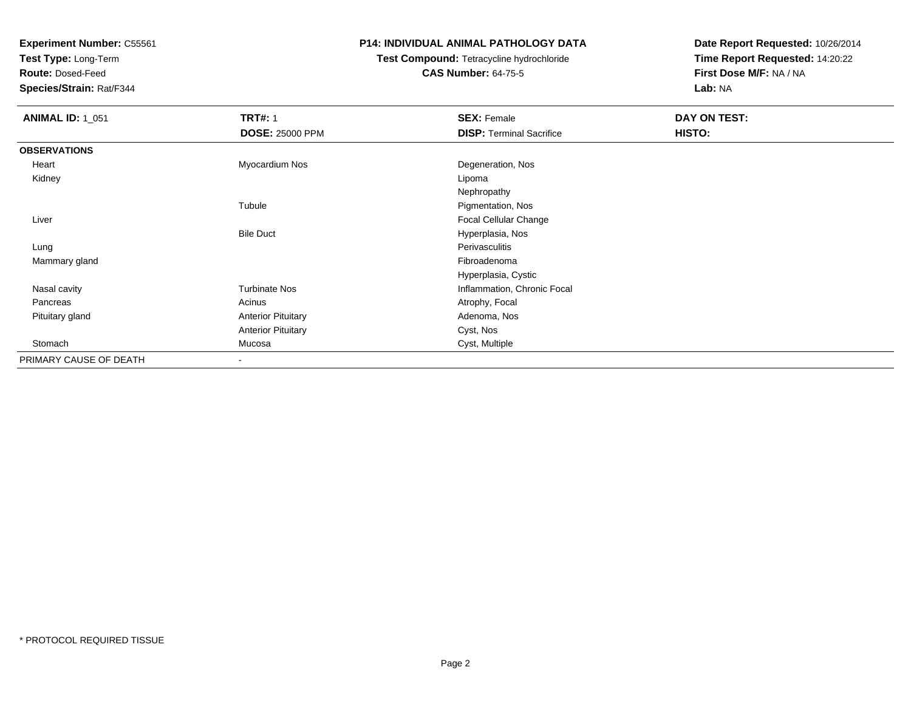**Experiment Number:** C55561
**Test Type:** Long-Term
**Route:** Dosed-Feed
**Species/Strain:** Rat/F344

**P14: INDIVIDUAL ANIMAL PATHOLOGY DATA**
**Test Compound:** Tetracycline hydrochloride
**CAS Number:** 64-75-5

**Date Report Requested:** 10/26/2014
**Time Report Requested:** 14:20:22
**First Dose M/F:** NA / NA
**Lab:** NA

| **ANIMAL ID:** 1_051 | **TRT#:** 1 | **SEX:** Female | **DAY ON TEST:** |
|---|---|---|---|
| | **DOSE:** 25000 PPM | **DISP:** Terminal Sacrifice | **HISTO:** |
| **OBSERVATIONS** | | | |
| Heart | Myocardium Nos | Degeneration, Nos | |
| Kidney | | Lipoma | |
| | | Nephropathy | |
| | Tubule | Pigmentation, Nos | |
| Liver | | Focal Cellular Change | |
| | Bile Duct | Hyperplasia, Nos | |
| Lung | | Perivasculitis | |
| Mammary gland | | Fibroadenoma | |
| | | Hyperplasia, Cystic | |
| Nasal cavity | Turbinate Nos | Inflammation, Chronic Focal | |
| Pancreas | Acinus | Atrophy, Focal | |
| Pituitary gland | Anterior Pituitary | Adenoma, Nos | |
| | Anterior Pituitary | Cyst, Nos | |
| Stomach | Mucosa | Cyst, Multiple | |
| PRIMARY CAUSE OF DEATH | - | | |

* PROTOCOL REQUIRED TISSUE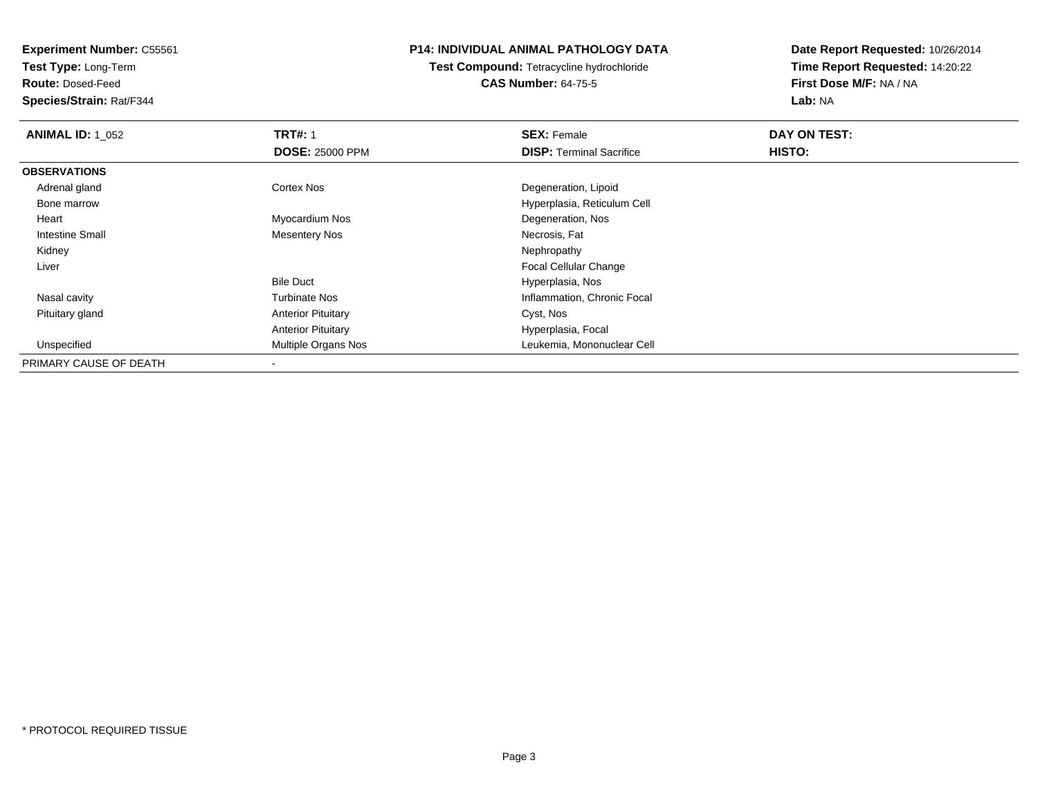**Experiment Number:** C55561
**Test Type:** Long-Term
**Route:** Dosed-Feed
**Species/Strain:** Rat/F344

# P14: INDIVIDUAL ANIMAL PATHOLOGY DATA

**Test Compound:** Tetracycline hydrochloride
**CAS Number:** 64-75-5

**Date Report Requested:** 10/26/2014
**Time Report Requested:** 14:20:22
**First Dose M/F:** NA / NA
**Lab:** NA

| **ANIMAL ID:** 1_052 | **TRT#:** 1 | **SEX:** Female | **DAY ON TEST:** |
|---|---|---|---|
| | **DOSE:** 25000 PPM | **DISP:** Terminal Sacrifice | **HISTO:** |
| **OBSERVATIONS** | | | |
| Adrenal gland | Cortex Nos | Degeneration, Lipoid | |
| Bone marrow | | Hyperplasia, Reticulum Cell | |
| Heart | Myocardium Nos | Degeneration, Nos | |
| Intestine Small | Mesentery Nos | Necrosis, Fat | |
| Kidney | | Nephropathy | |
| Liver | | Focal Cellular Change | |
| | Bile Duct | Hyperplasia, Nos | |
| Nasal cavity | Turbinate Nos | Inflammation, Chronic Focal | |
| Pituitary gland | Anterior Pituitary | Cyst, Nos | |
| | Anterior Pituitary | Hyperplasia, Focal | |
| Unspecified | Multiple Organs Nos | Leukemia, Mononuclear Cell | |
| PRIMARY CAUSE OF DEATH | - | | |

* PROTOCOL REQUIRED TISSUE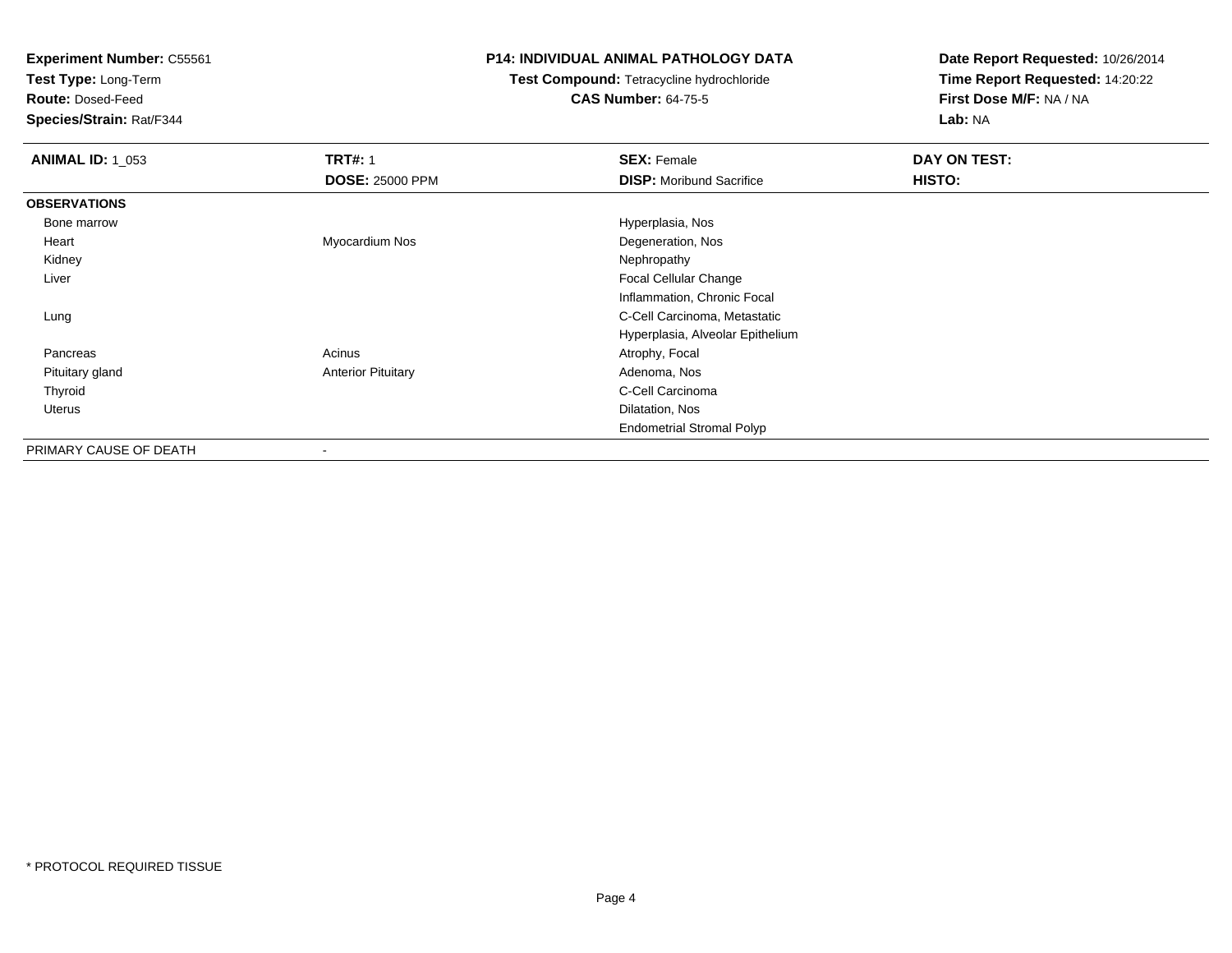**Experiment Number:** C55561
**Test Type:** Long-Term
**Route:** Dosed-Feed
**Species/Strain:** Rat/F344

**P14: INDIVIDUAL ANIMAL PATHOLOGY DATA**
**Test Compound:** Tetracycline hydrochloride
**CAS Number:** 64-75-5

**Date Report Requested:** 10/26/2014
**Time Report Requested:** 14:20:22
**First Dose M/F:** NA / NA
**Lab:** NA

| **ANIMAL ID:** 1_053 | **TRT#:** 1 | **SEX:** Female | **DAY ON TEST:** |
|---|---|---|---|
| | **DOSE:** 25000 PPM | **DISP:** Moribund Sacrifice | **HISTO:** |
| **OBSERVATIONS** | | | |
| Bone marrow | | Hyperplasia, Nos | |
| Heart | Myocardium Nos | Degeneration, Nos | |
| Kidney | | Nephropathy | |
| Liver | | Focal Cellular Change | |
| | | Inflammation, Chronic Focal | |
| Lung | | C-Cell Carcinoma, Metastatic | |
| | | Hyperplasia, Alveolar Epithelium | |
| Pancreas | Acinus | Atrophy, Focal | |
| Pituitary gland | Anterior Pituitary | Adenoma, Nos | |
| Thyroid | | C-Cell Carcinoma | |
| Uterus | | Dilatation, Nos | |
| | | Endometrial Stromal Polyp | |
| PRIMARY CAUSE OF DEATH | - | | |

\* PROTOCOL REQUIRED TISSUE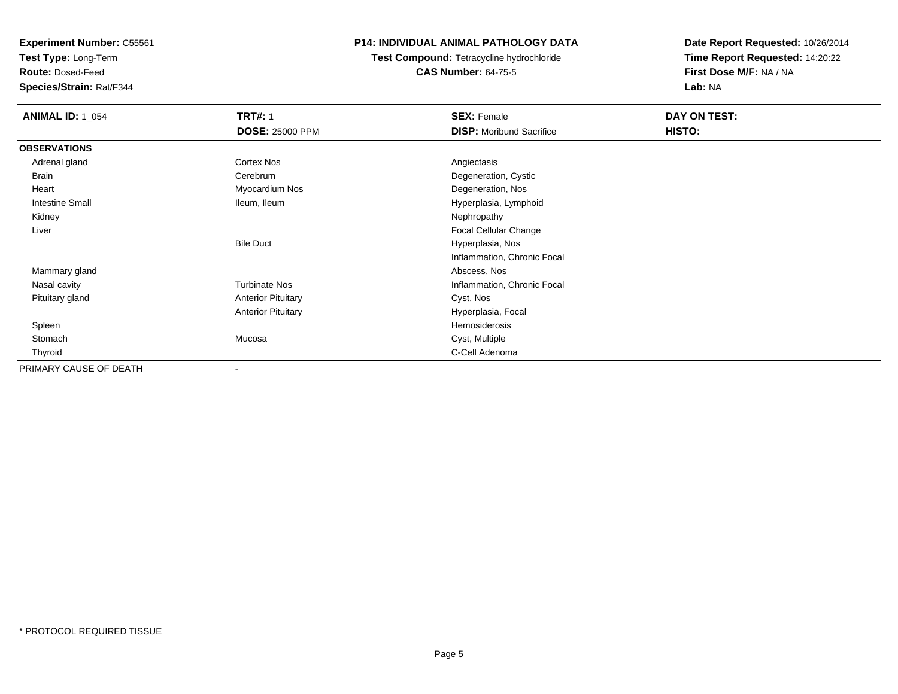**Experiment Number:** C55561
**Test Type:** Long-Term
**Route:** Dosed-Feed
**Species/Strain:** Rat/F344

**P14: INDIVIDUAL ANIMAL PATHOLOGY DATA**
**Test Compound:** Tetracycline hydrochloride
**CAS Number:** 64-75-5

**Date Report Requested:** 10/26/2014
**Time Report Requested:** 14:20:22
**First Dose M/F:** NA / NA
**Lab:** NA

| **ANIMAL ID:** 1_054 | **TRT#:** 1 | **SEX:** Female | **DAY ON TEST:** |
|---|---|---|---|
| | **DOSE:** 25000 PPM | **DISP:** Moribund Sacrifice | **HISTO:** |
| **OBSERVATIONS** | | | |
| Adrenal gland | Cortex Nos | Angiectasis | |
| Brain | Cerebrum | Degeneration, Cystic | |
| Heart | Myocardium Nos | Degeneration, Nos | |
| Intestine Small | Ileum, Ileum | Hyperplasia, Lymphoid | |
| Kidney | | Nephropathy | |
| Liver | | Focal Cellular Change | |
| | Bile Duct | Hyperplasia, Nos | |
| | | Inflammation, Chronic Focal | |
| Mammary gland | | Abscess, Nos | |
| Nasal cavity | Turbinate Nos | Inflammation, Chronic Focal | |
| Pituitary gland | Anterior Pituitary | Cyst, Nos | |
| | Anterior Pituitary | Hyperplasia, Focal | |
| Spleen | | Hemosiderosis | |
| Stomach | Mucosa | Cyst, Multiple | |
| Thyroid | | C-Cell Adenoma | |
| PRIMARY CAUSE OF DEATH | - | | |

* PROTOCOL REQUIRED TISSUE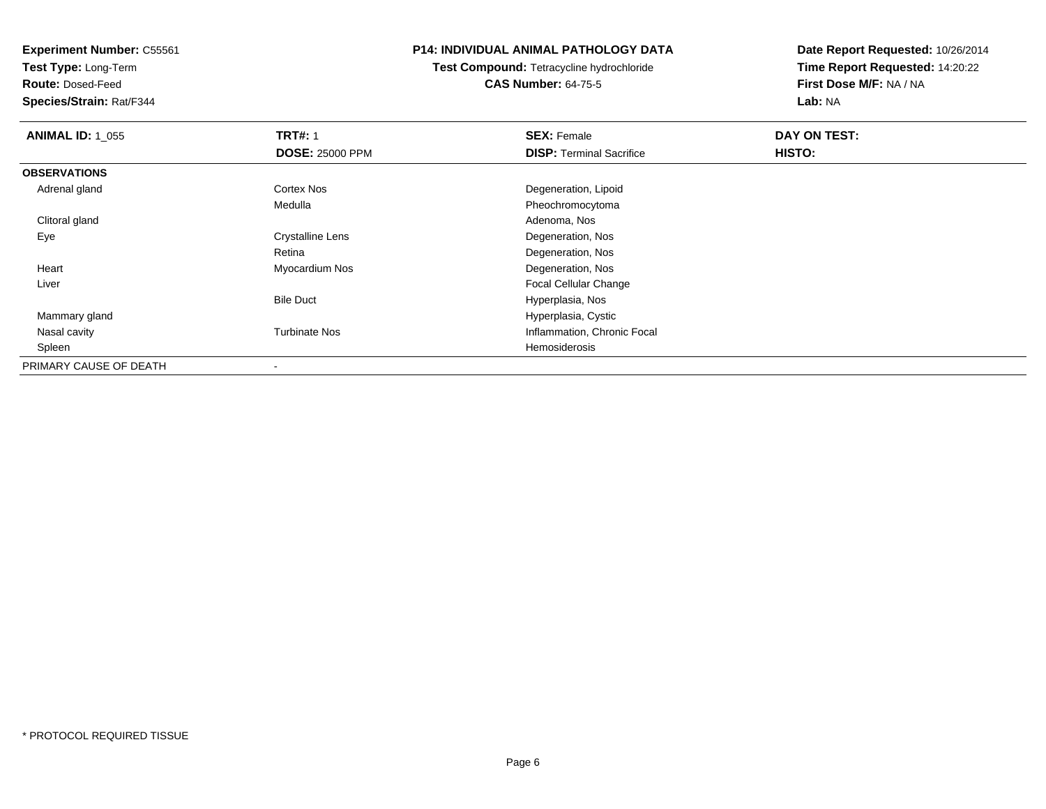**Experiment Number:** C55561
**Test Type:** Long-Term
**Route:** Dosed-Feed
**Species/Strain:** Rat/F344

**P14: INDIVIDUAL ANIMAL PATHOLOGY DATA**
**Test Compound:** Tetracycline hydrochloride
**CAS Number:** 64-75-5

**Date Report Requested:** 10/26/2014
**Time Report Requested:** 14:20:22
**First Dose M/F:** NA / NA
**Lab:** NA

| **ANIMAL ID:** 1_055 | **TRT#:** 1 | **SEX:** Female | **DAY ON TEST:** |
|---|---|---|---|
| | **DOSE:** 25000 PPM | **DISP:** Terminal Sacrifice | **HISTO:** |
| **OBSERVATIONS** | | | |
| Adrenal gland | Cortex Nos | Degeneration, Lipoid | |
| | Medulla | Pheochromocytoma | |
| Clitoral gland | | Adenoma, Nos | |
| Eye | Crystalline Lens | Degeneration, Nos | |
| | Retina | Degeneration, Nos | |
| Heart | Myocardium Nos | Degeneration, Nos | |
| Liver | | Focal Cellular Change | |
| | Bile Duct | Hyperplasia, Nos | |
| Mammary gland | | Hyperplasia, Cystic | |
| Nasal cavity | Turbinate Nos | Inflammation, Chronic Focal | |
| Spleen | | Hemosiderosis | |
| PRIMARY CAUSE OF DEATH | - | | |

\* PROTOCOL REQUIRED TISSUE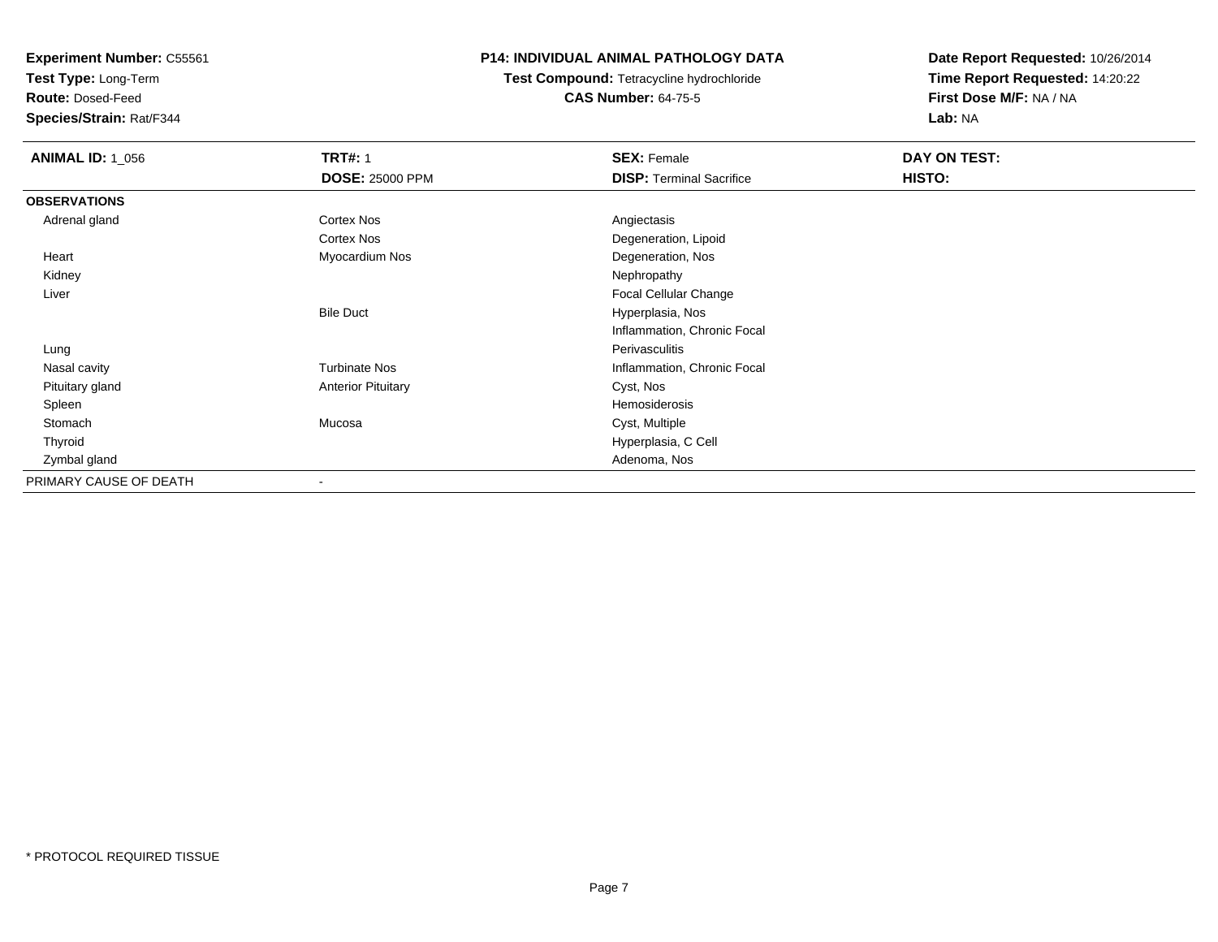**Experiment Number:** C55561
**Test Type:** Long-Term
**Route:** Dosed-Feed
**Species/Strain:** Rat/F344

**P14: INDIVIDUAL ANIMAL PATHOLOGY DATA**
**Test Compound:** Tetracycline hydrochloride
**CAS Number:** 64-75-5

**Date Report Requested:** 10/26/2014
**Time Report Requested:** 14:20:22
**First Dose M/F:** NA / NA
**Lab:** NA

| **ANIMAL ID:** 1_056 | **TRT#:** 1 | **SEX:** Female | **DAY ON TEST:** |
|---|---|---|---|
| | **DOSE:** 25000 PPM | **DISP:** Terminal Sacrifice | **HISTO:** |
| **OBSERVATIONS** | | | |
| Adrenal gland | Cortex Nos | Angiectasis | |
| | Cortex Nos | Degeneration, Lipoid | |
| Heart | Myocardium Nos | Degeneration, Nos | |
| Kidney | | Nephropathy | |
| Liver | | Focal Cellular Change | |
| | Bile Duct | Hyperplasia, Nos | |
| | | Inflammation, Chronic Focal | |
| Lung | | Perivasculitis | |
| Nasal cavity | Turbinate Nos | Inflammation, Chronic Focal | |
| Pituitary gland | Anterior Pituitary | Cyst, Nos | |
| Spleen | | Hemosiderosis | |
| Stomach | Mucosa | Cyst, Multiple | |
| Thyroid | | Hyperplasia, C Cell | |
| Zymbal gland | | Adenoma, Nos | |
| PRIMARY CAUSE OF DEATH | - | | |

* PROTOCOL REQUIRED TISSUE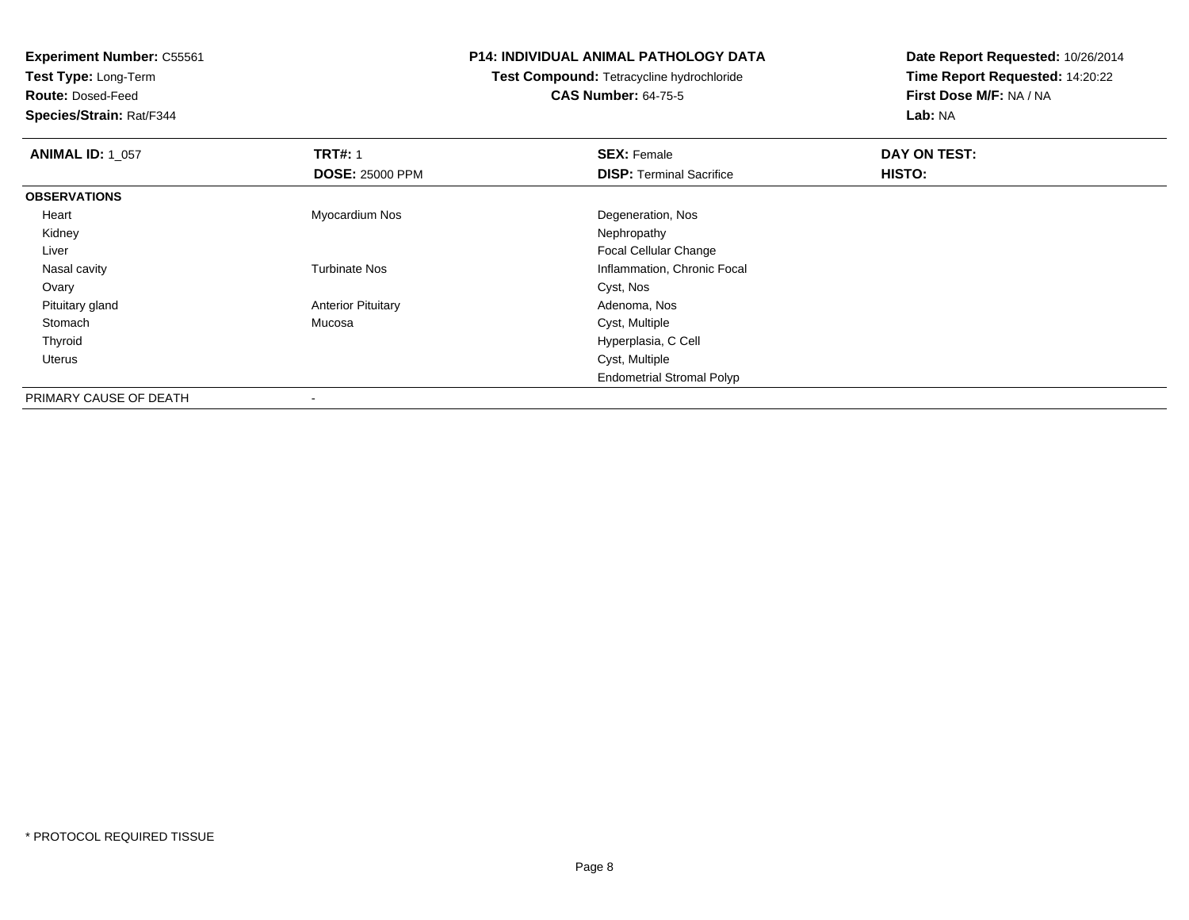**Experiment Number:** C55561
**Test Type:** Long-Term
**Route:** Dosed-Feed
**Species/Strain:** Rat/F344

**P14: INDIVIDUAL ANIMAL PATHOLOGY DATA**
**Test Compound:** Tetracycline hydrochloride
**CAS Number:** 64-75-5

**Date Report Requested:** 10/26/2014
**Time Report Requested:** 14:20:22
**First Dose M/F:** NA / NA
**Lab:** NA

| **ANIMAL ID:** 1_057 | **TRT#:** 1 | **SEX:** Female | **DAY ON TEST:** |
|---|---|---|---|
| | **DOSE:** 25000 PPM | **DISP:** Terminal Sacrifice | **HISTO:** |
| **OBSERVATIONS** | | | |
| Heart | Myocardium Nos | Degeneration, Nos | |
| Kidney | | Nephropathy | |
| Liver | | Focal Cellular Change | |
| Nasal cavity | Turbinate Nos | Inflammation, Chronic Focal | |
| Ovary | | Cyst, Nos | |
| Pituitary gland | Anterior Pituitary | Adenoma, Nos | |
| Stomach | Mucosa | Cyst, Multiple | |
| Thyroid | | Hyperplasia, C Cell | |
| Uterus | | Cyst, Multiple | |
| | | Endometrial Stromal Polyp | |
| PRIMARY CAUSE OF DEATH | - | | |

\* PROTOCOL REQUIRED TISSUE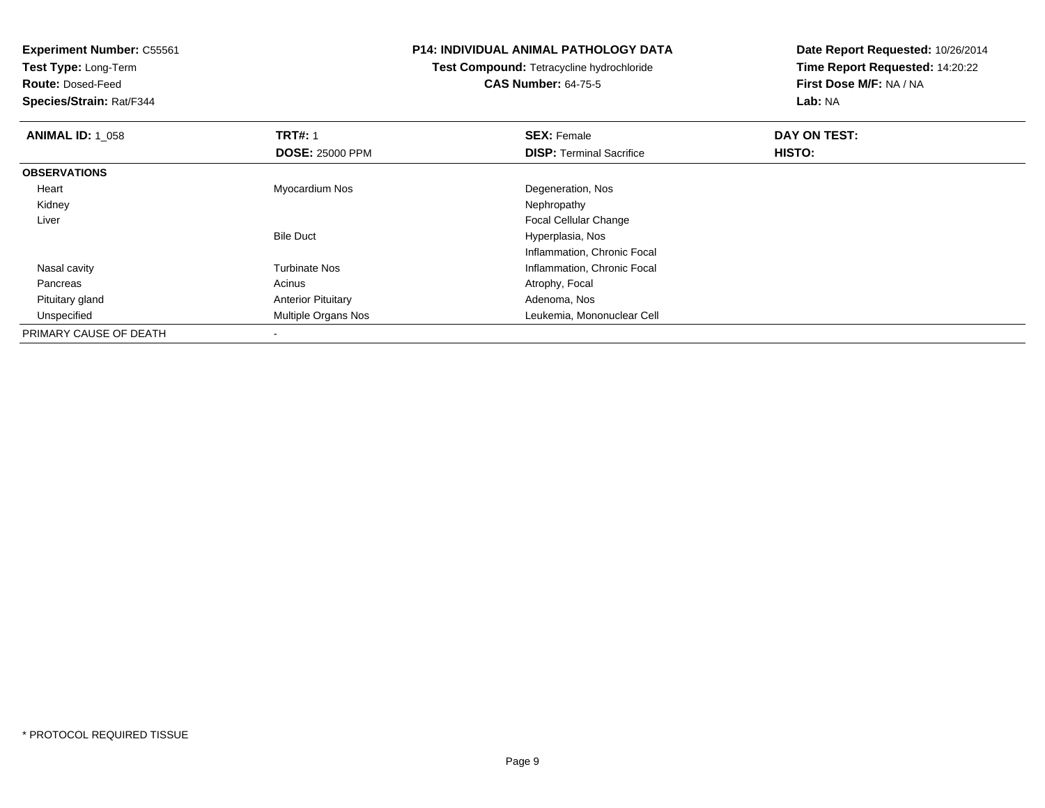**Experiment Number:** C55561
**Test Type:** Long-Term
**Route:** Dosed-Feed
**Species/Strain:** Rat/F344

**P14: INDIVIDUAL ANIMAL PATHOLOGY DATA**
**Test Compound:** Tetracycline hydrochloride
**CAS Number:** 64-75-5

**Date Report Requested:** 10/26/2014
**Time Report Requested:** 14:20:22
**First Dose M/F:** NA / NA
**Lab:** NA

| **ANIMAL ID:** 1_058 | **TRT#:** 1 | **SEX:** Female | **DAY ON TEST:** |
|---|---|---|---|
| | **DOSE:** 25000 PPM | **DISP:** Terminal Sacrifice | **HISTO:** |
| **OBSERVATIONS** | | | |
| Heart | Myocardium Nos | Degeneration, Nos | |
| Kidney | | Nephropathy | |
| Liver | | Focal Cellular Change | |
| | Bile Duct | Hyperplasia, Nos | |
| | | Inflammation, Chronic Focal | |
| Nasal cavity | Turbinate Nos | Inflammation, Chronic Focal | |
| Pancreas | Acinus | Atrophy, Focal | |
| Pituitary gland | Anterior Pituitary | Adenoma, Nos | |
| Unspecified | Multiple Organs Nos | Leukemia, Mononuclear Cell | |
| PRIMARY CAUSE OF DEATH | - | | |

* PROTOCOL REQUIRED TISSUE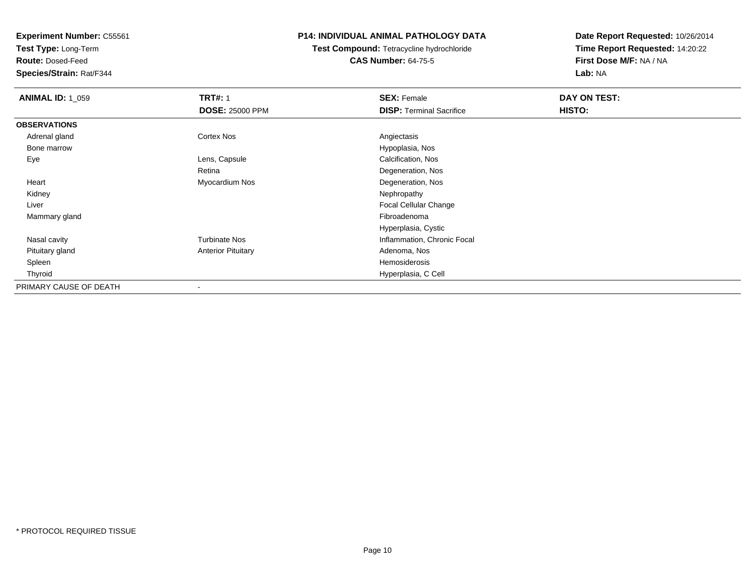**Experiment Number:** C55561
**Test Type:** Long-Term
**Route:** Dosed-Feed
**Species/Strain:** Rat/F344

**P14: INDIVIDUAL ANIMAL PATHOLOGY DATA**
**Test Compound:** Tetracycline hydrochloride
**CAS Number:** 64-75-5

**Date Report Requested:** 10/26/2014
**Time Report Requested:** 14:20:22
**First Dose M/F:** NA / NA
**Lab:** NA

| **ANIMAL ID:** 1_059 | **TRT#:** 1 | **SEX:** Female | **DAY ON TEST:** |
|---|---|---|---|
| | **DOSE:** 25000 PPM | **DISP:** Terminal Sacrifice | **HISTO:** |
| **OBSERVATIONS** | | | |
| Adrenal gland | Cortex Nos | Angiectasis | |
| Bone marrow | | Hypoplasia, Nos | |
| Eye | Lens, Capsule | Calcification, Nos | |
| | Retina | Degeneration, Nos | |
| Heart | Myocardium Nos | Degeneration, Nos | |
| Kidney | | Nephropathy | |
| Liver | | Focal Cellular Change | |
| Mammary gland | | Fibroadenoma | |
| | | Hyperplasia, Cystic | |
| Nasal cavity | Turbinate Nos | Inflammation, Chronic Focal | |
| Pituitary gland | Anterior Pituitary | Adenoma, Nos | |
| Spleen | | Hemosiderosis | |
| Thyroid | | Hyperplasia, C Cell | |
| PRIMARY CAUSE OF DEATH | - | | |

* PROTOCOL REQUIRED TISSUE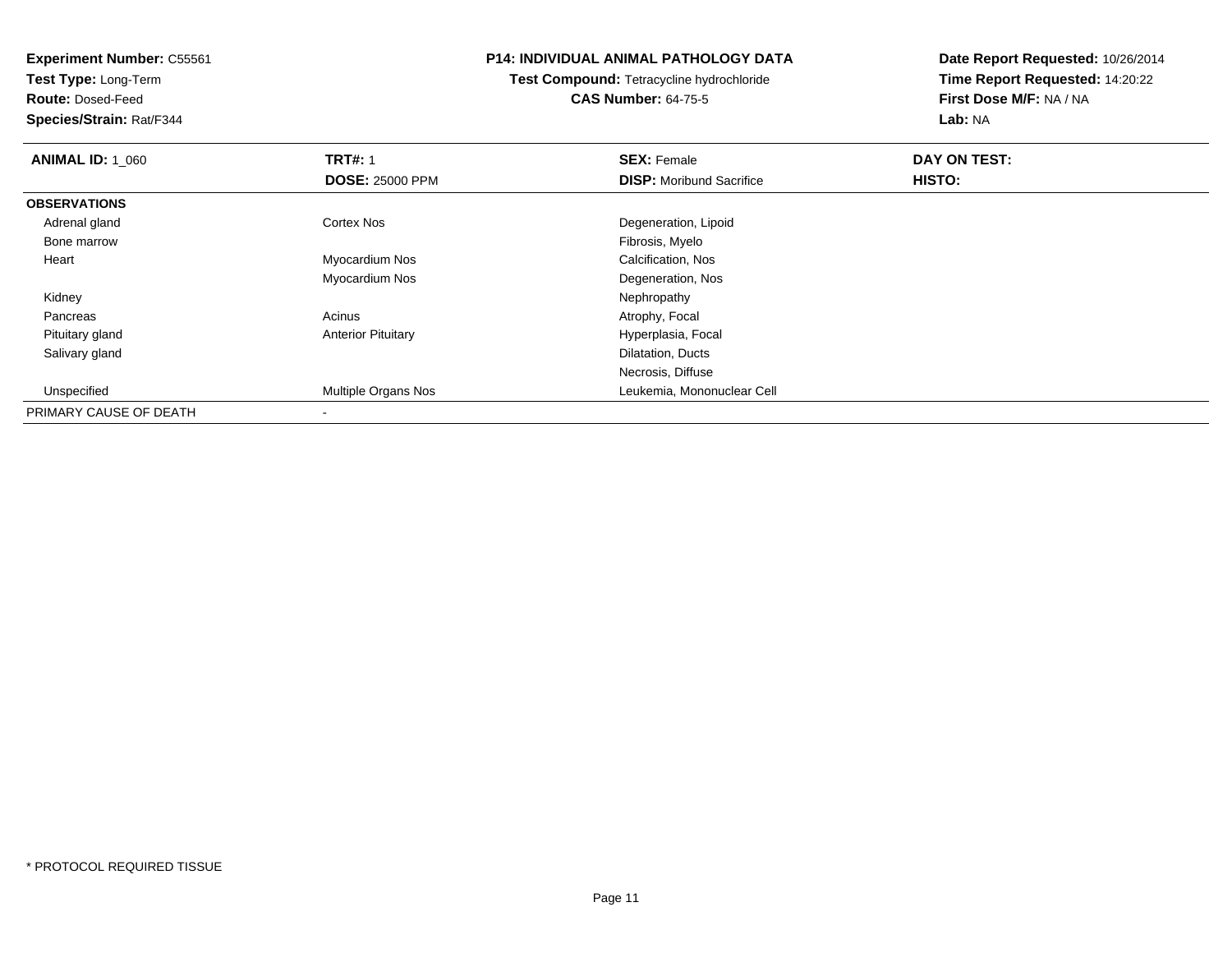**Experiment Number:** C55561
**Test Type:** Long-Term
**Route:** Dosed-Feed
**Species/Strain:** Rat/F344

## P14: INDIVIDUAL ANIMAL PATHOLOGY DATA

**Test Compound:** Tetracycline hydrochloride
**CAS Number:** 64-75-5

**Date Report Requested:** 10/26/2014
**Time Report Requested:** 14:20:22
**First Dose M/F:** NA / NA
**Lab:** NA

| **ANIMAL ID:** 1_060 | **TRT#:** 1 | **SEX:** Female | **DAY ON TEST:** |
|---|---|---|---|
| | **DOSE:** 25000 PPM | **DISP:** Moribund Sacrifice | **HISTO:** |
| **OBSERVATIONS** | | | |
| Adrenal gland | Cortex Nos | Degeneration, Lipoid | |
| Bone marrow | | Fibrosis, Myelo | |
| Heart | Myocardium Nos | Calcification, Nos | |
| | Myocardium Nos | Degeneration, Nos | |
| Kidney | | Nephropathy | |
| Pancreas | Acinus | Atrophy, Focal | |
| Pituitary gland | Anterior Pituitary | Hyperplasia, Focal | |
| Salivary gland | | Dilatation, Ducts | |
| | | Necrosis, Diffuse | |
| Unspecified | Multiple Organs Nos | Leukemia, Mononuclear Cell | |
| PRIMARY CAUSE OF DEATH | - | | |

* PROTOCOL REQUIRED TISSUE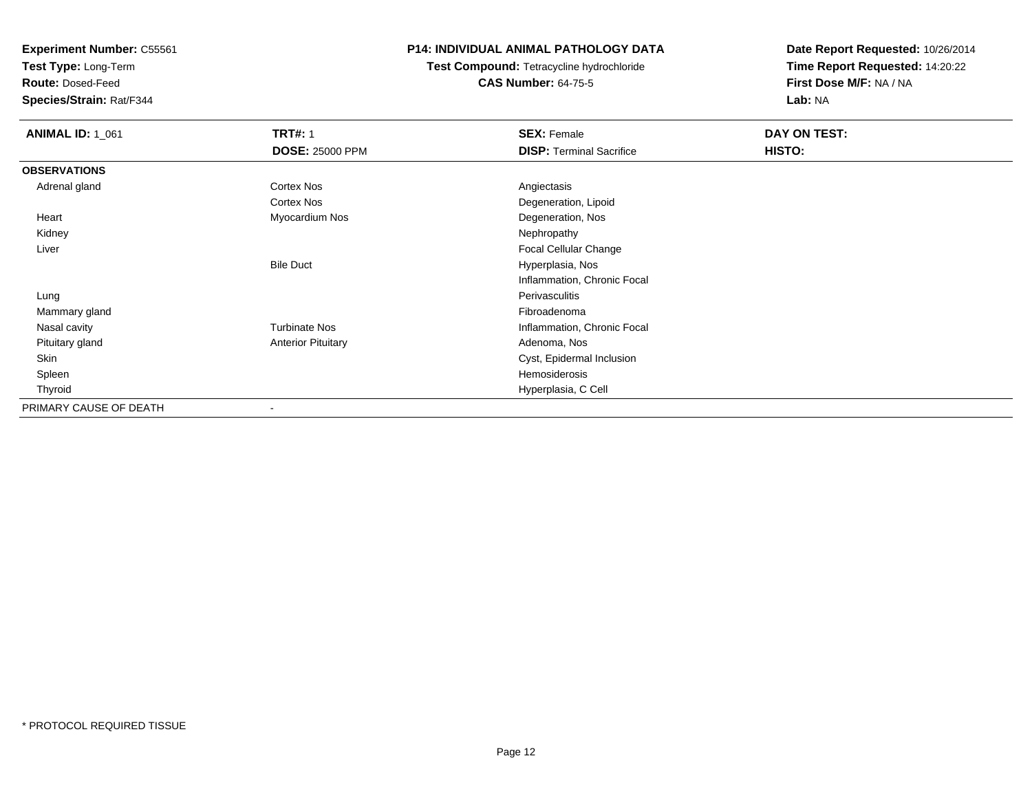**Experiment Number:** C55561
**Test Type:** Long-Term
**Route:** Dosed-Feed
**Species/Strain:** Rat/F344

**P14: INDIVIDUAL ANIMAL PATHOLOGY DATA**
**Test Compound:** Tetracycline hydrochloride
**CAS Number:** 64-75-5

**Date Report Requested:** 10/26/2014
**Time Report Requested:** 14:20:22
**First Dose M/F:** NA / NA
**Lab:** NA

| **ANIMAL ID:** 1_061 | **TRT#:** 1 | **SEX:** Female | **DAY ON TEST:** |
|---|---|---|---|
| | **DOSE:** 25000 PPM | **DISP:** Terminal Sacrifice | **HISTO:** |
| **OBSERVATIONS** | | | |
| Adrenal gland | Cortex Nos | Angiectasis | |
| | Cortex Nos | Degeneration, Lipoid | |
| Heart | Myocardium Nos | Degeneration, Nos | |
| Kidney | | Nephropathy | |
| Liver | | Focal Cellular Change | |
| | Bile Duct | Hyperplasia, Nos | |
| | | Inflammation, Chronic Focal | |
| Lung | | Perivasculitis | |
| Mammary gland | | Fibroadenoma | |
| Nasal cavity | Turbinate Nos | Inflammation, Chronic Focal | |
| Pituitary gland | Anterior Pituitary | Adenoma, Nos | |
| Skin | | Cyst, Epidermal Inclusion | |
| Spleen | | Hemosiderosis | |
| Thyroid | | Hyperplasia, C Cell | |
| PRIMARY CAUSE OF DEATH | - | | |

* PROTOCOL REQUIRED TISSUE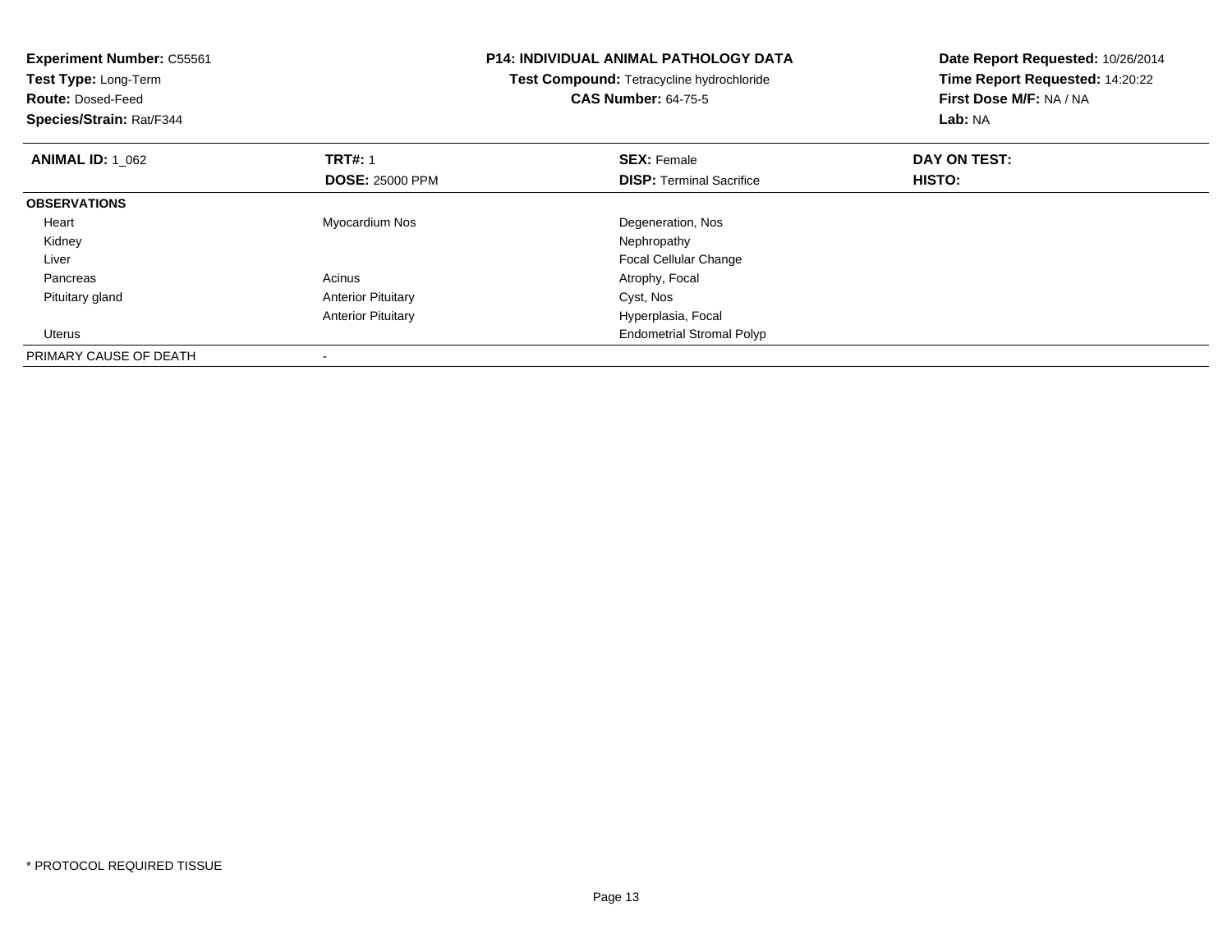**Experiment Number:** C55561
**Test Type:** Long-Term
**Route:** Dosed-Feed
**Species/Strain:** Rat/F344

**P14: INDIVIDUAL ANIMAL PATHOLOGY DATA**
**Test Compound:** Tetracycline hydrochloride
**CAS Number:** 64-75-5

**Date Report Requested:** 10/26/2014
**Time Report Requested:** 14:20:22
**First Dose M/F:** NA / NA
**Lab:** NA

| **ANIMAL ID:** 1_062 | **TRT#:** 1 | **SEX:** Female | **DAY ON TEST:** |
|---|---|---|---|
| | **DOSE:** 25000 PPM | **DISP:** Terminal Sacrifice | **HISTO:** |
| **OBSERVATIONS** | | | |
| Heart | Myocardium Nos | Degeneration, Nos | |
| Kidney | | Nephropathy | |
| Liver | | Focal Cellular Change | |
| Pancreas | Acinus | Atrophy, Focal | |
| Pituitary gland | Anterior Pituitary | Cyst, Nos | |
| | Anterior Pituitary | Hyperplasia, Focal | |
| Uterus | | Endometrial Stromal Polyp | |
| PRIMARY CAUSE OF DEATH | - | | |

* PROTOCOL REQUIRED TISSUE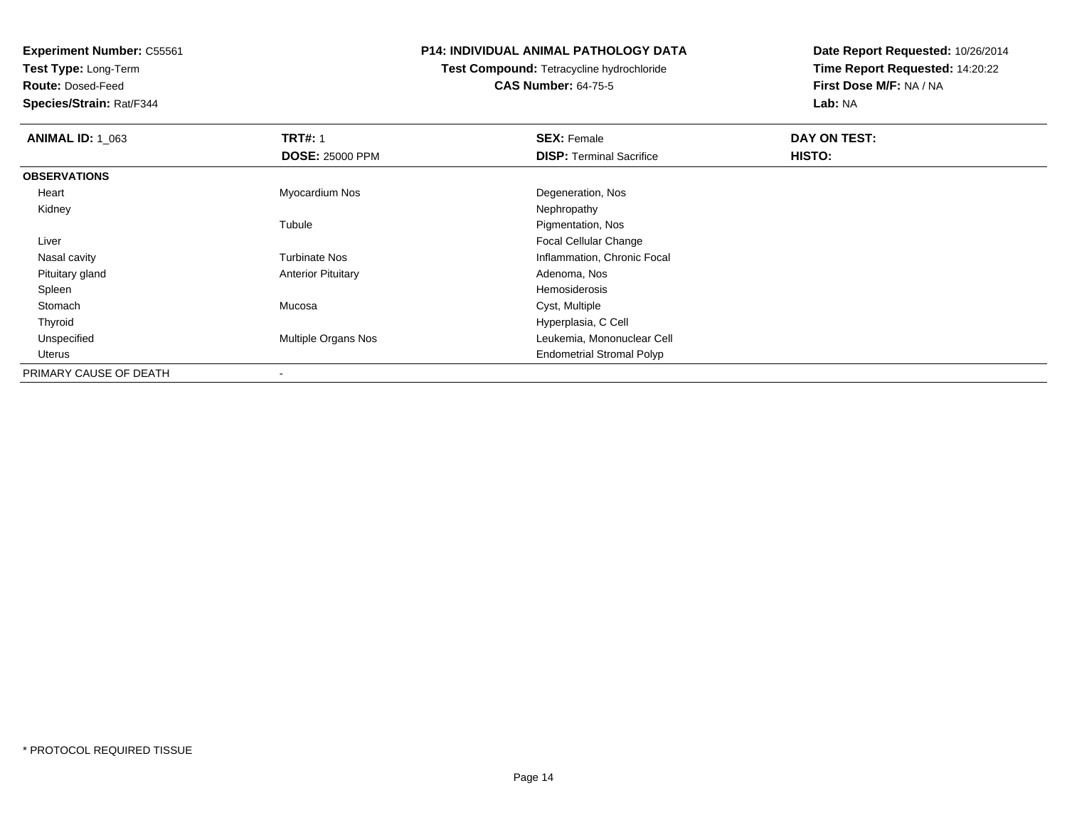**Experiment Number:** C55561
**Test Type:** Long-Term
**Route:** Dosed-Feed
**Species/Strain:** Rat/F344

**P14: INDIVIDUAL ANIMAL PATHOLOGY DATA**
**Test Compound:** Tetracycline hydrochloride
**CAS Number:** 64-75-5

**Date Report Requested:** 10/26/2014
**Time Report Requested:** 14:20:22
**First Dose M/F:** NA / NA
**Lab:** NA

| **ANIMAL ID:** 1_063 | **TRT#:** 1 | **SEX:** Female | **DAY ON TEST:** |
|---|---|---|---|
| | **DOSE:** 25000 PPM | **DISP:** Terminal Sacrifice | **HISTO:** |
| **OBSERVATIONS** | | | |
| Heart | Myocardium Nos | Degeneration, Nos | |
| Kidney | | Nephropathy | |
| | Tubule | Pigmentation, Nos | |
| Liver | | Focal Cellular Change | |
| Nasal cavity | Turbinate Nos | Inflammation, Chronic Focal | |
| Pituitary gland | Anterior Pituitary | Adenoma, Nos | |
| Spleen | | Hemosiderosis | |
| Stomach | Mucosa | Cyst, Multiple | |
| Thyroid | | Hyperplasia, C Cell | |
| Unspecified | Multiple Organs Nos | Leukemia, Mononuclear Cell | |
| Uterus | | Endometrial Stromal Polyp | |
| PRIMARY CAUSE OF DEATH | - | | |

* PROTOCOL REQUIRED TISSUE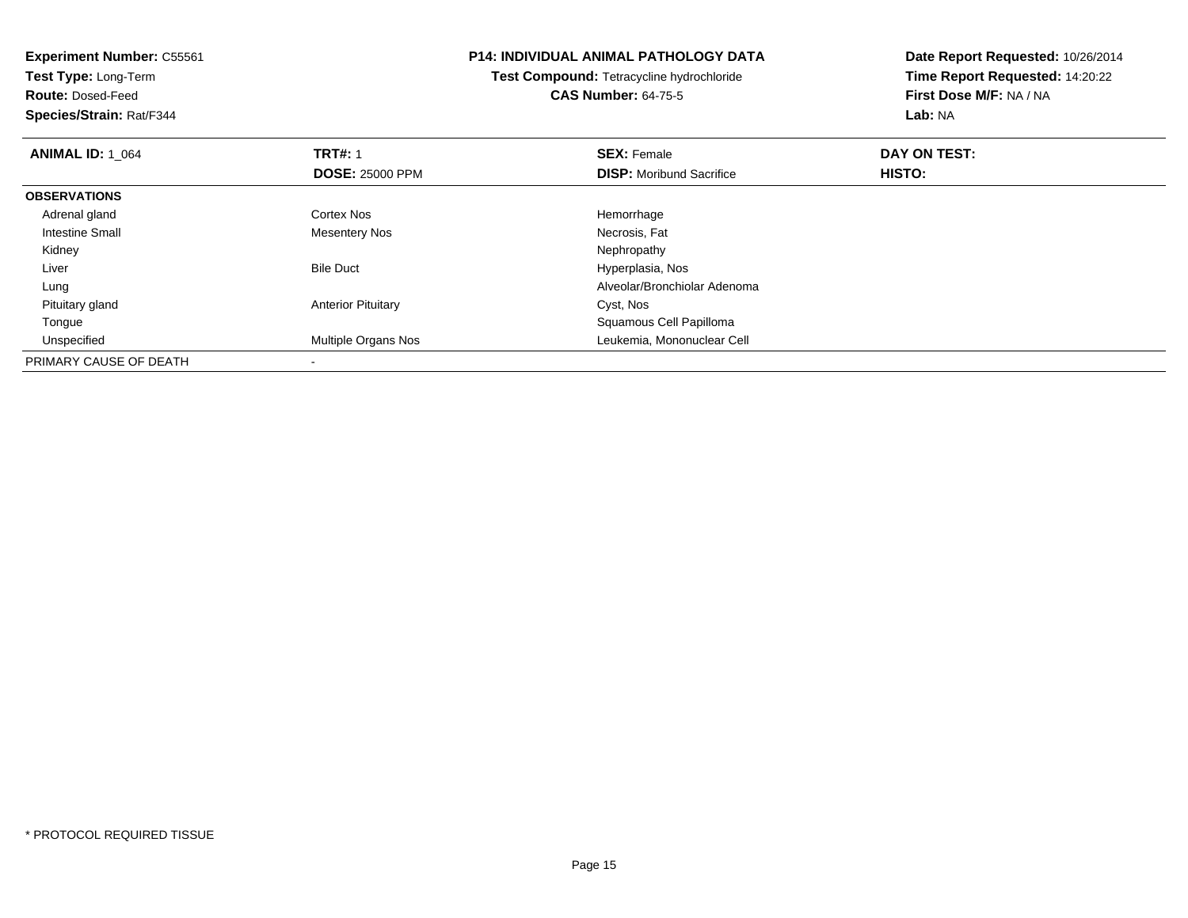**Experiment Number:** C55561
**Test Type:** Long-Term
**Route:** Dosed-Feed
**Species/Strain:** Rat/F344

**P14: INDIVIDUAL ANIMAL PATHOLOGY DATA**
**Test Compound:** Tetracycline hydrochloride
**CAS Number:** 64-75-5

**Date Report Requested:** 10/26/2014
**Time Report Requested:** 14:20:22
**First Dose M/F:** NA / NA
**Lab:** NA

| **ANIMAL ID:** 1_064 | **TRT#:** 1 | **SEX:** Female | **DAY ON TEST:** |
|---|---|---|---|
| | **DOSE:** 25000 PPM | **DISP:** Moribund Sacrifice | **HISTO:** |
| **OBSERVATIONS** | | | |
| Adrenal gland | Cortex Nos | Hemorrhage | |
| Intestine Small | Mesentery Nos | Necrosis, Fat | |
| Kidney | | Nephropathy | |
| Liver | Bile Duct | Hyperplasia, Nos | |
| Lung | | Alveolar/Bronchiolar Adenoma | |
| Pituitary gland | Anterior Pituitary | Cyst, Nos | |
| Tongue | | Squamous Cell Papilloma | |
| Unspecified | Multiple Organs Nos | Leukemia, Mononuclear Cell | |
| PRIMARY CAUSE OF DEATH | - | | |

* PROTOCOL REQUIRED TISSUE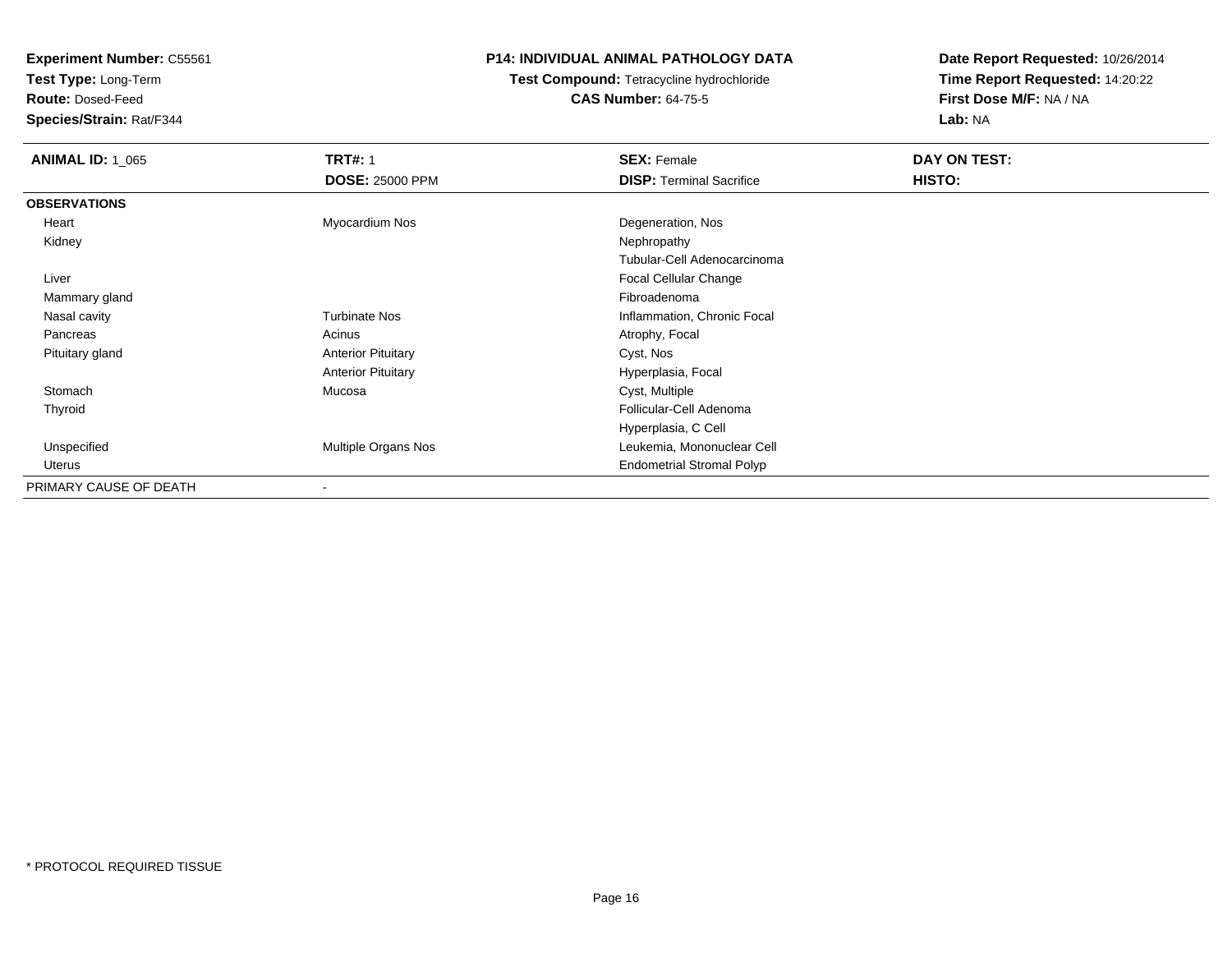**Experiment Number:** C55561
**Test Type:** Long-Term
**Route:** Dosed-Feed
**Species/Strain:** Rat/F344

**P14: INDIVIDUAL ANIMAL PATHOLOGY DATA**
**Test Compound:** Tetracycline hydrochloride
**CAS Number:** 64-75-5

**Date Report Requested:** 10/26/2014
**Time Report Requested:** 14:20:22
**First Dose M/F:** NA / NA
**Lab:** NA

| **ANIMAL ID:** 1_065 | **TRT#:** 1 | **SEX:** Female | **DAY ON TEST:** |
|---|---|---|---|
| | **DOSE:** 25000 PPM | **DISP:** Terminal Sacrifice | **HISTO:** |
| **OBSERVATIONS** | | | |
| Heart | Myocardium Nos | Degeneration, Nos | |
| Kidney | | Nephropathy | |
| | | Tubular-Cell Adenocarcinoma | |
| Liver | | Focal Cellular Change | |
| Mammary gland | | Fibroadenoma | |
| Nasal cavity | Turbinate Nos | Inflammation, Chronic Focal | |
| Pancreas | Acinus | Atrophy, Focal | |
| Pituitary gland | Anterior Pituitary | Cyst, Nos | |
| | Anterior Pituitary | Hyperplasia, Focal | |
| Stomach | Mucosa | Cyst, Multiple | |
| Thyroid | | Follicular-Cell Adenoma | |
| | | Hyperplasia, C Cell | |
| Unspecified | Multiple Organs Nos | Leukemia, Mononuclear Cell | |
| Uterus | | Endometrial Stromal Polyp | |
| PRIMARY CAUSE OF DEATH | - | | |

\* PROTOCOL REQUIRED TISSUE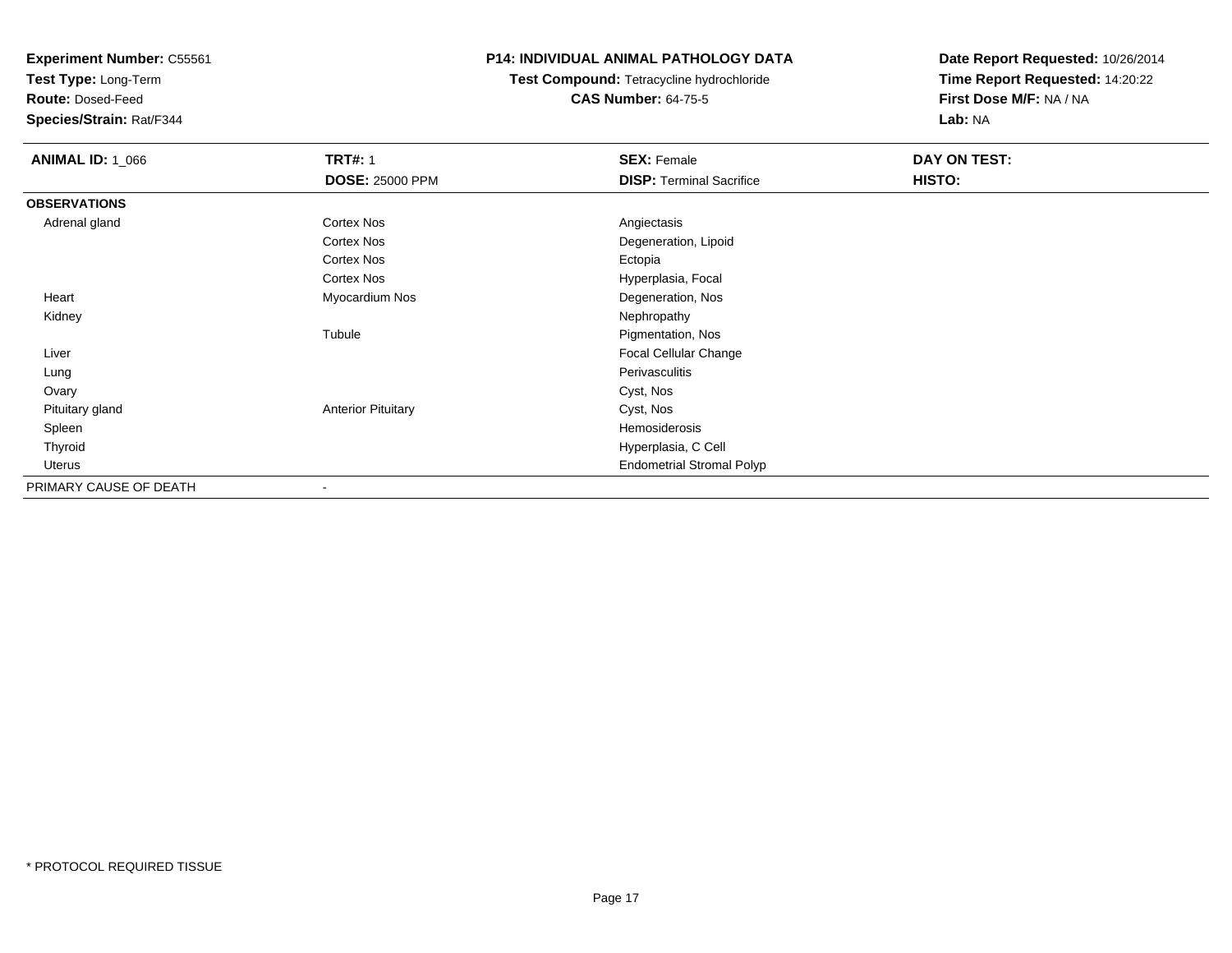**Experiment Number:** C55561
**Test Type:** Long-Term
**Route:** Dosed-Feed
**Species/Strain:** Rat/F344

**P14: INDIVIDUAL ANIMAL PATHOLOGY DATA**
**Test Compound:** Tetracycline hydrochloride
**CAS Number:** 64-75-5

**Date Report Requested:** 10/26/2014
**Time Report Requested:** 14:20:22
**First Dose M/F:** NA / NA
**Lab:** NA

| **ANIMAL ID:** 1_066 | **TRT#:** 1 | **SEX:** Female | **DAY ON TEST:** |
|---|---|---|---|
| | **DOSE:** 25000 PPM | **DISP:** Terminal Sacrifice | **HISTO:** |
| **OBSERVATIONS** | | | |
| Adrenal gland | Cortex Nos | Angiectasis | |
| | Cortex Nos | Degeneration, Lipoid | |
| | Cortex Nos | Ectopia | |
| | Cortex Nos | Hyperplasia, Focal | |
| Heart | Myocardium Nos | Degeneration, Nos | |
| Kidney | | Nephropathy | |
| | Tubule | Pigmentation, Nos | |
| Liver | | Focal Cellular Change | |
| Lung | | Perivasculitis | |
| Ovary | | Cyst, Nos | |
| Pituitary gland | Anterior Pituitary | Cyst, Nos | |
| Spleen | | Hemosiderosis | |
| Thyroid | | Hyperplasia, C Cell | |
| Uterus | | Endometrial Stromal Polyp | |
| PRIMARY CAUSE OF DEATH | - | | |

\* PROTOCOL REQUIRED TISSUE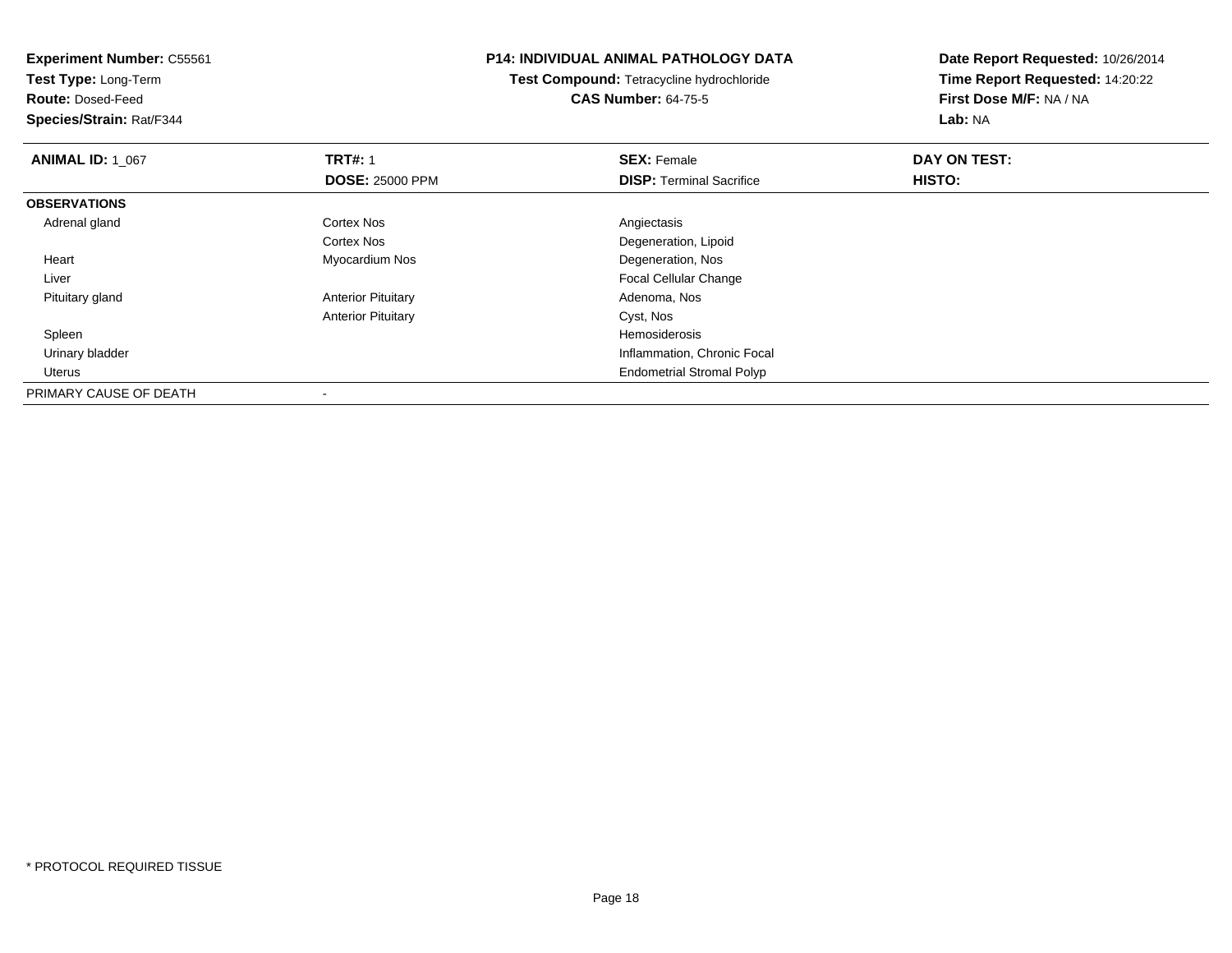**Experiment Number:** C55561
**Test Type:** Long-Term
**Route:** Dosed-Feed
**Species/Strain:** Rat/F344

**P14: INDIVIDUAL ANIMAL PATHOLOGY DATA**
**Test Compound:** Tetracycline hydrochloride
**CAS Number:** 64-75-5

**Date Report Requested:** 10/26/2014
**Time Report Requested:** 14:20:22
**First Dose M/F:** NA / NA
**Lab:** NA

| **ANIMAL ID:** 1_067 | **TRT#:** 1 | **SEX:** Female | **DAY ON TEST:** |
|---|---|---|---|
| | **DOSE:** 25000 PPM | **DISP:** Terminal Sacrifice | **HISTO:** |
| **OBSERVATIONS** | | | |
| Adrenal gland | Cortex Nos | Angiectasis | |
| | Cortex Nos | Degeneration, Lipoid | |
| Heart | Myocardium Nos | Degeneration, Nos | |
| Liver | | Focal Cellular Change | |
| Pituitary gland | Anterior Pituitary | Adenoma, Nos | |
| | Anterior Pituitary | Cyst, Nos | |
| Spleen | | Hemosiderosis | |
| Urinary bladder | | Inflammation, Chronic Focal | |
| Uterus | | Endometrial Stromal Polyp | |
| PRIMARY CAUSE OF DEATH | - | | |

* PROTOCOL REQUIRED TISSUE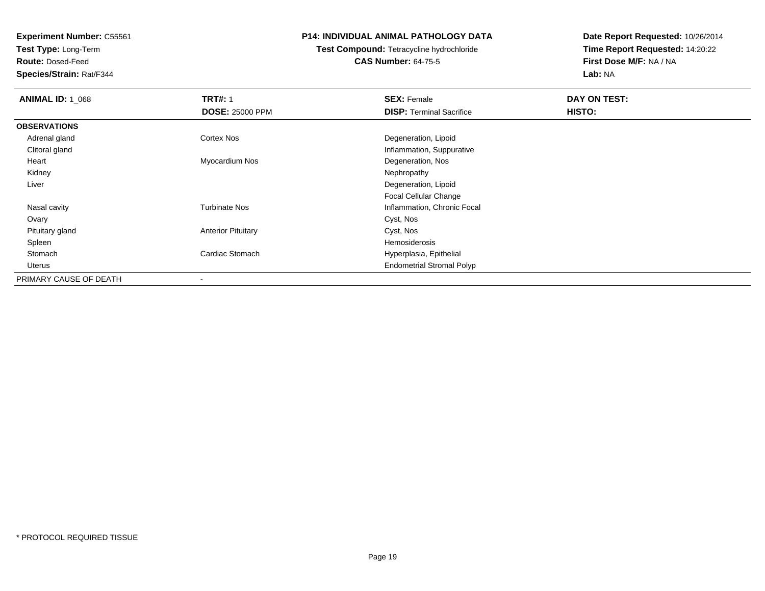**Experiment Number:** C55561
**Test Type:** Long-Term
**Route:** Dosed-Feed
**Species/Strain:** Rat/F344

**P14: INDIVIDUAL ANIMAL PATHOLOGY DATA**
**Test Compound:** Tetracycline hydrochloride
**CAS Number:** 64-75-5

**Date Report Requested:** 10/26/2014
**Time Report Requested:** 14:20:22
**First Dose M/F:** NA / NA
**Lab:** NA

| **ANIMAL ID:** 1_068 | **TRT#:** 1 | **SEX:** Female | **DAY ON TEST:** |
|---|---|---|---|
| | **DOSE:** 25000 PPM | **DISP:** Terminal Sacrifice | **HISTO:** |
| **OBSERVATIONS** | | | |
| Adrenal gland | Cortex Nos | Degeneration, Lipoid | |
| Clitoral gland | | Inflammation, Suppurative | |
| Heart | Myocardium Nos | Degeneration, Nos | |
| Kidney | | Nephropathy | |
| Liver | | Degeneration, Lipoid | |
| | | Focal Cellular Change | |
| Nasal cavity | Turbinate Nos | Inflammation, Chronic Focal | |
| Ovary | | Cyst, Nos | |
| Pituitary gland | Anterior Pituitary | Cyst, Nos | |
| Spleen | | Hemosiderosis | |
| Stomach | Cardiac Stomach | Hyperplasia, Epithelial | |
| Uterus | | Endometrial Stromal Polyp | |
| PRIMARY CAUSE OF DEATH | - | | |

* PROTOCOL REQUIRED TISSUE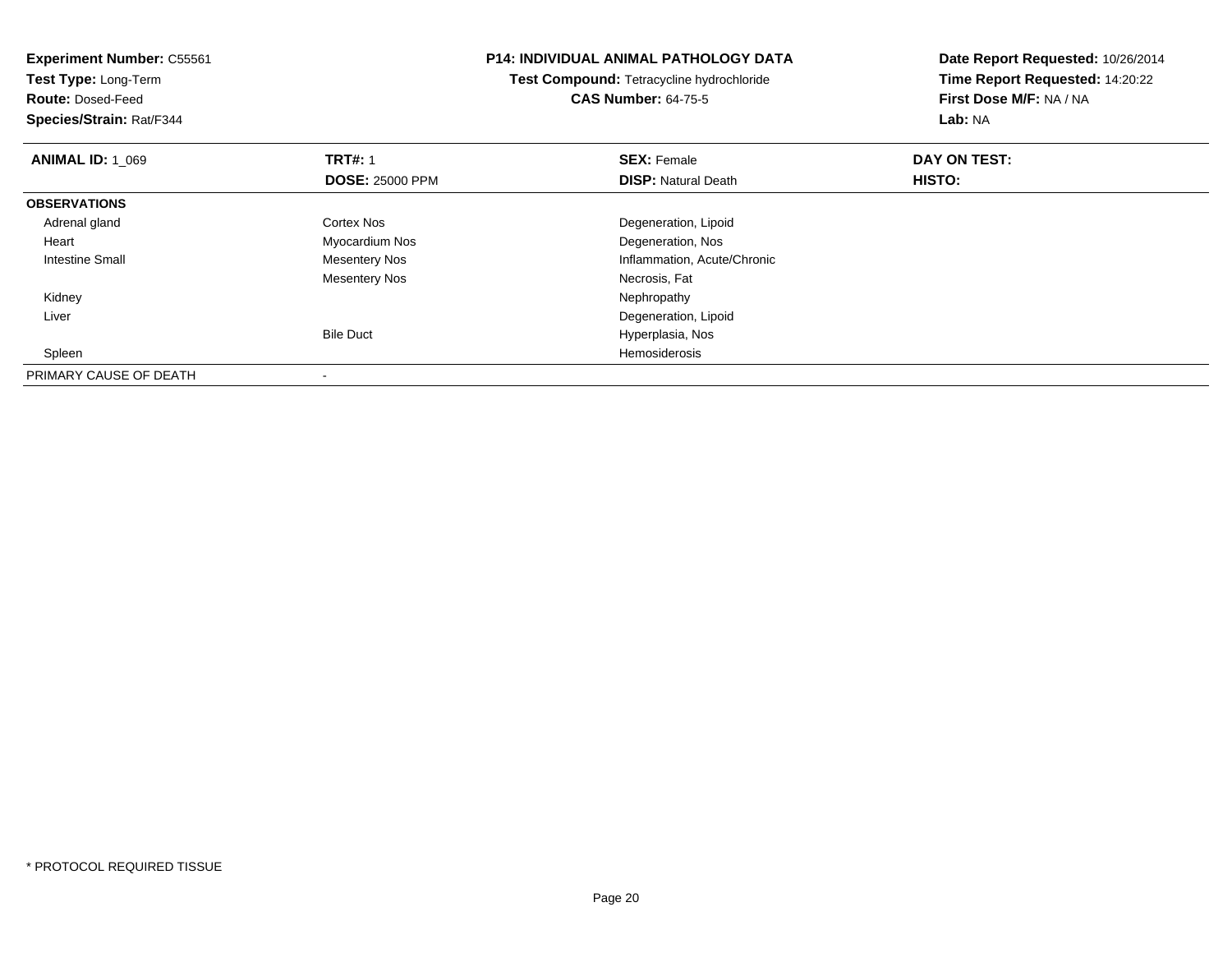**Experiment Number:** C55561
**Test Type:** Long-Term
**Route:** Dosed-Feed
**Species/Strain:** Rat/F344

**P14: INDIVIDUAL ANIMAL PATHOLOGY DATA**
**Test Compound:** Tetracycline hydrochloride
**CAS Number:** 64-75-5

**Date Report Requested:** 10/26/2014
**Time Report Requested:** 14:20:22
**First Dose M/F:** NA / NA
**Lab:** NA

| **ANIMAL ID:** 1_069 | **TRT#:** 1 | **SEX:** Female | **DAY ON TEST:** |
|---|---|---|---|
| | **DOSE:** 25000 PPM | **DISP:** Natural Death | **HISTO:** |
| **OBSERVATIONS** | | | |
| Adrenal gland | Cortex Nos | Degeneration, Lipoid | |
| Heart | Myocardium Nos | Degeneration, Nos | |
| Intestine Small | Mesentery Nos | Inflammation, Acute/Chronic | |
| | Mesentery Nos | Necrosis, Fat | |
| Kidney | | Nephropathy | |
| Liver | | Degeneration, Lipoid | |
| | Bile Duct | Hyperplasia, Nos | |
| Spleen | | Hemosiderosis | |
| PRIMARY CAUSE OF DEATH | - | | |

\* PROTOCOL REQUIRED TISSUE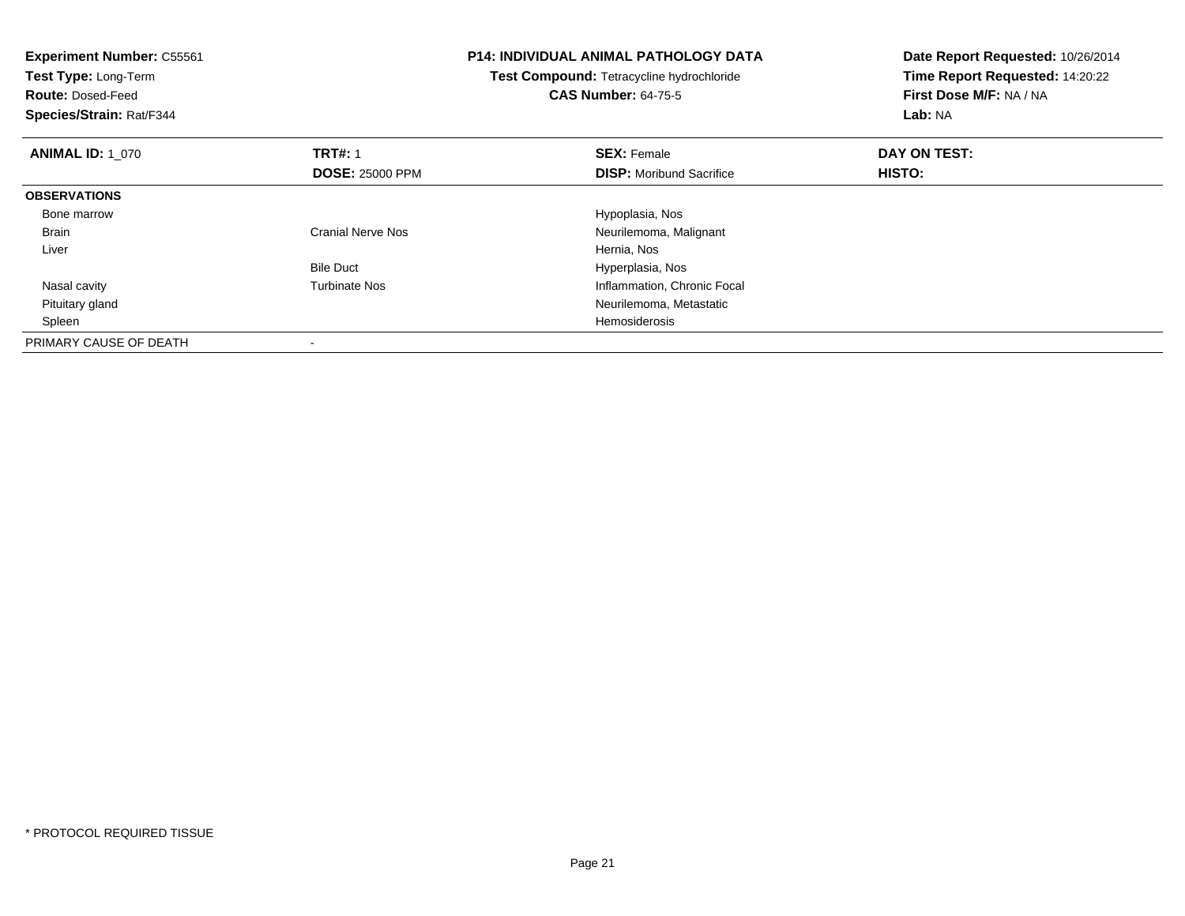**Experiment Number:** C55561
**Test Type:** Long-Term
**Route:** Dosed-Feed
**Species/Strain:** Rat/F344

**P14: INDIVIDUAL ANIMAL PATHOLOGY DATA**
**Test Compound:** Tetracycline hydrochloride
**CAS Number:** 64-75-5

**Date Report Requested:** 10/26/2014
**Time Report Requested:** 14:20:22
**First Dose M/F:** NA / NA
**Lab:** NA

| **ANIMAL ID:** 1_070 | **TRT#:** 1 | **SEX:** Female | **DAY ON TEST:** |
|---|---|---|---|
| | **DOSE:** 25000 PPM | **DISP:** Moribund Sacrifice | **HISTO:** |
| **OBSERVATIONS** | | | |
| Bone marrow | | Hypoplasia, Nos | |
| Brain | Cranial Nerve Nos | Neurilemoma, Malignant | |
| Liver | | Hernia, Nos | |
| | Bile Duct | Hyperplasia, Nos | |
| Nasal cavity | Turbinate Nos | Inflammation, Chronic Focal | |
| Pituitary gland | | Neurilemoma, Metastatic | |
| Spleen | | Hemosiderosis | |
| PRIMARY CAUSE OF DEATH | - | | |

* PROTOCOL REQUIRED TISSUE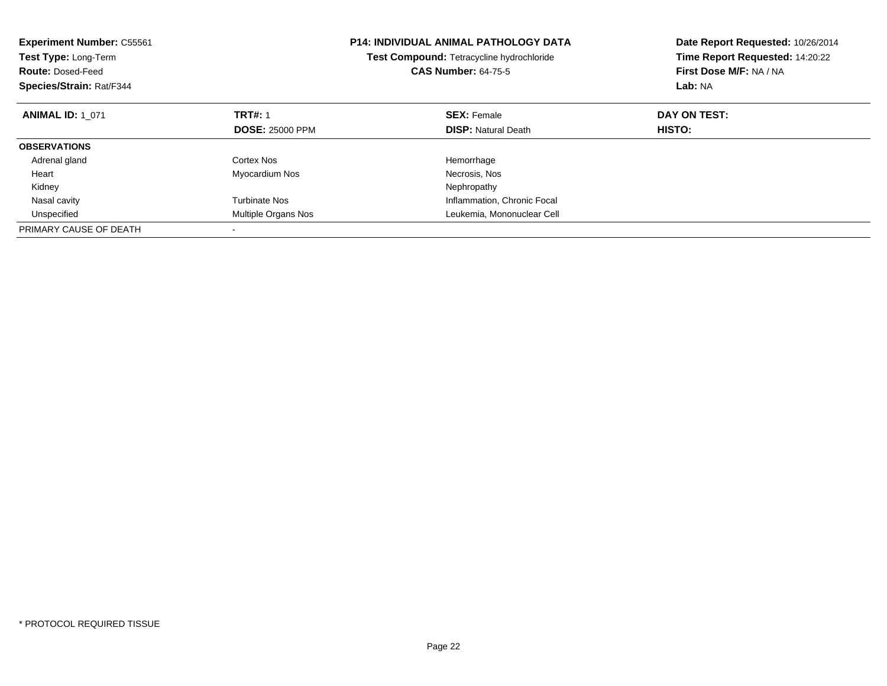**Experiment Number:** C55561
**Test Type:** Long-Term
**Route:** Dosed-Feed
**Species/Strain:** Rat/F344

**P14: INDIVIDUAL ANIMAL PATHOLOGY DATA**
**Test Compound:** Tetracycline hydrochloride
**CAS Number:** 64-75-5

**Date Report Requested:** 10/26/2014
**Time Report Requested:** 14:20:22
**First Dose M/F:** NA / NA
**Lab:** NA

| **ANIMAL ID:** 1_071 | **TRT#:** 1 | **SEX:** Female | **DAY ON TEST:** |
|---|---|---|---|
| | **DOSE:** 25000 PPM | **DISP:** Natural Death | **HISTO:** |
| **OBSERVATIONS** | | | |
| Adrenal gland | Cortex Nos | Hemorrhage | |
| Heart | Myocardium Nos | Necrosis, Nos | |
| Kidney | | Nephropathy | |
| Nasal cavity | Turbinate Nos | Inflammation, Chronic Focal | |
| Unspecified | Multiple Organs Nos | Leukemia, Mononuclear Cell | |
| PRIMARY CAUSE OF DEATH | - | | |

* PROTOCOL REQUIRED TISSUE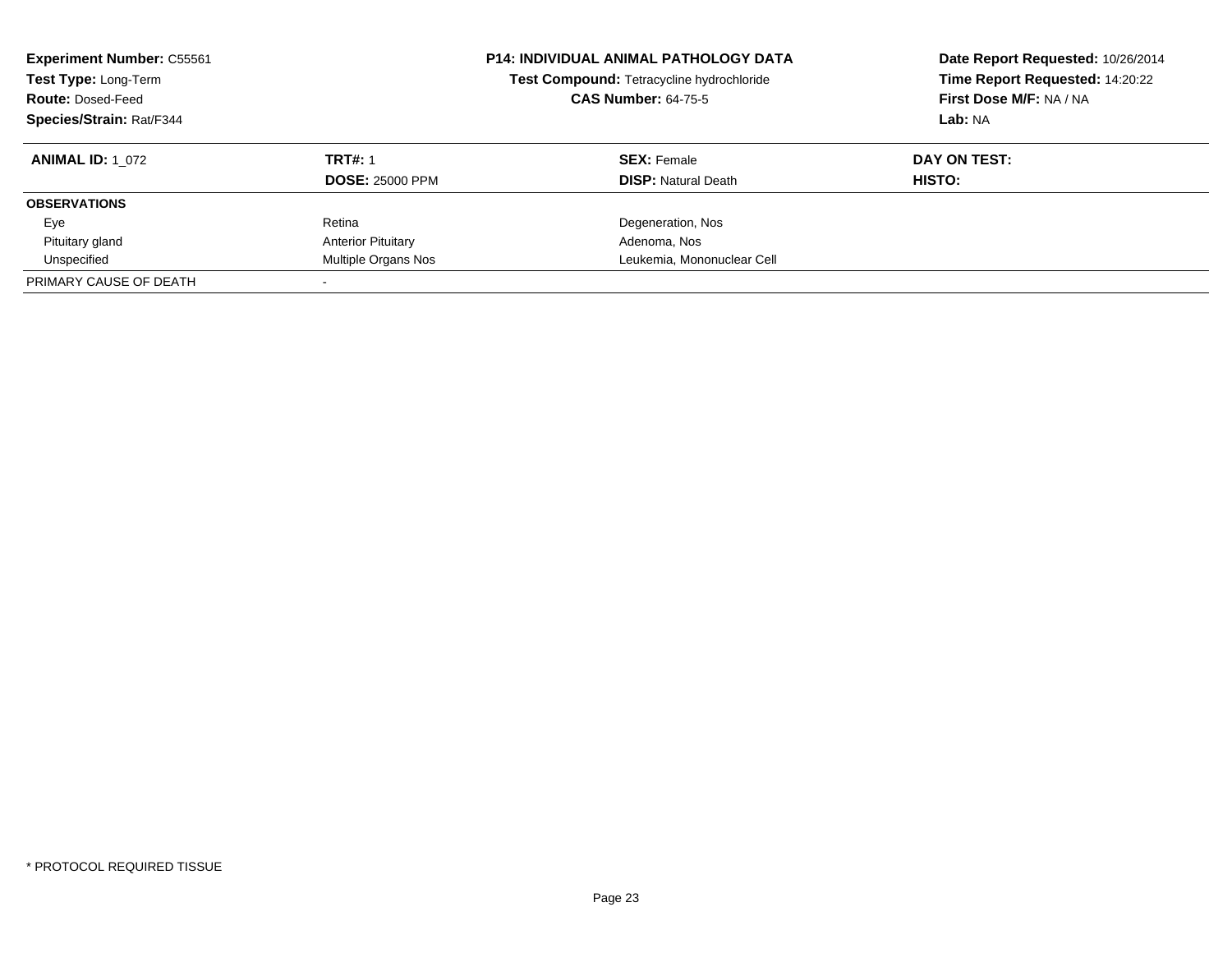**Experiment Number:** C55561
**Test Type:** Long-Term
**Route:** Dosed-Feed
**Species/Strain:** Rat/F344

**P14: INDIVIDUAL ANIMAL PATHOLOGY DATA**
**Test Compound:** Tetracycline hydrochloride
**CAS Number:** 64-75-5

**Date Report Requested:** 10/26/2014
**Time Report Requested:** 14:20:22
**First Dose M/F:** NA / NA
**Lab:** NA

| **ANIMAL ID:** 1_072 | **TRT#:** 1 | **SEX:** Female | **DAY ON TEST:** |
|---|---|---|---|
| | **DOSE:** 25000 PPM | **DISP:** Natural Death | **HISTO:** |
| **OBSERVATIONS** | | | |
| Eye | Retina | Degeneration, Nos | |
| Pituitary gland | Anterior Pituitary | Adenoma, Nos | |
| Unspecified | Multiple Organs Nos | Leukemia, Mononuclear Cell | |
| PRIMARY CAUSE OF DEATH | - | | |

* PROTOCOL REQUIRED TISSUE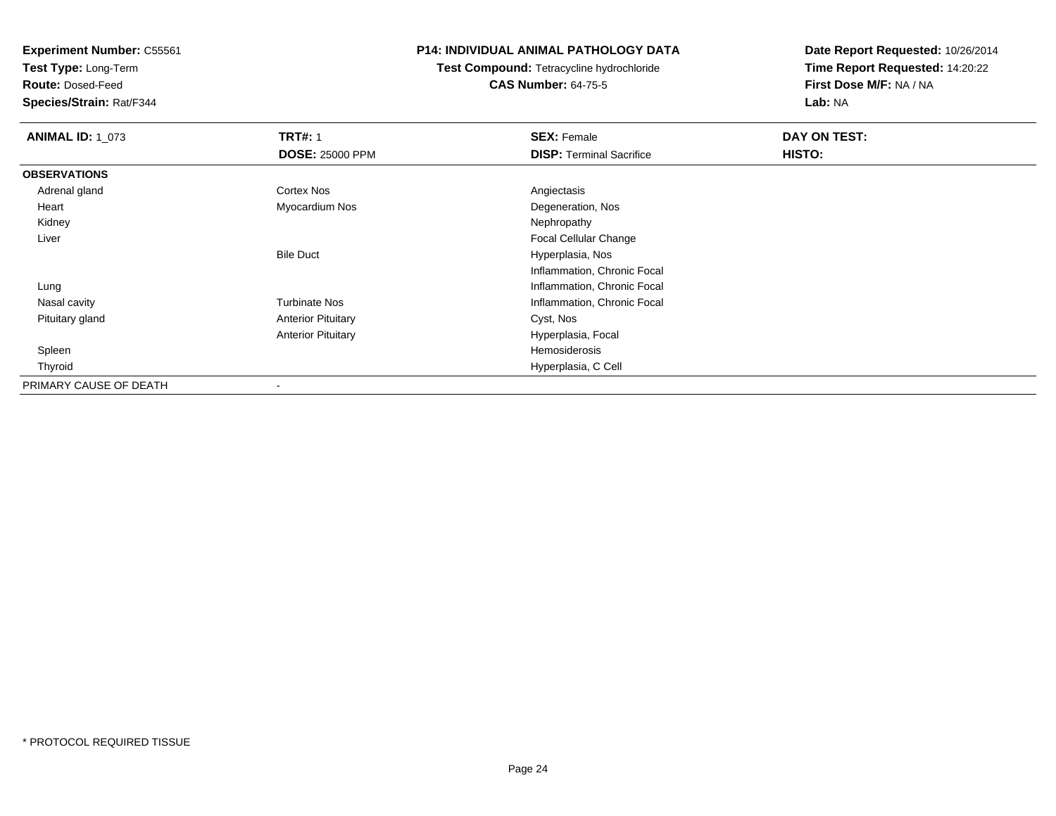**Experiment Number:** C55561
**Test Type:** Long-Term
**Route:** Dosed-Feed
**Species/Strain:** Rat/F344

**P14: INDIVIDUAL ANIMAL PATHOLOGY DATA**
**Test Compound:** Tetracycline hydrochloride
**CAS Number:** 64-75-5

**Date Report Requested:** 10/26/2014
**Time Report Requested:** 14:20:22
**First Dose M/F:** NA / NA
**Lab:** NA

| **ANIMAL ID:** 1_073 | **TRT#:** 1 | **SEX:** Female | **DAY ON TEST:** |
|---|---|---|---|
| | **DOSE:** 25000 PPM | **DISP:** Terminal Sacrifice | **HISTO:** |
| **OBSERVATIONS** | | | |
| Adrenal gland | Cortex Nos | Angiectasis | |
| Heart | Myocardium Nos | Degeneration, Nos | |
| Kidney | | Nephropathy | |
| Liver | | Focal Cellular Change | |
| | Bile Duct | Hyperplasia, Nos | |
| | | Inflammation, Chronic Focal | |
| Lung | | Inflammation, Chronic Focal | |
| Nasal cavity | Turbinate Nos | Inflammation, Chronic Focal | |
| Pituitary gland | Anterior Pituitary | Cyst, Nos | |
| | Anterior Pituitary | Hyperplasia, Focal | |
| Spleen | | Hemosiderosis | |
| Thyroid | | Hyperplasia, C Cell | |
| PRIMARY CAUSE OF DEATH | - | | |

* PROTOCOL REQUIRED TISSUE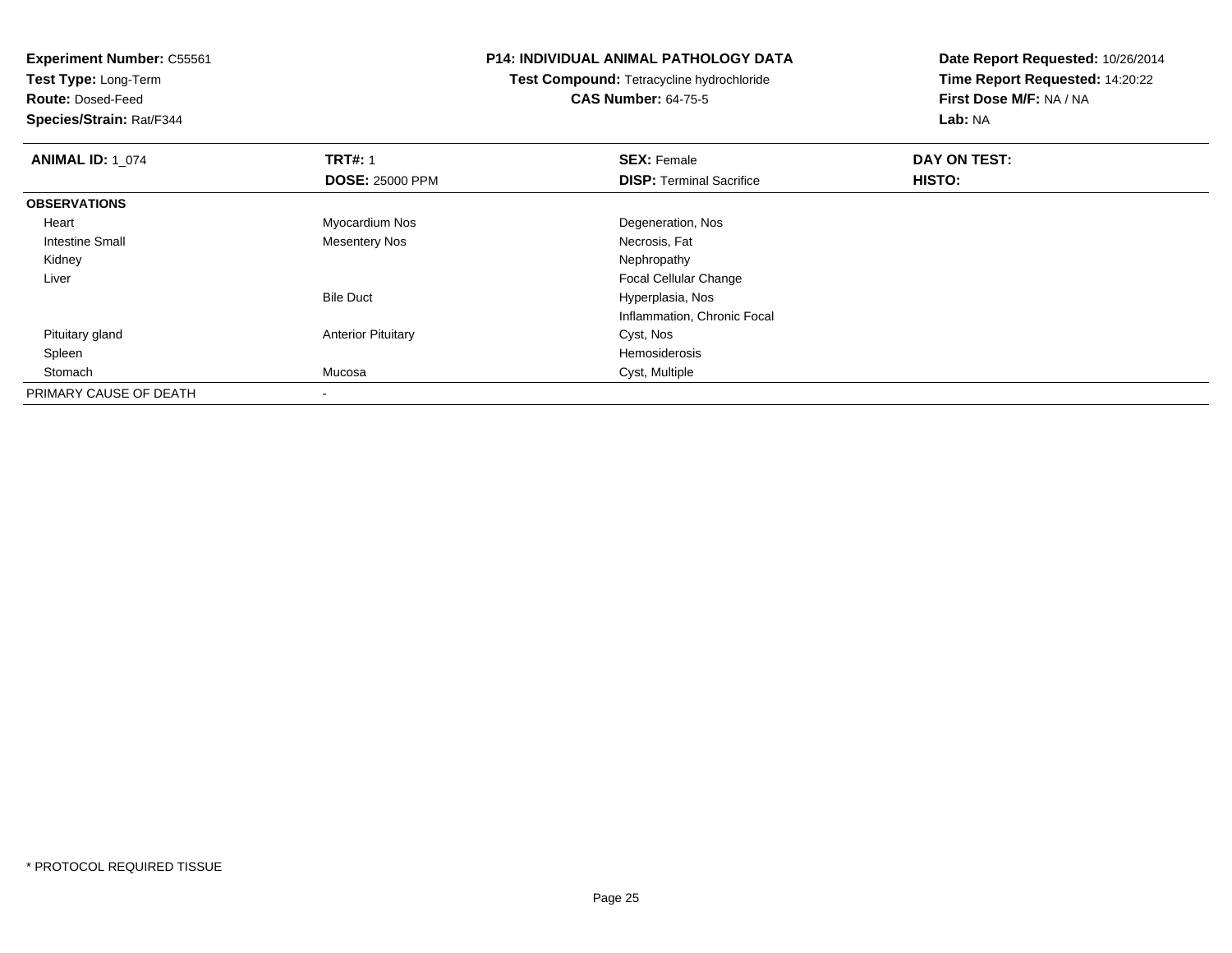**Experiment Number:** C55561
**Test Type:** Long-Term
**Route:** Dosed-Feed
**Species/Strain:** Rat/F344

**P14: INDIVIDUAL ANIMAL PATHOLOGY DATA**
**Test Compound:** Tetracycline hydrochloride
**CAS Number:** 64-75-5

**Date Report Requested:** 10/26/2014
**Time Report Requested:** 14:20:22
**First Dose M/F:** NA / NA
**Lab:** NA

| **ANIMAL ID:** 1_074 | **TRT#:** 1 | **SEX:** Female | **DAY ON TEST:** |
|---|---|---|---|
| | **DOSE:** 25000 PPM | **DISP:** Terminal Sacrifice | **HISTO:** |
| **OBSERVATIONS** | | | |
| Heart | Myocardium Nos | Degeneration, Nos | |
| Intestine Small | Mesentery Nos | Necrosis, Fat | |
| Kidney | | Nephropathy | |
| Liver | | Focal Cellular Change | |
| | Bile Duct | Hyperplasia, Nos | |
| | | Inflammation, Chronic Focal | |
| Pituitary gland | Anterior Pituitary | Cyst, Nos | |
| Spleen | | Hemosiderosis | |
| Stomach | Mucosa | Cyst, Multiple | |
| PRIMARY CAUSE OF DEATH | - | | |

* PROTOCOL REQUIRED TISSUE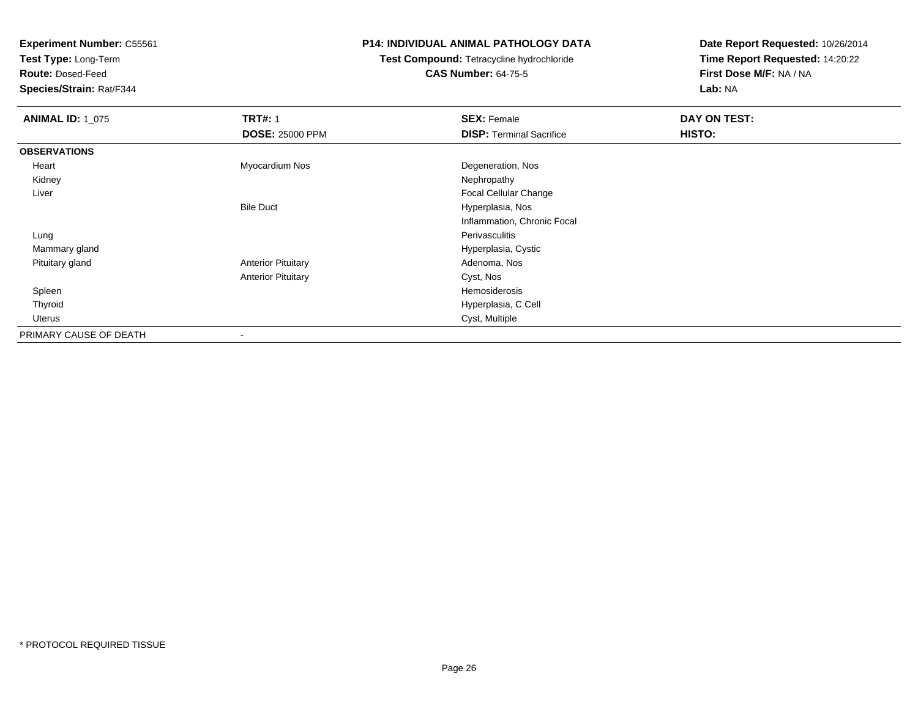**Experiment Number:** C55561
**Test Type:** Long-Term
**Route:** Dosed-Feed
**Species/Strain:** Rat/F344

**P14: INDIVIDUAL ANIMAL PATHOLOGY DATA**
**Test Compound:** Tetracycline hydrochloride
**CAS Number:** 64-75-5

**Date Report Requested:** 10/26/2014
**Time Report Requested:** 14:20:22
**First Dose M/F:** NA / NA
**Lab:** NA

| **ANIMAL ID:** 1_075 | **TRT#:** 1 | **SEX:** Female | **DAY ON TEST:** |
|---|---|---|---|
| | **DOSE:** 25000 PPM | **DISP:** Terminal Sacrifice | **HISTO:** |
| **OBSERVATIONS** | | | |
| Heart | Myocardium Nos | Degeneration, Nos | |
| Kidney | | Nephropathy | |
| Liver | | Focal Cellular Change | |
| | Bile Duct | Hyperplasia, Nos | |
| | | Inflammation, Chronic Focal | |
| Lung | | Perivasculitis | |
| Mammary gland | | Hyperplasia, Cystic | |
| Pituitary gland | Anterior Pituitary | Adenoma, Nos | |
| | Anterior Pituitary | Cyst, Nos | |
| Spleen | | Hemosiderosis | |
| Thyroid | | Hyperplasia, C Cell | |
| Uterus | | Cyst, Multiple | |
| PRIMARY CAUSE OF DEATH | - | | |

* PROTOCOL REQUIRED TISSUE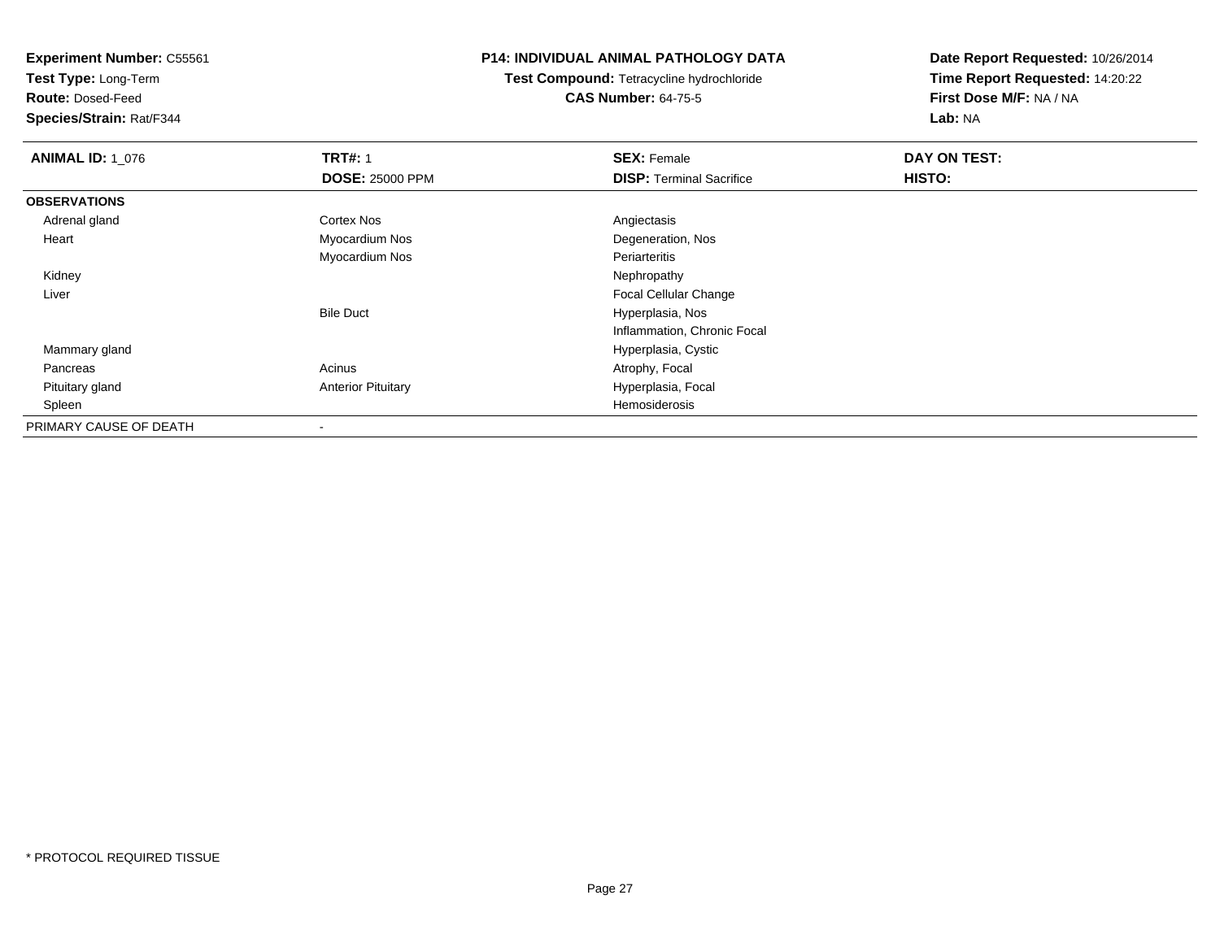**Experiment Number:** C55561
**Test Type:** Long-Term
**Route:** Dosed-Feed
**Species/Strain:** Rat/F344

**P14: INDIVIDUAL ANIMAL PATHOLOGY DATA**
**Test Compound:** Tetracycline hydrochloride
**CAS Number:** 64-75-5

**Date Report Requested:** 10/26/2014
**Time Report Requested:** 14:20:22
**First Dose M/F:** NA / NA
**Lab:** NA

| **ANIMAL ID:** 1_076 | **TRT#:** 1 | **SEX:** Female | **DAY ON TEST:** |
|---|---|---|---|
| | **DOSE:** 25000 PPM | **DISP:** Terminal Sacrifice | **HISTO:** |
| **OBSERVATIONS** | | | |
| Adrenal gland | Cortex Nos | Angiectasis | |
| Heart | Myocardium Nos | Degeneration, Nos | |
| | Myocardium Nos | Periarteritis | |
| Kidney | | Nephropathy | |
| Liver | | Focal Cellular Change | |
| | Bile Duct | Hyperplasia, Nos | |
| | | Inflammation, Chronic Focal | |
| Mammary gland | | Hyperplasia, Cystic | |
| Pancreas | Acinus | Atrophy, Focal | |
| Pituitary gland | Anterior Pituitary | Hyperplasia, Focal | |
| Spleen | | Hemosiderosis | |
| PRIMARY CAUSE OF DEATH | - | | |

* PROTOCOL REQUIRED TISSUE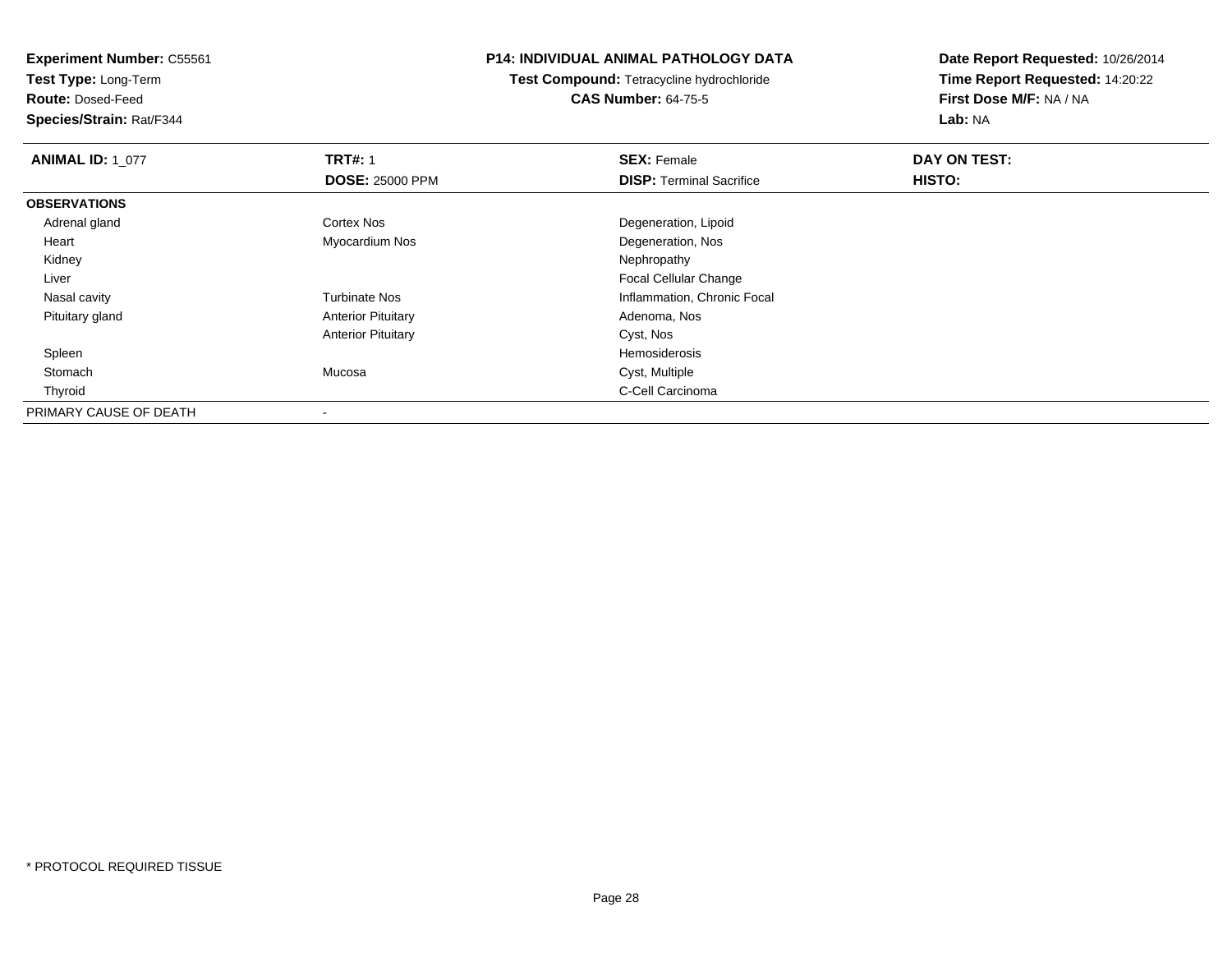**Experiment Number:** C55561
**Test Type:** Long-Term
**Route:** Dosed-Feed
**Species/Strain:** Rat/F344

**P14: INDIVIDUAL ANIMAL PATHOLOGY DATA**
**Test Compound:** Tetracycline hydrochloride
**CAS Number:** 64-75-5

**Date Report Requested:** 10/26/2014
**Time Report Requested:** 14:20:22
**First Dose M/F:** NA / NA
**Lab:** NA

| **ANIMAL ID:** 1_077 | **TRT#:** 1 | **SEX:** Female | **DAY ON TEST:** |
|---|---|---|---|
| | **DOSE:** 25000 PPM | **DISP:** Terminal Sacrifice | **HISTO:** |
| **OBSERVATIONS** | | | |
| Adrenal gland | Cortex Nos | Degeneration, Lipoid | |
| Heart | Myocardium Nos | Degeneration, Nos | |
| Kidney | | Nephropathy | |
| Liver | | Focal Cellular Change | |
| Nasal cavity | Turbinate Nos | Inflammation, Chronic Focal | |
| Pituitary gland | Anterior Pituitary | Adenoma, Nos | |
| | Anterior Pituitary | Cyst, Nos | |
| Spleen | | Hemosiderosis | |
| Stomach | Mucosa | Cyst, Multiple | |
| Thyroid | | C-Cell Carcinoma | |
| PRIMARY CAUSE OF DEATH | - | | |

* PROTOCOL REQUIRED TISSUE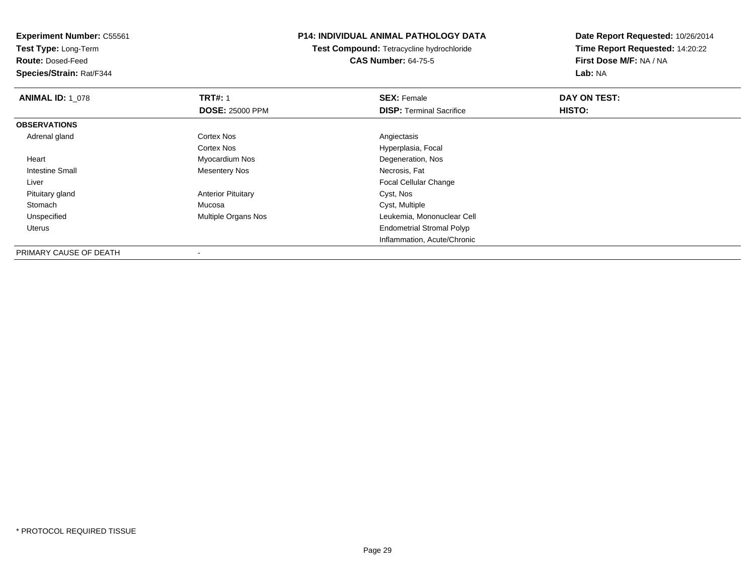**Experiment Number:** C55561
**Test Type:** Long-Term
**Route:** Dosed-Feed
**Species/Strain:** Rat/F344

## P14: INDIVIDUAL ANIMAL PATHOLOGY DATA

**Test Compound:** Tetracycline hydrochloride
**CAS Number:** 64-75-5

**Date Report Requested:** 10/26/2014
**Time Report Requested:** 14:20:22
**First Dose M/F:** NA / NA
**Lab:** NA

| **ANIMAL ID:** 1_078 | **TRT#:** 1 | **SEX:** Female | **DAY ON TEST:** |
|---|---|---|---|
| | **DOSE:** 25000 PPM | **DISP:** Terminal Sacrifice | **HISTO:** |
| **OBSERVATIONS** | | | |
| Adrenal gland | Cortex Nos | Angiectasis | |
| | Cortex Nos | Hyperplasia, Focal | |
| Heart | Myocardium Nos | Degeneration, Nos | |
| Intestine Small | Mesentery Nos | Necrosis, Fat | |
| Liver | | Focal Cellular Change | |
| Pituitary gland | Anterior Pituitary | Cyst, Nos | |
| Stomach | Mucosa | Cyst, Multiple | |
| Unspecified | Multiple Organs Nos | Leukemia, Mononuclear Cell | |
| Uterus | | Endometrial Stromal Polyp | |
| | | Inflammation, Acute/Chronic | |
| PRIMARY CAUSE OF DEATH | - | | |

* PROTOCOL REQUIRED TISSUE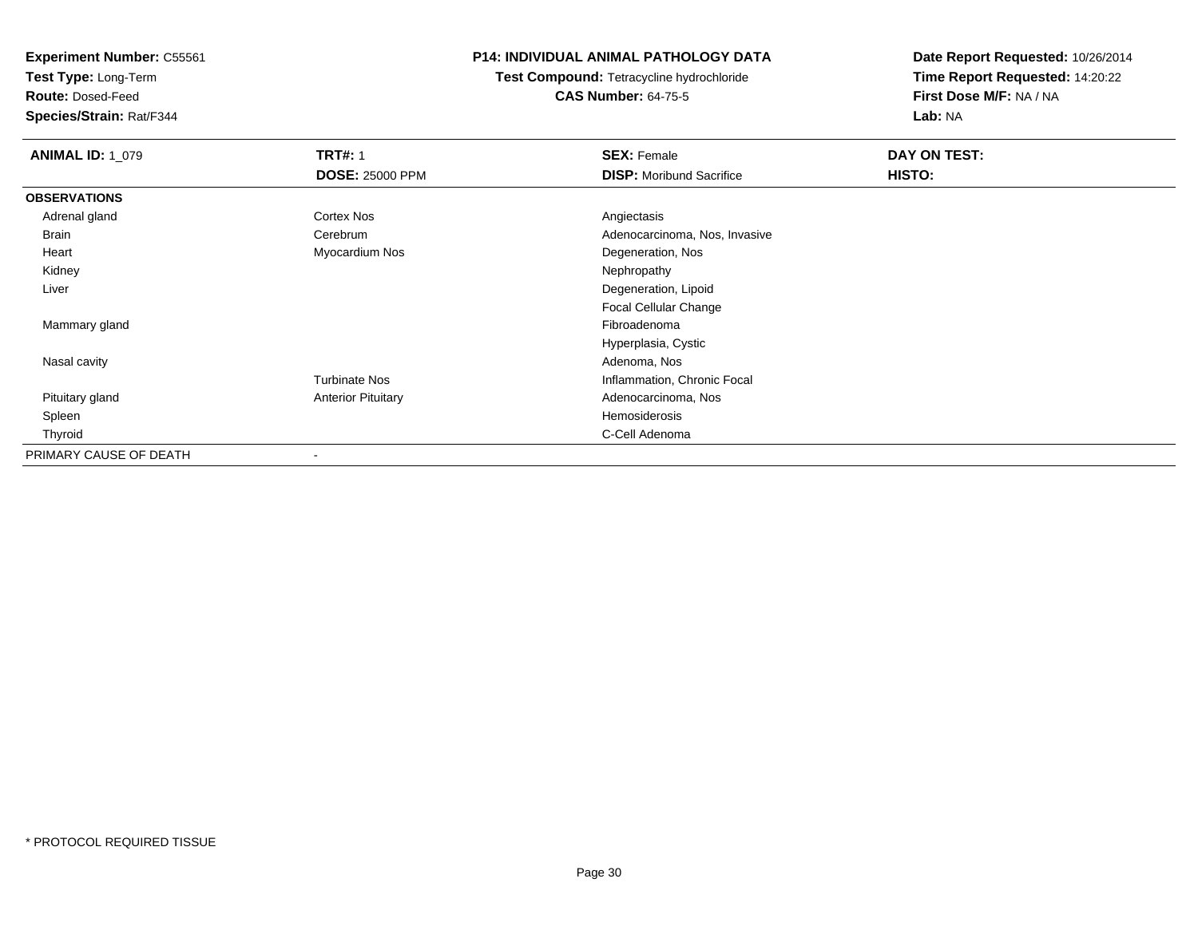**Experiment Number:** C55561
**Test Type:** Long-Term
**Route:** Dosed-Feed
**Species/Strain:** Rat/F344

**P14: INDIVIDUAL ANIMAL PATHOLOGY DATA**
**Test Compound:** Tetracycline hydrochloride
**CAS Number:** 64-75-5

**Date Report Requested:** 10/26/2014
**Time Report Requested:** 14:20:22
**First Dose M/F:** NA / NA
**Lab:** NA

| **ANIMAL ID:** 1_079 | **TRT#:** 1 | **SEX:** Female | **DAY ON TEST:** |
|---|---|---|---|
| | **DOSE:** 25000 PPM | **DISP:** Moribund Sacrifice | **HISTO:** |
| **OBSERVATIONS** | | | |
| Adrenal gland | Cortex Nos | Angiectasis | |
| Brain | Cerebrum | Adenocarcinoma, Nos, Invasive | |
| Heart | Myocardium Nos | Degeneration, Nos | |
| Kidney | | Nephropathy | |
| Liver | | Degeneration, Lipoid | |
| | | Focal Cellular Change | |
| Mammary gland | | Fibroadenoma | |
| | | Hyperplasia, Cystic | |
| Nasal cavity | | Adenoma, Nos | |
| | Turbinate Nos | Inflammation, Chronic Focal | |
| Pituitary gland | Anterior Pituitary | Adenocarcinoma, Nos | |
| Spleen | | Hemosiderosis | |
| Thyroid | | C-Cell Adenoma | |
| PRIMARY CAUSE OF DEATH | - | | |

* PROTOCOL REQUIRED TISSUE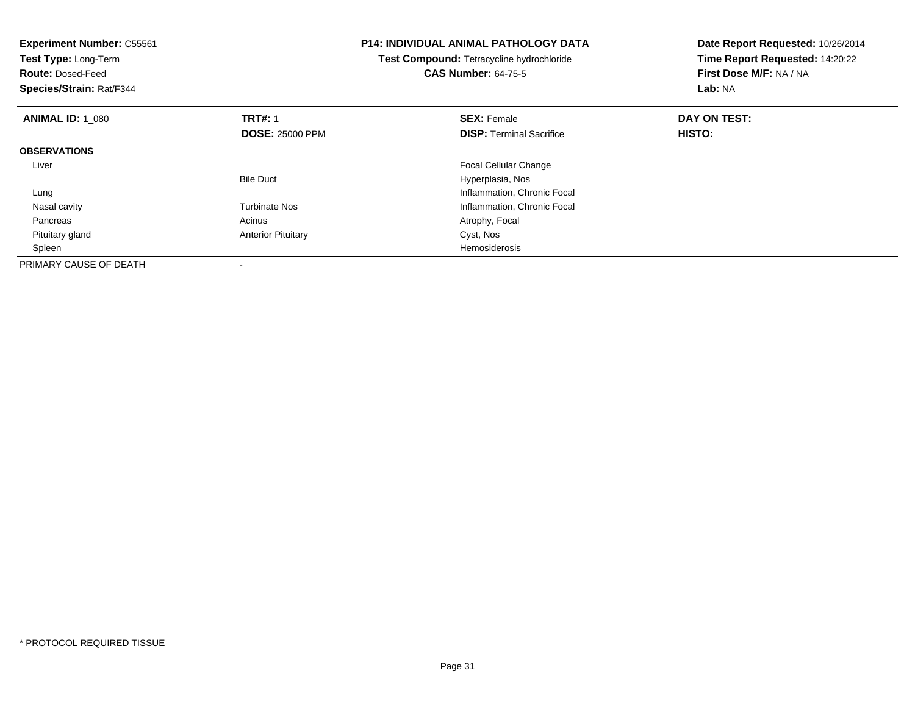**Experiment Number:** C55561
**Test Type:** Long-Term
**Route:** Dosed-Feed
**Species/Strain:** Rat/F344

**P14: INDIVIDUAL ANIMAL PATHOLOGY DATA**
**Test Compound:** Tetracycline hydrochloride
**CAS Number:** 64-75-5

**Date Report Requested:** 10/26/2014
**Time Report Requested:** 14:20:22
**First Dose M/F:** NA / NA
**Lab:** NA

| **ANIMAL ID:** 1_080 | **TRT#:** 1 | **SEX:** Female | **DAY ON TEST:** |
|---|---|---|---|
| | **DOSE:** 25000 PPM | **DISP:** Terminal Sacrifice | **HISTO:** |
| **OBSERVATIONS** | | | |
| Liver | | Focal Cellular Change | |
| | Bile Duct | Hyperplasia, Nos | |
| Lung | | Inflammation, Chronic Focal | |
| Nasal cavity | Turbinate Nos | Inflammation, Chronic Focal | |
| Pancreas | Acinus | Atrophy, Focal | |
| Pituitary gland | Anterior Pituitary | Cyst, Nos | |
| Spleen | | Hemosiderosis | |
| PRIMARY CAUSE OF DEATH | - | | |

* PROTOCOL REQUIRED TISSUE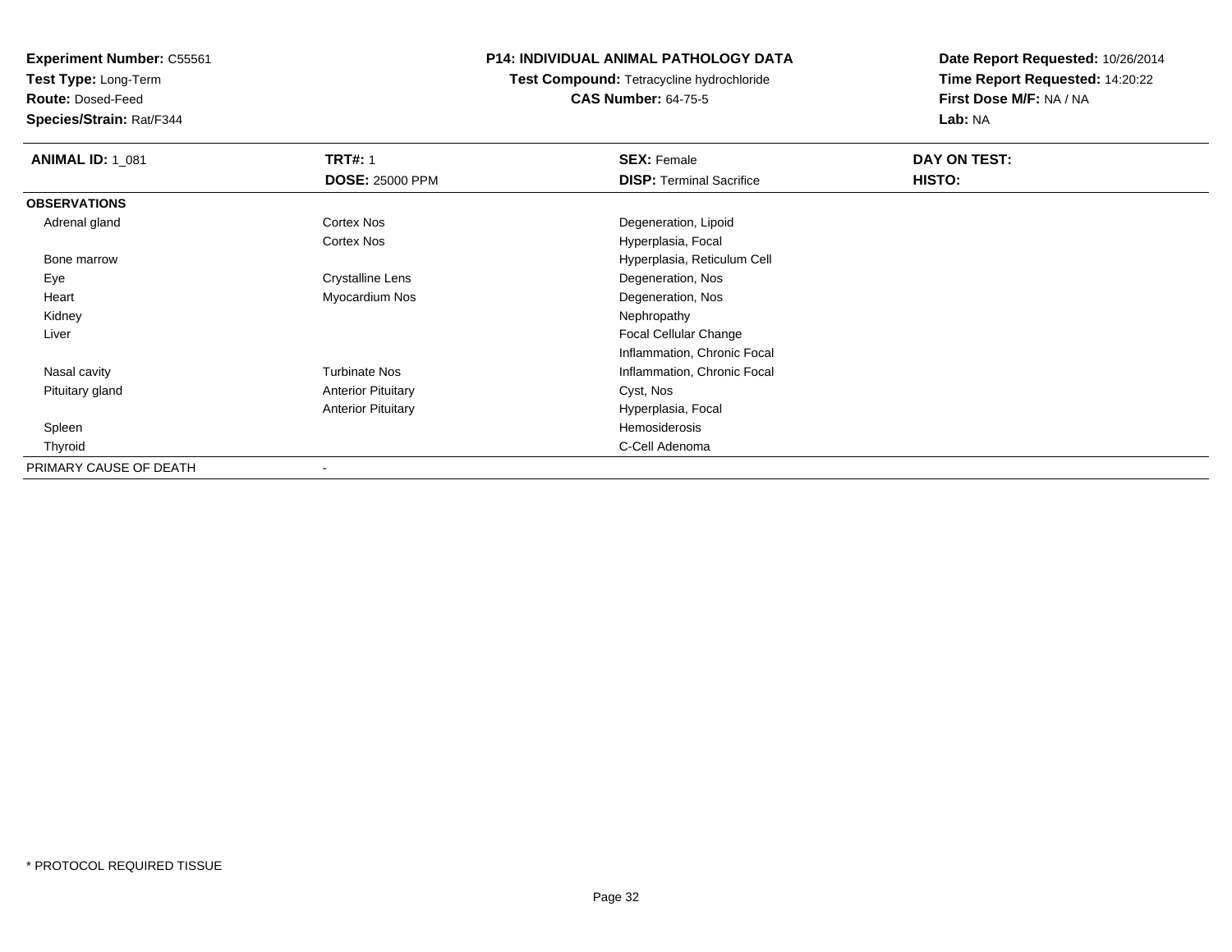**Experiment Number:** C55561
**Test Type:** Long-Term
**Route:** Dosed-Feed
**Species/Strain:** Rat/F344

## P14: INDIVIDUAL ANIMAL PATHOLOGY DATA

**Test Compound:** Tetracycline hydrochloride
**CAS Number:** 64-75-5

**Date Report Requested:** 10/26/2014
**Time Report Requested:** 14:20:22
**First Dose M/F:** NA / NA
**Lab:** NA

| **ANIMAL ID:** 1_081 | **TRT#:** 1 | **SEX:** Female | **DAY ON TEST:** |
|---|---|---|---|
| | **DOSE:** 25000 PPM | **DISP:** Terminal Sacrifice | **HISTO:** |
| **OBSERVATIONS** | | | |
| Adrenal gland | Cortex Nos | Degeneration, Lipoid | |
| | Cortex Nos | Hyperplasia, Focal | |
| Bone marrow | | Hyperplasia, Reticulum Cell | |
| Eye | Crystalline Lens | Degeneration, Nos | |
| Heart | Myocardium Nos | Degeneration, Nos | |
| Kidney | | Nephropathy | |
| Liver | | Focal Cellular Change | |
| | | Inflammation, Chronic Focal | |
| Nasal cavity | Turbinate Nos | Inflammation, Chronic Focal | |
| Pituitary gland | Anterior Pituitary | Cyst, Nos | |
| | Anterior Pituitary | Hyperplasia, Focal | |
| Spleen | | Hemosiderosis | |
| Thyroid | | C-Cell Adenoma | |
| PRIMARY CAUSE OF DEATH | - | | |

* PROTOCOL REQUIRED TISSUE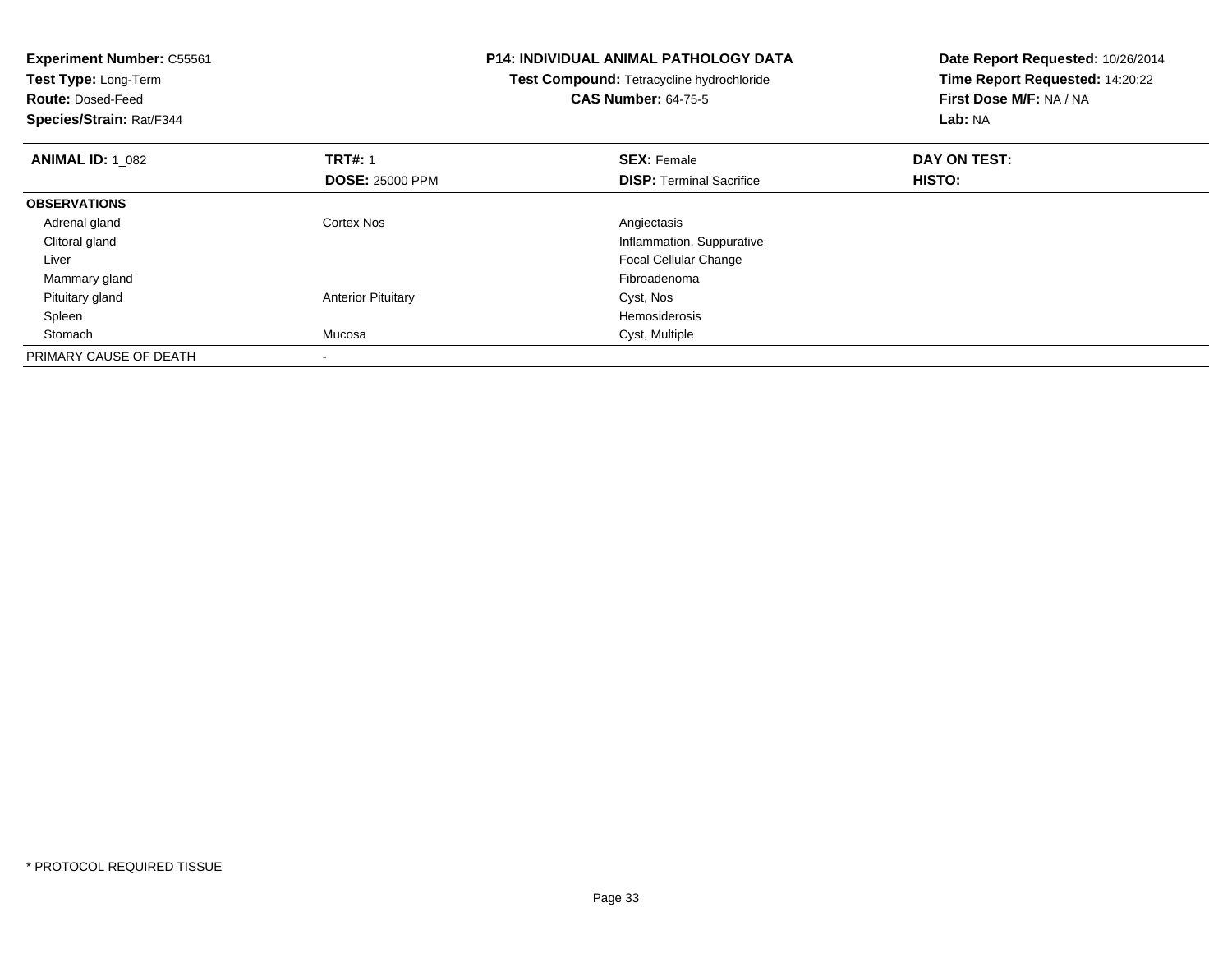**Experiment Number:** C55561
**Test Type:** Long-Term
**Route:** Dosed-Feed
**Species/Strain:** Rat/F344

**P14: INDIVIDUAL ANIMAL PATHOLOGY DATA**
**Test Compound:** Tetracycline hydrochloride
**CAS Number:** 64-75-5

**Date Report Requested:** 10/26/2014
**Time Report Requested:** 14:20:22
**First Dose M/F:** NA / NA
**Lab:** NA

| **ANIMAL ID:** 1_082 | **TRT#:** 1 | **SEX:** Female | **DAY ON TEST:** |
|---|---|---|---|
| | **DOSE:** 25000 PPM | **DISP:** Terminal Sacrifice | **HISTO:** |
| **OBSERVATIONS** | | | |
| Adrenal gland | Cortex Nos | Angiectasis | |
| Clitoral gland | | Inflammation, Suppurative | |
| Liver | | Focal Cellular Change | |
| Mammary gland | | Fibroadenoma | |
| Pituitary gland | Anterior Pituitary | Cyst, Nos | |
| Spleen | | Hemosiderosis | |
| Stomach | Mucosa | Cyst, Multiple | |
| PRIMARY CAUSE OF DEATH | - | | |

\* PROTOCOL REQUIRED TISSUE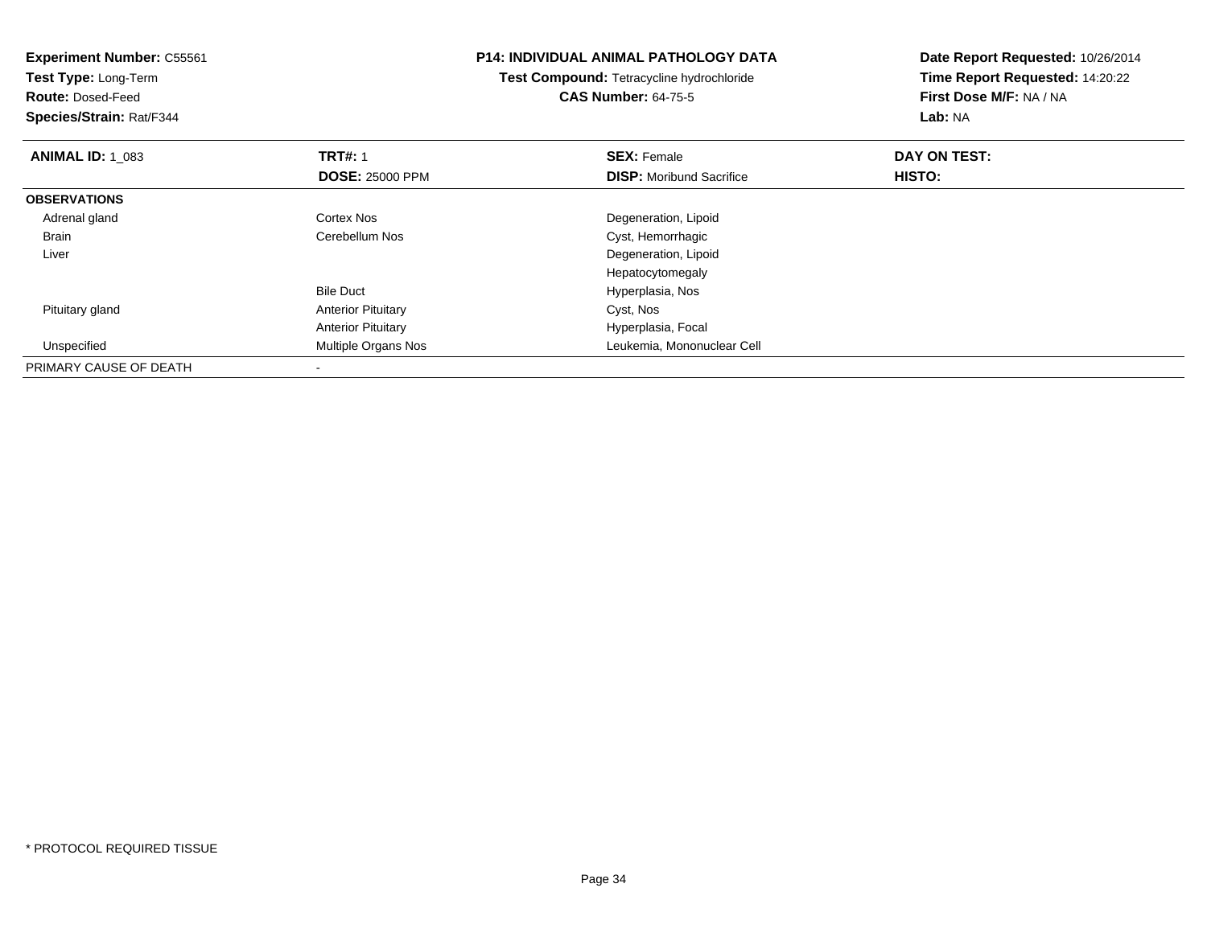**Experiment Number:** C55561
**Test Type:** Long-Term
**Route:** Dosed-Feed
**Species/Strain:** Rat/F344

**P14: INDIVIDUAL ANIMAL PATHOLOGY DATA**
**Test Compound:** Tetracycline hydrochloride
**CAS Number:** 64-75-5

**Date Report Requested:** 10/26/2014
**Time Report Requested:** 14:20:22
**First Dose M/F:** NA / NA
**Lab:** NA

| **ANIMAL ID:** 1_083 | **TRT#:** 1 | **SEX:** Female | **DAY ON TEST:** |
|---|---|---|---|
| | **DOSE:** 25000 PPM | **DISP:** Moribund Sacrifice | **HISTO:** |
| **OBSERVATIONS** | | | |
| Adrenal gland | Cortex Nos | Degeneration, Lipoid | |
| Brain | Cerebellum Nos | Cyst, Hemorrhagic | |
| Liver | | Degeneration, Lipoid | |
| | | Hepatocytomegaly | |
| | Bile Duct | Hyperplasia, Nos | |
| Pituitary gland | Anterior Pituitary | Cyst, Nos | |
| | Anterior Pituitary | Hyperplasia, Focal | |
| Unspecified | Multiple Organs Nos | Leukemia, Mononuclear Cell | |
| PRIMARY CAUSE OF DEATH | - | | |

* PROTOCOL REQUIRED TISSUE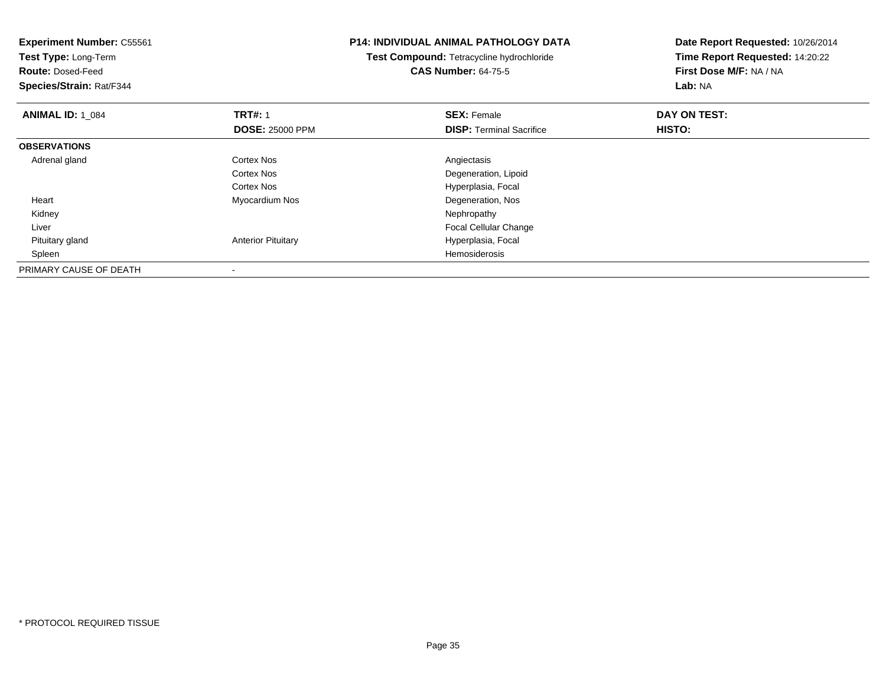**Experiment Number:** C55561
**Test Type:** Long-Term
**Route:** Dosed-Feed
**Species/Strain:** Rat/F344

**P14: INDIVIDUAL ANIMAL PATHOLOGY DATA**
**Test Compound:** Tetracycline hydrochloride
**CAS Number:** 64-75-5

**Date Report Requested:** 10/26/2014
**Time Report Requested:** 14:20:22
**First Dose M/F:** NA / NA
**Lab:** NA

| **ANIMAL ID:** 1_084 | **TRT#:** 1 | **SEX:** Female | **DAY ON TEST:** |
|---|---|---|---|
| | **DOSE:** 25000 PPM | **DISP:** Terminal Sacrifice | **HISTO:** |
| **OBSERVATIONS** | | | |
| Adrenal gland | Cortex Nos | Angiectasis | |
| | Cortex Nos | Degeneration, Lipoid | |
| | Cortex Nos | Hyperplasia, Focal | |
| Heart | Myocardium Nos | Degeneration, Nos | |
| Kidney | | Nephropathy | |
| Liver | | Focal Cellular Change | |
| Pituitary gland | Anterior Pituitary | Hyperplasia, Focal | |
| Spleen | | Hemosiderosis | |
| PRIMARY CAUSE OF DEATH | - | | |

* PROTOCOL REQUIRED TISSUE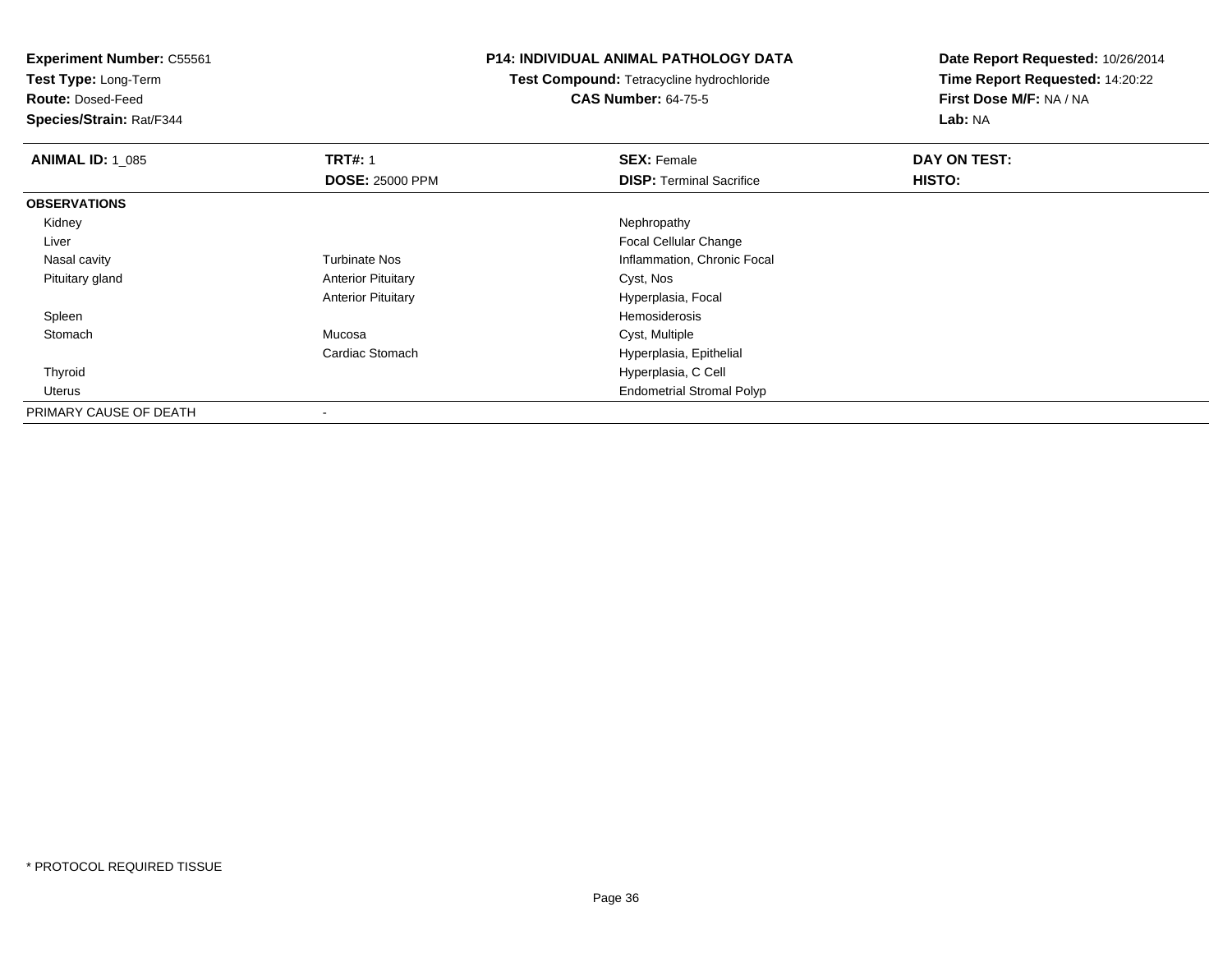**Experiment Number:** C55561
**Test Type:** Long-Term
**Route:** Dosed-Feed
**Species/Strain:** Rat/F344

**P14: INDIVIDUAL ANIMAL PATHOLOGY DATA**
**Test Compound:** Tetracycline hydrochloride
**CAS Number:** 64-75-5

**Date Report Requested:** 10/26/2014
**Time Report Requested:** 14:20:22
**First Dose M/F:** NA / NA
**Lab:** NA

| **ANIMAL ID:** 1_085 | **TRT#:** 1 | **SEX:** Female | **DAY ON TEST:** |
|---|---|---|---|
| | **DOSE:** 25000 PPM | **DISP:** Terminal Sacrifice | **HISTO:** |
| **OBSERVATIONS** | | | |
| Kidney | | Nephropathy | |
| Liver | | Focal Cellular Change | |
| Nasal cavity | Turbinate Nos | Inflammation, Chronic Focal | |
| Pituitary gland | Anterior Pituitary | Cyst, Nos | |
| | Anterior Pituitary | Hyperplasia, Focal | |
| Spleen | | Hemosiderosis | |
| Stomach | Mucosa | Cyst, Multiple | |
| | Cardiac Stomach | Hyperplasia, Epithelial | |
| Thyroid | | Hyperplasia, C Cell | |
| Uterus | | Endometrial Stromal Polyp | |
| PRIMARY CAUSE OF DEATH | - | | |

\* PROTOCOL REQUIRED TISSUE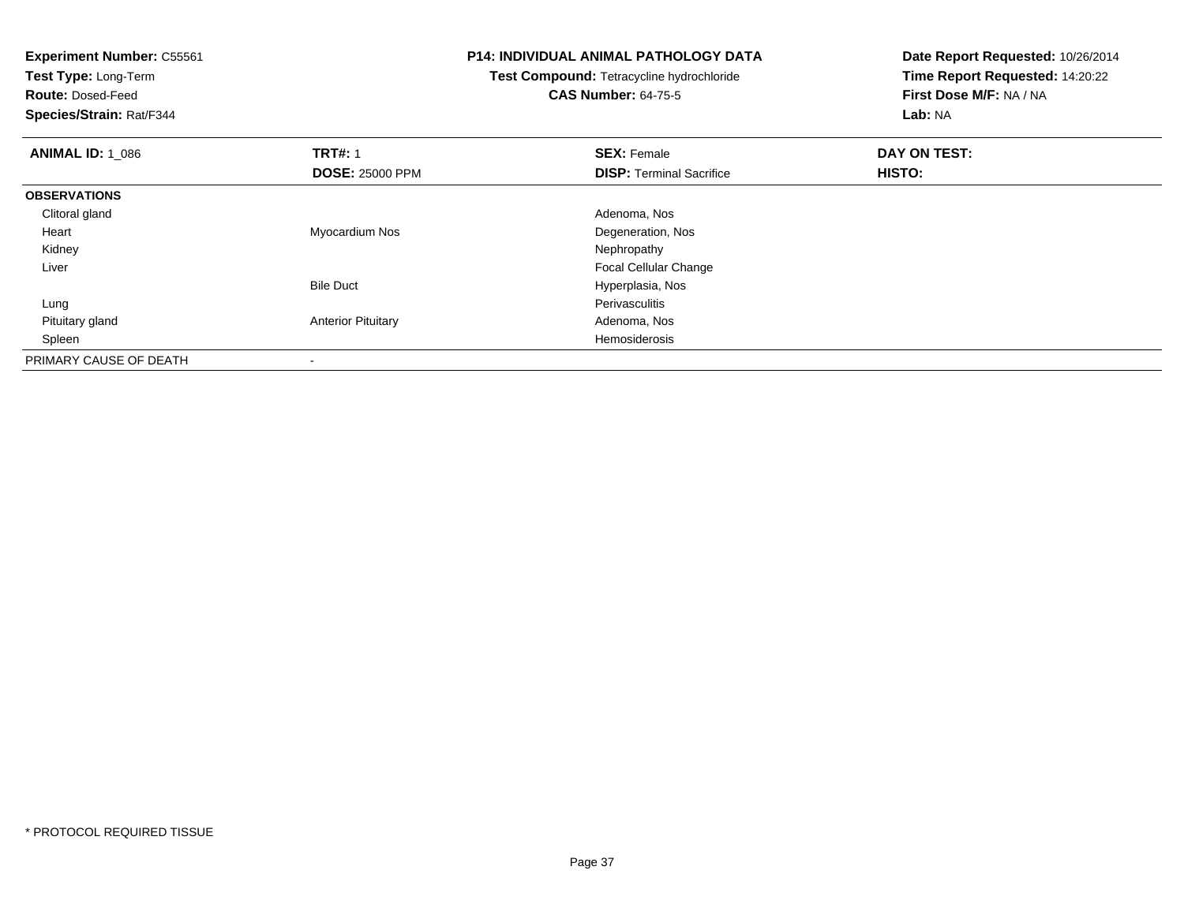**Experiment Number:** C55561
**Test Type:** Long-Term
**Route:** Dosed-Feed
**Species/Strain:** Rat/F344

**P14: INDIVIDUAL ANIMAL PATHOLOGY DATA**
**Test Compound:** Tetracycline hydrochloride
**CAS Number:** 64-75-5

**Date Report Requested:** 10/26/2014
**Time Report Requested:** 14:20:22
**First Dose M/F:** NA / NA
**Lab:** NA

| **ANIMAL ID:** 1_086 | **TRT#:** 1 | **SEX:** Female | **DAY ON TEST:** |
|---|---|---|---|
| | **DOSE:** 25000 PPM | **DISP:** Terminal Sacrifice | **HISTO:** |
| **OBSERVATIONS** | | | |
| Clitoral gland | | Adenoma, Nos | |
| Heart | Myocardium Nos | Degeneration, Nos | |
| Kidney | | Nephropathy | |
| Liver | | Focal Cellular Change | |
| | Bile Duct | Hyperplasia, Nos | |
| Lung | | Perivasculitis | |
| Pituitary gland | Anterior Pituitary | Adenoma, Nos | |
| Spleen | | Hemosiderosis | |
| PRIMARY CAUSE OF DEATH | - | | |

* PROTOCOL REQUIRED TISSUE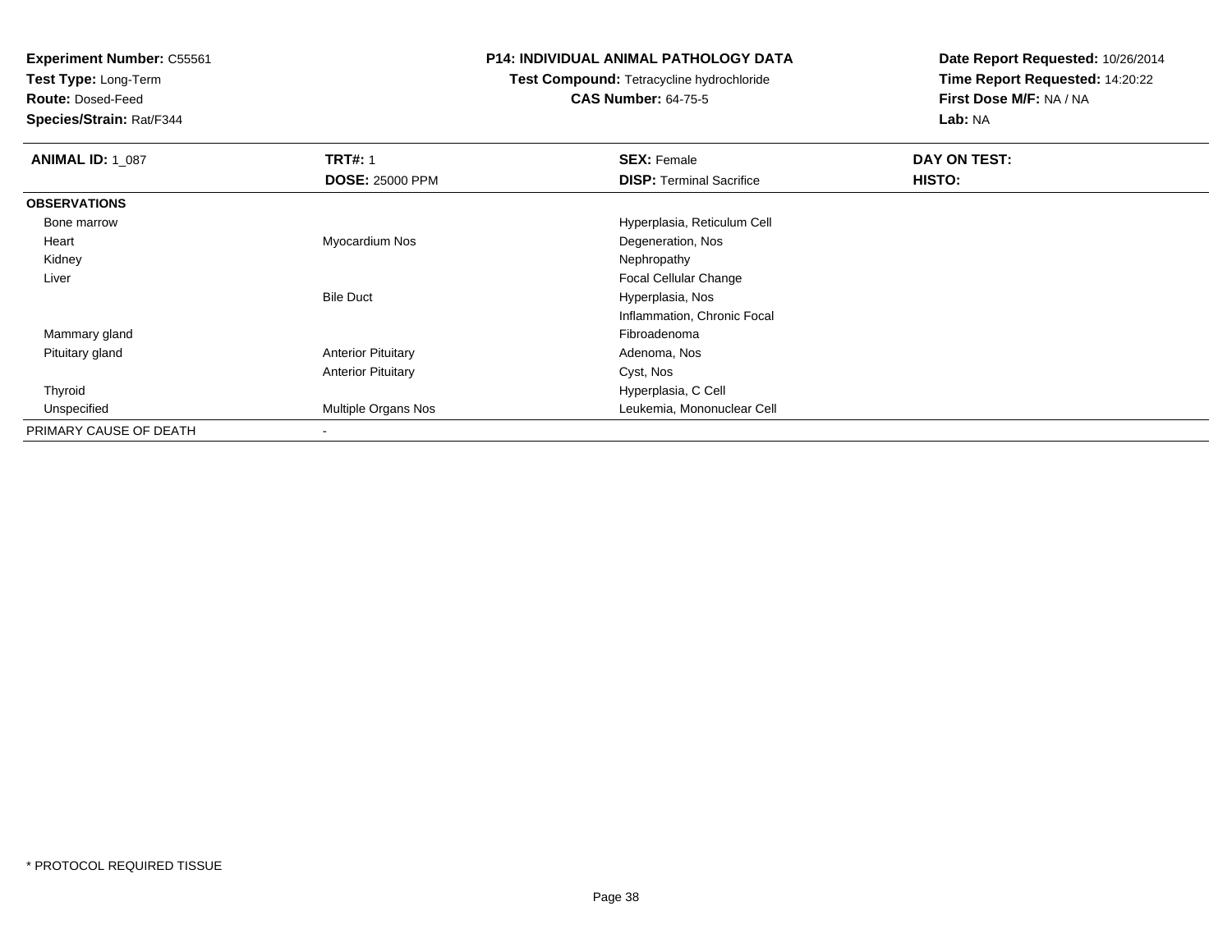**Experiment Number:** C55561
**Test Type:** Long-Term
**Route:** Dosed-Feed
**Species/Strain:** Rat/F344

**P14: INDIVIDUAL ANIMAL PATHOLOGY DATA**
**Test Compound:** Tetracycline hydrochloride
**CAS Number:** 64-75-5

**Date Report Requested:** 10/26/2014
**Time Report Requested:** 14:20:22
**First Dose M/F:** NA / NA
**Lab:** NA

| **ANIMAL ID:** 1_087 | **TRT#:** 1 | **SEX:** Female | **DAY ON TEST:** |
|---|---|---|---|
| | **DOSE:** 25000 PPM | **DISP:** Terminal Sacrifice | **HISTO:** |
| **OBSERVATIONS** | | | |
| Bone marrow | | Hyperplasia, Reticulum Cell | |
| Heart | Myocardium Nos | Degeneration, Nos | |
| Kidney | | Nephropathy | |
| Liver | | Focal Cellular Change | |
| | Bile Duct | Hyperplasia, Nos | |
| | | Inflammation, Chronic Focal | |
| Mammary gland | | Fibroadenoma | |
| Pituitary gland | Anterior Pituitary | Adenoma, Nos | |
| | Anterior Pituitary | Cyst, Nos | |
| Thyroid | | Hyperplasia, C Cell | |
| Unspecified | Multiple Organs Nos | Leukemia, Mononuclear Cell | |
| PRIMARY CAUSE OF DEATH | - | | |

* PROTOCOL REQUIRED TISSUE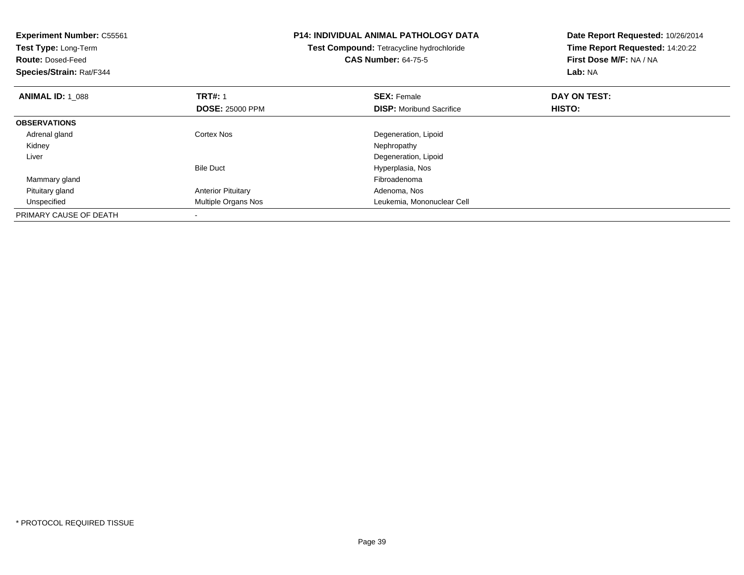**Experiment Number:** C55561
**Test Type:** Long-Term
**Route:** Dosed-Feed
**Species/Strain:** Rat/F344

**P14: INDIVIDUAL ANIMAL PATHOLOGY DATA**
**Test Compound:** Tetracycline hydrochloride
**CAS Number:** 64-75-5

**Date Report Requested:** 10/26/2014
**Time Report Requested:** 14:20:22
**First Dose M/F:** NA / NA
**Lab:** NA

| **ANIMAL ID:** 1_088 | **TRT#:** 1<br>**DOSE:** 25000 PPM | **SEX:** Female<br>**DISP:** Moribund Sacrifice | **DAY ON TEST:**<br>**HISTO:** |
|---|---|---|---|
| **OBSERVATIONS** | | | |
| Adrenal gland | Cortex Nos | Degeneration, Lipoid | |
| Kidney | | Nephropathy | |
| Liver | | Degeneration, Lipoid | |
| | Bile Duct | Hyperplasia, Nos | |
| Mammary gland | | Fibroadenoma | |
| Pituitary gland | Anterior Pituitary | Adenoma, Nos | |
| Unspecified | Multiple Organs Nos | Leukemia, Mononuclear Cell | |
| PRIMARY CAUSE OF DEATH | - | | |

\* PROTOCOL REQUIRED TISSUE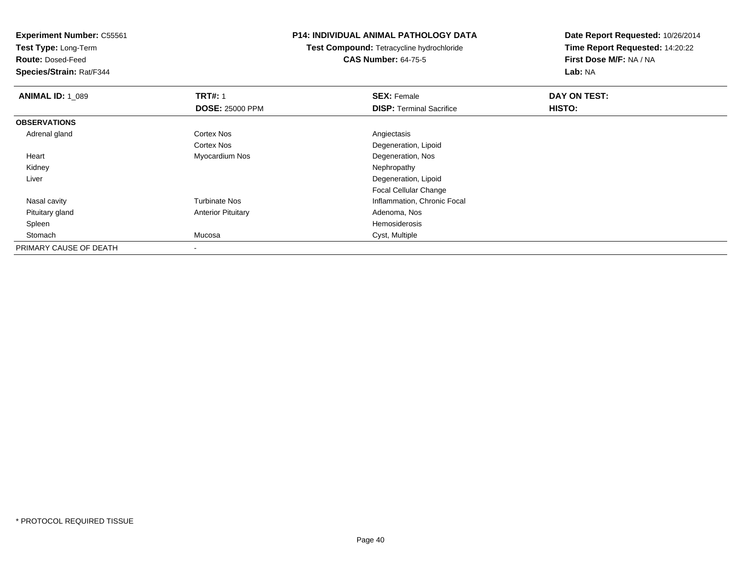**Experiment Number:** C55561
**Test Type:** Long-Term
**Route:** Dosed-Feed
**Species/Strain:** Rat/F344

**P14: INDIVIDUAL ANIMAL PATHOLOGY DATA**
**Test Compound:** Tetracycline hydrochloride
**CAS Number:** 64-75-5

**Date Report Requested:** 10/26/2014
**Time Report Requested:** 14:20:22
**First Dose M/F:** NA / NA
**Lab:** NA

| **ANIMAL ID:** 1_089 | **TRT#:** 1 | **SEX:** Female | **DAY ON TEST:** |
|---|---|---|---|
| | **DOSE:** 25000 PPM | **DISP:** Terminal Sacrifice | **HISTO:** |
| **OBSERVATIONS** | | | |
| Adrenal gland | Cortex Nos | Angiectasis | |
| | Cortex Nos | Degeneration, Lipoid | |
| Heart | Myocardium Nos | Degeneration, Nos | |
| Kidney | | Nephropathy | |
| Liver | | Degeneration, Lipoid | |
| | | Focal Cellular Change | |
| Nasal cavity | Turbinate Nos | Inflammation, Chronic Focal | |
| Pituitary gland | Anterior Pituitary | Adenoma, Nos | |
| Spleen | | Hemosiderosis | |
| Stomach | Mucosa | Cyst, Multiple | |
| PRIMARY CAUSE OF DEATH | - | | |

\* PROTOCOL REQUIRED TISSUE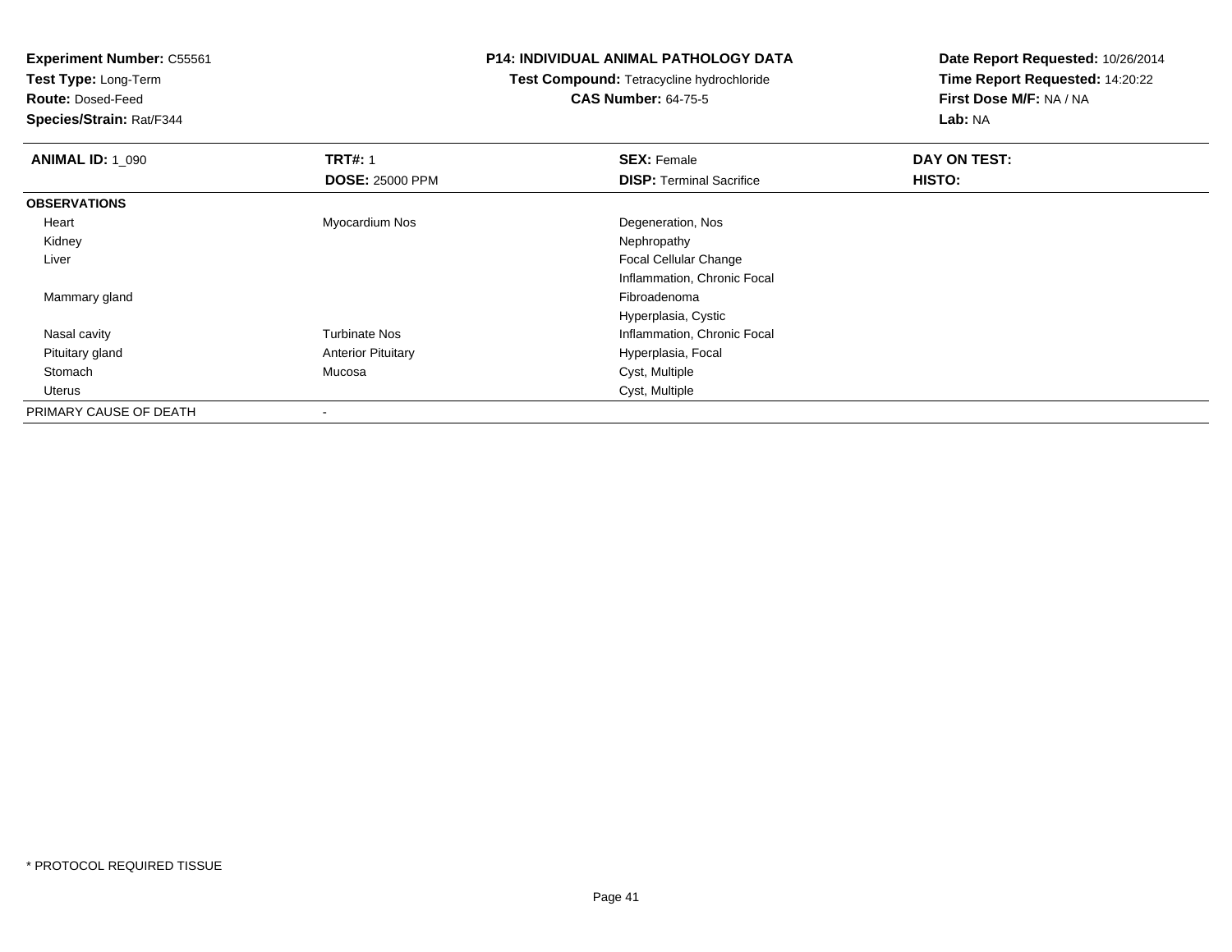**Experiment Number:** C55561
**Test Type:** Long-Term
**Route:** Dosed-Feed
**Species/Strain:** Rat/F344

**P14: INDIVIDUAL ANIMAL PATHOLOGY DATA**
**Test Compound:** Tetracycline hydrochloride
**CAS Number:** 64-75-5

**Date Report Requested:** 10/26/2014
**Time Report Requested:** 14:20:22
**First Dose M/F:** NA / NA
**Lab:** NA

| **ANIMAL ID:** 1_090 | **TRT#:** 1 | **SEX:** Female | **DAY ON TEST:** |
|---|---|---|---|
| | **DOSE:** 25000 PPM | **DISP:** Terminal Sacrifice | **HISTO:** |
| **OBSERVATIONS** | | | |
| Heart | Myocardium Nos | Degeneration, Nos | |
| Kidney | | Nephropathy | |
| Liver | | Focal Cellular Change | |
| | | Inflammation, Chronic Focal | |
| Mammary gland | | Fibroadenoma | |
| | | Hyperplasia, Cystic | |
| Nasal cavity | Turbinate Nos | Inflammation, Chronic Focal | |
| Pituitary gland | Anterior Pituitary | Hyperplasia, Focal | |
| Stomach | Mucosa | Cyst, Multiple | |
| Uterus | | Cyst, Multiple | |
| PRIMARY CAUSE OF DEATH | - | | |

* PROTOCOL REQUIRED TISSUE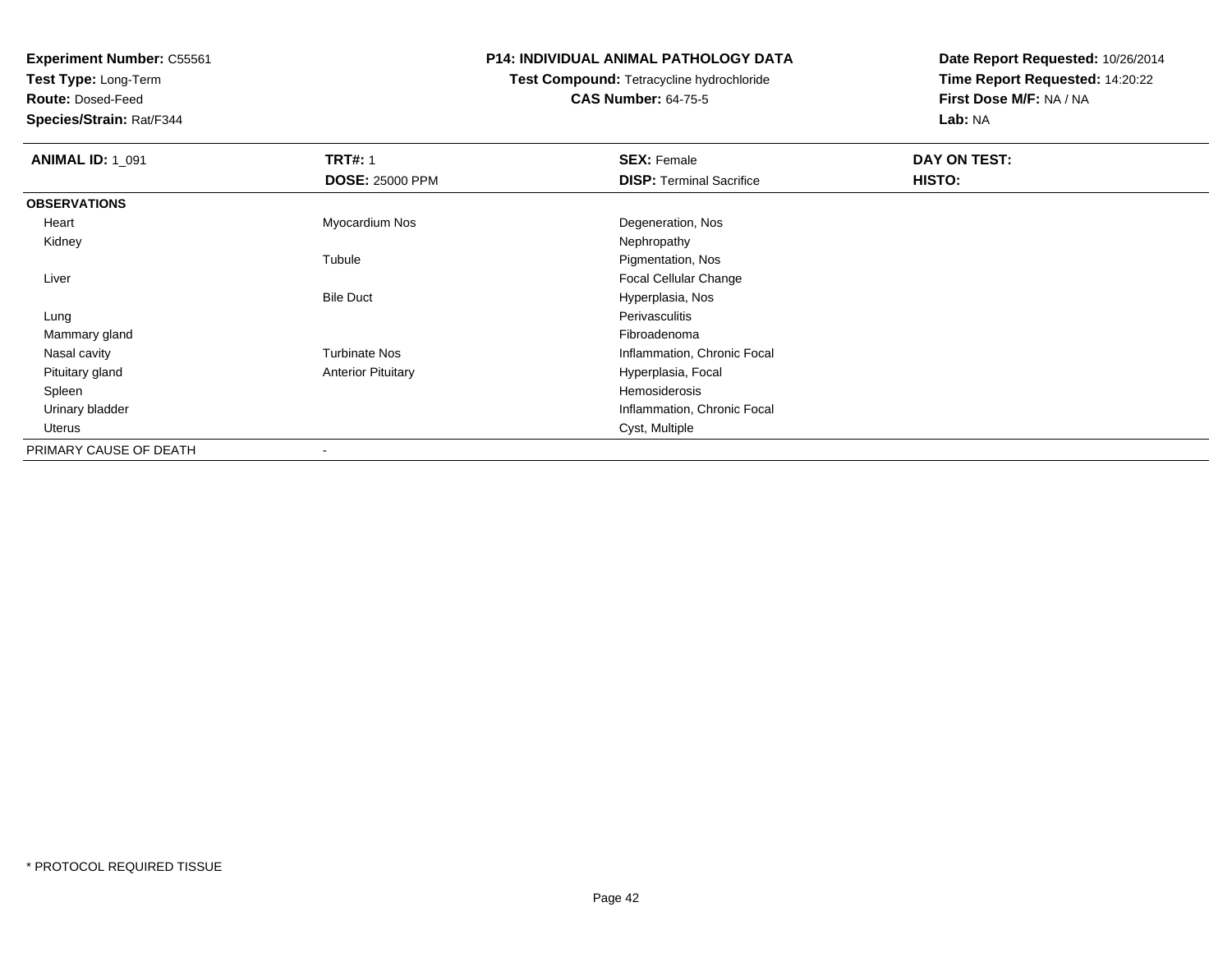**Experiment Number:** C55561
**Test Type:** Long-Term
**Route:** Dosed-Feed
**Species/Strain:** Rat/F344

**P14: INDIVIDUAL ANIMAL PATHOLOGY DATA**
**Test Compound:** Tetracycline hydrochloride
**CAS Number:** 64-75-5

**Date Report Requested:** 10/26/2014
**Time Report Requested:** 14:20:22
**First Dose M/F:** NA / NA
**Lab:** NA

| **ANIMAL ID:** 1_091 | **TRT#:** 1 | **SEX:** Female | **DAY ON TEST:** |
|---|---|---|---|
| | **DOSE:** 25000 PPM | **DISP:** Terminal Sacrifice | **HISTO:** |
| **OBSERVATIONS** | | | |
| Heart | Myocardium Nos | Degeneration, Nos | |
| Kidney | | Nephropathy | |
| | Tubule | Pigmentation, Nos | |
| Liver | | Focal Cellular Change | |
| | Bile Duct | Hyperplasia, Nos | |
| Lung | | Perivasculitis | |
| Mammary gland | | Fibroadenoma | |
| Nasal cavity | Turbinate Nos | Inflammation, Chronic Focal | |
| Pituitary gland | Anterior Pituitary | Hyperplasia, Focal | |
| Spleen | | Hemosiderosis | |
| Urinary bladder | | Inflammation, Chronic Focal | |
| Uterus | | Cyst, Multiple | |
| PRIMARY CAUSE OF DEATH | - | | |

* PROTOCOL REQUIRED TISSUE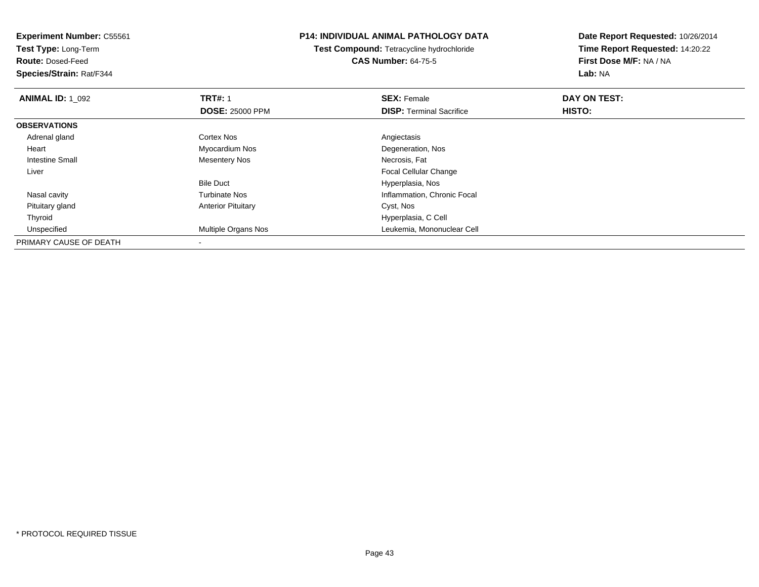**Experiment Number:** C55561
**Test Type:** Long-Term
**Route:** Dosed-Feed
**Species/Strain:** Rat/F344

**P14: INDIVIDUAL ANIMAL PATHOLOGY DATA**
**Test Compound:** Tetracycline hydrochloride
**CAS Number:** 64-75-5

**Date Report Requested:** 10/26/2014
**Time Report Requested:** 14:20:22
**First Dose M/F:** NA / NA
**Lab:** NA

| **ANIMAL ID:** 1_092 | **TRT#:** 1 | **SEX:** Female | **DAY ON TEST:** |
|---|---|---|---|
| | **DOSE:** 25000 PPM | **DISP:** Terminal Sacrifice | **HISTO:** |
| **OBSERVATIONS** | | | |
| Adrenal gland | Cortex Nos | Angiectasis | |
| Heart | Myocardium Nos | Degeneration, Nos | |
| Intestine Small | Mesentery Nos | Necrosis, Fat | |
| Liver | | Focal Cellular Change | |
| | Bile Duct | Hyperplasia, Nos | |
| Nasal cavity | Turbinate Nos | Inflammation, Chronic Focal | |
| Pituitary gland | Anterior Pituitary | Cyst, Nos | |
| Thyroid | | Hyperplasia, C Cell | |
| Unspecified | Multiple Organs Nos | Leukemia, Mononuclear Cell | |
| PRIMARY CAUSE OF DEATH | - | | |

* PROTOCOL REQUIRED TISSUE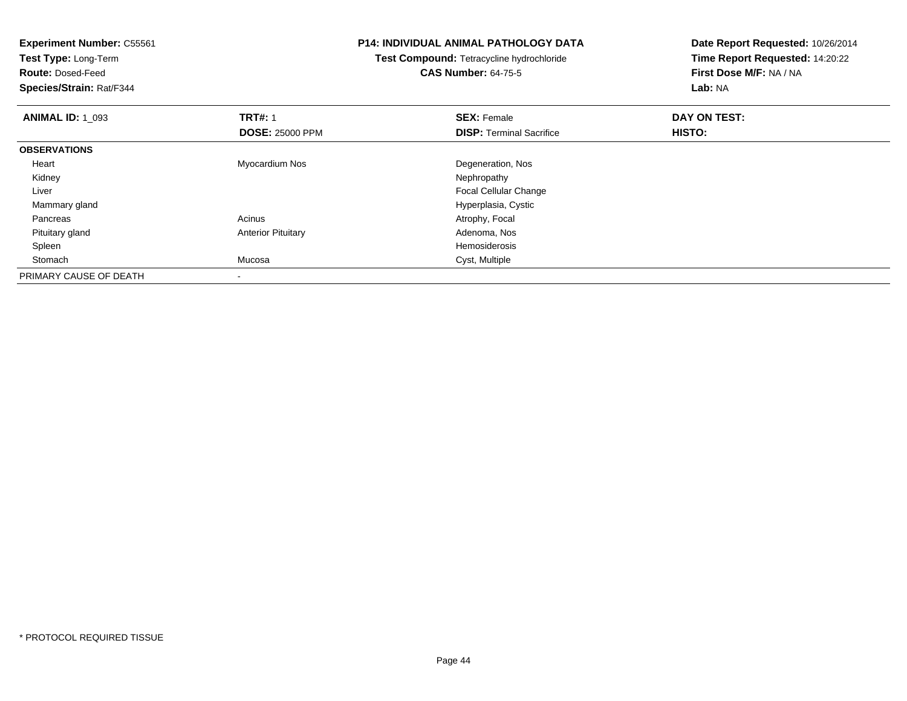**Experiment Number:** C55561
**Test Type:** Long-Term
**Route:** Dosed-Feed
**Species/Strain:** Rat/F344

**P14: INDIVIDUAL ANIMAL PATHOLOGY DATA**
**Test Compound:** Tetracycline hydrochloride
**CAS Number:** 64-75-5

**Date Report Requested:** 10/26/2014
**Time Report Requested:** 14:20:22
**First Dose M/F:** NA / NA
**Lab:** NA

| **ANIMAL ID:** 1_093 | **TRT#:** 1 | **SEX:** Female | **DAY ON TEST:** |
|---|---|---|---|
| | **DOSE:** 25000 PPM | **DISP:** Terminal Sacrifice | **HISTO:** |
| **OBSERVATIONS** | | | |
| Heart | Myocardium Nos | Degeneration, Nos | |
| Kidney | | Nephropathy | |
| Liver | | Focal Cellular Change | |
| Mammary gland | | Hyperplasia, Cystic | |
| Pancreas | Acinus | Atrophy, Focal | |
| Pituitary gland | Anterior Pituitary | Adenoma, Nos | |
| Spleen | | Hemosiderosis | |
| Stomach | Mucosa | Cyst, Multiple | |
| PRIMARY CAUSE OF DEATH | - | | |

\* PROTOCOL REQUIRED TISSUE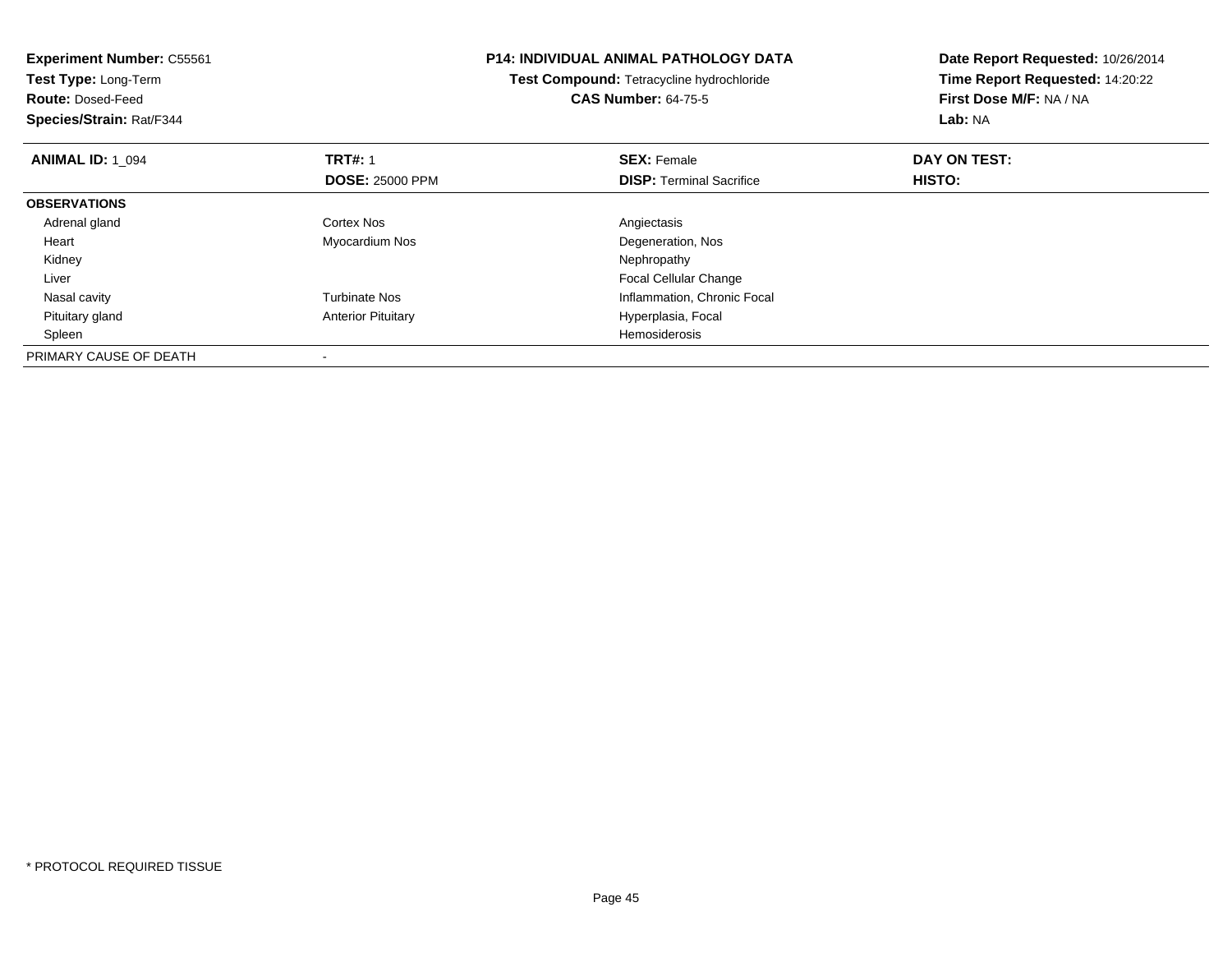**Experiment Number:** C55561
**Test Type:** Long-Term
**Route:** Dosed-Feed
**Species/Strain:** Rat/F344

**P14: INDIVIDUAL ANIMAL PATHOLOGY DATA**
**Test Compound:** Tetracycline hydrochloride
**CAS Number:** 64-75-5

**Date Report Requested:** 10/26/2014
**Time Report Requested:** 14:20:22
**First Dose M/F:** NA / NA
**Lab:** NA

| **ANIMAL ID:** 1_094 | **TRT#:** 1<br>**DOSE:** 25000 PPM | **SEX:** Female<br>**DISP:** Terminal Sacrifice | **DAY ON TEST:**<br>**HISTO:** |
|---|---|---|---|
| **OBSERVATIONS** | | | |
| Adrenal gland | Cortex Nos | Angiectasis | |
| Heart | Myocardium Nos | Degeneration, Nos | |
| Kidney | | Nephropathy | |
| Liver | | Focal Cellular Change | |
| Nasal cavity | Turbinate Nos | Inflammation, Chronic Focal | |
| Pituitary gland | Anterior Pituitary | Hyperplasia, Focal | |
| Spleen | | Hemosiderosis | |
| PRIMARY CAUSE OF DEATH | - | | |

* PROTOCOL REQUIRED TISSUE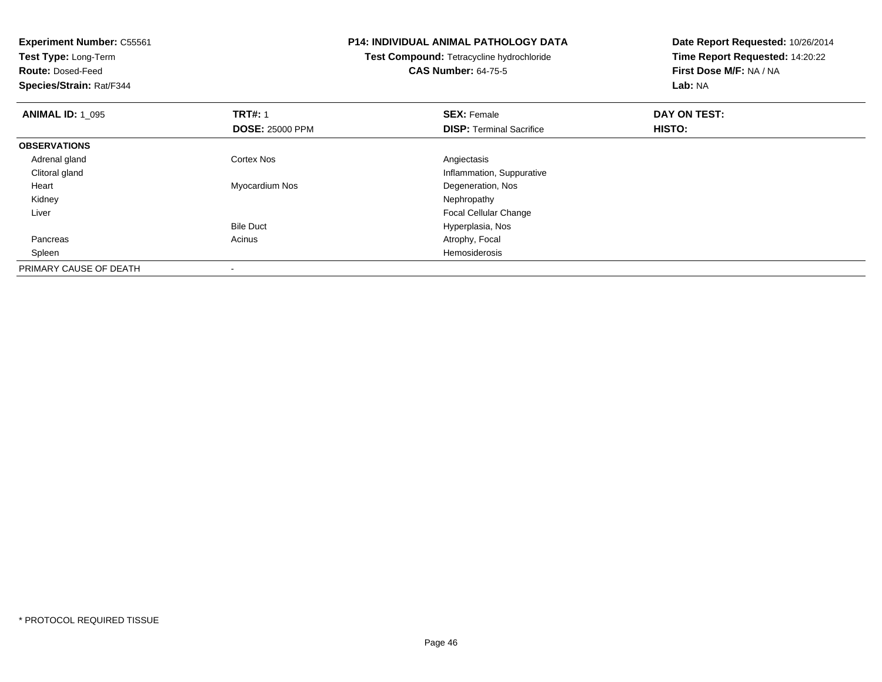**Experiment Number:** C55561
**Test Type:** Long-Term
**Route:** Dosed-Feed
**Species/Strain:** Rat/F344

## P14: INDIVIDUAL ANIMAL PATHOLOGY DATA

**Test Compound:** Tetracycline hydrochloride
**CAS Number:** 64-75-5

**Date Report Requested:** 10/26/2014
**Time Report Requested:** 14:20:22
**First Dose M/F:** NA / NA
**Lab:** NA

| **ANIMAL ID:** 1_095 | **TRT#:** 1 | **SEX:** Female | **DAY ON TEST:** |
|---|---|---|---|
| | **DOSE:** 25000 PPM | **DISP:** Terminal Sacrifice | **HISTO:** |
| **OBSERVATIONS** | | | |
| Adrenal gland | Cortex Nos | Angiectasis | |
| Clitoral gland | | Inflammation, Suppurative | |
| Heart | Myocardium Nos | Degeneration, Nos | |
| Kidney | | Nephropathy | |
| Liver | | Focal Cellular Change | |
| | Bile Duct | Hyperplasia, Nos | |
| Pancreas | Acinus | Atrophy, Focal | |
| Spleen | | Hemosiderosis | |
| PRIMARY CAUSE OF DEATH | - | | |

* PROTOCOL REQUIRED TISSUE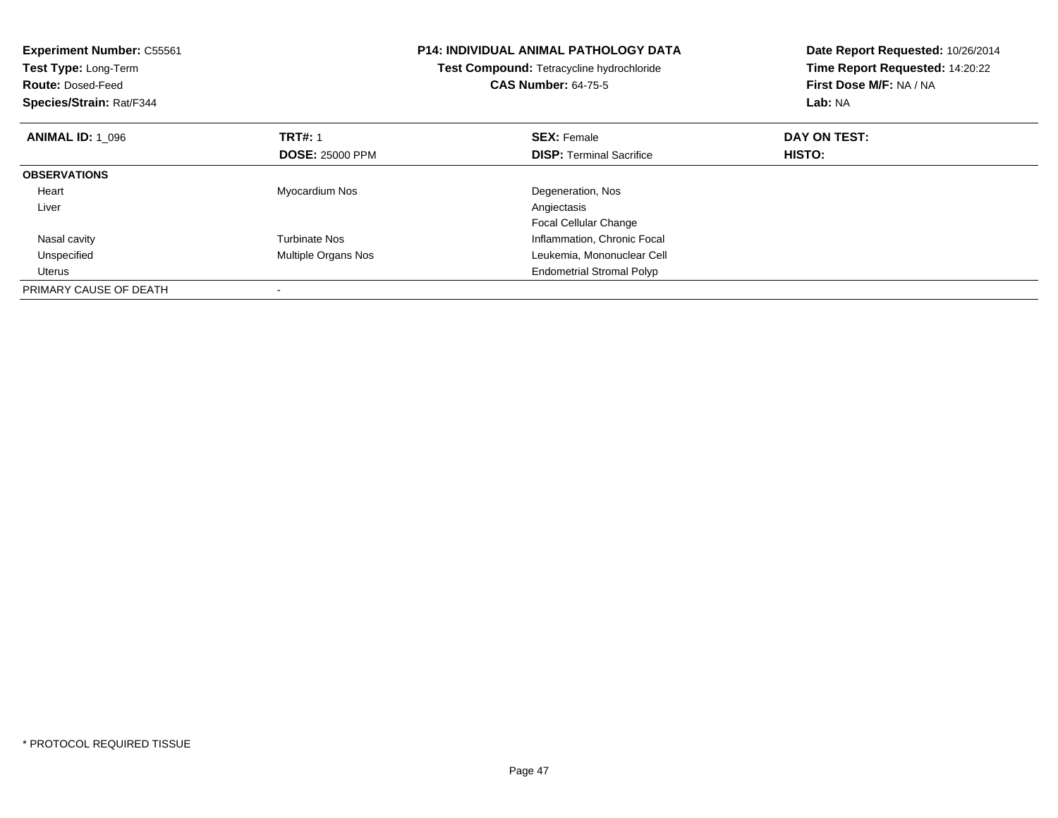**Experiment Number:** C55561
**Test Type:** Long-Term
**Route:** Dosed-Feed
**Species/Strain:** Rat/F344

**P14: INDIVIDUAL ANIMAL PATHOLOGY DATA**
**Test Compound:** Tetracycline hydrochloride
**CAS Number:** 64-75-5

**Date Report Requested:** 10/26/2014
**Time Report Requested:** 14:20:22
**First Dose M/F:** NA / NA
**Lab:** NA

| **ANIMAL ID:** 1_096 | **TRT#:** 1 | **SEX:** Female | **DAY ON TEST:** |
|---|---|---|---|
| | **DOSE:** 25000 PPM | **DISP:** Terminal Sacrifice | **HISTO:** |
| **OBSERVATIONS** | | | |
| Heart | Myocardium Nos | Degeneration, Nos | |
| Liver | | Angiectasis | |
| | | Focal Cellular Change | |
| Nasal cavity | Turbinate Nos | Inflammation, Chronic Focal | |
| Unspecified | Multiple Organs Nos | Leukemia, Mononuclear Cell | |
| Uterus | | Endometrial Stromal Polyp | |
| PRIMARY CAUSE OF DEATH | - | | |

\* PROTOCOL REQUIRED TISSUE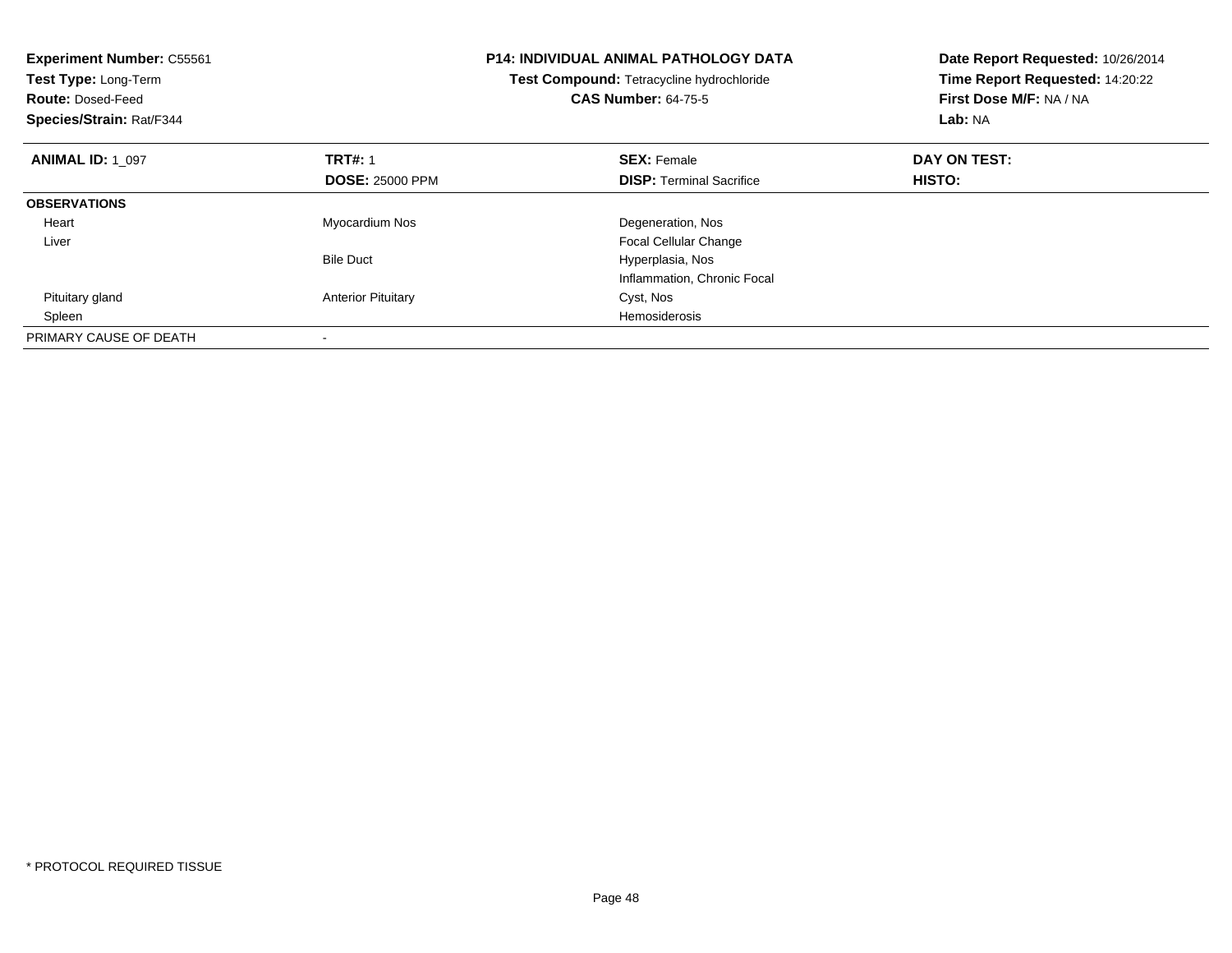**Experiment Number:** C55561
**Test Type:** Long-Term
**Route:** Dosed-Feed
**Species/Strain:** Rat/F344

**P14: INDIVIDUAL ANIMAL PATHOLOGY DATA**
**Test Compound:** Tetracycline hydrochloride
**CAS Number:** 64-75-5

**Date Report Requested:** 10/26/2014
**Time Report Requested:** 14:20:22
**First Dose M/F:** NA / NA
**Lab:** NA

| **ANIMAL ID:** 1_097 | **TRT#:** 1 | **SEX:** Female | **DAY ON TEST:** |
|---|---|---|---|
| | **DOSE:** 25000 PPM | **DISP:** Terminal Sacrifice | **HISTO:** |
| **OBSERVATIONS** | | | |
| Heart | Myocardium Nos | Degeneration, Nos | |
| Liver | | Focal Cellular Change | |
| | Bile Duct | Hyperplasia, Nos | |
| | | Inflammation, Chronic Focal | |
| Pituitary gland | Anterior Pituitary | Cyst, Nos | |
| Spleen | | Hemosiderosis | |
| PRIMARY CAUSE OF DEATH | - | | |

* PROTOCOL REQUIRED TISSUE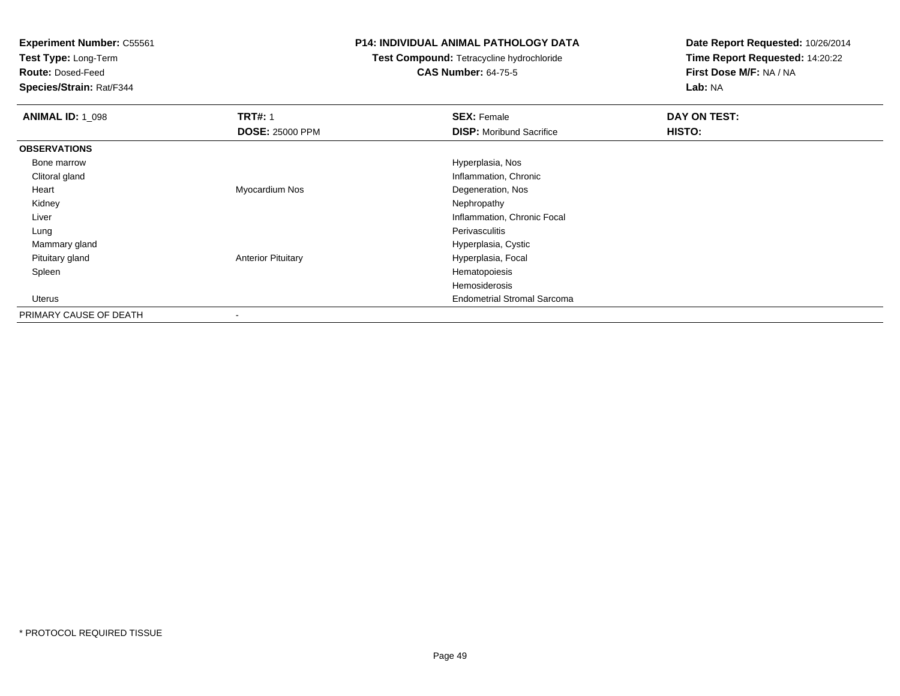**Experiment Number:** C55561
**Test Type:** Long-Term
**Route:** Dosed-Feed
**Species/Strain:** Rat/F344

**P14: INDIVIDUAL ANIMAL PATHOLOGY DATA**
**Test Compound:** Tetracycline hydrochloride
**CAS Number:** 64-75-5

**Date Report Requested:** 10/26/2014
**Time Report Requested:** 14:20:22
**First Dose M/F:** NA / NA
**Lab:** NA

| **ANIMAL ID:** 1_098 | **TRT#:** 1 | **SEX:** Female | **DAY ON TEST:** |
|---|---|---|---|
| | **DOSE:** 25000 PPM | **DISP:** Moribund Sacrifice | **HISTO:** |
| **OBSERVATIONS** | | | |
| Bone marrow | | Hyperplasia, Nos | |
| Clitoral gland | | Inflammation, Chronic | |
| Heart | Myocardium Nos | Degeneration, Nos | |
| Kidney | | Nephropathy | |
| Liver | | Inflammation, Chronic Focal | |
| Lung | | Perivasculitis | |
| Mammary gland | | Hyperplasia, Cystic | |
| Pituitary gland | Anterior Pituitary | Hyperplasia, Focal | |
| Spleen | | Hematopoiesis | |
| | | Hemosiderosis | |
| Uterus | | Endometrial Stromal Sarcoma | |
| PRIMARY CAUSE OF DEATH | - | | |

\* PROTOCOL REQUIRED TISSUE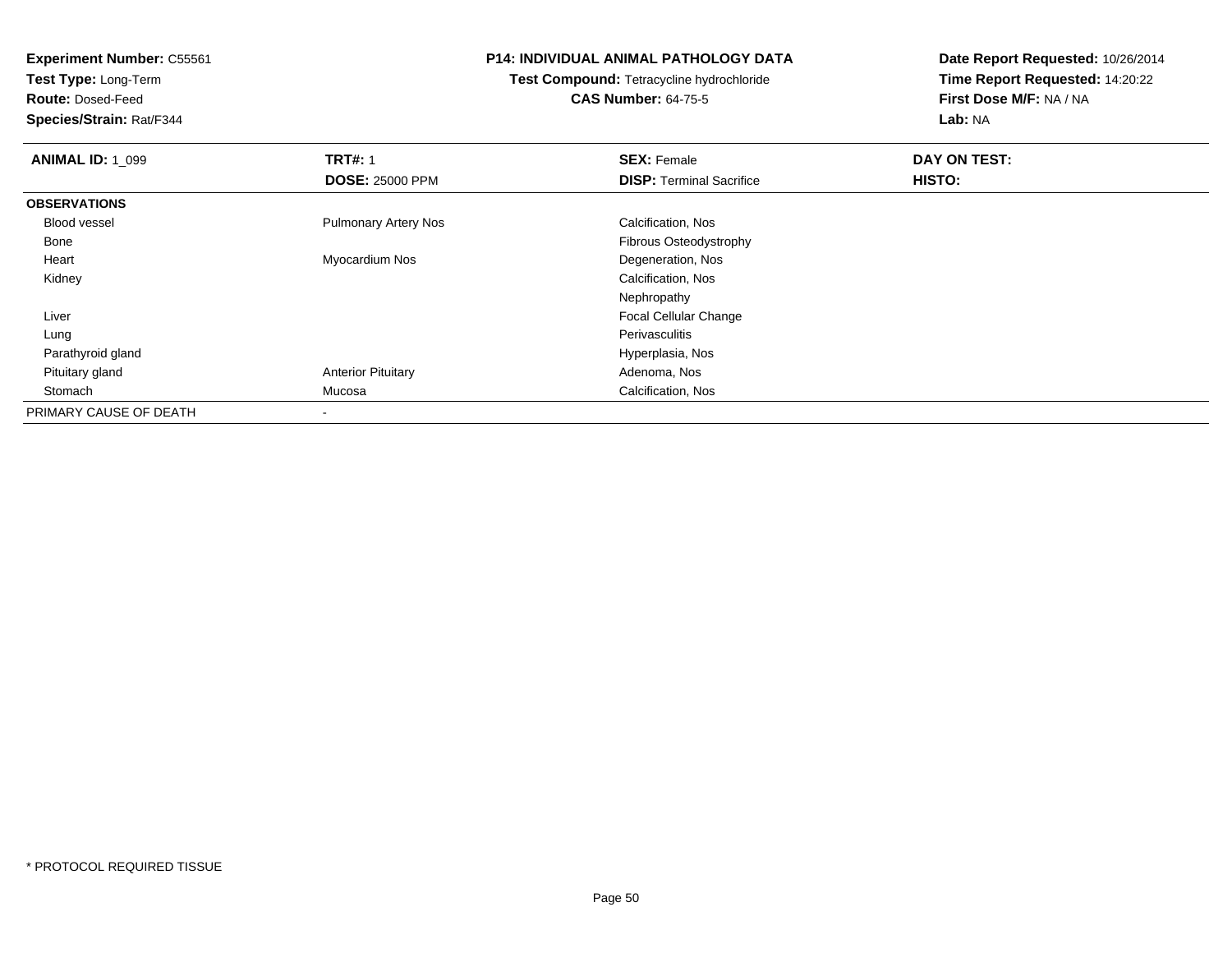**Experiment Number:** C55561
**Test Type:** Long-Term
**Route:** Dosed-Feed
**Species/Strain:** Rat/F344

**P14: INDIVIDUAL ANIMAL PATHOLOGY DATA**
**Test Compound:** Tetracycline hydrochloride
**CAS Number:** 64-75-5

**Date Report Requested:** 10/26/2014
**Time Report Requested:** 14:20:22
**First Dose M/F:** NA / NA
**Lab:** NA

| **ANIMAL ID:** 1_099 | **TRT#:** 1 | **SEX:** Female | **DAY ON TEST:** |
|---|---|---|---|
| | **DOSE:** 25000 PPM | **DISP:** Terminal Sacrifice | **HISTO:** |
| **OBSERVATIONS** | | | |
| Blood vessel | Pulmonary Artery Nos | Calcification, Nos | |
| Bone | | Fibrous Osteodystrophy | |
| Heart | Myocardium Nos | Degeneration, Nos | |
| Kidney | | Calcification, Nos | |
| | | Nephropathy | |
| Liver | | Focal Cellular Change | |
| Lung | | Perivasculitis | |
| Parathyroid gland | | Hyperplasia, Nos | |
| Pituitary gland | Anterior Pituitary | Adenoma, Nos | |
| Stomach | Mucosa | Calcification, Nos | |
| PRIMARY CAUSE OF DEATH | - | | |

* PROTOCOL REQUIRED TISSUE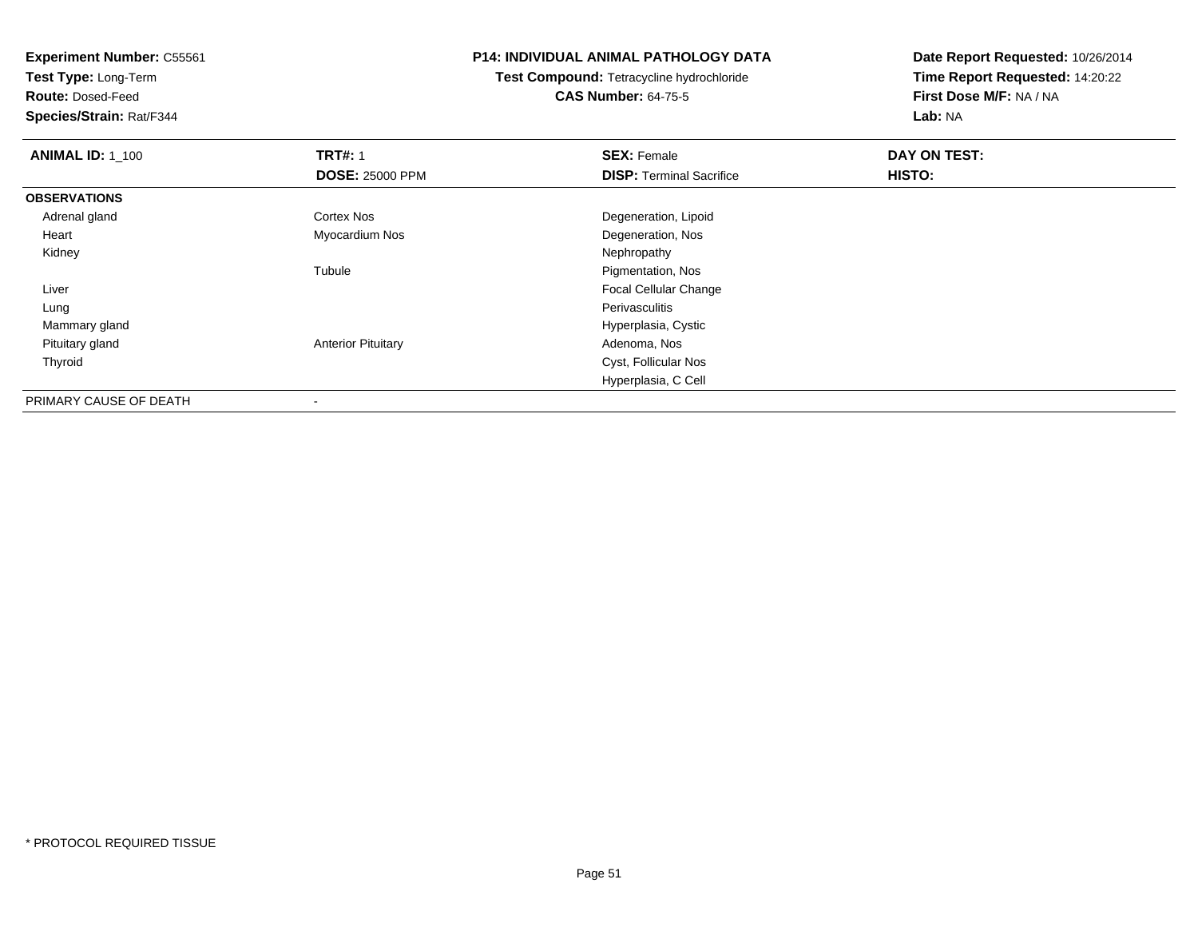**Experiment Number:** C55561
**Test Type:** Long-Term
**Route:** Dosed-Feed
**Species/Strain:** Rat/F344

**P14: INDIVIDUAL ANIMAL PATHOLOGY DATA**
**Test Compound:** Tetracycline hydrochloride
**CAS Number:** 64-75-5

**Date Report Requested:** 10/26/2014
**Time Report Requested:** 14:20:22
**First Dose M/F:** NA / NA
**Lab:** NA

| **ANIMAL ID:** 1_100 | **TRT#:** 1 | **SEX:** Female | **DAY ON TEST:** |
|---|---|---|---|
| | **DOSE:** 25000 PPM | **DISP:** Terminal Sacrifice | **HISTO:** |
| **OBSERVATIONS** | | | |
| Adrenal gland | Cortex Nos | Degeneration, Lipoid | |
| Heart | Myocardium Nos | Degeneration, Nos | |
| Kidney | | Nephropathy | |
| | Tubule | Pigmentation, Nos | |
| Liver | | Focal Cellular Change | |
| Lung | | Perivasculitis | |
| Mammary gland | | Hyperplasia, Cystic | |
| Pituitary gland | Anterior Pituitary | Adenoma, Nos | |
| Thyroid | | Cyst, Follicular Nos | |
| | | Hyperplasia, C Cell | |
| PRIMARY CAUSE OF DEATH | - | | |

* PROTOCOL REQUIRED TISSUE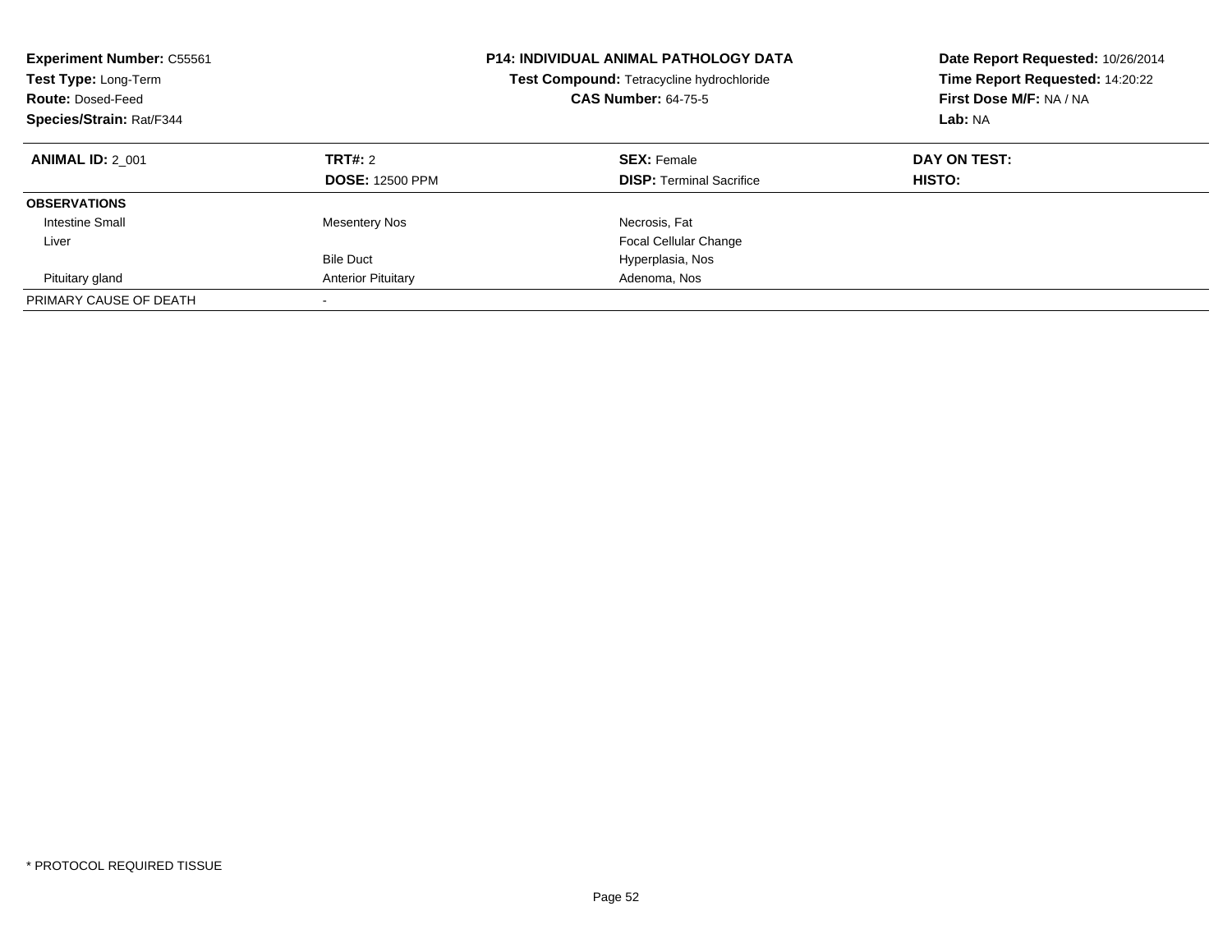**Experiment Number:** C55561
**Test Type:** Long-Term
**Route:** Dosed-Feed
**Species/Strain:** Rat/F344

**P14: INDIVIDUAL ANIMAL PATHOLOGY DATA**
**Test Compound:** Tetracycline hydrochloride
**CAS Number:** 64-75-5

**Date Report Requested:** 10/26/2014
**Time Report Requested:** 14:20:22
**First Dose M/F:** NA / NA
**Lab:** NA

| **ANIMAL ID:** 2_001 | **TRT#:** 2 | **SEX:** Female | **DAY ON TEST:** |
|---|---|---|---|
| | **DOSE:** 12500 PPM | **DISP:** Terminal Sacrifice | **HISTO:** |
| **OBSERVATIONS** | | | |
| Intestine Small | Mesentery Nos | Necrosis, Fat | |
| Liver | | Focal Cellular Change | |
| | Bile Duct | Hyperplasia, Nos | |
| Pituitary gland | Anterior Pituitary | Adenoma, Nos | |
| PRIMARY CAUSE OF DEATH | - | | |

\* PROTOCOL REQUIRED TISSUE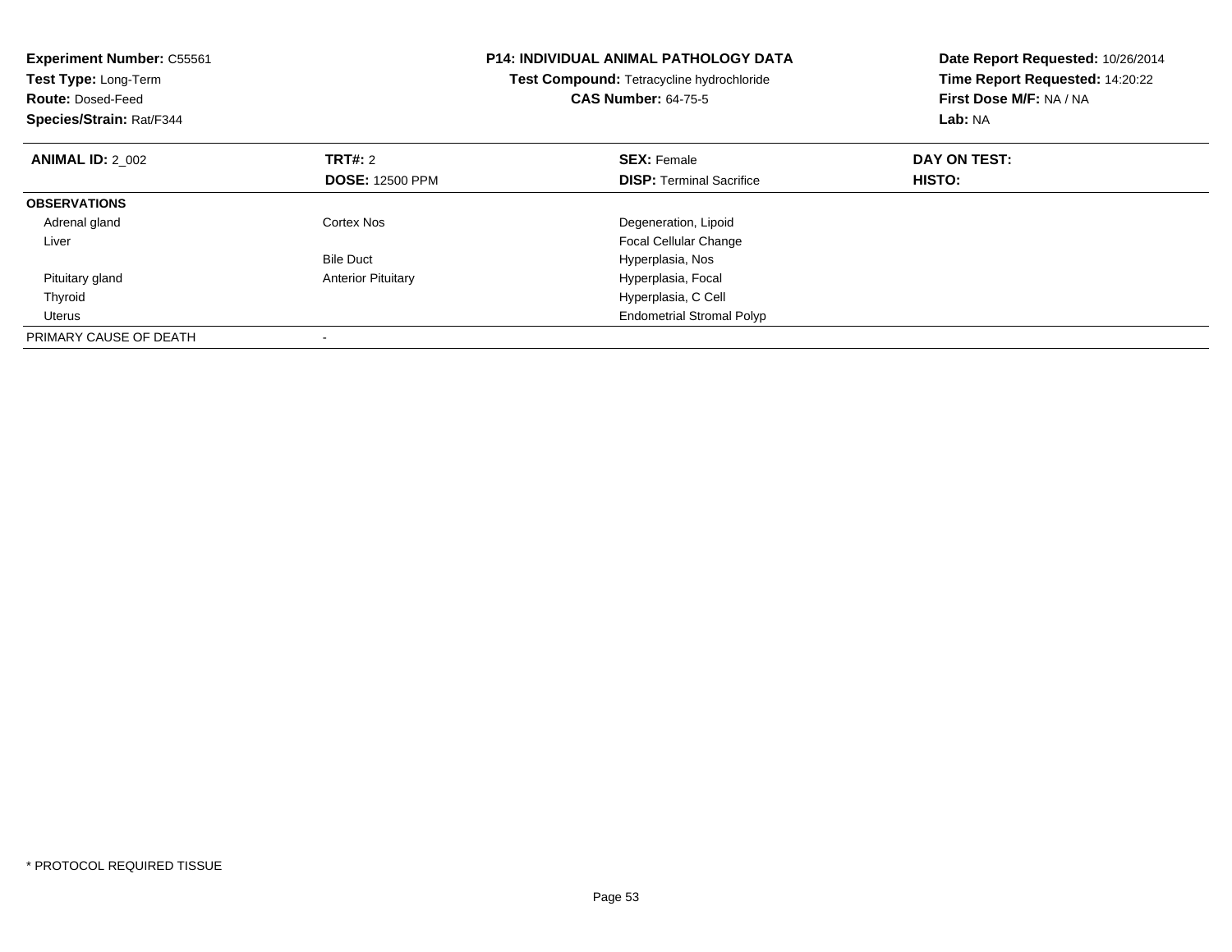**Experiment Number:** C55561
**Test Type:** Long-Term
**Route:** Dosed-Feed
**Species/Strain:** Rat/F344

**P14: INDIVIDUAL ANIMAL PATHOLOGY DATA**
**Test Compound:** Tetracycline hydrochloride
**CAS Number:** 64-75-5

**Date Report Requested:** 10/26/2014
**Time Report Requested:** 14:20:22
**First Dose M/F:** NA / NA
**Lab:** NA

| **ANIMAL ID:** 2_002 | **TRT#:** 2 | **SEX:** Female | **DAY ON TEST:** |
|---|---|---|---|
| | **DOSE:** 12500 PPM | **DISP:** Terminal Sacrifice | **HISTO:** |
| **OBSERVATIONS** | | | |
| Adrenal gland | Cortex Nos | Degeneration, Lipoid | |
| Liver | | Focal Cellular Change | |
| | Bile Duct | Hyperplasia, Nos | |
| Pituitary gland | Anterior Pituitary | Hyperplasia, Focal | |
| Thyroid | | Hyperplasia, C Cell | |
| Uterus | | Endometrial Stromal Polyp | |
| PRIMARY CAUSE OF DEATH | - | | |

* PROTOCOL REQUIRED TISSUE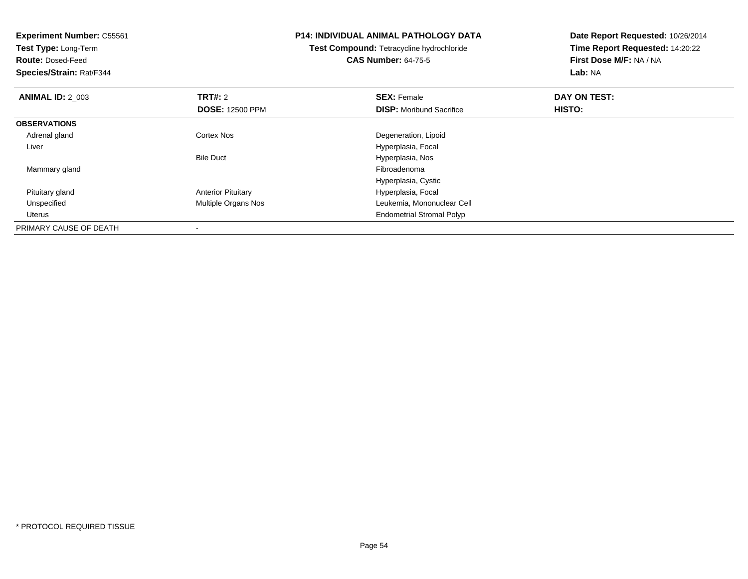**Experiment Number:** C55561
**Test Type:** Long-Term
**Route:** Dosed-Feed
**Species/Strain:** Rat/F344

**P14: INDIVIDUAL ANIMAL PATHOLOGY DATA**
**Test Compound:** Tetracycline hydrochloride
**CAS Number:** 64-75-5

**Date Report Requested:** 10/26/2014
**Time Report Requested:** 14:20:22
**First Dose M/F:** NA / NA
**Lab:** NA

| **ANIMAL ID:** 2_003 | **TRT#:** 2 | **SEX:** Female | **DAY ON TEST:** |
|---|---|---|---|
| | **DOSE:** 12500 PPM | **DISP:** Moribund Sacrifice | **HISTO:** |
| **OBSERVATIONS** | | | |
| Adrenal gland | Cortex Nos | Degeneration, Lipoid | |
| Liver | | Hyperplasia, Focal | |
| | Bile Duct | Hyperplasia, Nos | |
| Mammary gland | | Fibroadenoma | |
| | | Hyperplasia, Cystic | |
| Pituitary gland | Anterior Pituitary | Hyperplasia, Focal | |
| Unspecified | Multiple Organs Nos | Leukemia, Mononuclear Cell | |
| Uterus | | Endometrial Stromal Polyp | |
| PRIMARY CAUSE OF DEATH | - | | |

* PROTOCOL REQUIRED TISSUE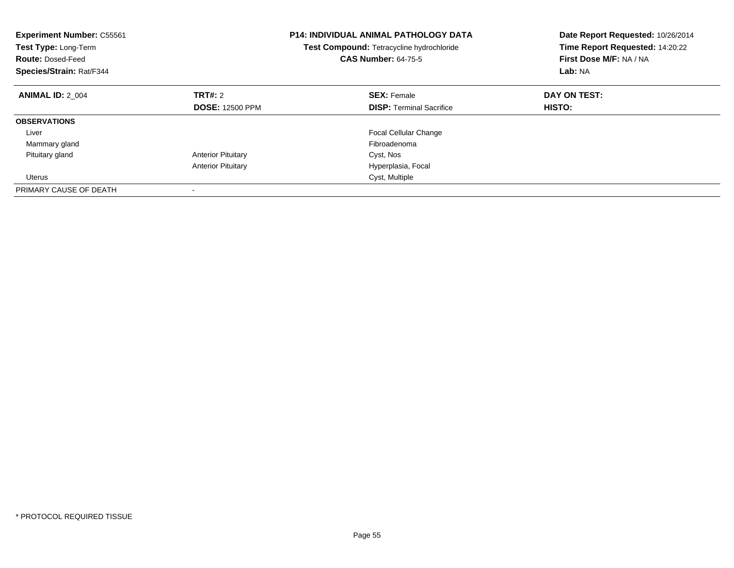**Experiment Number:** C55561
**Test Type:** Long-Term
**Route:** Dosed-Feed
**Species/Strain:** Rat/F344

**P14: INDIVIDUAL ANIMAL PATHOLOGY DATA**
**Test Compound:** Tetracycline hydrochloride
**CAS Number:** 64-75-5

**Date Report Requested:** 10/26/2014
**Time Report Requested:** 14:20:22
**First Dose M/F:** NA / NA
**Lab:** NA

| **ANIMAL ID:** 2_004 | **TRT#:** 2 | **SEX:** Female | **DAY ON TEST:** |
|---|---|---|---|
| | **DOSE:** 12500 PPM | **DISP:** Terminal Sacrifice | **HISTO:** |
| **OBSERVATIONS** | | | |
| Liver | | Focal Cellular Change | |
| Mammary gland | | Fibroadenoma | |
| Pituitary gland | Anterior Pituitary | Cyst, Nos | |
| | Anterior Pituitary | Hyperplasia, Focal | |
| Uterus | | Cyst, Multiple | |
| PRIMARY CAUSE OF DEATH | - | | |

* PROTOCOL REQUIRED TISSUE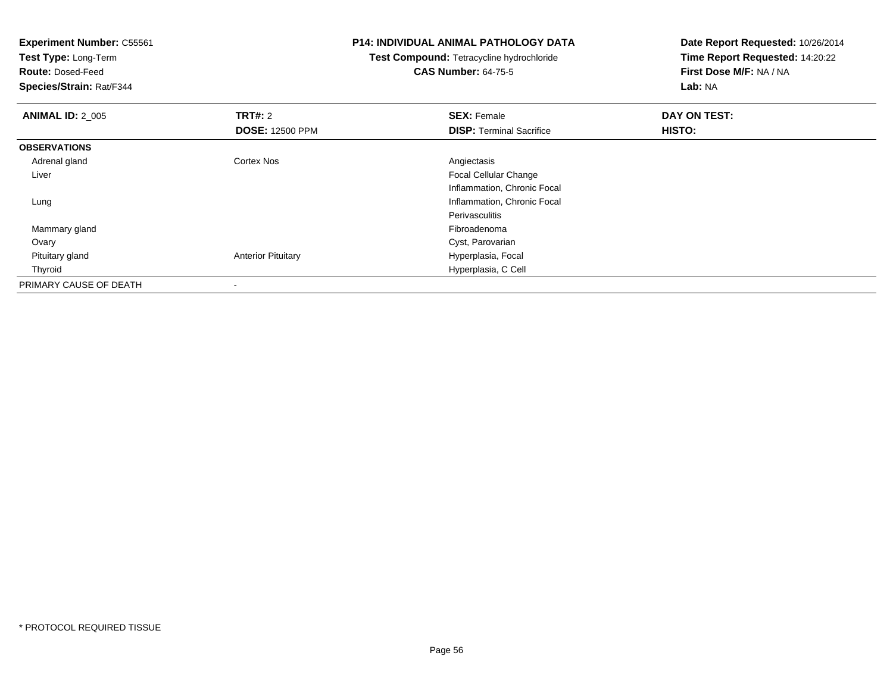**Experiment Number:** C55561
**Test Type:** Long-Term
**Route:** Dosed-Feed
**Species/Strain:** Rat/F344

**P14: INDIVIDUAL ANIMAL PATHOLOGY DATA**
**Test Compound:** Tetracycline hydrochloride
**CAS Number:** 64-75-5

**Date Report Requested:** 10/26/2014
**Time Report Requested:** 14:20:22
**First Dose M/F:** NA / NA
**Lab:** NA

| **ANIMAL ID:** 2_005 | **TRT#:** 2<br>**DOSE:** 12500 PPM | **SEX:** Female<br>**DISP:** Terminal Sacrifice | **DAY ON TEST:**<br>**HISTO:** |
|---|---|---|---|
| **OBSERVATIONS** | | | |
| Adrenal gland | Cortex Nos | Angiectasis | |
| Liver | | Focal Cellular Change | |
| | | Inflammation, Chronic Focal | |
| Lung | | Inflammation, Chronic Focal | |
| | | Perivasculitis | |
| Mammary gland | | Fibroadenoma | |
| Ovary | | Cyst, Parovarian | |
| Pituitary gland | Anterior Pituitary | Hyperplasia, Focal | |
| Thyroid | | Hyperplasia, C Cell | |
| PRIMARY CAUSE OF DEATH | - | | |

* PROTOCOL REQUIRED TISSUE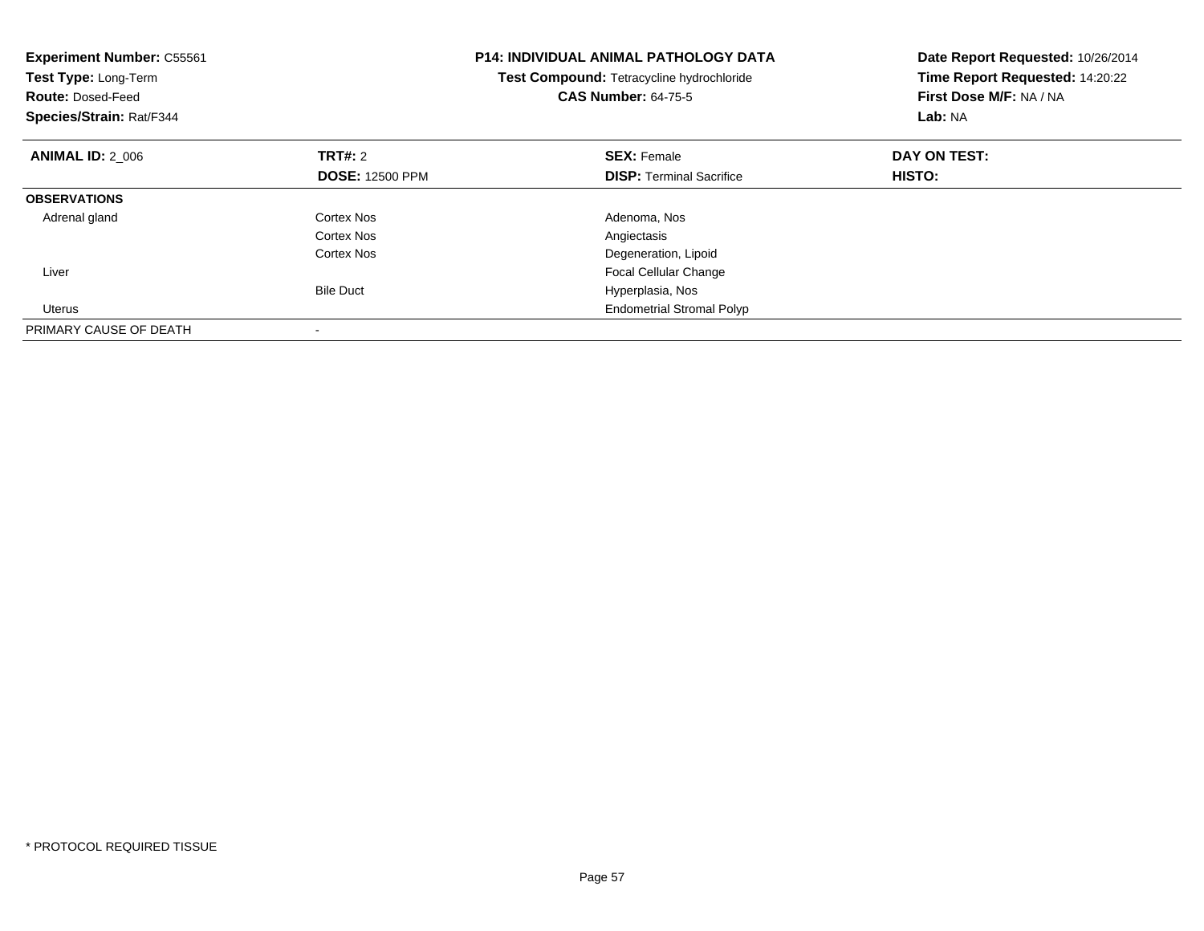**Experiment Number:** C55561
**Test Type:** Long-Term
**Route:** Dosed-Feed
**Species/Strain:** Rat/F344

**P14: INDIVIDUAL ANIMAL PATHOLOGY DATA**
**Test Compound:** Tetracycline hydrochloride
**CAS Number:** 64-75-5

**Date Report Requested:** 10/26/2014
**Time Report Requested:** 14:20:22
**First Dose M/F:** NA / NA
**Lab:** NA

| **ANIMAL ID:** 2_006 | **TRT#:** 2 | **SEX:** Female | **DAY ON TEST:** |
|---|---|---|---|
| | **DOSE:** 12500 PPM | **DISP:** Terminal Sacrifice | **HISTO:** |
| **OBSERVATIONS** | | | |
| Adrenal gland | Cortex Nos | Adenoma, Nos | |
| | Cortex Nos | Angiectasis | |
| | Cortex Nos | Degeneration, Lipoid | |
| Liver | | Focal Cellular Change | |
| | Bile Duct | Hyperplasia, Nos | |
| Uterus | | Endometrial Stromal Polyp | |
| PRIMARY CAUSE OF DEATH | - | | |

* PROTOCOL REQUIRED TISSUE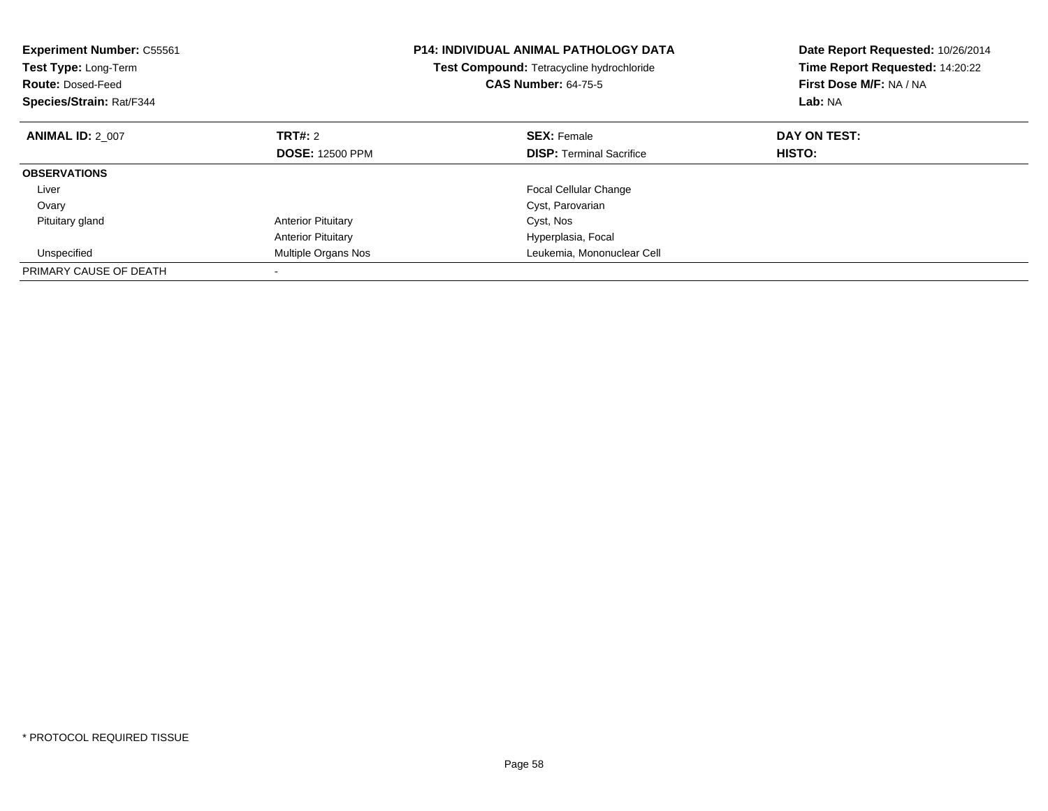**Experiment Number:** C55561
**Test Type:** Long-Term
**Route:** Dosed-Feed
**Species/Strain:** Rat/F344

## P14: INDIVIDUAL ANIMAL PATHOLOGY DATA

**Test Compound:** Tetracycline hydrochloride
**CAS Number:** 64-75-5

**Date Report Requested:** 10/26/2014
**Time Report Requested:** 14:20:22
**First Dose M/F:** NA / NA
**Lab:** NA

| **ANIMAL ID:** 2_007 | **TRT#:** 2 | **SEX:** Female | **DAY ON TEST:** |
|---|---|---|---|
| | **DOSE:** 12500 PPM | **DISP:** Terminal Sacrifice | **HISTO:** |
| **OBSERVATIONS** | | | |
| Liver | | Focal Cellular Change | |
| Ovary | | Cyst, Parovarian | |
| Pituitary gland | Anterior Pituitary | Cyst, Nos | |
| | Anterior Pituitary | Hyperplasia, Focal | |
| Unspecified | Multiple Organs Nos | Leukemia, Mononuclear Cell | |
| PRIMARY CAUSE OF DEATH | - | | |

* PROTOCOL REQUIRED TISSUE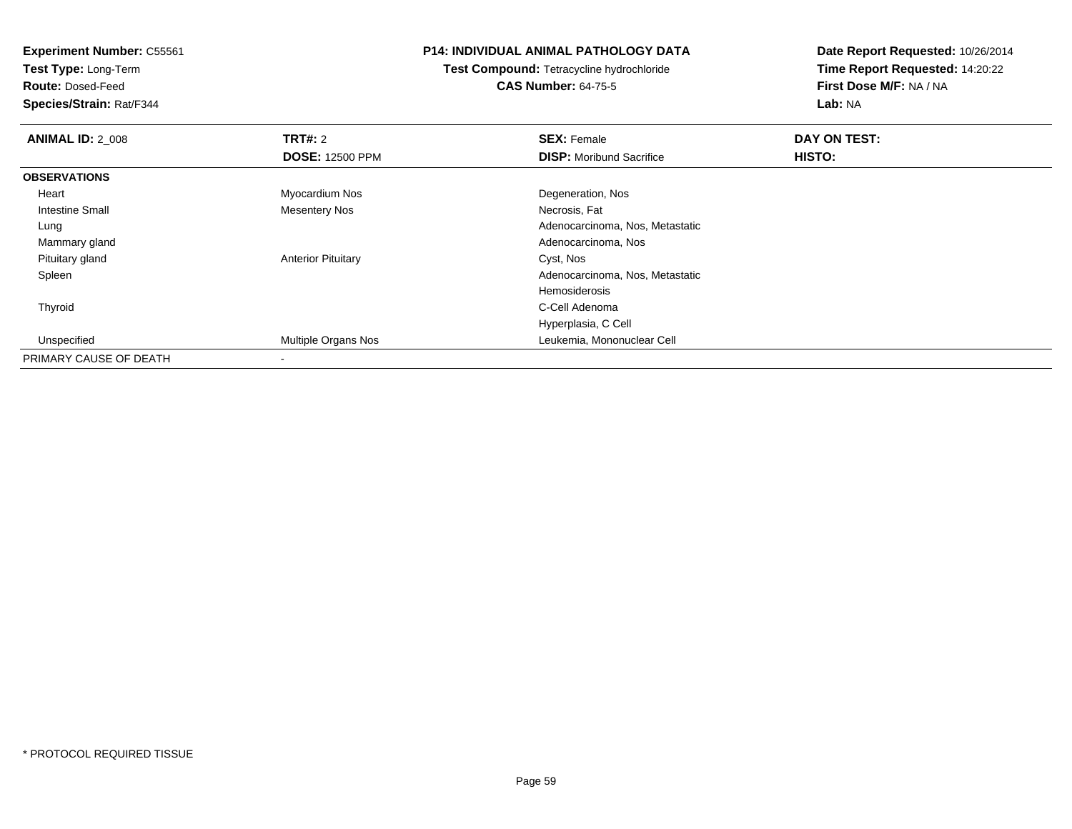**Experiment Number:** C55561
**Test Type:** Long-Term
**Route:** Dosed-Feed
**Species/Strain:** Rat/F344

**P14: INDIVIDUAL ANIMAL PATHOLOGY DATA**
**Test Compound:** Tetracycline hydrochloride
**CAS Number:** 64-75-5

**Date Report Requested:** 10/26/2014
**Time Report Requested:** 14:20:22
**First Dose M/F:** NA / NA
**Lab:** NA

| **ANIMAL ID:** 2_008 | **TRT#:** 2 | **SEX:** Female | **DAY ON TEST:** |
|---|---|---|---|
| | **DOSE:** 12500 PPM | **DISP:** Moribund Sacrifice | **HISTO:** |
| **OBSERVATIONS** | | | |
| Heart | Myocardium Nos | Degeneration, Nos | |
| Intestine Small | Mesentery Nos | Necrosis, Fat | |
| Lung | | Adenocarcinoma, Nos, Metastatic | |
| Mammary gland | | Adenocarcinoma, Nos | |
| Pituitary gland | Anterior Pituitary | Cyst, Nos | |
| Spleen | | Adenocarcinoma, Nos, Metastatic | |
| | | Hemosiderosis | |
| Thyroid | | C-Cell Adenoma | |
| | | Hyperplasia, C Cell | |
| Unspecified | Multiple Organs Nos | Leukemia, Mononuclear Cell | |
| PRIMARY CAUSE OF DEATH | - | | |

* PROTOCOL REQUIRED TISSUE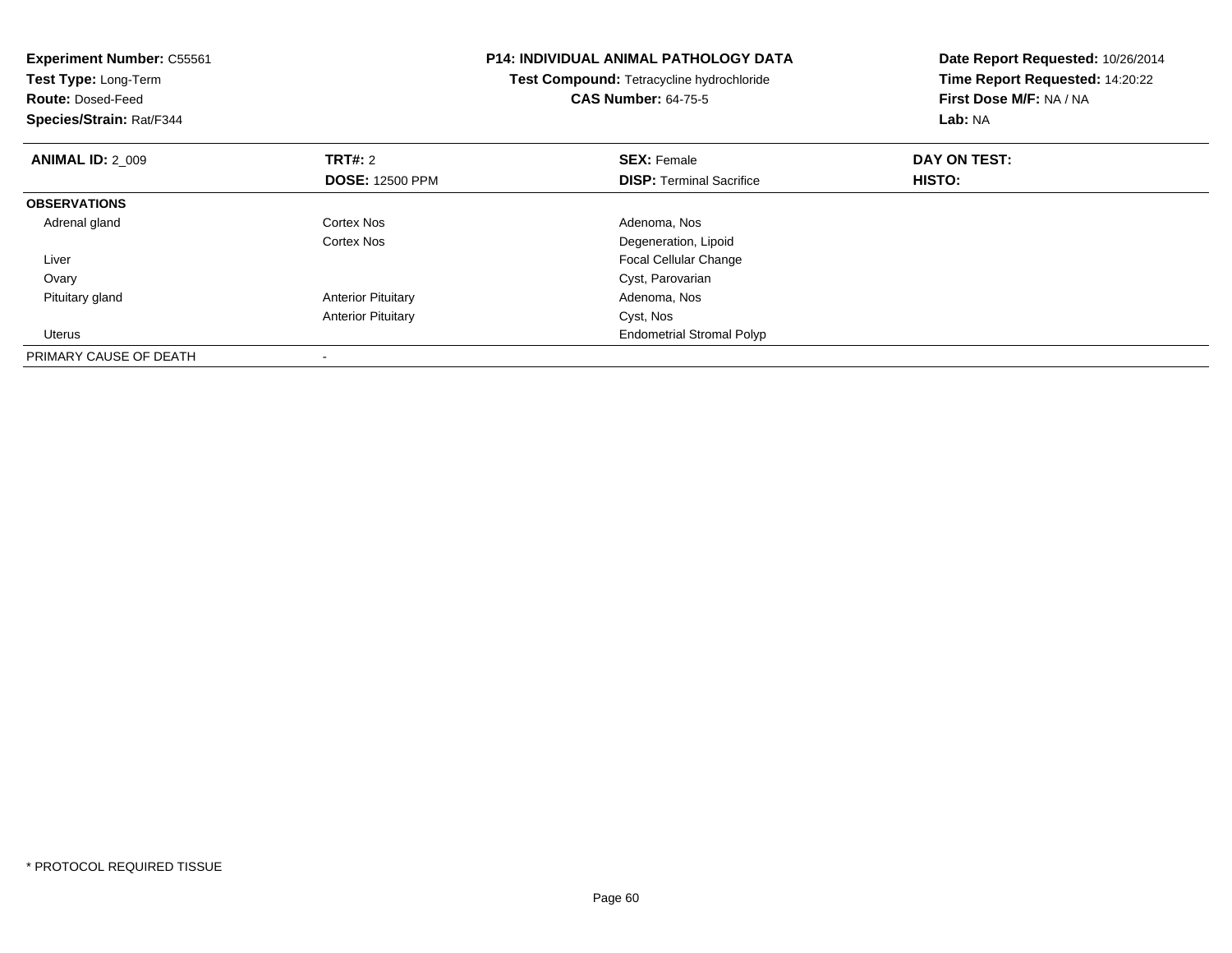**Experiment Number:** C55561
**Test Type:** Long-Term
**Route:** Dosed-Feed
**Species/Strain:** Rat/F344

**P14: INDIVIDUAL ANIMAL PATHOLOGY DATA**
**Test Compound:** Tetracycline hydrochloride
**CAS Number:** 64-75-5

**Date Report Requested:** 10/26/2014
**Time Report Requested:** 14:20:22
**First Dose M/F:** NA / NA
**Lab:** NA

| **ANIMAL ID:** 2_009 | **TRT#:** 2 | **SEX:** Female | **DAY ON TEST:** |
|---|---|---|---|
| | **DOSE:** 12500 PPM | **DISP:** Terminal Sacrifice | **HISTO:** |
| **OBSERVATIONS** | | | |
| Adrenal gland | Cortex Nos | Adenoma, Nos | |
| | Cortex Nos | Degeneration, Lipoid | |
| Liver | | Focal Cellular Change | |
| Ovary | | Cyst, Parovarian | |
| Pituitary gland | Anterior Pituitary | Adenoma, Nos | |
| | Anterior Pituitary | Cyst, Nos | |
| Uterus | | Endometrial Stromal Polyp | |
| PRIMARY CAUSE OF DEATH | - | | |

\* PROTOCOL REQUIRED TISSUE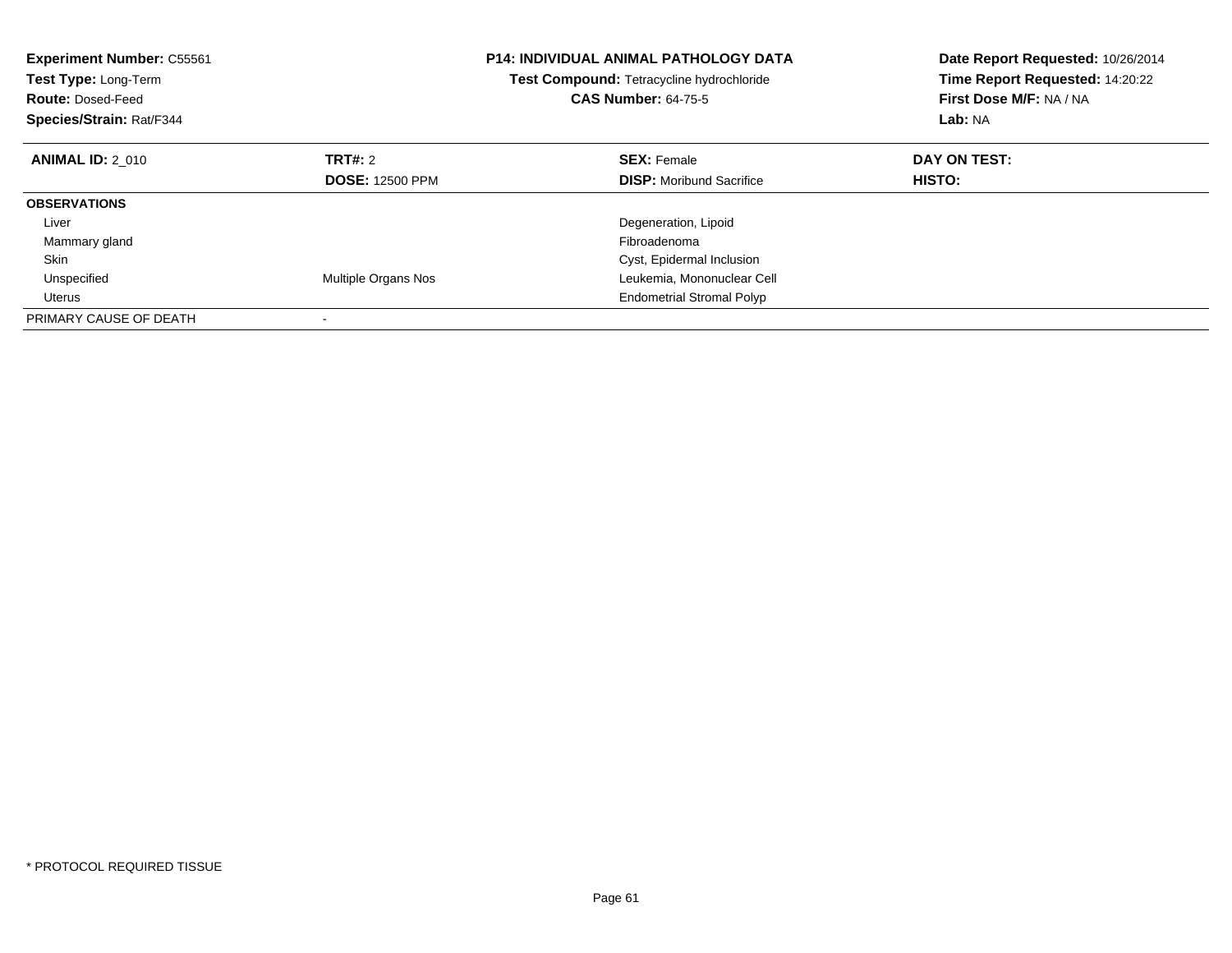**Experiment Number:** C55561
**Test Type:** Long-Term
**Route:** Dosed-Feed
**Species/Strain:** Rat/F344

**P14: INDIVIDUAL ANIMAL PATHOLOGY DATA**
**Test Compound:** Tetracycline hydrochloride
**CAS Number:** 64-75-5

**Date Report Requested:** 10/26/2014
**Time Report Requested:** 14:20:22
**First Dose M/F:** NA / NA
**Lab:** NA

| **ANIMAL ID:** 2_010 | **TRT#:** 2 | **SEX:** Female | **DAY ON TEST:** |
|---|---|---|---|
| | **DOSE:** 12500 PPM | **DISP:** Moribund Sacrifice | **HISTO:** |
| **OBSERVATIONS** | | | |
| Liver | | Degeneration, Lipoid | |
| Mammary gland | | Fibroadenoma | |
| Skin | | Cyst, Epidermal Inclusion | |
| Unspecified | Multiple Organs Nos | Leukemia, Mononuclear Cell | |
| Uterus | | Endometrial Stromal Polyp | |
| PRIMARY CAUSE OF DEATH | - | | |

* PROTOCOL REQUIRED TISSUE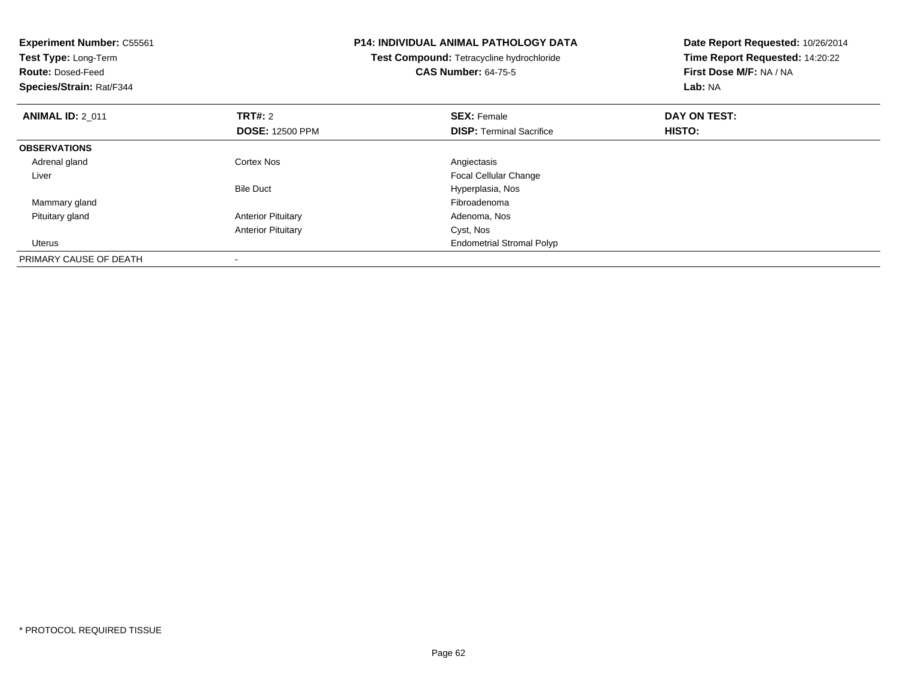**Experiment Number:** C55561
**Test Type:** Long-Term
**Route:** Dosed-Feed
**Species/Strain:** Rat/F344

**P14: INDIVIDUAL ANIMAL PATHOLOGY DATA**
**Test Compound:** Tetracycline hydrochloride
**CAS Number:** 64-75-5

**Date Report Requested:** 10/26/2014
**Time Report Requested:** 14:20:22
**First Dose M/F:** NA / NA
**Lab:** NA

| **ANIMAL ID:** 2_011 | **TRT#:** 2 | **SEX:** Female | **DAY ON TEST:** |
|---|---|---|---|
| | **DOSE:** 12500 PPM | **DISP:** Terminal Sacrifice | **HISTO:** |
| **OBSERVATIONS** | | | |
| Adrenal gland | Cortex Nos | Angiectasis | |
| Liver | | Focal Cellular Change | |
| | Bile Duct | Hyperplasia, Nos | |
| Mammary gland | | Fibroadenoma | |
| Pituitary gland | Anterior Pituitary | Adenoma, Nos | |
| | Anterior Pituitary | Cyst, Nos | |
| Uterus | | Endometrial Stromal Polyp | |
| PRIMARY CAUSE OF DEATH | - | | |

* PROTOCOL REQUIRED TISSUE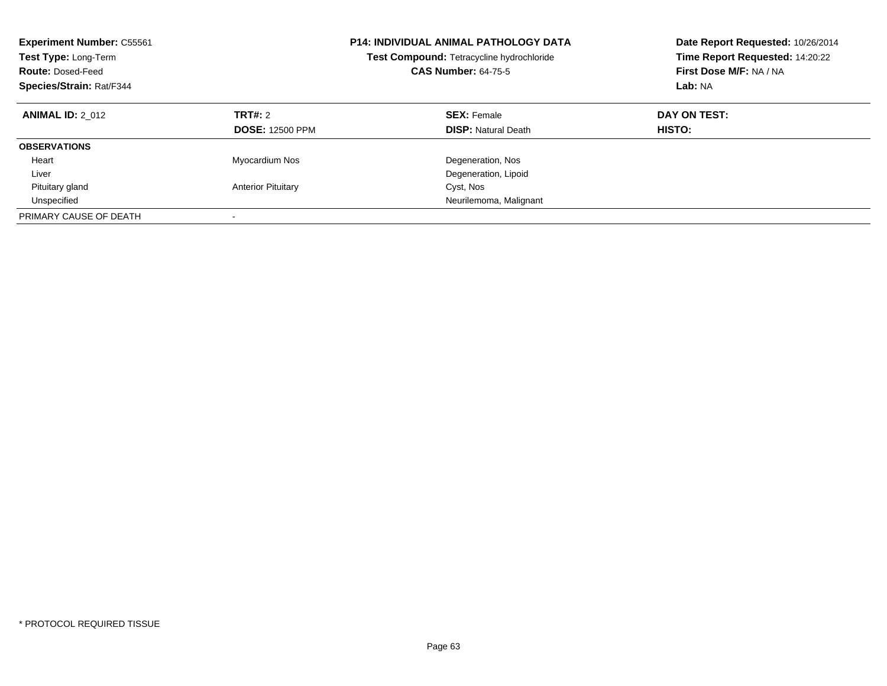**Experiment Number:** C55561
**Test Type:** Long-Term
**Route:** Dosed-Feed
**Species/Strain:** Rat/F344

**P14: INDIVIDUAL ANIMAL PATHOLOGY DATA**
**Test Compound:** Tetracycline hydrochloride
**CAS Number:** 64-75-5

**Date Report Requested:** 10/26/2014
**Time Report Requested:** 14:20:22
**First Dose M/F:** NA / NA
**Lab:** NA

| **ANIMAL ID:** 2_012 | **TRT#:** 2 | **SEX:** Female | **DAY ON TEST:** |
|---|---|---|---|
| | **DOSE:** 12500 PPM | **DISP:** Natural Death | **HISTO:** |
| **OBSERVATIONS** | | | |
| Heart | Myocardium Nos | Degeneration, Nos | |
| Liver | | Degeneration, Lipoid | |
| Pituitary gland | Anterior Pituitary | Cyst, Nos | |
| Unspecified | | Neurilemoma, Malignant | |
| PRIMARY CAUSE OF DEATH | - | | |

\* PROTOCOL REQUIRED TISSUE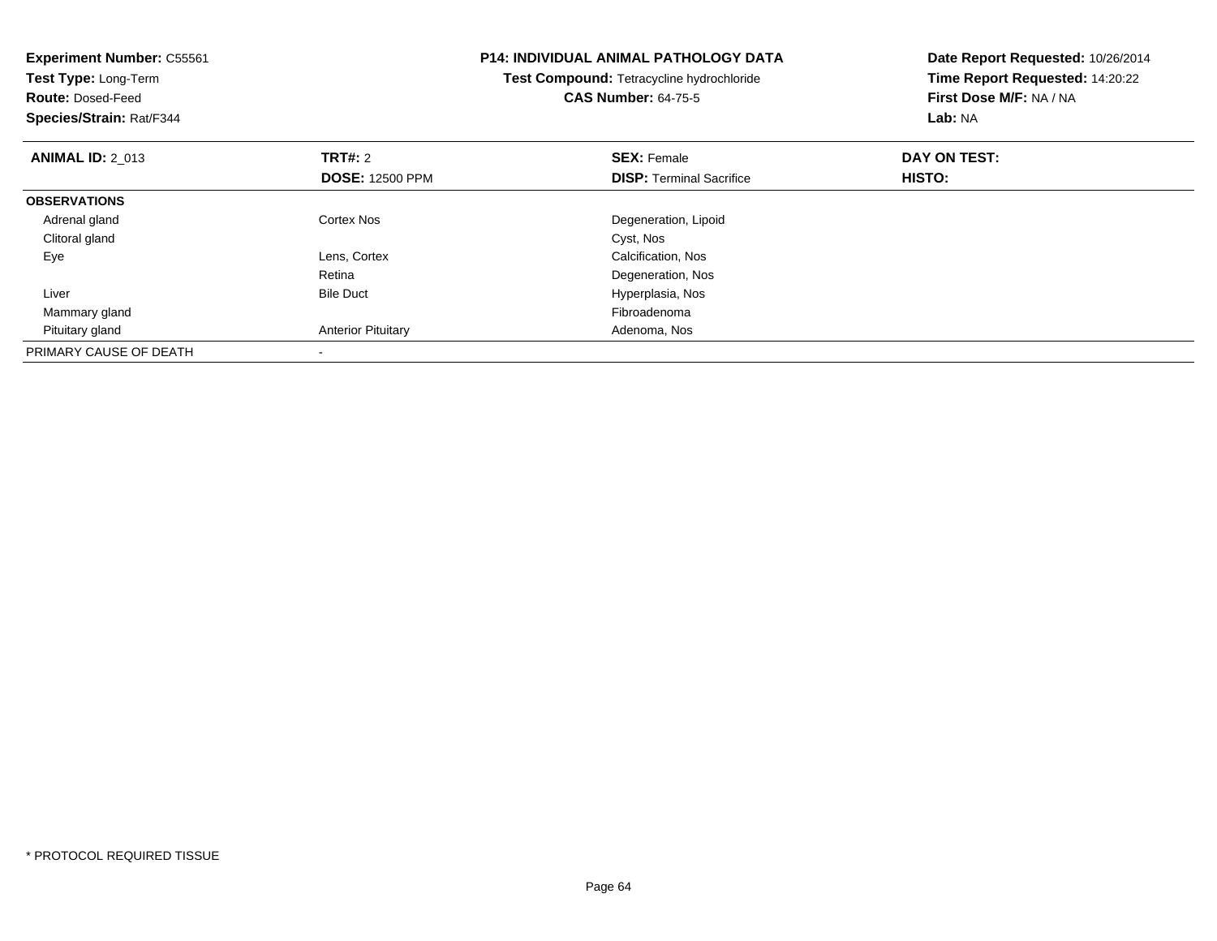**Experiment Number:** C55561
**Test Type:** Long-Term
**Route:** Dosed-Feed
**Species/Strain:** Rat/F344

**P14: INDIVIDUAL ANIMAL PATHOLOGY DATA**
**Test Compound:** Tetracycline hydrochloride
**CAS Number:** 64-75-5

**Date Report Requested:** 10/26/2014
**Time Report Requested:** 14:20:22
**First Dose M/F:** NA / NA
**Lab:** NA

| **ANIMAL ID:** 2_013 | **TRT#:** 2 | **SEX:** Female | **DAY ON TEST:** |
|---|---|---|---|
| | **DOSE:** 12500 PPM | **DISP:** Terminal Sacrifice | **HISTO:** |
| **OBSERVATIONS** | | | |
| Adrenal gland | Cortex Nos | Degeneration, Lipoid | |
| Clitoral gland | | Cyst, Nos | |
| Eye | Lens, Cortex | Calcification, Nos | |
| | Retina | Degeneration, Nos | |
| Liver | Bile Duct | Hyperplasia, Nos | |
| Mammary gland | | Fibroadenoma | |
| Pituitary gland | Anterior Pituitary | Adenoma, Nos | |
| PRIMARY CAUSE OF DEATH | - | | |

* PROTOCOL REQUIRED TISSUE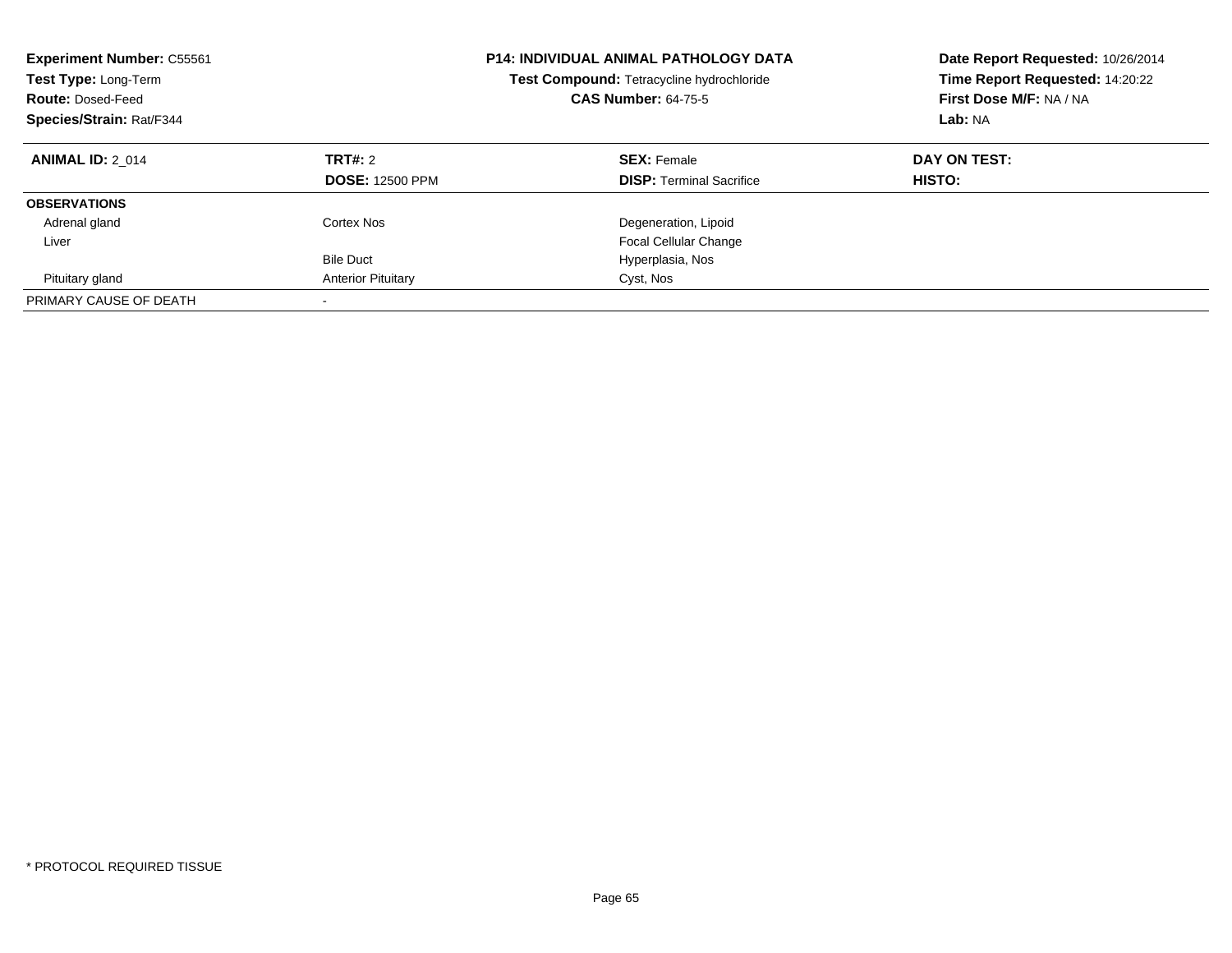**Experiment Number:** C55561
**Test Type:** Long-Term
**Route:** Dosed-Feed
**Species/Strain:** Rat/F344

**P14: INDIVIDUAL ANIMAL PATHOLOGY DATA**
**Test Compound:** Tetracycline hydrochloride
**CAS Number:** 64-75-5

**Date Report Requested:** 10/26/2014
**Time Report Requested:** 14:20:22
**First Dose M/F:** NA / NA
**Lab:** NA

| **ANIMAL ID:** 2_014 | **TRT#:** 2 | **SEX:** Female | **DAY ON TEST:** |
|---|---|---|---|
| | **DOSE:** 12500 PPM | **DISP:** Terminal Sacrifice | **HISTO:** |
| **OBSERVATIONS** | | | |
| Adrenal gland | Cortex Nos | Degeneration, Lipoid | |
| Liver | | Focal Cellular Change | |
| | Bile Duct | Hyperplasia, Nos | |
| Pituitary gland | Anterior Pituitary | Cyst, Nos | |
| PRIMARY CAUSE OF DEATH | - | | |

* PROTOCOL REQUIRED TISSUE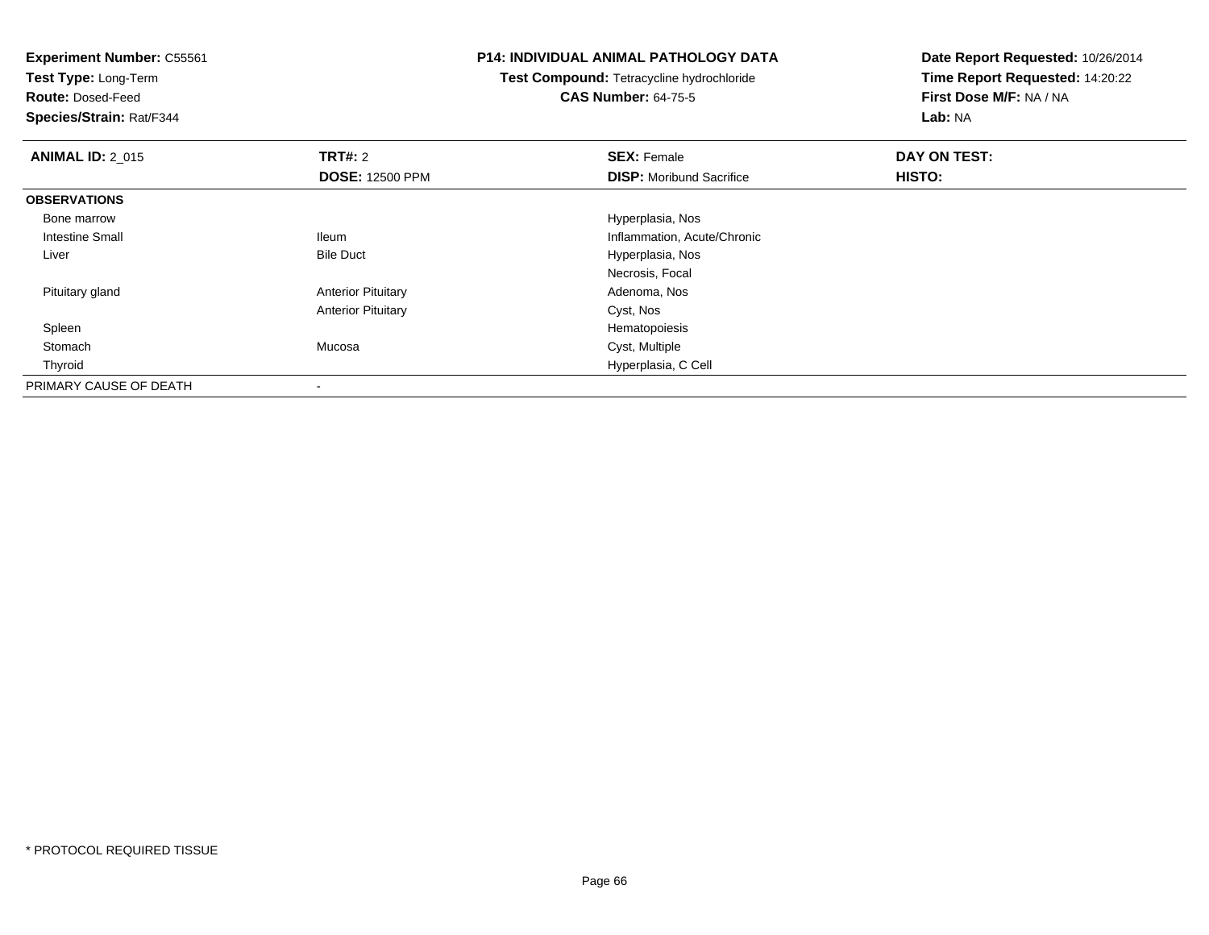**Experiment Number:** C55561
**Test Type:** Long-Term
**Route:** Dosed-Feed
**Species/Strain:** Rat/F344

**P14: INDIVIDUAL ANIMAL PATHOLOGY DATA**
**Test Compound:** Tetracycline hydrochloride
**CAS Number:** 64-75-5

**Date Report Requested:** 10/26/2014
**Time Report Requested:** 14:20:22
**First Dose M/F:** NA / NA
**Lab:** NA

| **ANIMAL ID:** 2_015 | **TRT#:** 2 | **SEX:** Female | **DAY ON TEST:** |
|---|---|---|---|
| | **DOSE:** 12500 PPM | **DISP:** Moribund Sacrifice | **HISTO:** |
| **OBSERVATIONS** | | | |
| Bone marrow | | Hyperplasia, Nos | |
| Intestine Small | Ileum | Inflammation, Acute/Chronic | |
| Liver | Bile Duct | Hyperplasia, Nos | |
| | | Necrosis, Focal | |
| Pituitary gland | Anterior Pituitary | Adenoma, Nos | |
| | Anterior Pituitary | Cyst, Nos | |
| Spleen | | Hematopoiesis | |
| Stomach | Mucosa | Cyst, Multiple | |
| Thyroid | | Hyperplasia, C Cell | |
| PRIMARY CAUSE OF DEATH | - | | |

* PROTOCOL REQUIRED TISSUE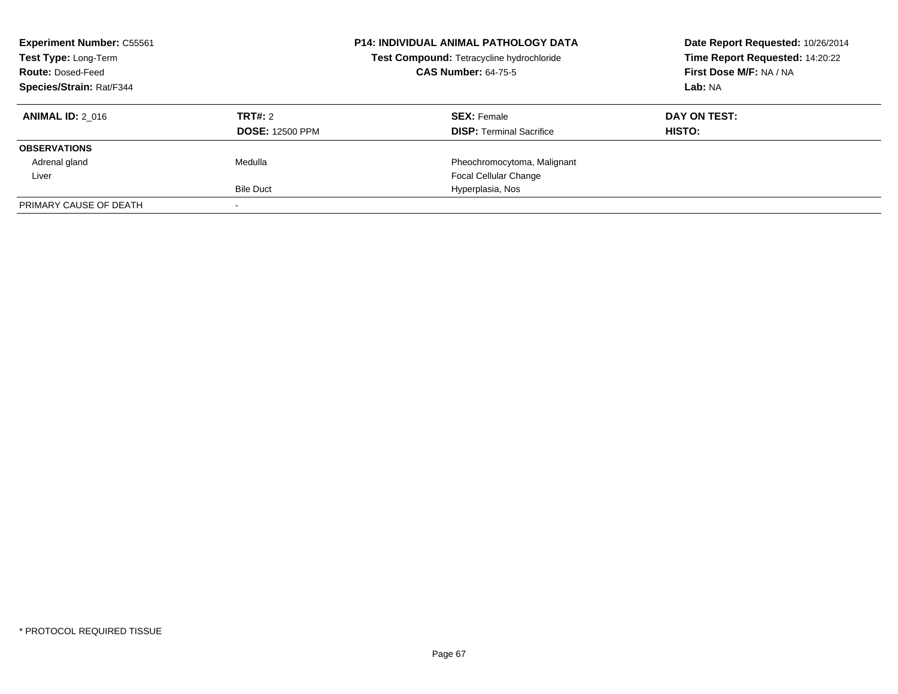**Experiment Number:** C55561
**Test Type:** Long-Term
**Route:** Dosed-Feed
**Species/Strain:** Rat/F344

**P14: INDIVIDUAL ANIMAL PATHOLOGY DATA**
**Test Compound:** Tetracycline hydrochloride
**CAS Number:** 64-75-5

**Date Report Requested:** 10/26/2014
**Time Report Requested:** 14:20:22
**First Dose M/F:** NA / NA
**Lab:** NA

| **ANIMAL ID:** 2_016 | **TRT#:** 2 | **SEX:** Female | **DAY ON TEST:** |
|---|---|---|---|
| | **DOSE:** 12500 PPM | **DISP:** Terminal Sacrifice | **HISTO:** |
| **OBSERVATIONS** | | | |
| Adrenal gland | Medulla | Pheochromocytoma, Malignant | |
| Liver | | Focal Cellular Change | |
| | Bile Duct | Hyperplasia, Nos | |
| PRIMARY CAUSE OF DEATH | - | | |

* PROTOCOL REQUIRED TISSUE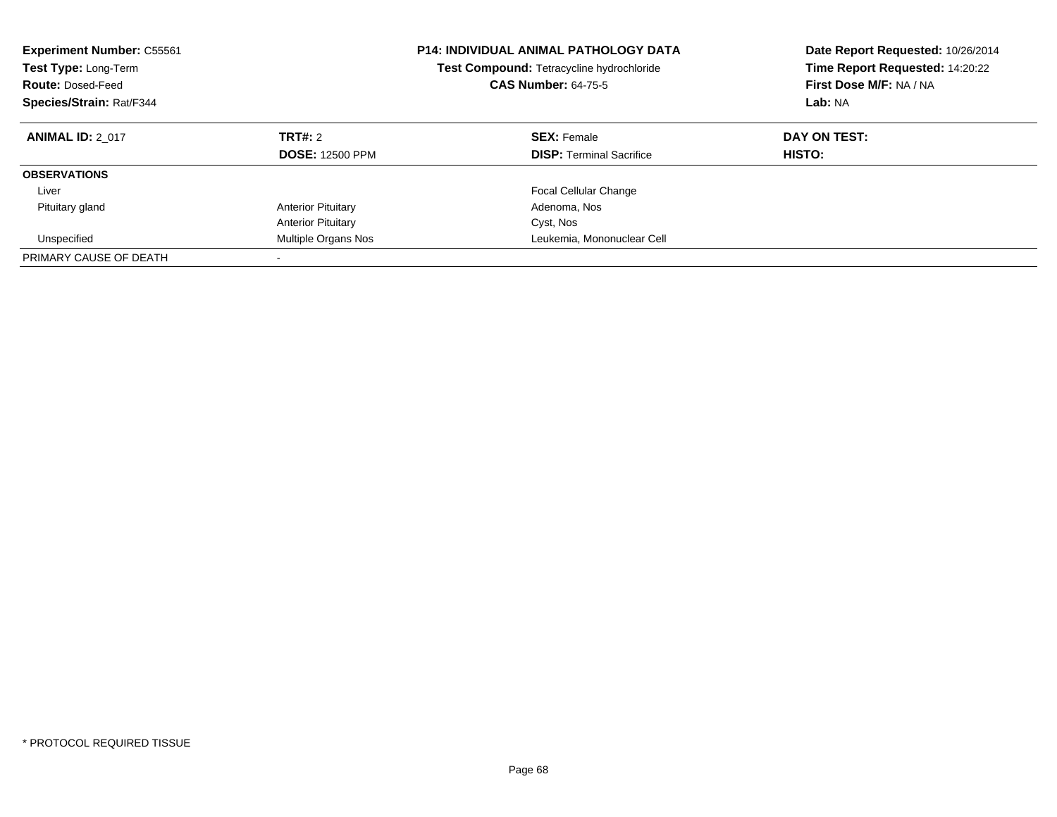**Experiment Number:** C55561
**Test Type:** Long-Term
**Route:** Dosed-Feed
**Species/Strain:** Rat/F344

**P14: INDIVIDUAL ANIMAL PATHOLOGY DATA**
**Test Compound:** Tetracycline hydrochloride
**CAS Number:** 64-75-5

**Date Report Requested:** 10/26/2014
**Time Report Requested:** 14:20:22
**First Dose M/F:** NA / NA
**Lab:** NA

| **ANIMAL ID:** 2_017 | **TRT#:** 2 | **SEX:** Female | **DAY ON TEST:** |
|---|---|---|---|
| | **DOSE:** 12500 PPM | **DISP:** Terminal Sacrifice | **HISTO:** |
| **OBSERVATIONS** | | | |
| Liver | | Focal Cellular Change | |
| Pituitary gland | Anterior Pituitary | Adenoma, Nos | |
| | Anterior Pituitary | Cyst, Nos | |
| Unspecified | Multiple Organs Nos | Leukemia, Mononuclear Cell | |
| PRIMARY CAUSE OF DEATH | - | | |

* PROTOCOL REQUIRED TISSUE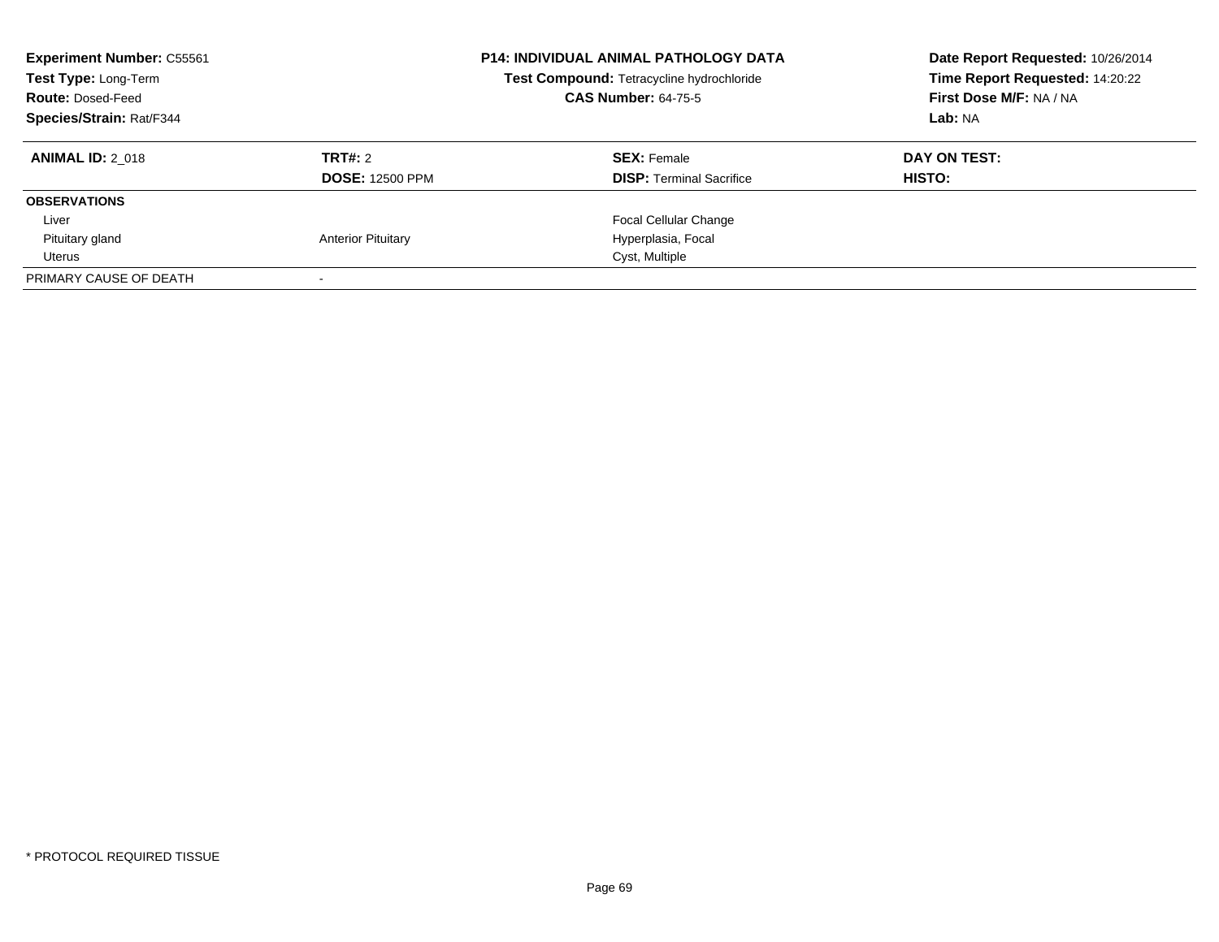**Experiment Number:** C55561
**Test Type:** Long-Term
**Route:** Dosed-Feed
**Species/Strain:** Rat/F344

**P14: INDIVIDUAL ANIMAL PATHOLOGY DATA**
**Test Compound:** Tetracycline hydrochloride
**CAS Number:** 64-75-5

**Date Report Requested:** 10/26/2014
**Time Report Requested:** 14:20:22
**First Dose M/F:** NA / NA
**Lab:** NA

| **ANIMAL ID:** 2_018 | **TRT#:** 2 | **SEX:** Female | **DAY ON TEST:** |
|---|---|---|---|
| | **DOSE:** 12500 PPM | **DISP:** Terminal Sacrifice | **HISTO:** |
| **OBSERVATIONS** | | | |
| Liver | | Focal Cellular Change | |
| Pituitary gland | Anterior Pituitary | Hyperplasia, Focal | |
| Uterus | | Cyst, Multiple | |
| PRIMARY CAUSE OF DEATH | - | | |

* PROTOCOL REQUIRED TISSUE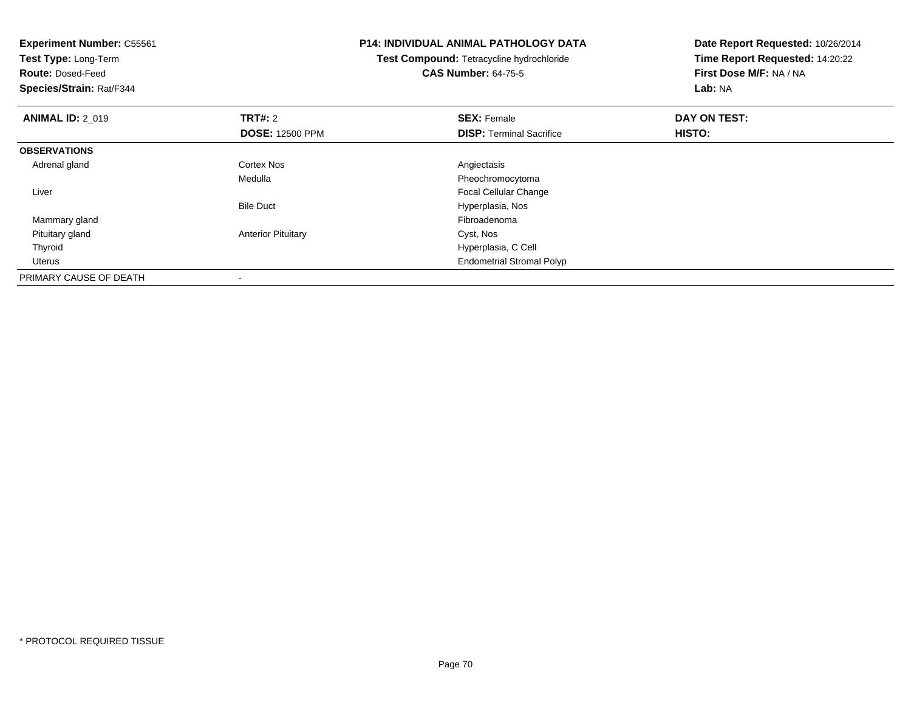**Experiment Number:** C55561
**Test Type:** Long-Term
**Route:** Dosed-Feed
**Species/Strain:** Rat/F344

**P14: INDIVIDUAL ANIMAL PATHOLOGY DATA**
**Test Compound:** Tetracycline hydrochloride
**CAS Number:** 64-75-5

**Date Report Requested:** 10/26/2014
**Time Report Requested:** 14:20:22
**First Dose M/F:** NA / NA
**Lab:** NA

| **ANIMAL ID:** 2_019 | **TRT#:** 2 | **SEX:** Female | **DAY ON TEST:** |
|---|---|---|---|
| | **DOSE:** 12500 PPM | **DISP:** Terminal Sacrifice | **HISTO:** |
| **OBSERVATIONS** | | | |
| Adrenal gland | Cortex Nos | Angiectasis | |
| | Medulla | Pheochromocytoma | |
| Liver | | Focal Cellular Change | |
| | Bile Duct | Hyperplasia, Nos | |
| Mammary gland | | Fibroadenoma | |
| Pituitary gland | Anterior Pituitary | Cyst, Nos | |
| Thyroid | | Hyperplasia, C Cell | |
| Uterus | | Endometrial Stromal Polyp | |
| PRIMARY CAUSE OF DEATH | - | | |

* PROTOCOL REQUIRED TISSUE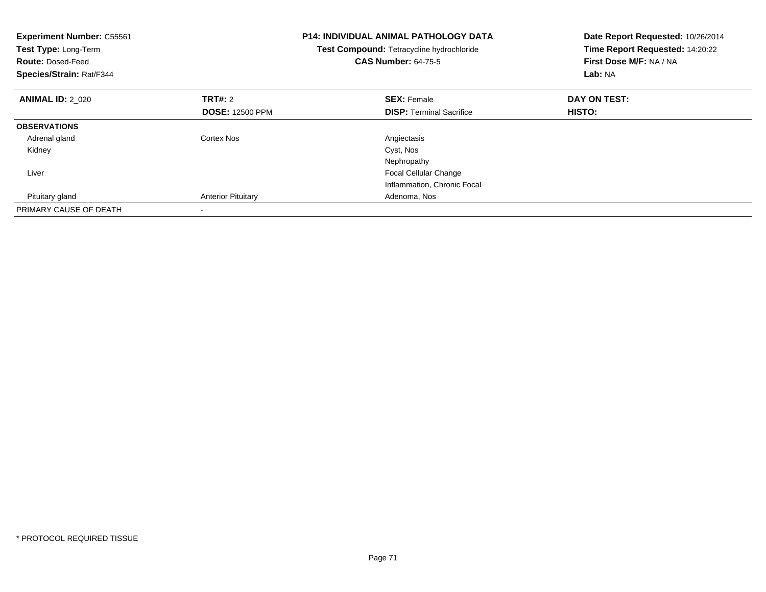**Experiment Number:** C55561
**Test Type:** Long-Term
**Route:** Dosed-Feed
**Species/Strain:** Rat/F344

**P14: INDIVIDUAL ANIMAL PATHOLOGY DATA**
**Test Compound:** Tetracycline hydrochloride
**CAS Number:** 64-75-5

**Date Report Requested:** 10/26/2014
**Time Report Requested:** 14:20:22
**First Dose M/F:** NA / NA
**Lab:** NA

| **ANIMAL ID:** 2_020 | **TRT#:** 2 | **SEX:** Female | **DAY ON TEST:** |
|---|---|---|---|
| | **DOSE:** 12500 PPM | **DISP:** Terminal Sacrifice | **HISTO:** |
| **OBSERVATIONS** | | | |
| Adrenal gland | Cortex Nos | Angiectasis | |
| Kidney | | Cyst, Nos | |
| | | Nephropathy | |
| Liver | | Focal Cellular Change | |
| | | Inflammation, Chronic Focal | |
| Pituitary gland | Anterior Pituitary | Adenoma, Nos | |
| PRIMARY CAUSE OF DEATH | - | | |

* PROTOCOL REQUIRED TISSUE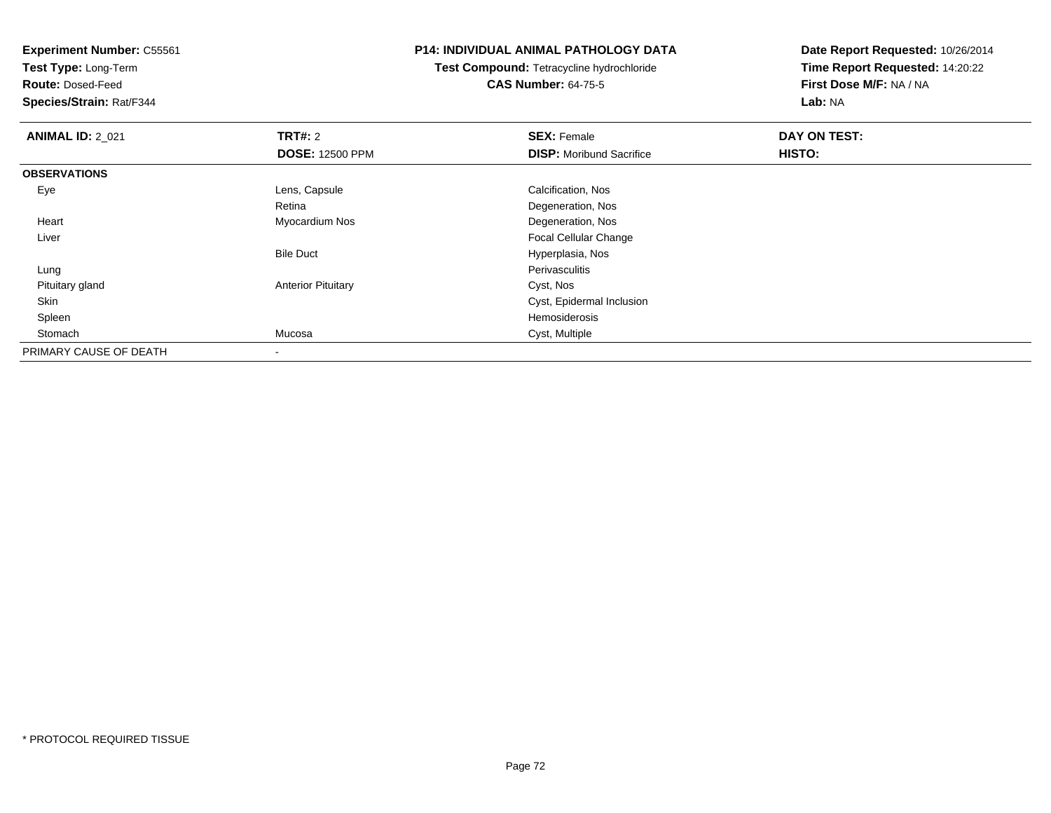**Experiment Number:** C55561
**Test Type:** Long-Term
**Route:** Dosed-Feed
**Species/Strain:** Rat/F344

**P14: INDIVIDUAL ANIMAL PATHOLOGY DATA**
**Test Compound:** Tetracycline hydrochloride
**CAS Number:** 64-75-5

**Date Report Requested:** 10/26/2014
**Time Report Requested:** 14:20:22
**First Dose M/F:** NA / NA
**Lab:** NA

| **ANIMAL ID:** 2_021 | **TRT#:** 2 | **SEX:** Female | **DAY ON TEST:** |
|---|---|---|---|
| | **DOSE:** 12500 PPM | **DISP:** Moribund Sacrifice | **HISTO:** |
| **OBSERVATIONS** | | | |
| Eye | Lens, Capsule | Calcification, Nos | |
| | Retina | Degeneration, Nos | |
| Heart | Myocardium Nos | Degeneration, Nos | |
| Liver | | Focal Cellular Change | |
| | Bile Duct | Hyperplasia, Nos | |
| Lung | | Perivasculitis | |
| Pituitary gland | Anterior Pituitary | Cyst, Nos | |
| Skin | | Cyst, Epidermal Inclusion | |
| Spleen | | Hemosiderosis | |
| Stomach | Mucosa | Cyst, Multiple | |
| PRIMARY CAUSE OF DEATH | - | | |

* PROTOCOL REQUIRED TISSUE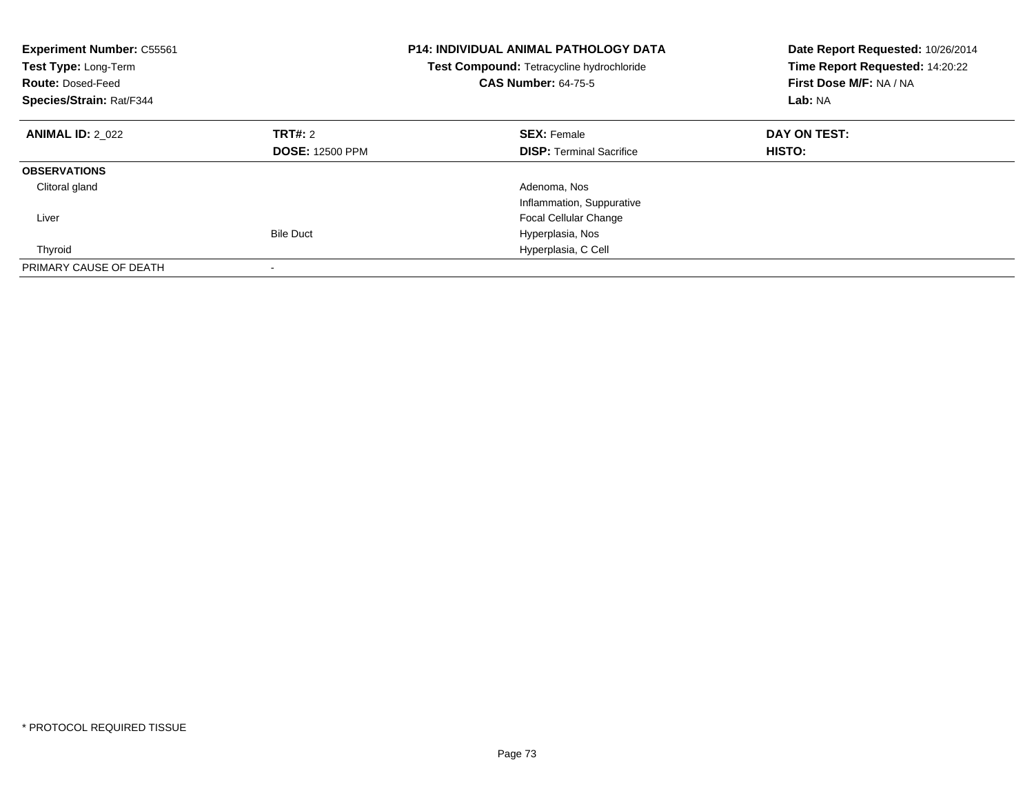**Experiment Number:** C55561
**Test Type:** Long-Term
**Route:** Dosed-Feed
**Species/Strain:** Rat/F344

**P14: INDIVIDUAL ANIMAL PATHOLOGY DATA**
**Test Compound:** Tetracycline hydrochloride
**CAS Number:** 64-75-5

**Date Report Requested:** 10/26/2014
**Time Report Requested:** 14:20:22
**First Dose M/F:** NA / NA
**Lab:** NA

| **ANIMAL ID:** 2_022 | **TRT#:** 2 | **SEX:** Female | **DAY ON TEST:** |
|---|---|---|---|
| | **DOSE:** 12500 PPM | **DISP:** Terminal Sacrifice | **HISTO:** |
| **OBSERVATIONS** | | | |
| Clitoral gland | | Adenoma, Nos | |
| | | Inflammation, Suppurative | |
| Liver | | Focal Cellular Change | |
| | Bile Duct | Hyperplasia, Nos | |
| Thyroid | | Hyperplasia, C Cell | |
| PRIMARY CAUSE OF DEATH | - | | |

* PROTOCOL REQUIRED TISSUE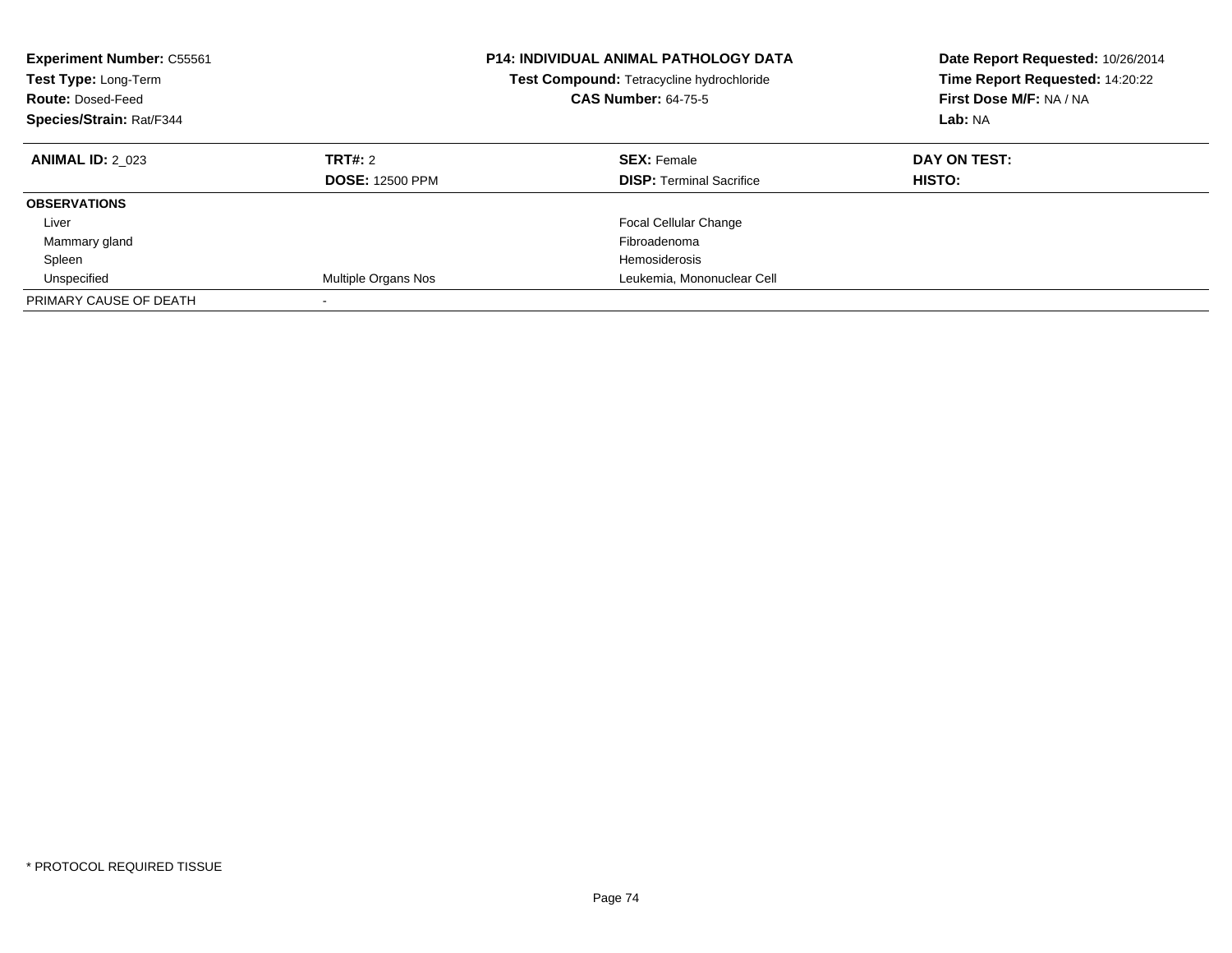**Experiment Number:** C55561
**Test Type:** Long-Term
**Route:** Dosed-Feed
**Species/Strain:** Rat/F344

**P14: INDIVIDUAL ANIMAL PATHOLOGY DATA**
**Test Compound:** Tetracycline hydrochloride
**CAS Number:** 64-75-5

**Date Report Requested:** 10/26/2014
**Time Report Requested:** 14:20:22
**First Dose M/F:** NA / NA
**Lab:** NA

| **ANIMAL ID:** 2_023 | **TRT#:** 2 | **SEX:** Female | **DAY ON TEST:** |
|---|---|---|---|
| | **DOSE:** 12500 PPM | **DISP:** Terminal Sacrifice | **HISTO:** |
| **OBSERVATIONS** | | | |
| Liver | | Focal Cellular Change | |
| Mammary gland | | Fibroadenoma | |
| Spleen | | Hemosiderosis | |
| Unspecified | Multiple Organs Nos | Leukemia, Mononuclear Cell | |
| PRIMARY CAUSE OF DEATH | - | | |

* PROTOCOL REQUIRED TISSUE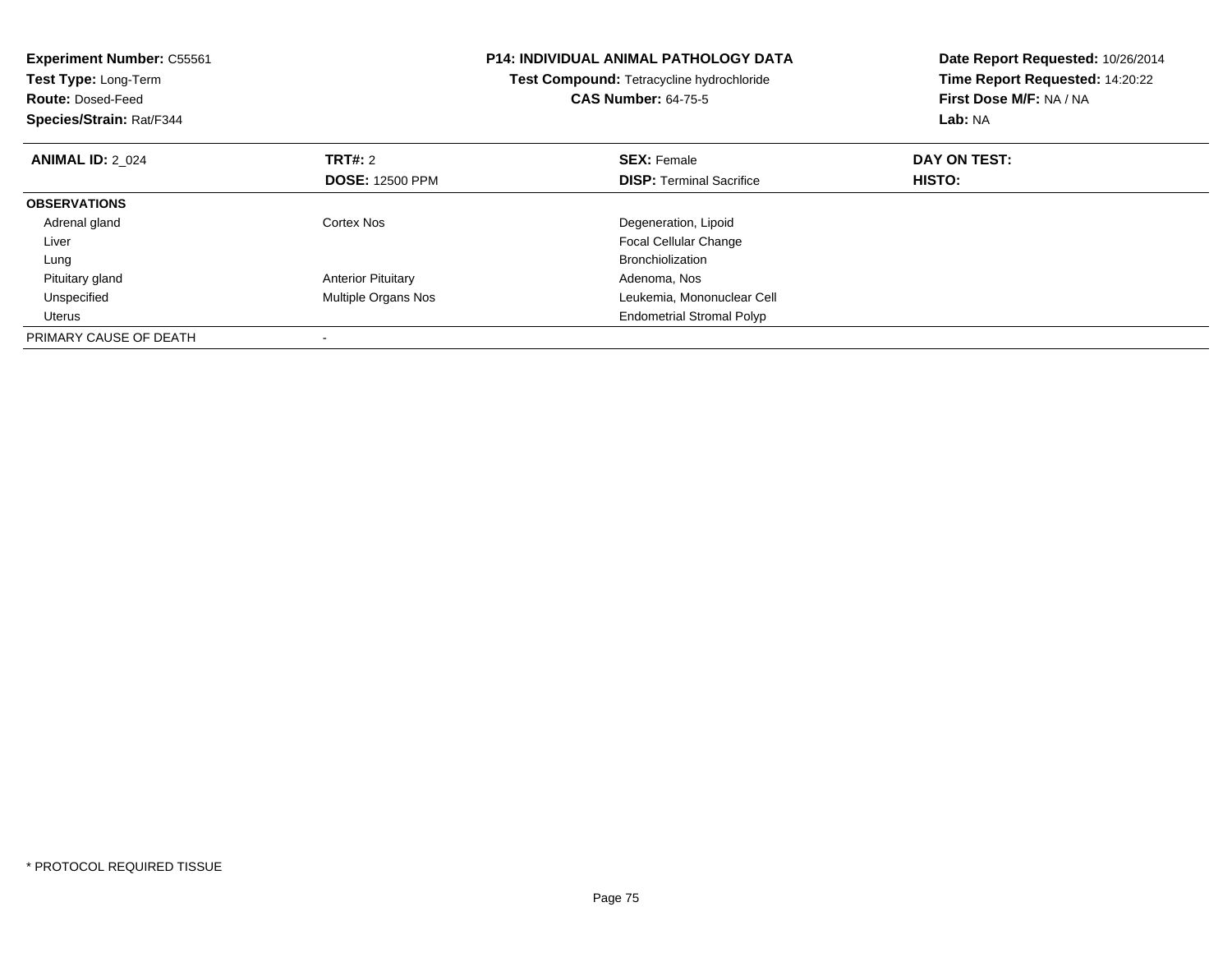**Experiment Number:** C55561
**Test Type:** Long-Term
**Route:** Dosed-Feed
**Species/Strain:** Rat/F344

**P14: INDIVIDUAL ANIMAL PATHOLOGY DATA**
**Test Compound:** Tetracycline hydrochloride
**CAS Number:** 64-75-5

**Date Report Requested:** 10/26/2014
**Time Report Requested:** 14:20:22
**First Dose M/F:** NA / NA
**Lab:** NA

| **ANIMAL ID:** 2_024 | **TRT#:** 2 | **SEX:** Female | **DAY ON TEST:** |
|---|---|---|---|
| | **DOSE:** 12500 PPM | **DISP:** Terminal Sacrifice | **HISTO:** |
| **OBSERVATIONS** | | | |
| Adrenal gland | Cortex Nos | Degeneration, Lipoid | |
| Liver | | Focal Cellular Change | |
| Lung | | Bronchiolization | |
| Pituitary gland | Anterior Pituitary | Adenoma, Nos | |
| Unspecified | Multiple Organs Nos | Leukemia, Mononuclear Cell | |
| Uterus | | Endometrial Stromal Polyp | |
| PRIMARY CAUSE OF DEATH | - | | |

* PROTOCOL REQUIRED TISSUE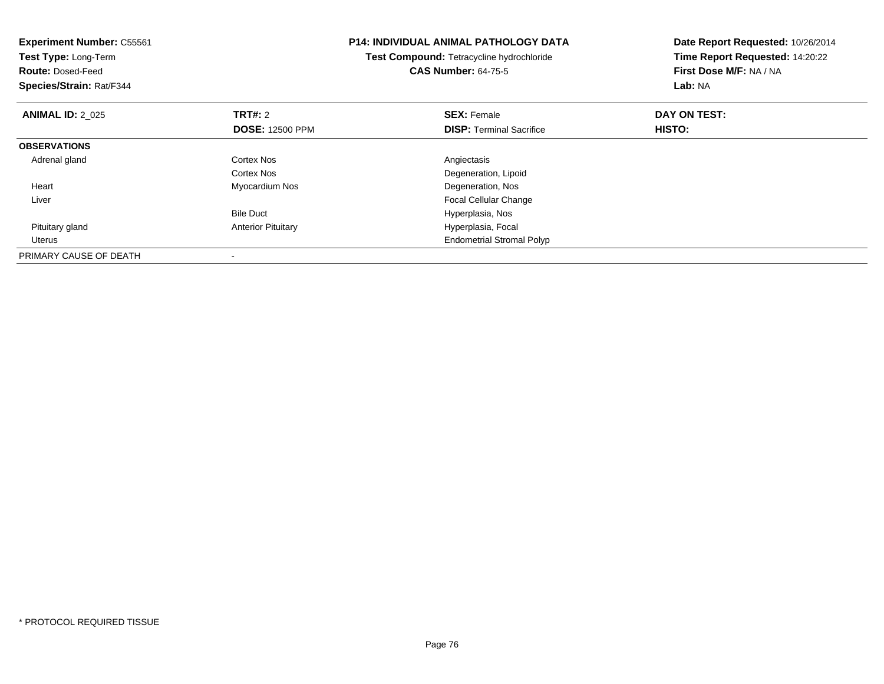**Experiment Number:** C55561
**Test Type:** Long-Term
**Route:** Dosed-Feed
**Species/Strain:** Rat/F344

**P14: INDIVIDUAL ANIMAL PATHOLOGY DATA**
**Test Compound:** Tetracycline hydrochloride
**CAS Number:** 64-75-5

**Date Report Requested:** 10/26/2014
**Time Report Requested:** 14:20:22
**First Dose M/F:** NA / NA
**Lab:** NA

| **ANIMAL ID:** 2_025 | **TRT#:** 2 | **SEX:** Female | **DAY ON TEST:** |
|---|---|---|---|
| | **DOSE:** 12500 PPM | **DISP:** Terminal Sacrifice | **HISTO:** |
| **OBSERVATIONS** | | | |
| Adrenal gland | Cortex Nos | Angiectasis | |
| | Cortex Nos | Degeneration, Lipoid | |
| Heart | Myocardium Nos | Degeneration, Nos | |
| Liver | | Focal Cellular Change | |
| | Bile Duct | Hyperplasia, Nos | |
| Pituitary gland | Anterior Pituitary | Hyperplasia, Focal | |
| Uterus | | Endometrial Stromal Polyp | |
| PRIMARY CAUSE OF DEATH | - | | |

* PROTOCOL REQUIRED TISSUE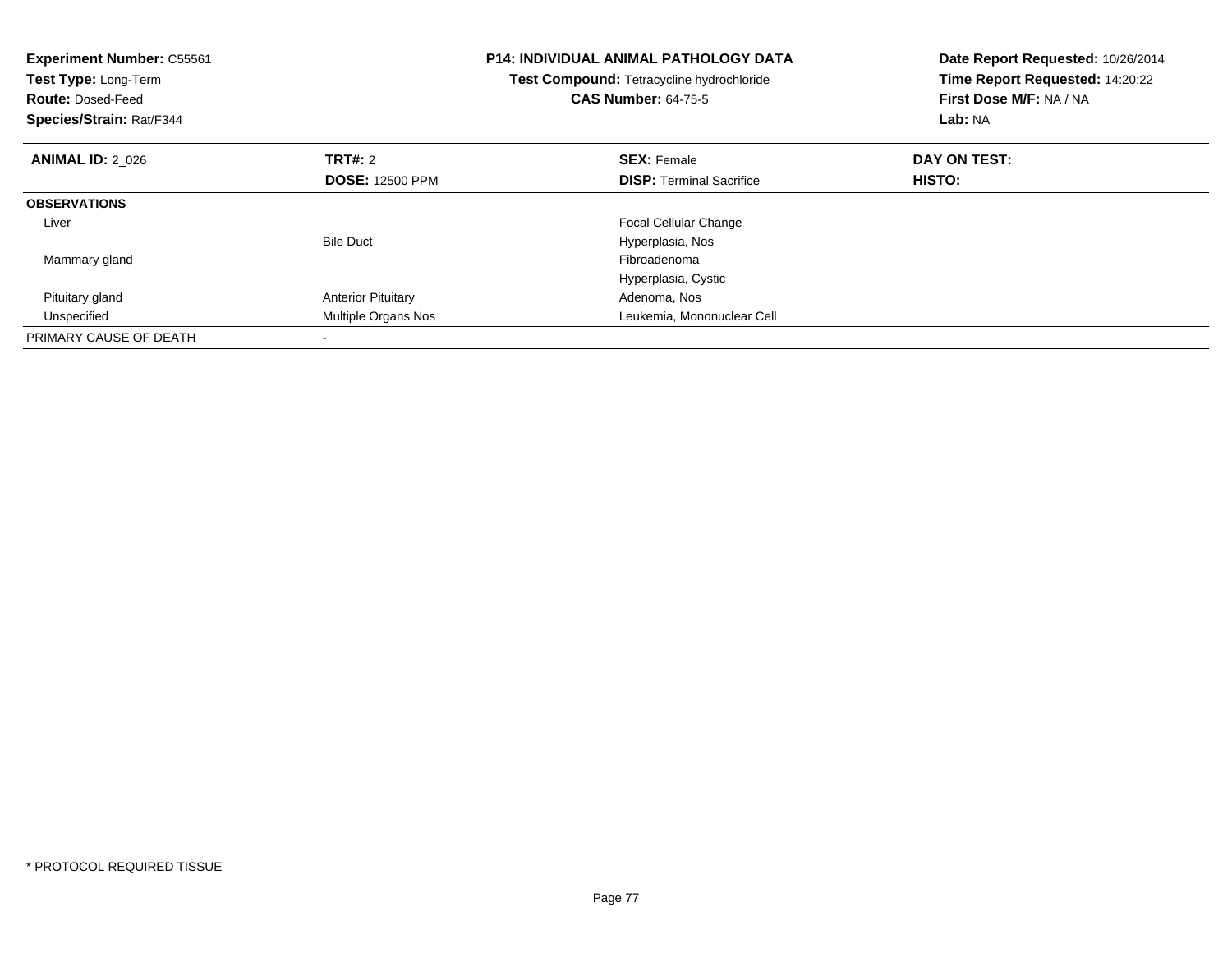**Experiment Number:** C55561
**Test Type:** Long-Term
**Route:** Dosed-Feed
**Species/Strain:** Rat/F344

**P14: INDIVIDUAL ANIMAL PATHOLOGY DATA**
**Test Compound:** Tetracycline hydrochloride
**CAS Number:** 64-75-5

**Date Report Requested:** 10/26/2014
**Time Report Requested:** 14:20:22
**First Dose M/F:** NA / NA
**Lab:** NA

| **ANIMAL ID:** 2_026 | **TRT#:** 2 | **SEX:** Female | **DAY ON TEST:** |
|---|---|---|---|
| | **DOSE:** 12500 PPM | **DISP:** Terminal Sacrifice | **HISTO:** |
| **OBSERVATIONS** | | | |
| Liver | | Focal Cellular Change | |
| | Bile Duct | Hyperplasia, Nos | |
| Mammary gland | | Fibroadenoma | |
| | | Hyperplasia, Cystic | |
| Pituitary gland | Anterior Pituitary | Adenoma, Nos | |
| Unspecified | Multiple Organs Nos | Leukemia, Mononuclear Cell | |
| PRIMARY CAUSE OF DEATH | - | | |

\* PROTOCOL REQUIRED TISSUE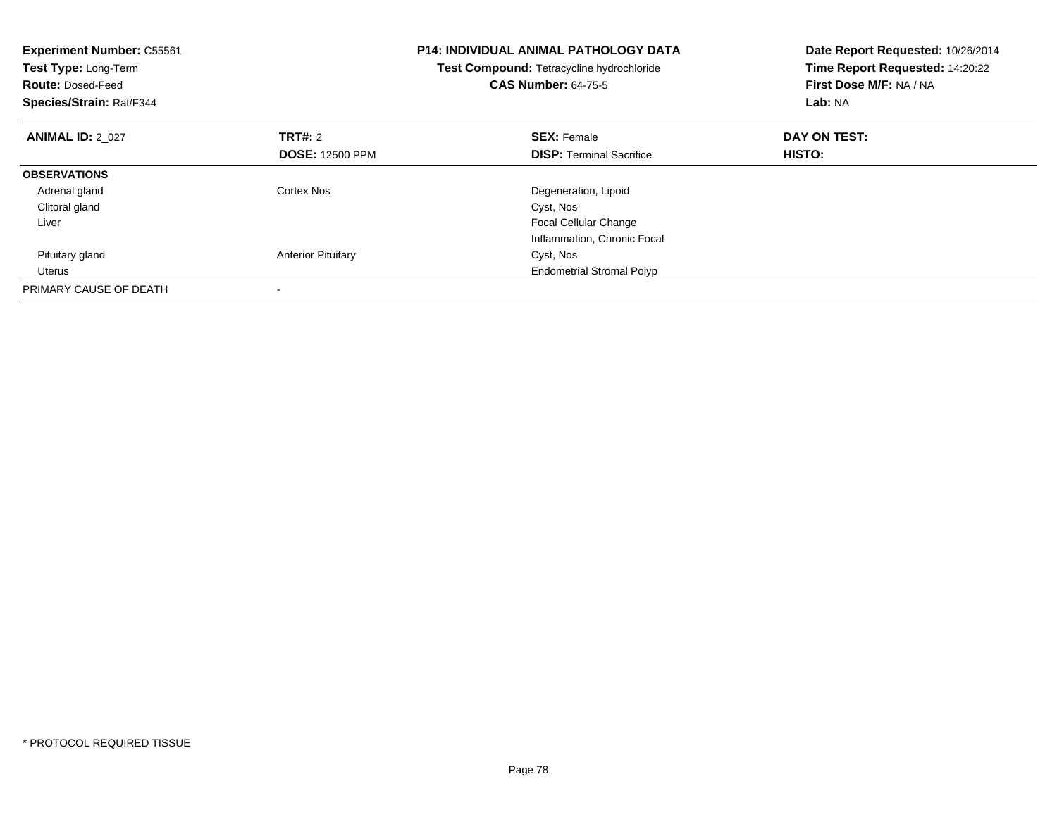**Experiment Number:** C55561
**Test Type:** Long-Term
**Route:** Dosed-Feed
**Species/Strain:** Rat/F344

**P14: INDIVIDUAL ANIMAL PATHOLOGY DATA**
**Test Compound:** Tetracycline hydrochloride
**CAS Number:** 64-75-5

**Date Report Requested:** 10/26/2014
**Time Report Requested:** 14:20:22
**First Dose M/F:** NA / NA
**Lab:** NA

| **ANIMAL ID:** 2_027 | **TRT#:** 2<br>**DOSE:** 12500 PPM | **SEX:** Female<br>**DISP:** Terminal Sacrifice | **DAY ON TEST:**<br>**HISTO:** |
|---|---|---|---|
| **OBSERVATIONS** | | | |
| Adrenal gland | Cortex Nos | Degeneration, Lipoid | |
| Clitoral gland | | Cyst, Nos | |
| Liver | | Focal Cellular Change | |
| | | Inflammation, Chronic Focal | |
| Pituitary gland | Anterior Pituitary | Cyst, Nos | |
| Uterus | | Endometrial Stromal Polyp | |
| PRIMARY CAUSE OF DEATH | - | | |

* PROTOCOL REQUIRED TISSUE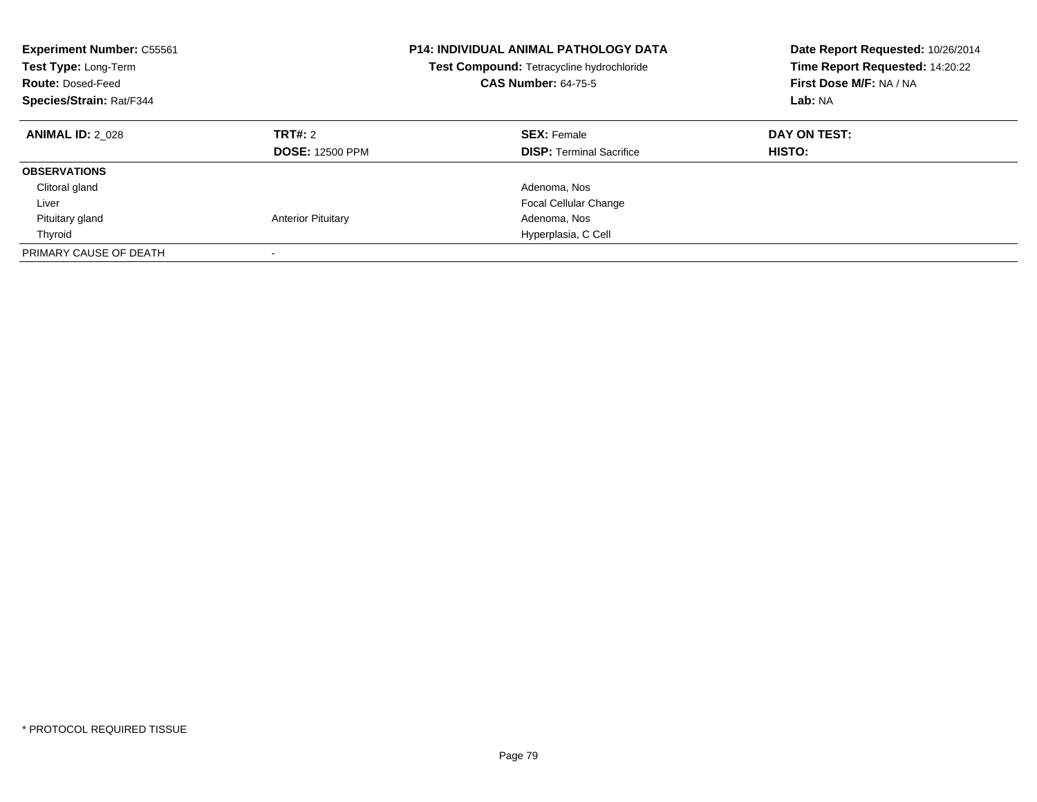**Experiment Number:** C55561
**Test Type:** Long-Term
**Route:** Dosed-Feed
**Species/Strain:** Rat/F344

**P14: INDIVIDUAL ANIMAL PATHOLOGY DATA**
**Test Compound:** Tetracycline hydrochloride
**CAS Number:** 64-75-5

**Date Report Requested:** 10/26/2014
**Time Report Requested:** 14:20:22
**First Dose M/F:** NA / NA
**Lab:** NA

| **ANIMAL ID:** 2_028 | **TRT#:** 2 | **SEX:** Female | **DAY ON TEST:** |
|---|---|---|---|
| | **DOSE:** 12500 PPM | **DISP:** Terminal Sacrifice | **HISTO:** |
| **OBSERVATIONS** | | | |
| Clitoral gland | | Adenoma, Nos | |
| Liver | | Focal Cellular Change | |
| Pituitary gland | Anterior Pituitary | Adenoma, Nos | |
| Thyroid | | Hyperplasia, C Cell | |
| PRIMARY CAUSE OF DEATH | - | | |

* PROTOCOL REQUIRED TISSUE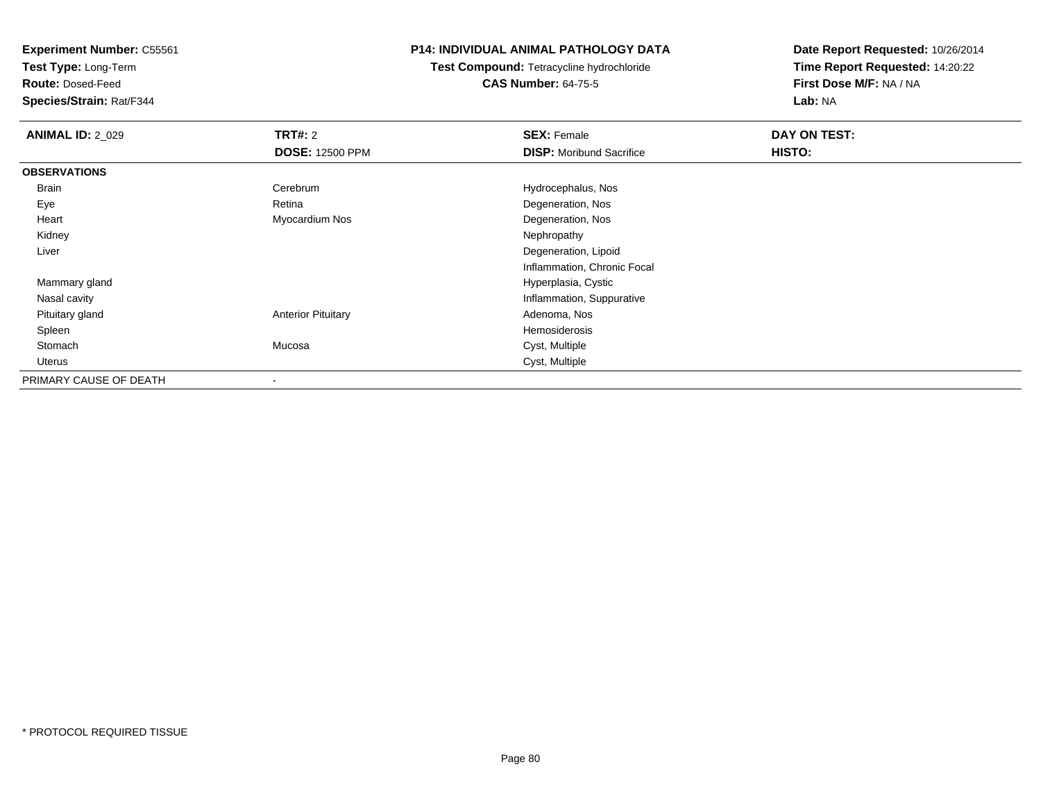**Experiment Number:** C55561
**Test Type:** Long-Term
**Route:** Dosed-Feed
**Species/Strain:** Rat/F344

# P14: INDIVIDUAL ANIMAL PATHOLOGY DATA

**Test Compound:** Tetracycline hydrochloride
**CAS Number:** 64-75-5

**Date Report Requested:** 10/26/2014
**Time Report Requested:** 14:20:22
**First Dose M/F:** NA / NA
**Lab:** NA

| **ANIMAL ID:** 2_029 | **TRT#:** 2 | **SEX:** Female | **DAY ON TEST:** |
|---|---|---|---|
| | **DOSE:** 12500 PPM | **DISP:** Moribund Sacrifice | **HISTO:** |
| **OBSERVATIONS** | | | |
| Brain | Cerebrum | Hydrocephalus, Nos | |
| Eye | Retina | Degeneration, Nos | |
| Heart | Myocardium Nos | Degeneration, Nos | |
| Kidney | | Nephropathy | |
| Liver | | Degeneration, Lipoid | |
| | | Inflammation, Chronic Focal | |
| Mammary gland | | Hyperplasia, Cystic | |
| Nasal cavity | | Inflammation, Suppurative | |
| Pituitary gland | Anterior Pituitary | Adenoma, Nos | |
| Spleen | | Hemosiderosis | |
| Stomach | Mucosa | Cyst, Multiple | |
| Uterus | | Cyst, Multiple | |
| PRIMARY CAUSE OF DEATH | - | | |

* PROTOCOL REQUIRED TISSUE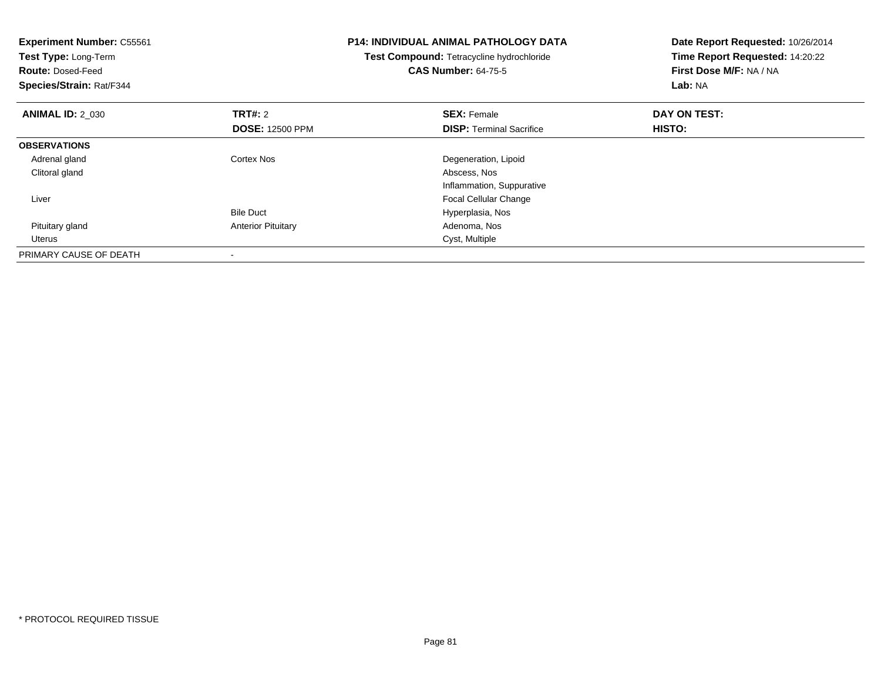**Experiment Number:** C55561
**Test Type:** Long-Term
**Route:** Dosed-Feed
**Species/Strain:** Rat/F344

**P14: INDIVIDUAL ANIMAL PATHOLOGY DATA**
**Test Compound:** Tetracycline hydrochloride
**CAS Number:** 64-75-5

**Date Report Requested:** 10/26/2014
**Time Report Requested:** 14:20:22
**First Dose M/F:** NA / NA
**Lab:** NA

| **ANIMAL ID:** 2_030 | **TRT#:** 2 | **SEX:** Female | **DAY ON TEST:** |
|---|---|---|---|
| | **DOSE:** 12500 PPM | **DISP:** Terminal Sacrifice | **HISTO:** |
| **OBSERVATIONS** | | | |
| Adrenal gland | Cortex Nos | Degeneration, Lipoid | |
| Clitoral gland | | Abscess, Nos | |
| | | Inflammation, Suppurative | |
| Liver | | Focal Cellular Change | |
| | Bile Duct | Hyperplasia, Nos | |
| Pituitary gland | Anterior Pituitary | Adenoma, Nos | |
| Uterus | | Cyst, Multiple | |
| PRIMARY CAUSE OF DEATH | - | | |

* PROTOCOL REQUIRED TISSUE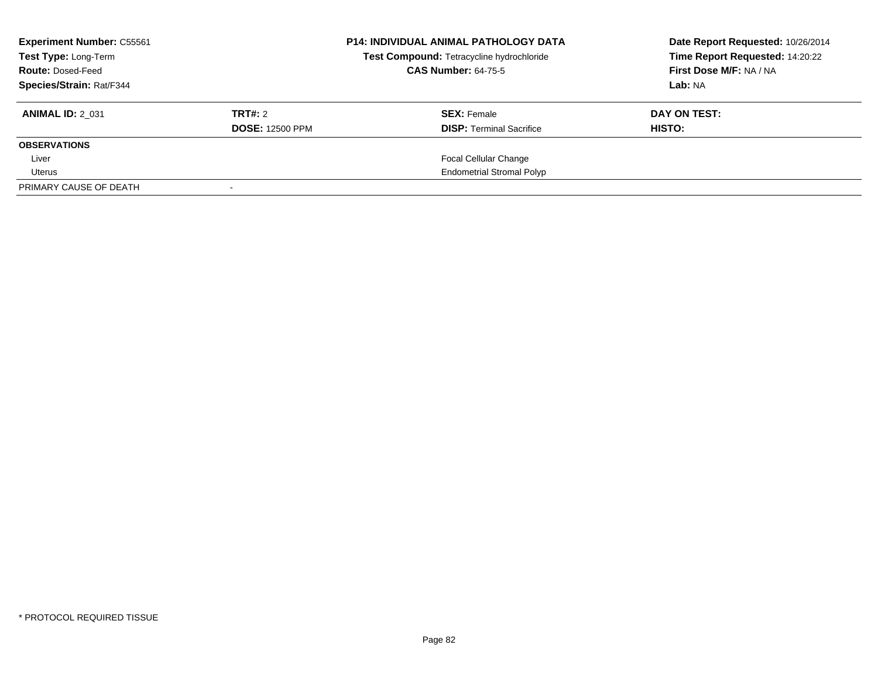| **Experiment Number:** C55561 | **P14: INDIVIDUAL ANIMAL PATHOLOGY DATA** | **Date Report Requested:** 10/26/2014 |
|---|---|---|
| **Test Type:** Long-Term | **Test Compound:** Tetracycline hydrochloride | **Time Report Requested:** 14:20:22 |
| **Route:** Dosed-Feed | **CAS Number:** 64-75-5 | **First Dose M/F:** NA / NA |
| **Species/Strain:** Rat/F344 | | **Lab:** NA |

| **ANIMAL ID:** 2_031 | **TRT#:** 2 | **SEX:** Female | **DAY ON TEST:** |
|---|---|---|---|
| | **DOSE:** 12500 PPM | **DISP:** Terminal Sacrifice | **HISTO:** |
| **OBSERVATIONS** | | | |
| Liver | | Focal Cellular Change | |
| Uterus | | Endometrial Stromal Polyp | |
| PRIMARY CAUSE OF DEATH | - | | |

* PROTOCOL REQUIRED TISSUE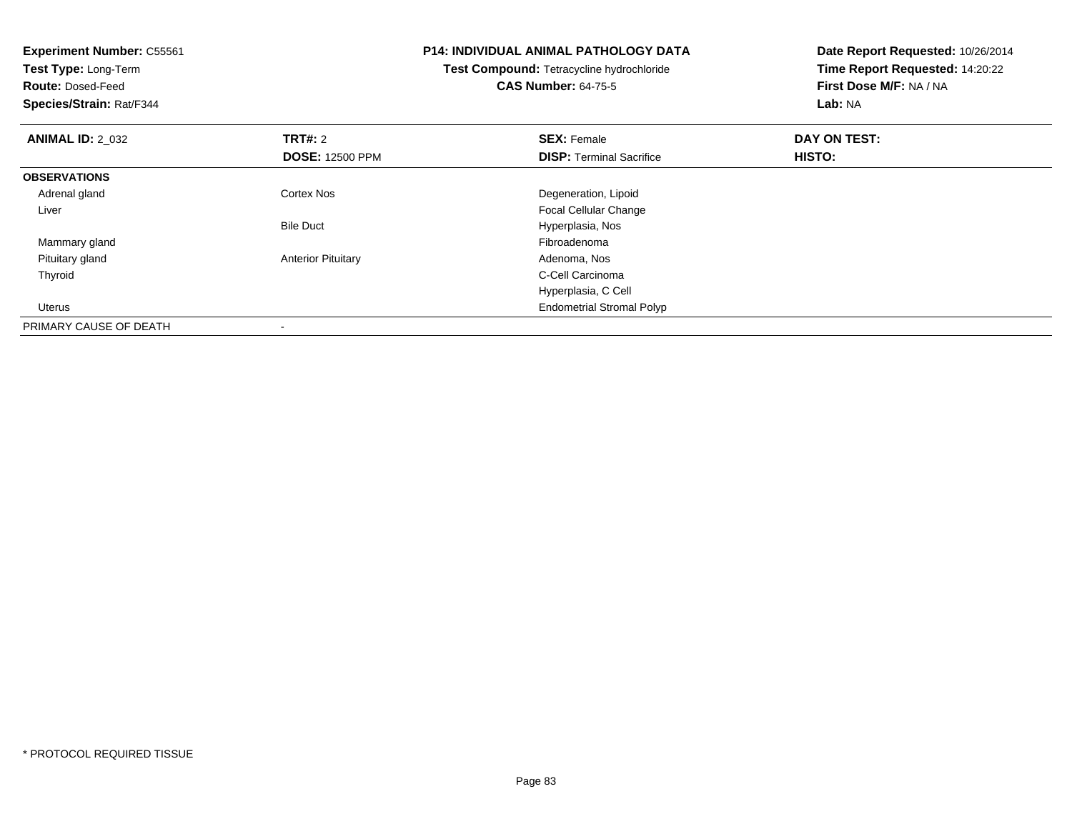**Experiment Number:** C55561
**Test Type:** Long-Term
**Route:** Dosed-Feed
**Species/Strain:** Rat/F344

**P14: INDIVIDUAL ANIMAL PATHOLOGY DATA**
**Test Compound:** Tetracycline hydrochloride
**CAS Number:** 64-75-5

**Date Report Requested:** 10/26/2014
**Time Report Requested:** 14:20:22
**First Dose M/F:** NA / NA
**Lab:** NA

| **ANIMAL ID:** 2_032 | **TRT#:** 2 | **SEX:** Female | **DAY ON TEST:** |
|---|---|---|---|
| | **DOSE:** 12500 PPM | **DISP:** Terminal Sacrifice | **HISTO:** |
| **OBSERVATIONS** | | | |
| Adrenal gland | Cortex Nos | Degeneration, Lipoid | |
| Liver | | Focal Cellular Change | |
| | Bile Duct | Hyperplasia, Nos | |
| Mammary gland | | Fibroadenoma | |
| Pituitary gland | Anterior Pituitary | Adenoma, Nos | |
| Thyroid | | C-Cell Carcinoma | |
| | | Hyperplasia, C Cell | |
| Uterus | | Endometrial Stromal Polyp | |
| PRIMARY CAUSE OF DEATH | - | | |

* PROTOCOL REQUIRED TISSUE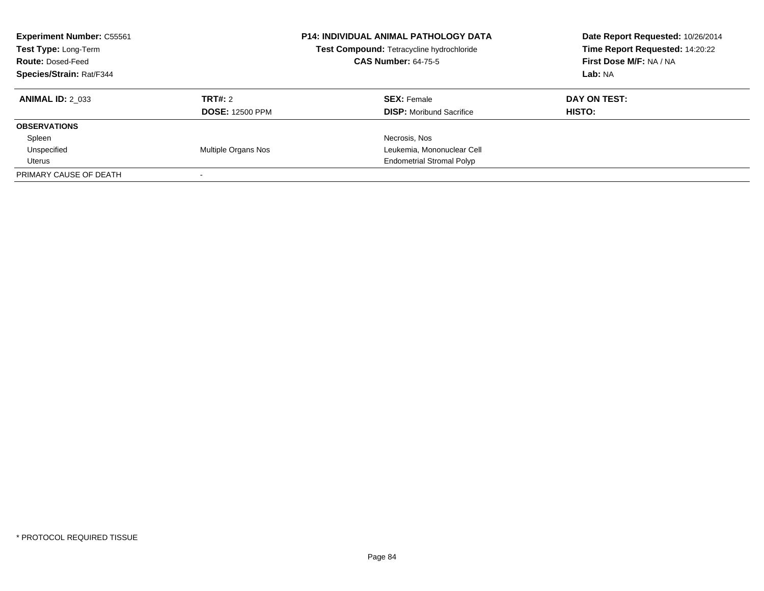**Experiment Number:** C55561
**Test Type:** Long-Term
**Route:** Dosed-Feed
**Species/Strain:** Rat/F344

**P14: INDIVIDUAL ANIMAL PATHOLOGY DATA**
**Test Compound:** Tetracycline hydrochloride
**CAS Number:** 64-75-5

**Date Report Requested:** 10/26/2014
**Time Report Requested:** 14:20:22
**First Dose M/F:** NA / NA
**Lab:** NA

| **ANIMAL ID:** 2_033 | **TRT#:** 2 | **SEX:** Female | **DAY ON TEST:** |
|---|---|---|---|
| | **DOSE:** 12500 PPM | **DISP:** Moribund Sacrifice | **HISTO:** |
| **OBSERVATIONS** | | | |
| Spleen | | Necrosis, Nos | |
| Unspecified | Multiple Organs Nos | Leukemia, Mononuclear Cell | |
| Uterus | | Endometrial Stromal Polyp | |
| PRIMARY CAUSE OF DEATH | - | | |

* PROTOCOL REQUIRED TISSUE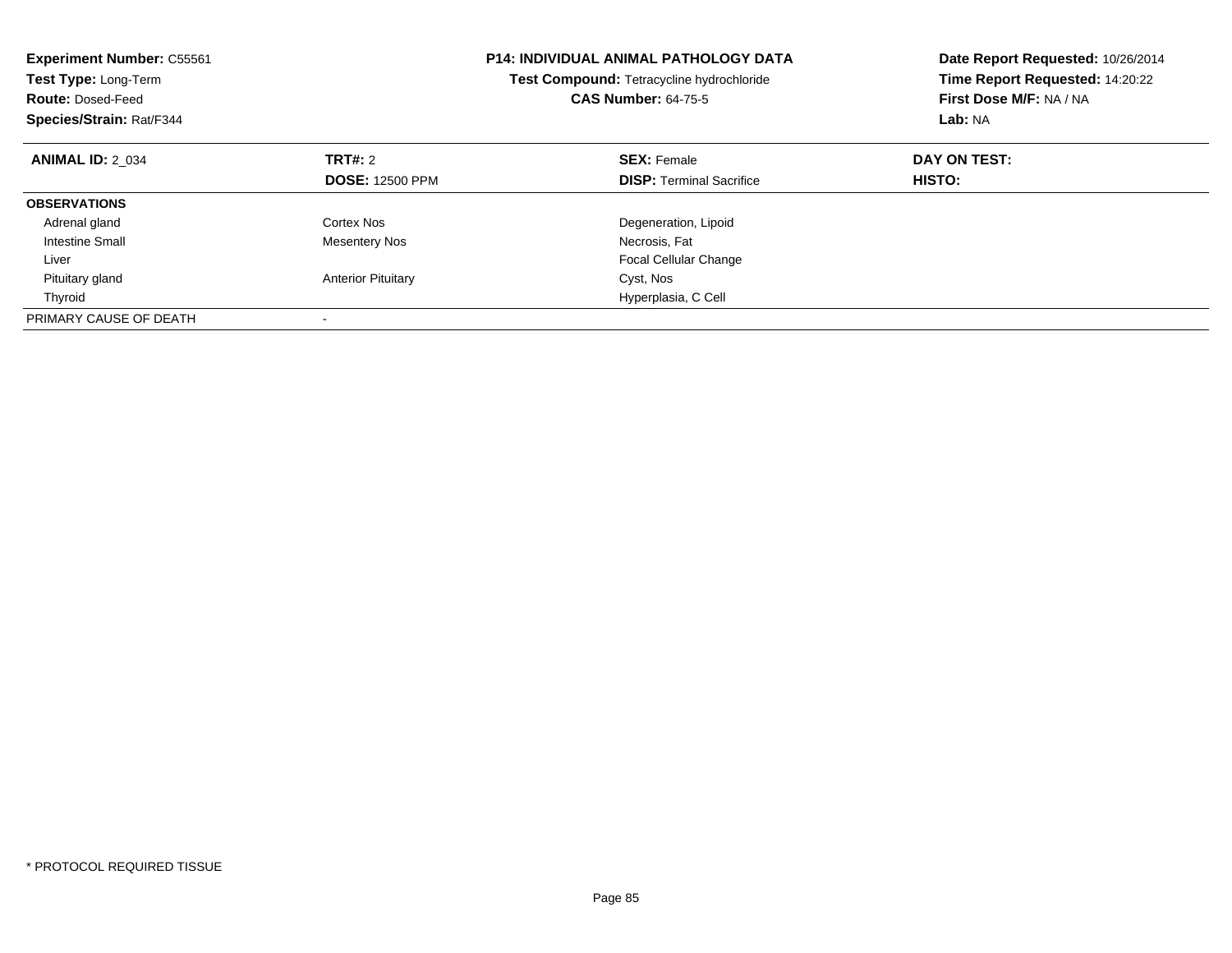**Experiment Number:** C55561
**Test Type:** Long-Term
**Route:** Dosed-Feed
**Species/Strain:** Rat/F344

# P14: INDIVIDUAL ANIMAL PATHOLOGY DATA

**Test Compound:** Tetracycline hydrochloride
**CAS Number:** 64-75-5

**Date Report Requested:** 10/26/2014
**Time Report Requested:** 14:20:22
**First Dose M/F:** NA / NA
**Lab:** NA

| **ANIMAL ID:** 2_034 | **TRT#:** 2 | **SEX:** Female | **DAY ON TEST:** |
|---|---|---|---|
| | **DOSE:** 12500 PPM | **DISP:** Terminal Sacrifice | **HISTO:** |
| **OBSERVATIONS** | | | |
| Adrenal gland | Cortex Nos | Degeneration, Lipoid | |
| Intestine Small | Mesentery Nos | Necrosis, Fat | |
| Liver | | Focal Cellular Change | |
| Pituitary gland | Anterior Pituitary | Cyst, Nos | |
| Thyroid | | Hyperplasia, C Cell | |
| PRIMARY CAUSE OF DEATH | - | | |

* PROTOCOL REQUIRED TISSUE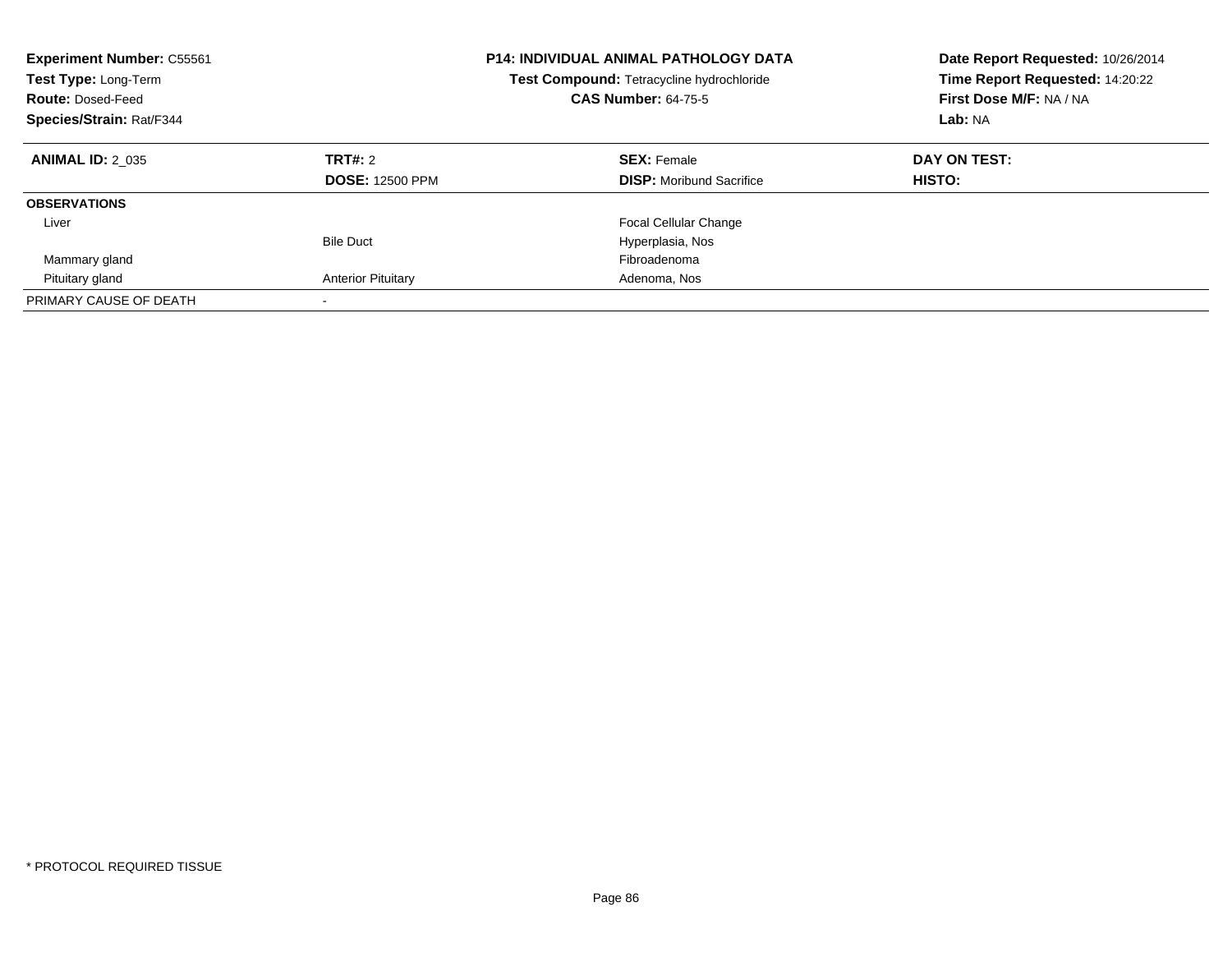**Experiment Number:** C55561
**Test Type:** Long-Term
**Route:** Dosed-Feed
**Species/Strain:** Rat/F344

**P14: INDIVIDUAL ANIMAL PATHOLOGY DATA**
**Test Compound:** Tetracycline hydrochloride
**CAS Number:** 64-75-5

**Date Report Requested:** 10/26/2014
**Time Report Requested:** 14:20:22
**First Dose M/F:** NA / NA
**Lab:** NA

| **ANIMAL ID:** 2_035 | **TRT#:** 2 | **SEX:** Female | **DAY ON TEST:** |
|---|---|---|---|
| | **DOSE:** 12500 PPM | **DISP:** Moribund Sacrifice | **HISTO:** |
| **OBSERVATIONS** | | | |
| Liver | | Focal Cellular Change | |
| | Bile Duct | Hyperplasia, Nos | |
| Mammary gland | | Fibroadenoma | |
| Pituitary gland | Anterior Pituitary | Adenoma, Nos | |
| PRIMARY CAUSE OF DEATH | - | | |

\* PROTOCOL REQUIRED TISSUE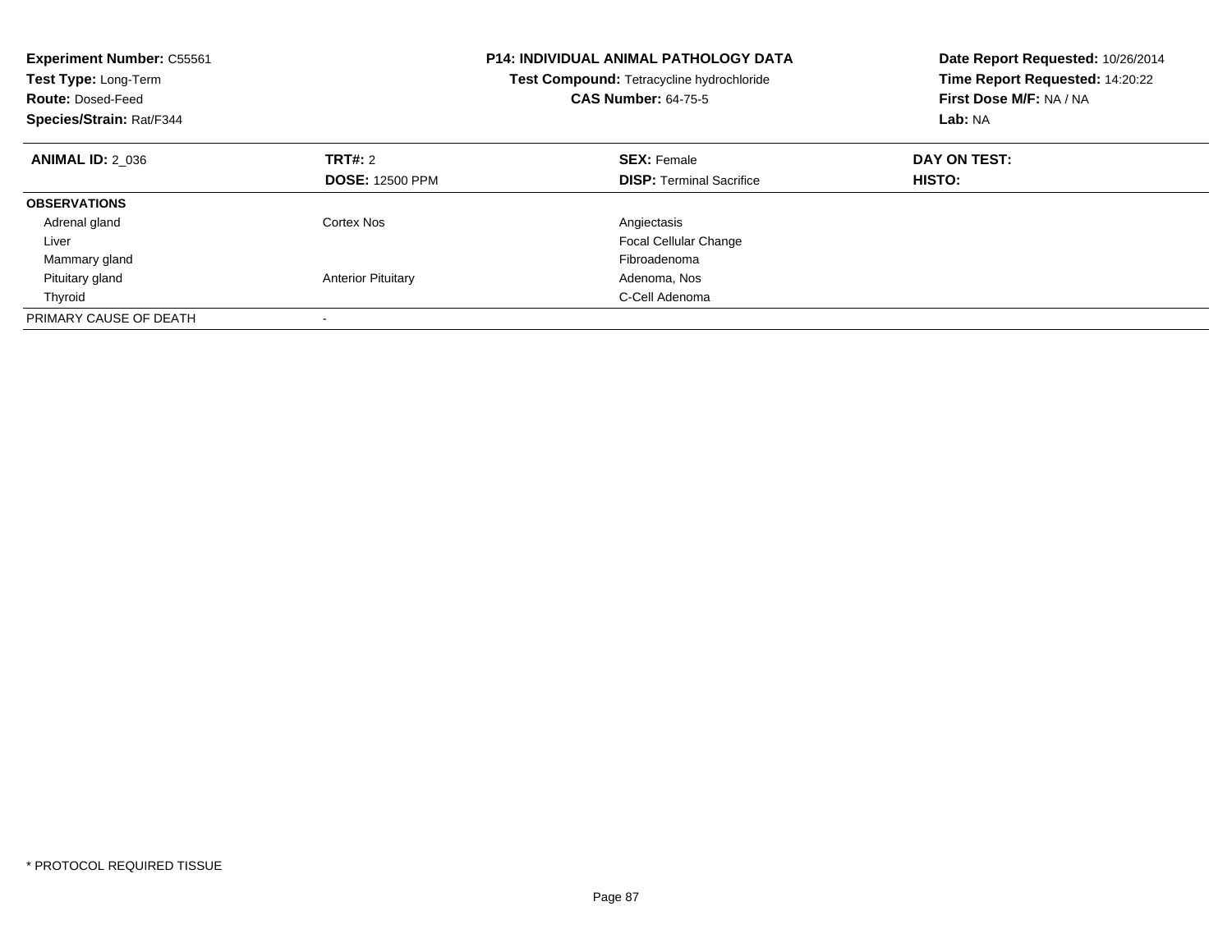**Experiment Number:** C55561
**Test Type:** Long-Term
**Route:** Dosed-Feed
**Species/Strain:** Rat/F344

**P14: INDIVIDUAL ANIMAL PATHOLOGY DATA**
**Test Compound:** Tetracycline hydrochloride
**CAS Number:** 64-75-5

**Date Report Requested:** 10/26/2014
**Time Report Requested:** 14:20:22
**First Dose M/F:** NA / NA
**Lab:** NA

| **ANIMAL ID:** 2_036 | **TRT#:** 2 | **SEX:** Female | **DAY ON TEST:** |
|---|---|---|---|
| | **DOSE:** 12500 PPM | **DISP:** Terminal Sacrifice | **HISTO:** |
| **OBSERVATIONS** | | | |
| Adrenal gland | Cortex Nos | Angiectasis | |
| Liver | | Focal Cellular Change | |
| Mammary gland | | Fibroadenoma | |
| Pituitary gland | Anterior Pituitary | Adenoma, Nos | |
| Thyroid | | C-Cell Adenoma | |
| PRIMARY CAUSE OF DEATH | - | | |

* PROTOCOL REQUIRED TISSUE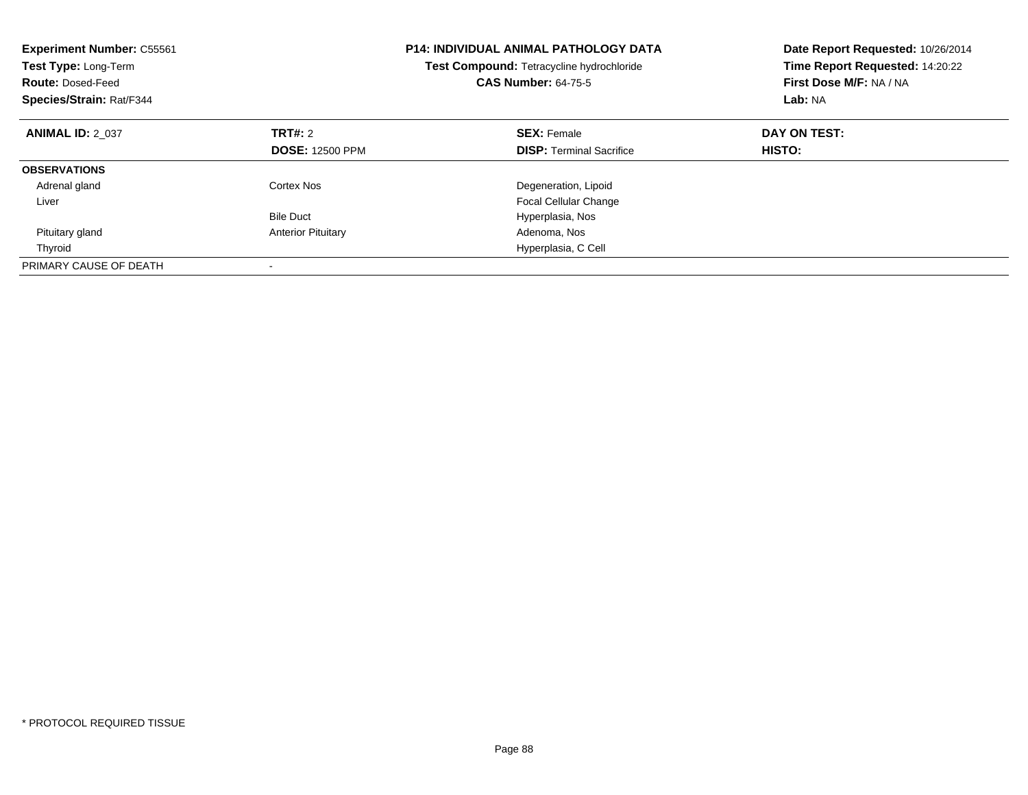**Experiment Number:** C55561
**Test Type:** Long-Term
**Route:** Dosed-Feed
**Species/Strain:** Rat/F344

**P14: INDIVIDUAL ANIMAL PATHOLOGY DATA**
**Test Compound:** Tetracycline hydrochloride
**CAS Number:** 64-75-5

**Date Report Requested:** 10/26/2014
**Time Report Requested:** 14:20:22
**First Dose M/F:** NA / NA
**Lab:** NA

| **ANIMAL ID:** 2_037 | **TRT#:** 2 | **SEX:** Female | **DAY ON TEST:** |
|---|---|---|---|
| | **DOSE:** 12500 PPM | **DISP:** Terminal Sacrifice | **HISTO:** |
| **OBSERVATIONS** | | | |
| Adrenal gland | Cortex Nos | Degeneration, Lipoid | |
| Liver | | Focal Cellular Change | |
| | Bile Duct | Hyperplasia, Nos | |
| Pituitary gland | Anterior Pituitary | Adenoma, Nos | |
| Thyroid | | Hyperplasia, C Cell | |
| PRIMARY CAUSE OF DEATH | - | | |

* PROTOCOL REQUIRED TISSUE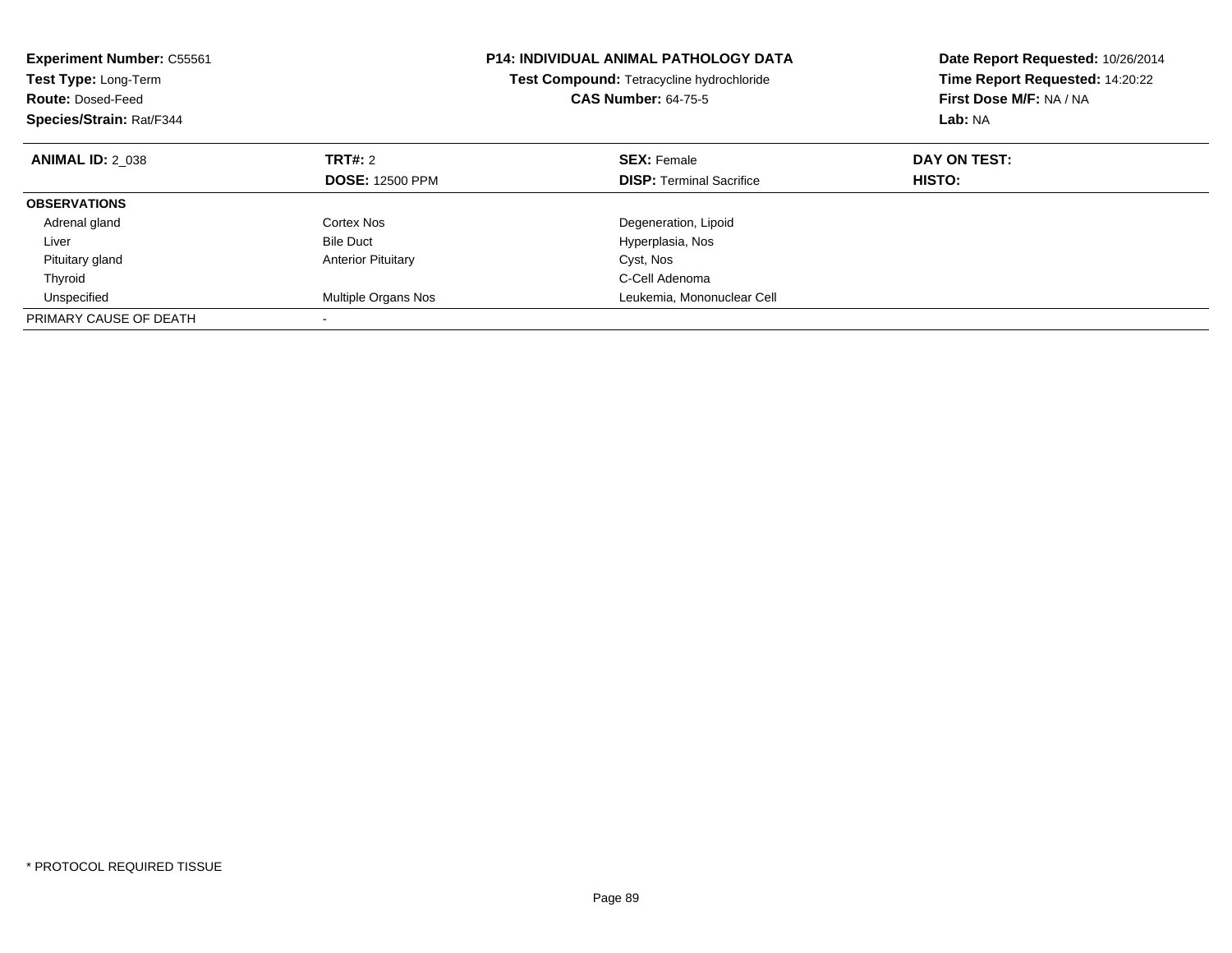**Experiment Number:** C55561
**Test Type:** Long-Term
**Route:** Dosed-Feed
**Species/Strain:** Rat/F344

**P14: INDIVIDUAL ANIMAL PATHOLOGY DATA**
**Test Compound:** Tetracycline hydrochloride
**CAS Number:** 64-75-5

**Date Report Requested:** 10/26/2014
**Time Report Requested:** 14:20:22
**First Dose M/F:** NA / NA
**Lab:** NA

| **ANIMAL ID:** 2_038 | **TRT#:** 2 | **SEX:** Female | **DAY ON TEST:** |
|---|---|---|---|
| | **DOSE:** 12500 PPM | **DISP:** Terminal Sacrifice | **HISTO:** |
| **OBSERVATIONS** | | | |
| Adrenal gland | Cortex Nos | Degeneration, Lipoid | |
| Liver | Bile Duct | Hyperplasia, Nos | |
| Pituitary gland | Anterior Pituitary | Cyst, Nos | |
| Thyroid | | C-Cell Adenoma | |
| Unspecified | Multiple Organs Nos | Leukemia, Mononuclear Cell | |
| PRIMARY CAUSE OF DEATH | - | | |

* PROTOCOL REQUIRED TISSUE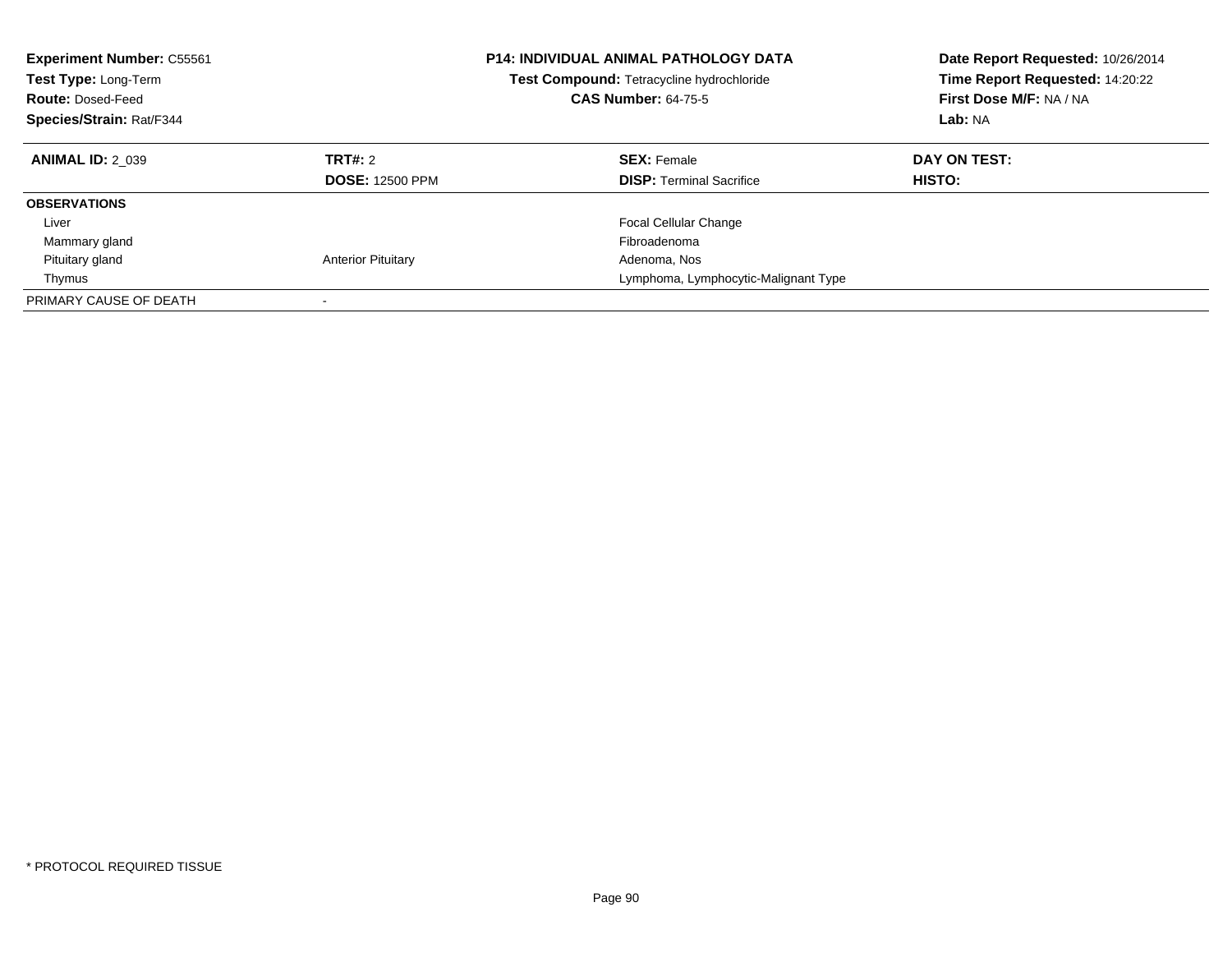**Experiment Number:** C55561
**Test Type:** Long-Term
**Route:** Dosed-Feed
**Species/Strain:** Rat/F344

**P14: INDIVIDUAL ANIMAL PATHOLOGY DATA**
**Test Compound:** Tetracycline hydrochloride
**CAS Number:** 64-75-5

**Date Report Requested:** 10/26/2014
**Time Report Requested:** 14:20:22
**First Dose M/F:** NA / NA
**Lab:** NA

| **ANIMAL ID:** 2_039 | **TRT#:** 2 | **SEX:** Female | **DAY ON TEST:** |
|---|---|---|---|
| | **DOSE:** 12500 PPM | **DISP:** Terminal Sacrifice | **HISTO:** |
| **OBSERVATIONS** | | | |
| Liver | | Focal Cellular Change | |
| Mammary gland | | Fibroadenoma | |
| Pituitary gland | Anterior Pituitary | Adenoma, Nos | |
| Thymus | | Lymphoma, Lymphocytic-Malignant Type | |
| PRIMARY CAUSE OF DEATH | - | | |

* PROTOCOL REQUIRED TISSUE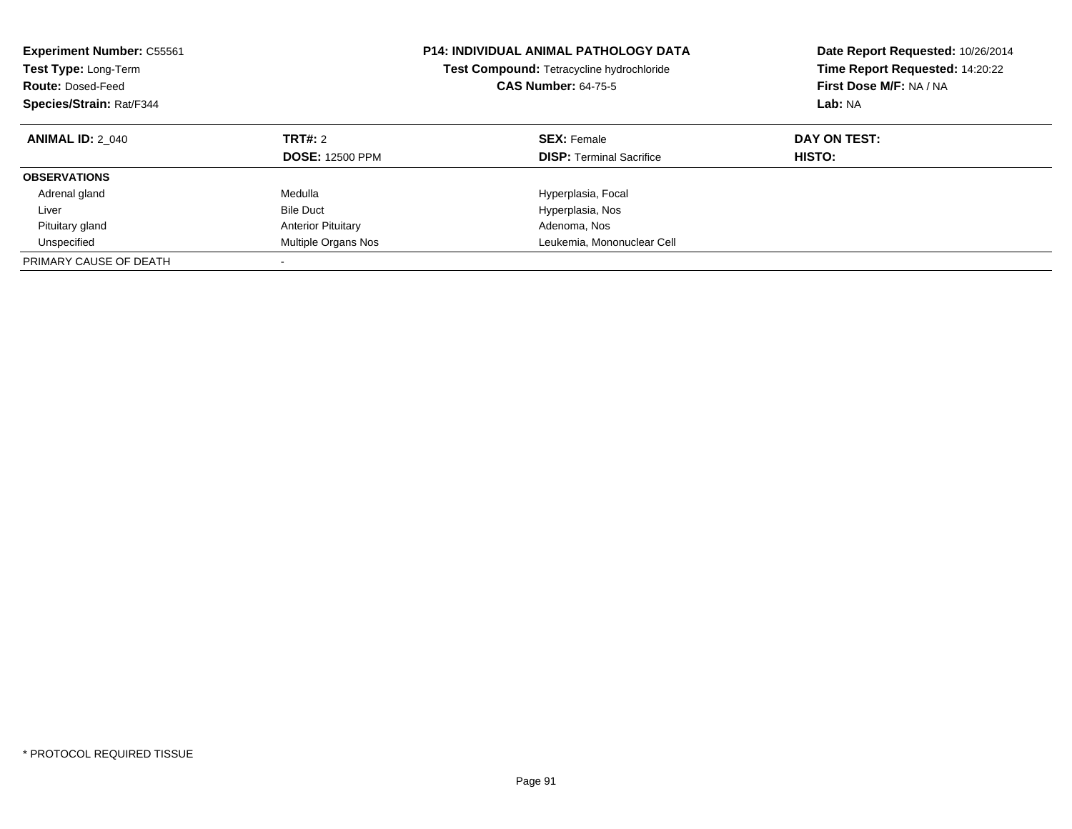**Experiment Number:** C55561
**Test Type:** Long-Term
**Route:** Dosed-Feed
**Species/Strain:** Rat/F344

**P14: INDIVIDUAL ANIMAL PATHOLOGY DATA**
**Test Compound:** Tetracycline hydrochloride
**CAS Number:** 64-75-5

**Date Report Requested:** 10/26/2014
**Time Report Requested:** 14:20:22
**First Dose M/F:** NA / NA
**Lab:** NA

| **ANIMAL ID:** 2_040 | **TRT#:** 2 | **SEX:** Female | **DAY ON TEST:** |
|---|---|---|---|
| | **DOSE:** 12500 PPM | **DISP:** Terminal Sacrifice | **HISTO:** |
| **OBSERVATIONS** | | | |
| Adrenal gland | Medulla | Hyperplasia, Focal | |
| Liver | Bile Duct | Hyperplasia, Nos | |
| Pituitary gland | Anterior Pituitary | Adenoma, Nos | |
| Unspecified | Multiple Organs Nos | Leukemia, Mononuclear Cell | |
| PRIMARY CAUSE OF DEATH | - | | |

* PROTOCOL REQUIRED TISSUE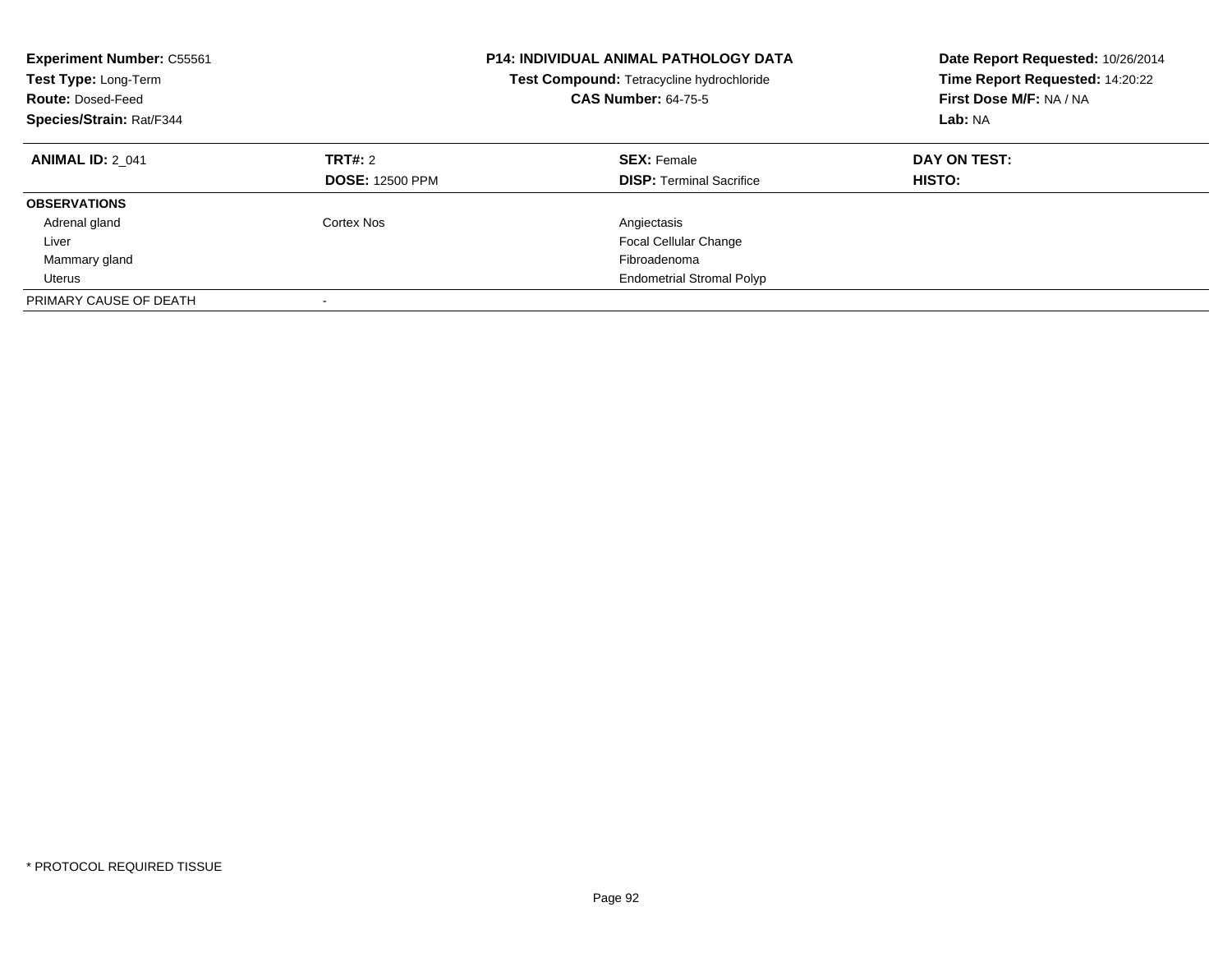**Experiment Number:** C55561
**Test Type:** Long-Term
**Route:** Dosed-Feed
**Species/Strain:** Rat/F344

**P14: INDIVIDUAL ANIMAL PATHOLOGY DATA**
**Test Compound:** Tetracycline hydrochloride
**CAS Number:** 64-75-5

**Date Report Requested:** 10/26/2014
**Time Report Requested:** 14:20:22
**First Dose M/F:** NA / NA
**Lab:** NA

| **ANIMAL ID:** 2_041 | **TRT#:** 2 | **SEX:** Female | **DAY ON TEST:** |
|---|---|---|---|
| | **DOSE:** 12500 PPM | **DISP:** Terminal Sacrifice | **HISTO:** |
| **OBSERVATIONS** | | | |
| Adrenal gland | Cortex Nos | Angiectasis | |
| Liver | | Focal Cellular Change | |
| Mammary gland | | Fibroadenoma | |
| Uterus | | Endometrial Stromal Polyp | |
| PRIMARY CAUSE OF DEATH | - | | |

* PROTOCOL REQUIRED TISSUE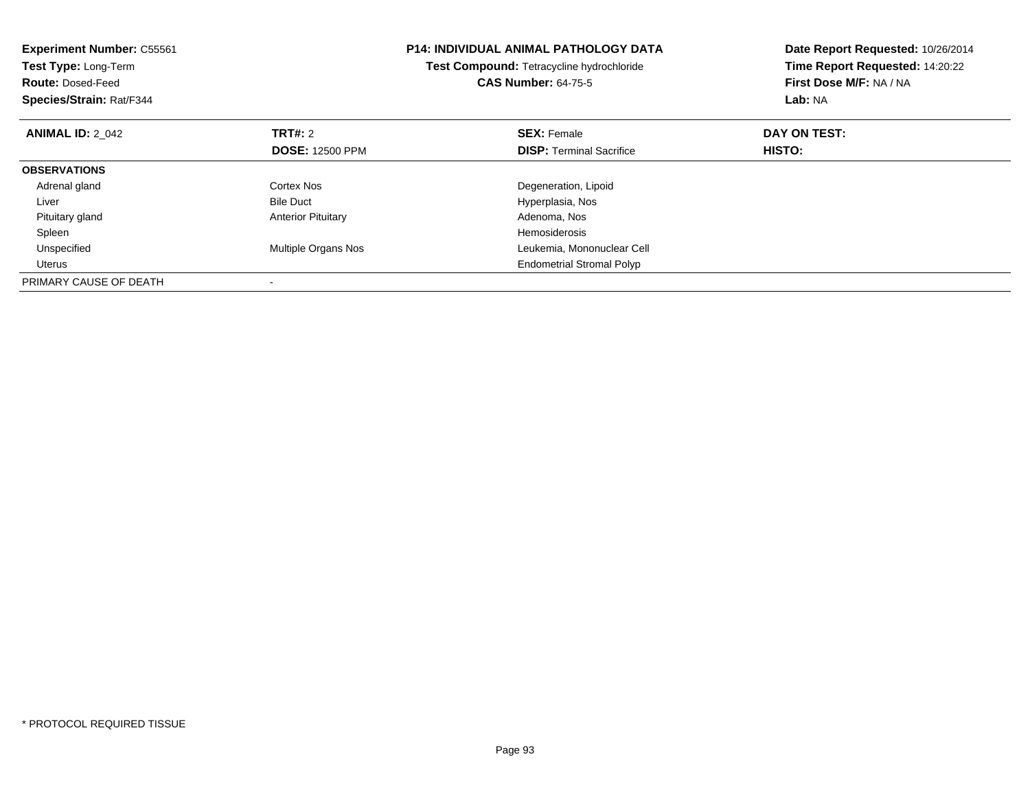**Experiment Number:** C55561
**Test Type:** Long-Term
**Route:** Dosed-Feed
**Species/Strain:** Rat/F344

**P14: INDIVIDUAL ANIMAL PATHOLOGY DATA**
**Test Compound:** Tetracycline hydrochloride
**CAS Number:** 64-75-5

**Date Report Requested:** 10/26/2014
**Time Report Requested:** 14:20:22
**First Dose M/F:** NA / NA
**Lab:** NA

| **ANIMAL ID:** 2_042 | **TRT#:** 2 | **SEX:** Female | **DAY ON TEST:** |
|---|---|---|---|
| | **DOSE:** 12500 PPM | **DISP:** Terminal Sacrifice | **HISTO:** |
| **OBSERVATIONS** | | | |
| Adrenal gland | Cortex Nos | Degeneration, Lipoid | |
| Liver | Bile Duct | Hyperplasia, Nos | |
| Pituitary gland | Anterior Pituitary | Adenoma, Nos | |
| Spleen | | Hemosiderosis | |
| Unspecified | Multiple Organs Nos | Leukemia, Mononuclear Cell | |
| Uterus | | Endometrial Stromal Polyp | |
| PRIMARY CAUSE OF DEATH | - | | |

* PROTOCOL REQUIRED TISSUE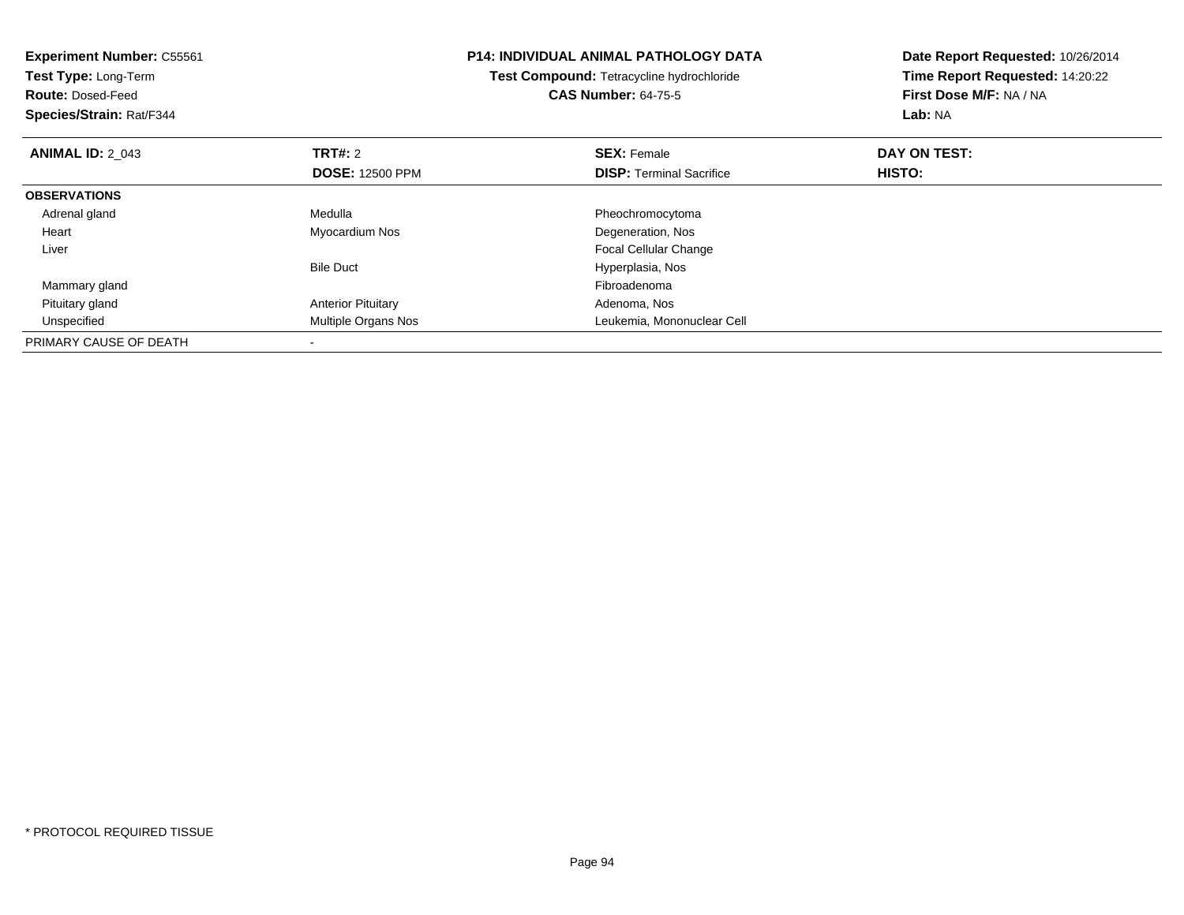**Experiment Number:** C55561
**Test Type:** Long-Term
**Route:** Dosed-Feed
**Species/Strain:** Rat/F344

**P14: INDIVIDUAL ANIMAL PATHOLOGY DATA**
**Test Compound:** Tetracycline hydrochloride
**CAS Number:** 64-75-5

**Date Report Requested:** 10/26/2014
**Time Report Requested:** 14:20:22
**First Dose M/F:** NA / NA
**Lab:** NA

| **ANIMAL ID:** 2_043 | **TRT#:** 2 | **SEX:** Female | **DAY ON TEST:** |
|---|---|---|---|
| | **DOSE:** 12500 PPM | **DISP:** Terminal Sacrifice | **HISTO:** |
| **OBSERVATIONS** | | | |
| Adrenal gland | Medulla | Pheochromocytoma | |
| Heart | Myocardium Nos | Degeneration, Nos | |
| Liver | | Focal Cellular Change | |
| | Bile Duct | Hyperplasia, Nos | |
| Mammary gland | | Fibroadenoma | |
| Pituitary gland | Anterior Pituitary | Adenoma, Nos | |
| Unspecified | Multiple Organs Nos | Leukemia, Mononuclear Cell | |
| PRIMARY CAUSE OF DEATH | - | | |

\* PROTOCOL REQUIRED TISSUE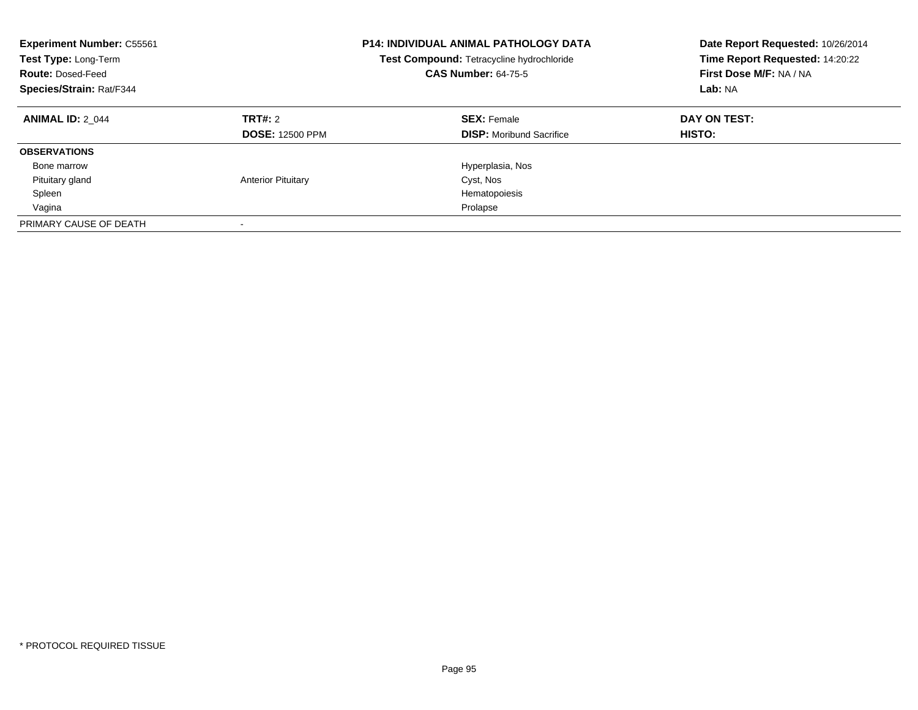**Experiment Number:** C55561
**Test Type:** Long-Term
**Route:** Dosed-Feed
**Species/Strain:** Rat/F344

**P14: INDIVIDUAL ANIMAL PATHOLOGY DATA**
**Test Compound:** Tetracycline hydrochloride
**CAS Number:** 64-75-5

**Date Report Requested:** 10/26/2014
**Time Report Requested:** 14:20:22
**First Dose M/F:** NA / NA
**Lab:** NA

| **ANIMAL ID:** 2_044 | **TRT#:** 2 | **SEX:** Female | **DAY ON TEST:** |
|---|---|---|---|
| | **DOSE:** 12500 PPM | **DISP:** Moribund Sacrifice | **HISTO:** |
| **OBSERVATIONS** | | | |
| Bone marrow | | Hyperplasia, Nos | |
| Pituitary gland | Anterior Pituitary | Cyst, Nos | |
| Spleen | | Hematopoiesis | |
| Vagina | | Prolapse | |
| PRIMARY CAUSE OF DEATH | - | | |

* PROTOCOL REQUIRED TISSUE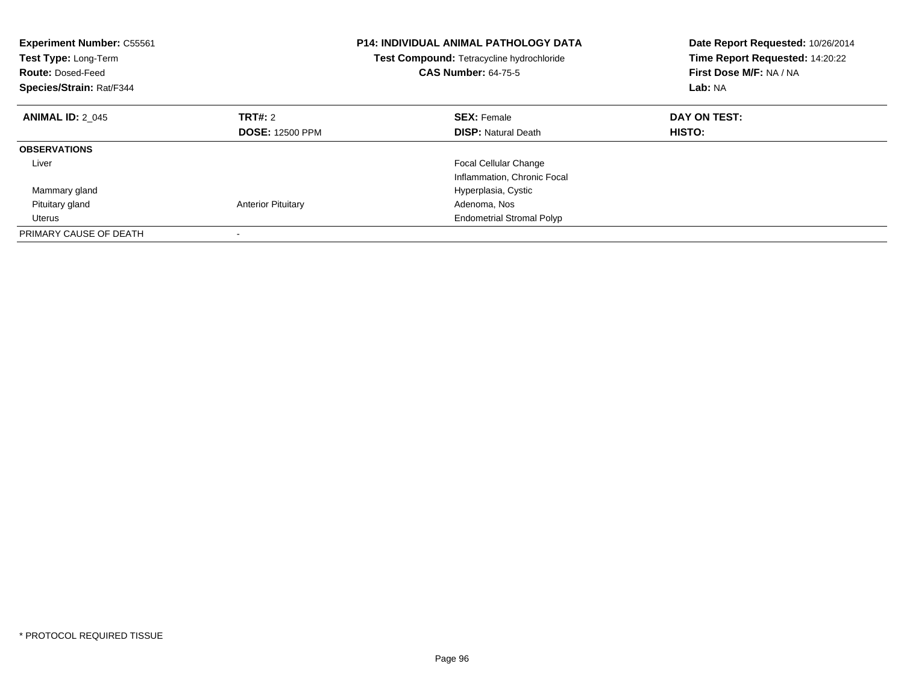**Experiment Number:** C55561
**Test Type:** Long-Term
**Route:** Dosed-Feed
**Species/Strain:** Rat/F344

**P14: INDIVIDUAL ANIMAL PATHOLOGY DATA**
**Test Compound:** Tetracycline hydrochloride
**CAS Number:** 64-75-5

**Date Report Requested:** 10/26/2014
**Time Report Requested:** 14:20:22
**First Dose M/F:** NA / NA
**Lab:** NA

| **ANIMAL ID:** 2_045 | **TRT#:** 2 | **SEX:** Female | **DAY ON TEST:** |
|---|---|---|---|
| | **DOSE:** 12500 PPM | **DISP:** Natural Death | **HISTO:** |
| **OBSERVATIONS** | | | |
| Liver | | Focal Cellular Change | |
| | | Inflammation, Chronic Focal | |
| Mammary gland | | Hyperplasia, Cystic | |
| Pituitary gland | Anterior Pituitary | Adenoma, Nos | |
| Uterus | | Endometrial Stromal Polyp | |
| PRIMARY CAUSE OF DEATH | - | | |

\* PROTOCOL REQUIRED TISSUE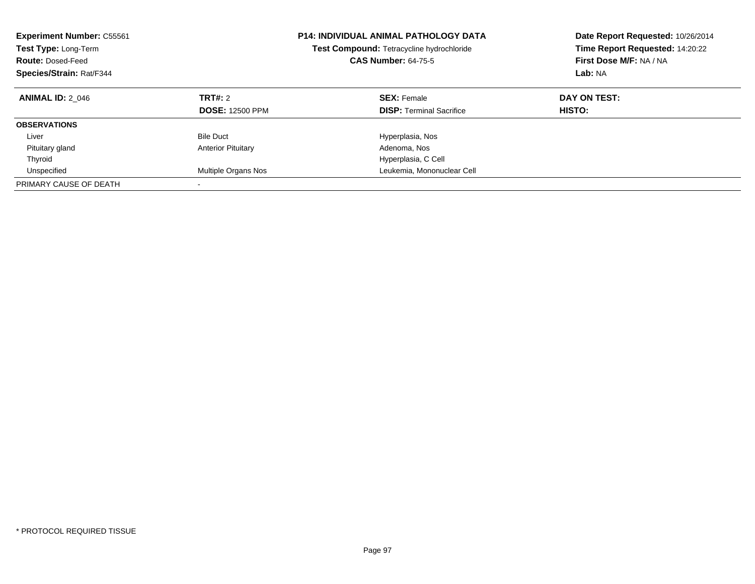**Experiment Number:** C55561
**Test Type:** Long-Term
**Route:** Dosed-Feed
**Species/Strain:** Rat/F344

**P14: INDIVIDUAL ANIMAL PATHOLOGY DATA**
**Test Compound:** Tetracycline hydrochloride
**CAS Number:** 64-75-5

**Date Report Requested:** 10/26/2014
**Time Report Requested:** 14:20:22
**First Dose M/F:** NA / NA
**Lab:** NA

| **ANIMAL ID:** 2_046 | **TRT#:** 2 | **SEX:** Female | **DAY ON TEST:** |
|---|---|---|---|
| | **DOSE:** 12500 PPM | **DISP:** Terminal Sacrifice | **HISTO:** |
| **OBSERVATIONS** | | | |
| Liver | Bile Duct | Hyperplasia, Nos | |
| Pituitary gland | Anterior Pituitary | Adenoma, Nos | |
| Thyroid | | Hyperplasia, C Cell | |
| Unspecified | Multiple Organs Nos | Leukemia, Mononuclear Cell | |
| PRIMARY CAUSE OF DEATH | - | | |

* PROTOCOL REQUIRED TISSUE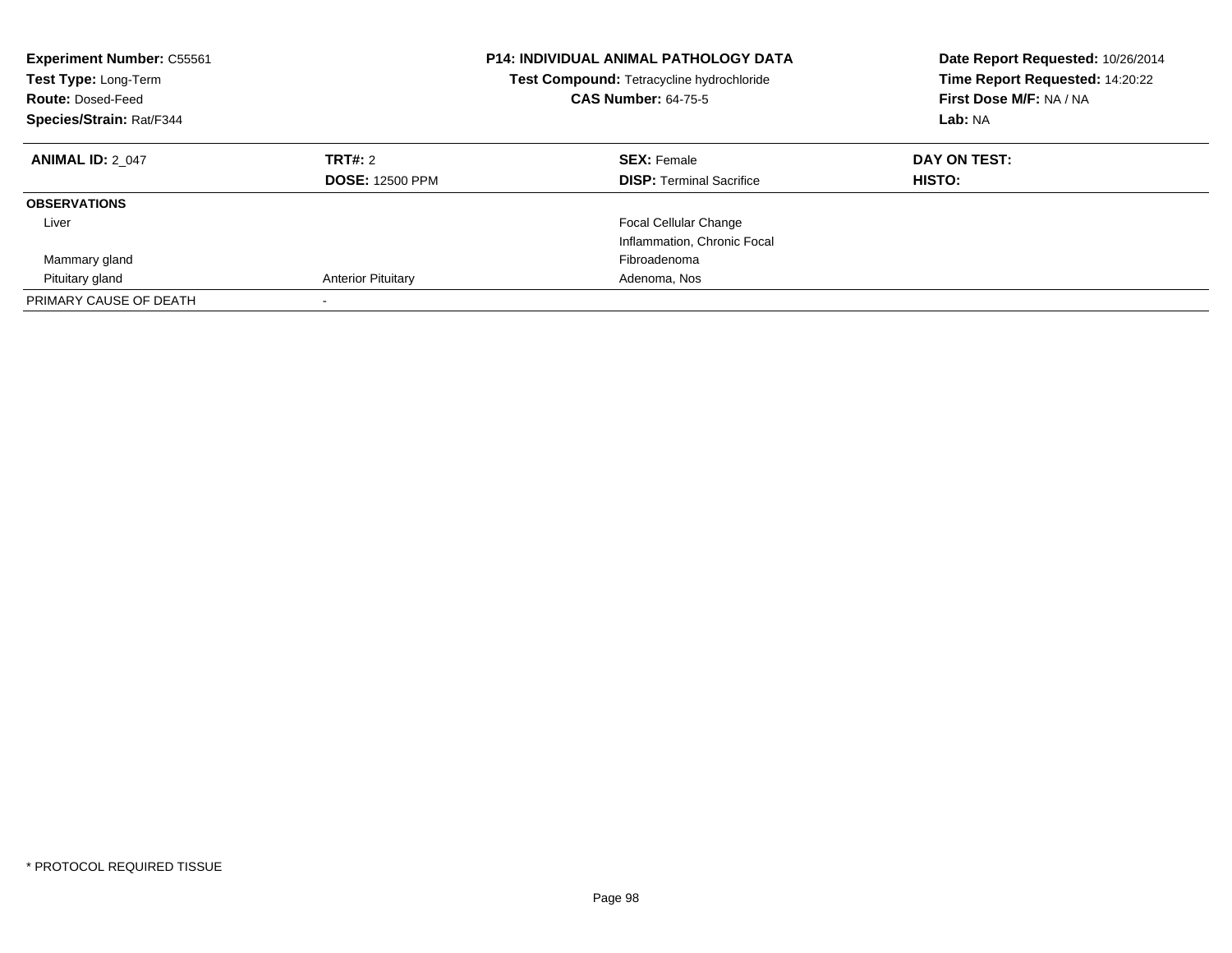**Experiment Number:** C55561
**Test Type:** Long-Term
**Route:** Dosed-Feed
**Species/Strain:** Rat/F344

**P14: INDIVIDUAL ANIMAL PATHOLOGY DATA**
**Test Compound:** Tetracycline hydrochloride
**CAS Number:** 64-75-5

**Date Report Requested:** 10/26/2014
**Time Report Requested:** 14:20:22
**First Dose M/F:** NA / NA
**Lab:** NA

| **ANIMAL ID:** 2_047 | **TRT#:** 2 | **SEX:** Female | **DAY ON TEST:** |
|---|---|---|---|
| | **DOSE:** 12500 PPM | **DISP:** Terminal Sacrifice | **HISTO:** |
| **OBSERVATIONS** | | | |
| Liver | | Focal Cellular Change | |
| | | Inflammation, Chronic Focal | |
| Mammary gland | | Fibroadenoma | |
| Pituitary gland | Anterior Pituitary | Adenoma, Nos | |
| PRIMARY CAUSE OF DEATH | - | | |

* PROTOCOL REQUIRED TISSUE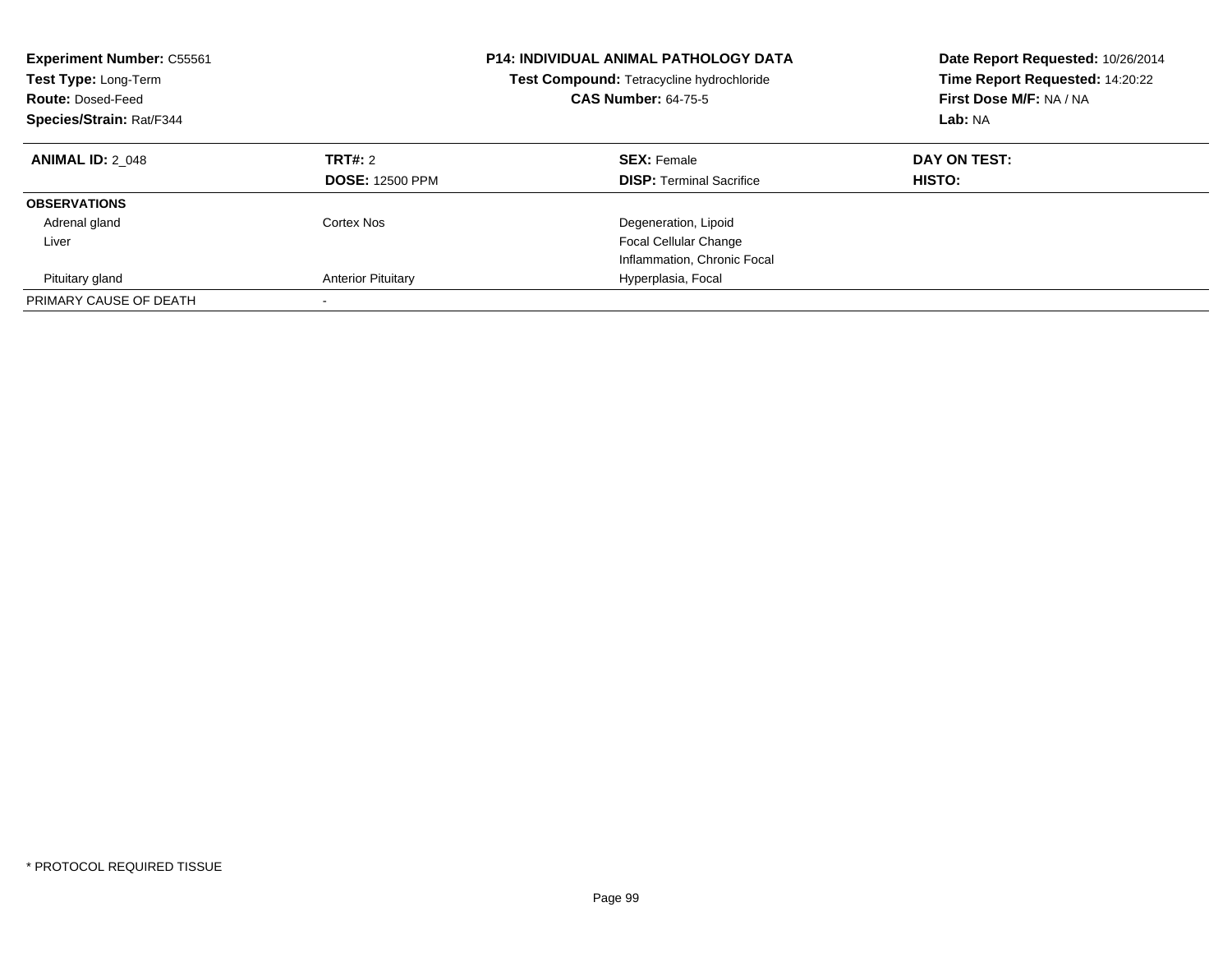**Experiment Number:** C55561
**Test Type:** Long-Term
**Route:** Dosed-Feed
**Species/Strain:** Rat/F344

**P14: INDIVIDUAL ANIMAL PATHOLOGY DATA**
**Test Compound:** Tetracycline hydrochloride
**CAS Number:** 64-75-5

**Date Report Requested:** 10/26/2014
**Time Report Requested:** 14:20:22
**First Dose M/F:** NA / NA
**Lab:** NA

| **ANIMAL ID:** 2_048 | **TRT#:** 2 | **SEX:** Female | **DAY ON TEST:** |
|---|---|---|---|
| | **DOSE:** 12500 PPM | **DISP:** Terminal Sacrifice | **HISTO:** |
| **OBSERVATIONS** | | | |
| Adrenal gland | Cortex Nos | Degeneration, Lipoid | |
| Liver | | Focal Cellular Change | |
| | | Inflammation, Chronic Focal | |
| Pituitary gland | Anterior Pituitary | Hyperplasia, Focal | |
| PRIMARY CAUSE OF DEATH | - | | |

* PROTOCOL REQUIRED TISSUE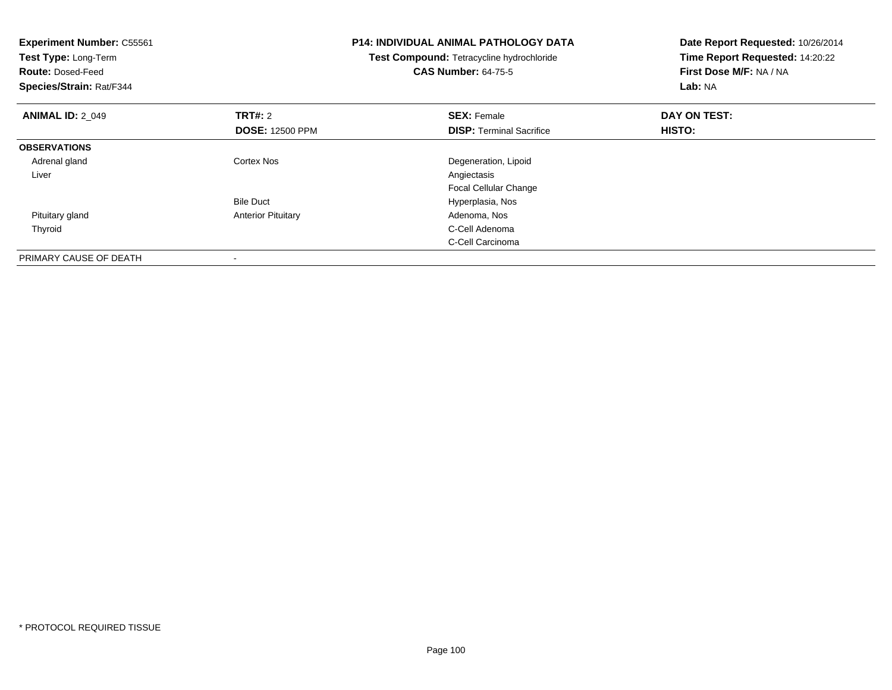**Experiment Number:** C55561
**Test Type:** Long-Term
**Route:** Dosed-Feed
**Species/Strain:** Rat/F344

**P14: INDIVIDUAL ANIMAL PATHOLOGY DATA**
**Test Compound:** Tetracycline hydrochloride
**CAS Number:** 64-75-5

**Date Report Requested:** 10/26/2014
**Time Report Requested:** 14:20:22
**First Dose M/F:** NA / NA
**Lab:** NA

| **ANIMAL ID:** 2_049 | **TRT#:** 2 | **SEX:** Female | **DAY ON TEST:** |
|---|---|---|---|
| | **DOSE:** 12500 PPM | **DISP:** Terminal Sacrifice | **HISTO:** |
| **OBSERVATIONS** | | | |
| Adrenal gland | Cortex Nos | Degeneration, Lipoid | |
| Liver | | Angiectasis | |
| | | Focal Cellular Change | |
| | Bile Duct | Hyperplasia, Nos | |
| Pituitary gland | Anterior Pituitary | Adenoma, Nos | |
| Thyroid | | C-Cell Adenoma | |
| | | C-Cell Carcinoma | |
| PRIMARY CAUSE OF DEATH | - | | |

* PROTOCOL REQUIRED TISSUE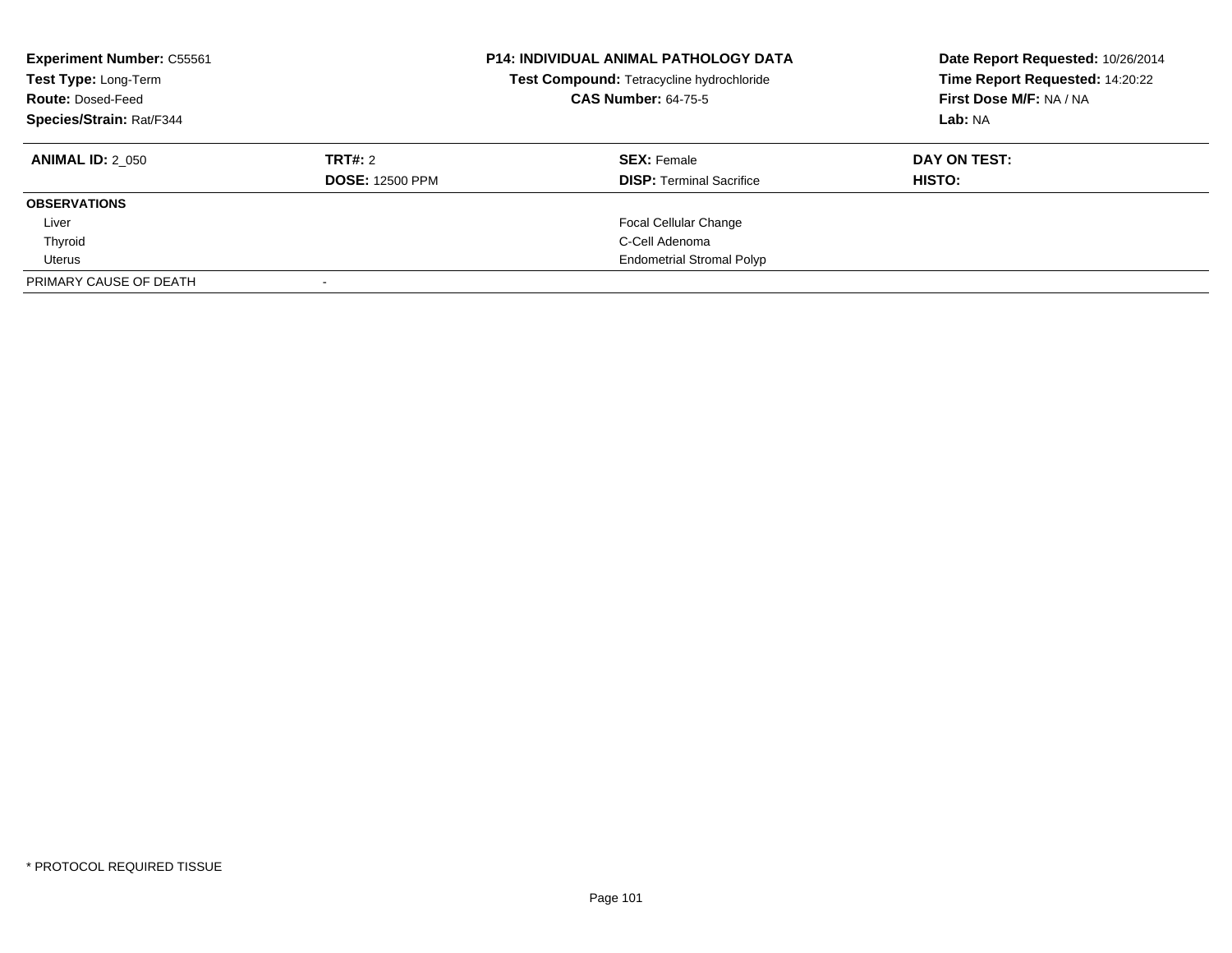**Experiment Number:** C55561
**Test Type:** Long-Term
**Route:** Dosed-Feed
**Species/Strain:** Rat/F344

**P14: INDIVIDUAL ANIMAL PATHOLOGY DATA**
**Test Compound:** Tetracycline hydrochloride
**CAS Number:** 64-75-5

**Date Report Requested:** 10/26/2014
**Time Report Requested:** 14:20:22
**First Dose M/F:** NA / NA
**Lab:** NA

| **ANIMAL ID:** 2_050 | **TRT#:** 2 | **SEX:** Female | **DAY ON TEST:** |
|---|---|---|---|
| | **DOSE:** 12500 PPM | **DISP:** Terminal Sacrifice | **HISTO:** |
| **OBSERVATIONS** | | | |
| Liver | | Focal Cellular Change | |
| Thyroid | | C-Cell Adenoma | |
| Uterus | | Endometrial Stromal Polyp | |
| PRIMARY CAUSE OF DEATH | - | | |

* PROTOCOL REQUIRED TISSUE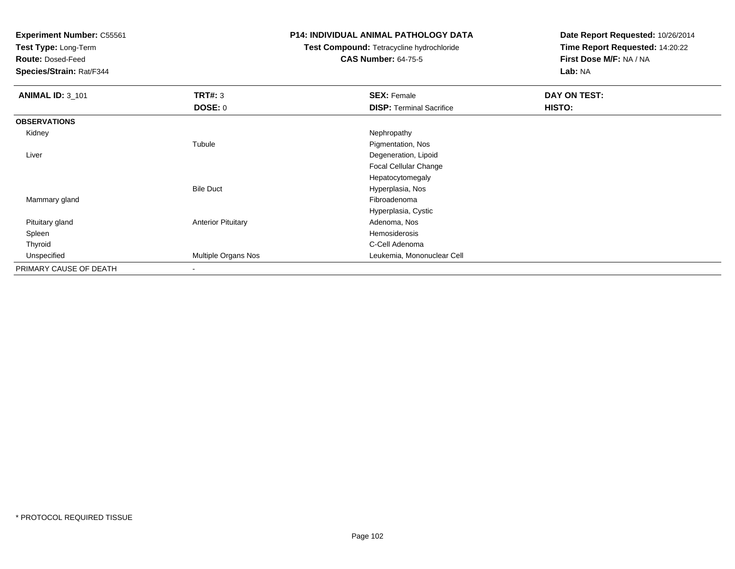**Experiment Number:** C55561
**Test Type:** Long-Term
**Route:** Dosed-Feed
**Species/Strain:** Rat/F344

**P14: INDIVIDUAL ANIMAL PATHOLOGY DATA**
**Test Compound:** Tetracycline hydrochloride
**CAS Number:** 64-75-5

**Date Report Requested:** 10/26/2014
**Time Report Requested:** 14:20:22
**First Dose M/F:** NA / NA
**Lab:** NA

| **ANIMAL ID:** 3_101 | **TRT#:** 3 | **SEX:** Female | **DAY ON TEST:** |
|---|---|---|---|
| | **DOSE:** 0 | **DISP:** Terminal Sacrifice | **HISTO:** |
| **OBSERVATIONS** | | | |
| Kidney | | Nephropathy | |
| | Tubule | Pigmentation, Nos | |
| Liver | | Degeneration, Lipoid | |
| | | Focal Cellular Change | |
| | | Hepatocytomegaly | |
| | Bile Duct | Hyperplasia, Nos | |
| Mammary gland | | Fibroadenoma | |
| | | Hyperplasia, Cystic | |
| Pituitary gland | Anterior Pituitary | Adenoma, Nos | |
| Spleen | | Hemosiderosis | |
| Thyroid | | C-Cell Adenoma | |
| Unspecified | Multiple Organs Nos | Leukemia, Mononuclear Cell | |
| PRIMARY CAUSE OF DEATH | - | | |

* PROTOCOL REQUIRED TISSUE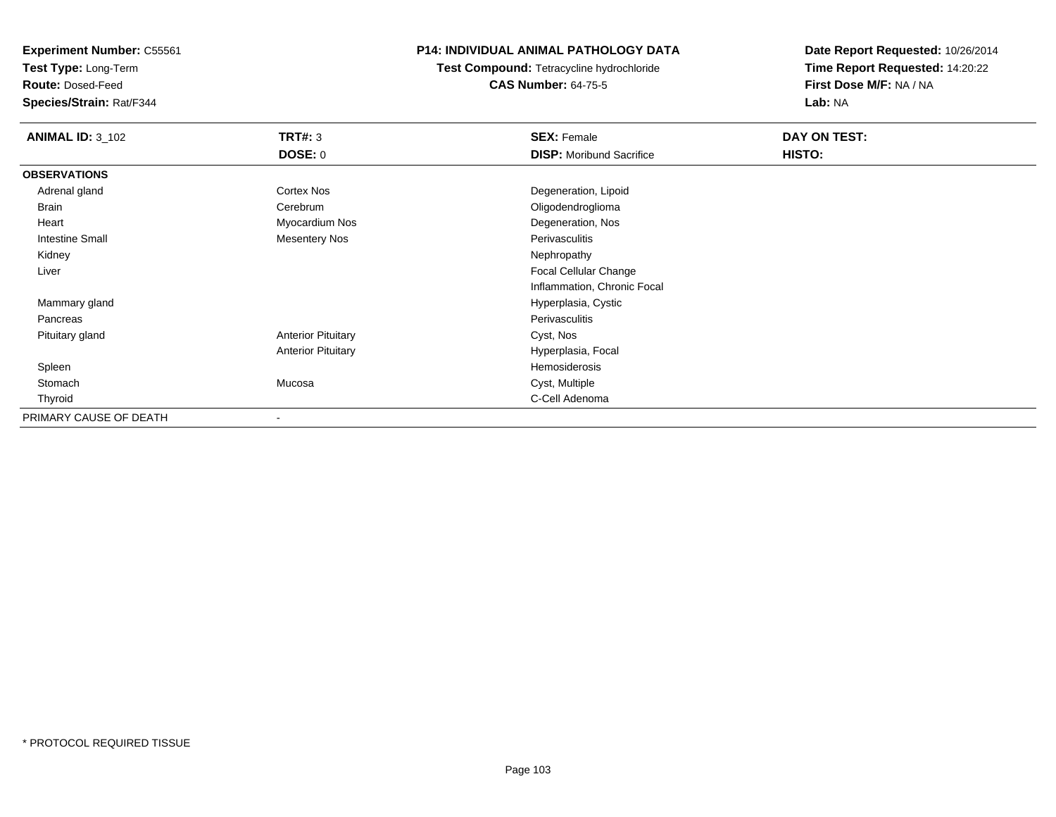**Experiment Number:** C55561
**Test Type:** Long-Term
**Route:** Dosed-Feed
**Species/Strain:** Rat/F344

**P14: INDIVIDUAL ANIMAL PATHOLOGY DATA**
**Test Compound:** Tetracycline hydrochloride
**CAS Number:** 64-75-5

**Date Report Requested:** 10/26/2014
**Time Report Requested:** 14:20:22
**First Dose M/F:** NA / NA
**Lab:** NA

| **ANIMAL ID:** 3_102 | **TRT#:** 3 | **SEX:** Female | **DAY ON TEST:** |
|---|---|---|---|
| | **DOSE:** 0 | **DISP:** Moribund Sacrifice | **HISTO:** |
| **OBSERVATIONS** | | | |
| Adrenal gland | Cortex Nos | Degeneration, Lipoid | |
| Brain | Cerebrum | Oligodendroglioma | |
| Heart | Myocardium Nos | Degeneration, Nos | |
| Intestine Small | Mesentery Nos | Perivasculitis | |
| Kidney | | Nephropathy | |
| Liver | | Focal Cellular Change | |
| | | Inflammation, Chronic Focal | |
| Mammary gland | | Hyperplasia, Cystic | |
| Pancreas | | Perivasculitis | |
| Pituitary gland | Anterior Pituitary | Cyst, Nos | |
| | Anterior Pituitary | Hyperplasia, Focal | |
| Spleen | | Hemosiderosis | |
| Stomach | Mucosa | Cyst, Multiple | |
| Thyroid | | C-Cell Adenoma | |
| PRIMARY CAUSE OF DEATH | - | | |

* PROTOCOL REQUIRED TISSUE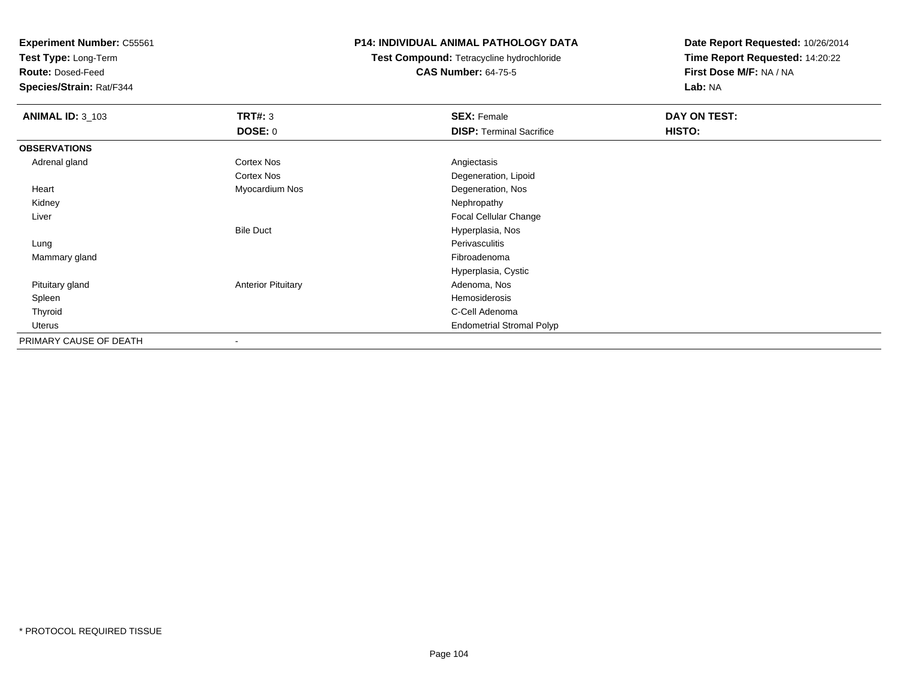**Experiment Number:** C55561
**Test Type:** Long-Term
**Route:** Dosed-Feed
**Species/Strain:** Rat/F344

# P14: INDIVIDUAL ANIMAL PATHOLOGY DATA

**Test Compound:** Tetracycline hydrochloride
**CAS Number:** 64-75-5

**Date Report Requested:** 10/26/2014
**Time Report Requested:** 14:20:22
**First Dose M/F:** NA / NA
**Lab:** NA

| **ANIMAL ID:** 3_103 | **TRT#:** 3 | **SEX:** Female | **DAY ON TEST:** |
|---|---|---|---|
| | **DOSE:** 0 | **DISP:** Terminal Sacrifice | **HISTO:** |
| **OBSERVATIONS** | | | |
| Adrenal gland | Cortex Nos | Angiectasis | |
| | Cortex Nos | Degeneration, Lipoid | |
| Heart | Myocardium Nos | Degeneration, Nos | |
| Kidney | | Nephropathy | |
| Liver | | Focal Cellular Change | |
| | Bile Duct | Hyperplasia, Nos | |
| Lung | | Perivasculitis | |
| Mammary gland | | Fibroadenoma | |
| | | Hyperplasia, Cystic | |
| Pituitary gland | Anterior Pituitary | Adenoma, Nos | |
| Spleen | | Hemosiderosis | |
| Thyroid | | C-Cell Adenoma | |
| Uterus | | Endometrial Stromal Polyp | |
| PRIMARY CAUSE OF DEATH | - | | |

* PROTOCOL REQUIRED TISSUE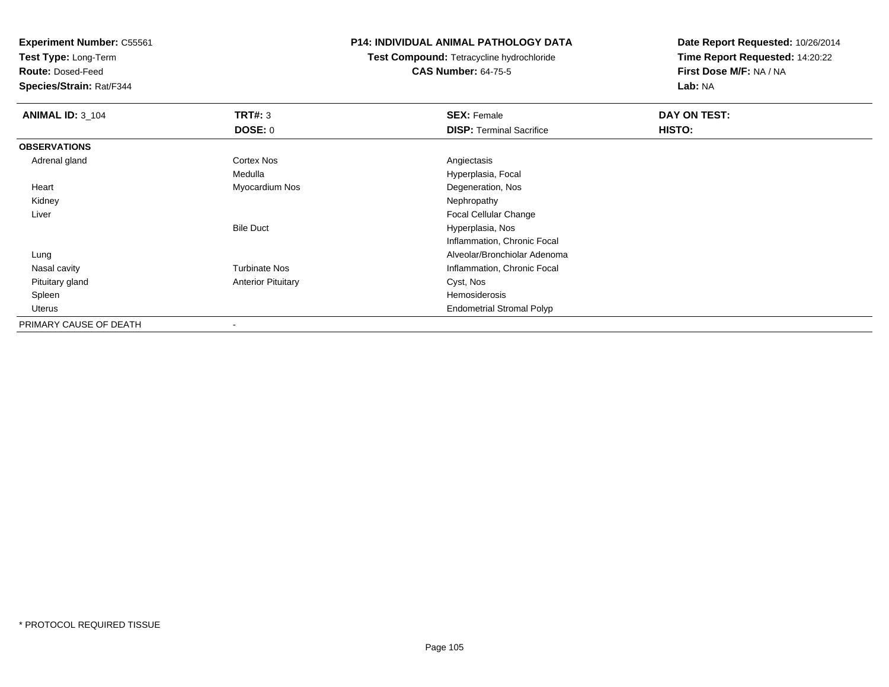**Experiment Number:** C55561
**Test Type:** Long-Term
**Route:** Dosed-Feed
**Species/Strain:** Rat/F344

**P14: INDIVIDUAL ANIMAL PATHOLOGY DATA**
**Test Compound:** Tetracycline hydrochloride
**CAS Number:** 64-75-5

**Date Report Requested:** 10/26/2014
**Time Report Requested:** 14:20:22
**First Dose M/F:** NA / NA
**Lab:** NA

| **ANIMAL ID:** 3_104 | **TRT#:** 3 | **SEX:** Female | **DAY ON TEST:** |
|---|---|---|---|
| | **DOSE:** 0 | **DISP:** Terminal Sacrifice | **HISTO:** |
| **OBSERVATIONS** | | | |
| Adrenal gland | Cortex Nos | Angiectasis | |
| | Medulla | Hyperplasia, Focal | |
| Heart | Myocardium Nos | Degeneration, Nos | |
| Kidney | | Nephropathy | |
| Liver | | Focal Cellular Change | |
| | Bile Duct | Hyperplasia, Nos | |
| | | Inflammation, Chronic Focal | |
| Lung | | Alveolar/Bronchiolar Adenoma | |
| Nasal cavity | Turbinate Nos | Inflammation, Chronic Focal | |
| Pituitary gland | Anterior Pituitary | Cyst, Nos | |
| Spleen | | Hemosiderosis | |
| Uterus | | Endometrial Stromal Polyp | |
| PRIMARY CAUSE OF DEATH | - | | |

* PROTOCOL REQUIRED TISSUE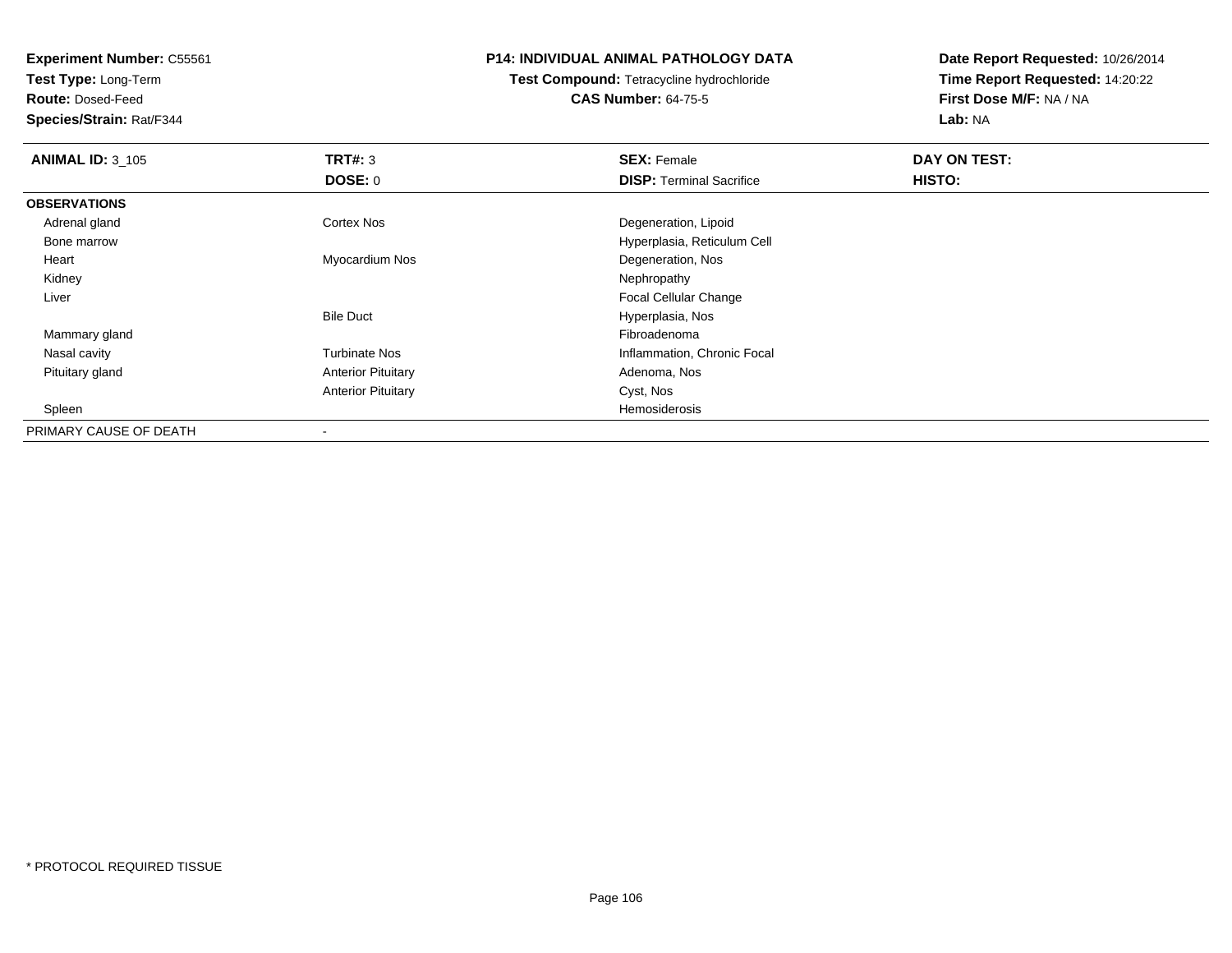**Experiment Number:** C55561
**Test Type:** Long-Term
**Route:** Dosed-Feed
**Species/Strain:** Rat/F344

**P14: INDIVIDUAL ANIMAL PATHOLOGY DATA**
**Test Compound:** Tetracycline hydrochloride
**CAS Number:** 64-75-5

**Date Report Requested:** 10/26/2014
**Time Report Requested:** 14:20:22
**First Dose M/F:** NA / NA
**Lab:** NA

| **ANIMAL ID:** 3_105 | **TRT#:** 3 | **SEX:** Female | **DAY ON TEST:** |
|---|---|---|---|
| | **DOSE:** 0 | **DISP:** Terminal Sacrifice | **HISTO:** |
| **OBSERVATIONS** | | | |
| Adrenal gland | Cortex Nos | Degeneration, Lipoid | |
| Bone marrow | | Hyperplasia, Reticulum Cell | |
| Heart | Myocardium Nos | Degeneration, Nos | |
| Kidney | | Nephropathy | |
| Liver | | Focal Cellular Change | |
| | Bile Duct | Hyperplasia, Nos | |
| Mammary gland | | Fibroadenoma | |
| Nasal cavity | Turbinate Nos | Inflammation, Chronic Focal | |
| Pituitary gland | Anterior Pituitary | Adenoma, Nos | |
| | Anterior Pituitary | Cyst, Nos | |
| Spleen | | Hemosiderosis | |
| PRIMARY CAUSE OF DEATH | - | | |

* PROTOCOL REQUIRED TISSUE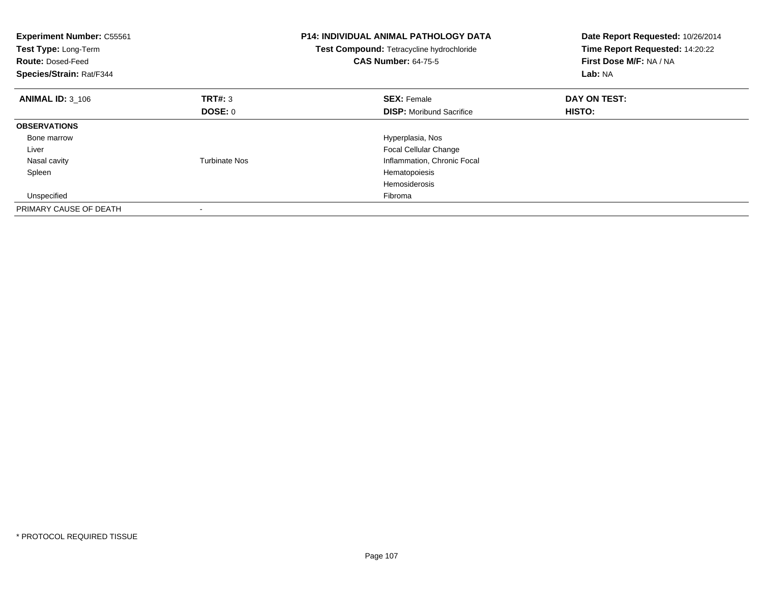**Experiment Number:** C55561
**Test Type:** Long-Term
**Route:** Dosed-Feed
**Species/Strain:** Rat/F344

**P14: INDIVIDUAL ANIMAL PATHOLOGY DATA**
**Test Compound:** Tetracycline hydrochloride
**CAS Number:** 64-75-5

**Date Report Requested:** 10/26/2014
**Time Report Requested:** 14:20:22
**First Dose M/F:** NA / NA
**Lab:** NA

| **ANIMAL ID:** 3_106 | **TRT#:** 3 | **SEX:** Female | **DAY ON TEST:** |
|---|---|---|---|
| | **DOSE:** 0 | **DISP:** Moribund Sacrifice | **HISTO:** |
| **OBSERVATIONS** | | | |
| Bone marrow | | Hyperplasia, Nos | |
| Liver | | Focal Cellular Change | |
| Nasal cavity | Turbinate Nos | Inflammation, Chronic Focal | |
| Spleen | | Hematopoiesis | |
| | | Hemosiderosis | |
| Unspecified | | Fibroma | |
| PRIMARY CAUSE OF DEATH | - | | |

\* PROTOCOL REQUIRED TISSUE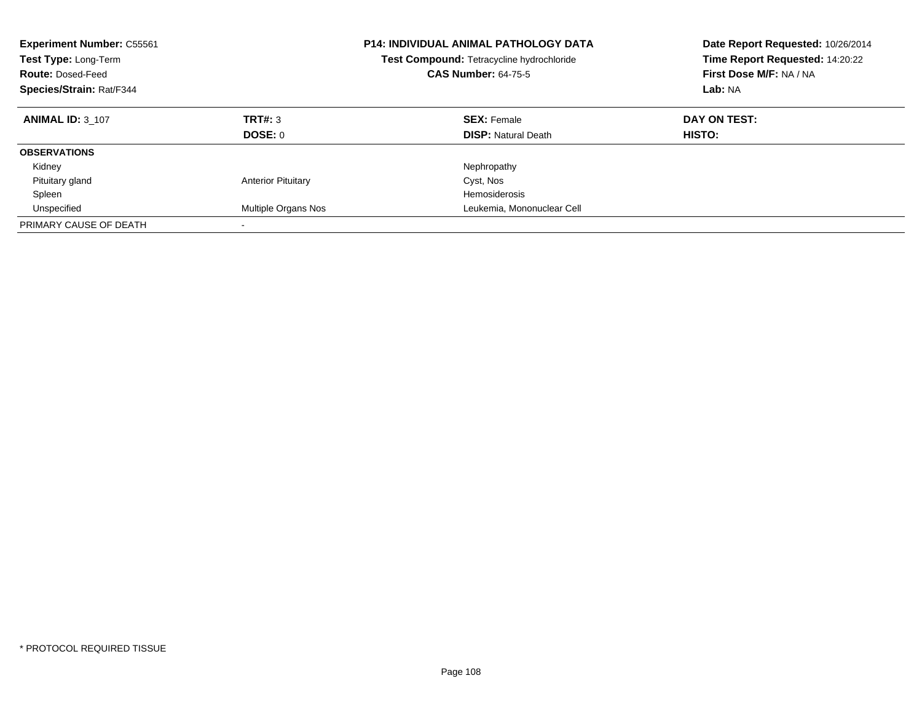**Experiment Number:** C55561
**Test Type:** Long-Term
**Route:** Dosed-Feed
**Species/Strain:** Rat/F344

**P14: INDIVIDUAL ANIMAL PATHOLOGY DATA**
**Test Compound:** Tetracycline hydrochloride
**CAS Number:** 64-75-5

**Date Report Requested:** 10/26/2014
**Time Report Requested:** 14:20:22
**First Dose M/F:** NA / NA
**Lab:** NA

| **ANIMAL ID:** 3_107 | **TRT#:** 3 | **SEX:** Female | **DAY ON TEST:** |
|---|---|---|---|
| | **DOSE:** 0 | **DISP:** Natural Death | **HISTO:** |
| **OBSERVATIONS** | | | |
| Kidney | | Nephropathy | |
| Pituitary gland | Anterior Pituitary | Cyst, Nos | |
| Spleen | | Hemosiderosis | |
| Unspecified | Multiple Organs Nos | Leukemia, Mononuclear Cell | |
| PRIMARY CAUSE OF DEATH | - | | |

* PROTOCOL REQUIRED TISSUE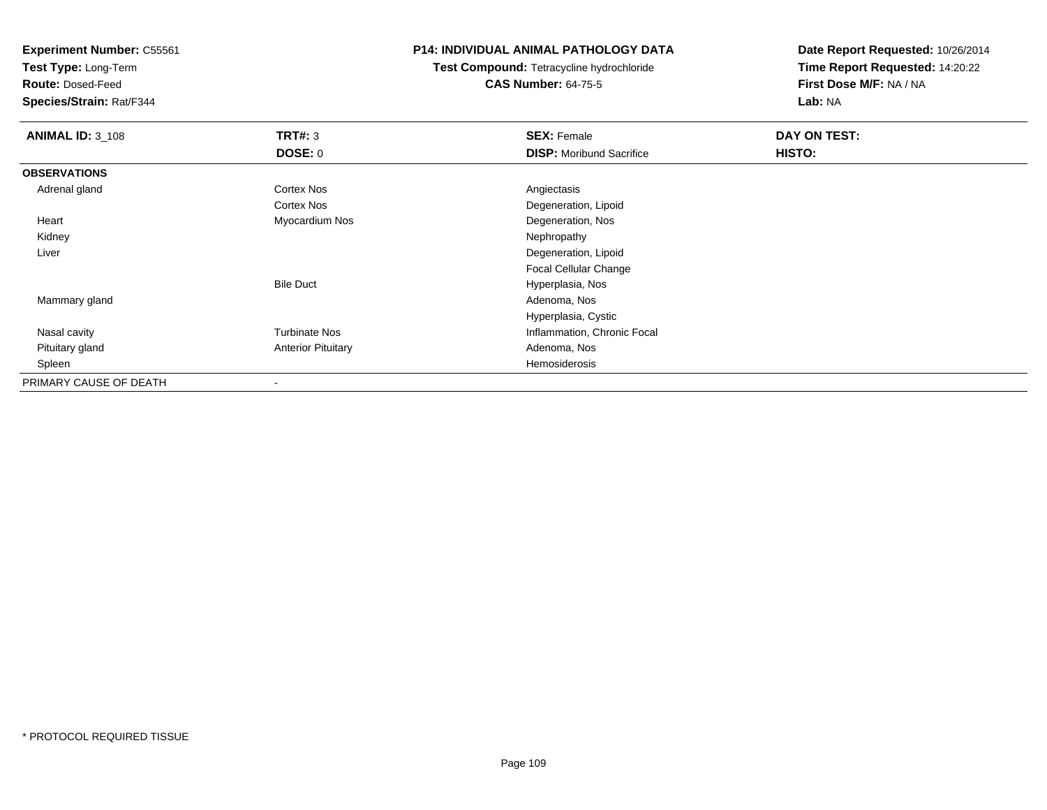**Experiment Number:** C55561
**Test Type:** Long-Term
**Route:** Dosed-Feed
**Species/Strain:** Rat/F344

## P14: INDIVIDUAL ANIMAL PATHOLOGY DATA

**Test Compound:** Tetracycline hydrochloride
**CAS Number:** 64-75-5

**Date Report Requested:** 10/26/2014
**Time Report Requested:** 14:20:22
**First Dose M/F:** NA / NA
**Lab:** NA

| **ANIMAL ID:** 3_108 | **TRT#:** 3 | **SEX:** Female | **DAY ON TEST:** |
|---|---|---|---|
| | **DOSE:** 0 | **DISP:** Moribund Sacrifice | **HISTO:** |
| **OBSERVATIONS** | | | |
| Adrenal gland | Cortex Nos | Angiectasis | |
| | Cortex Nos | Degeneration, Lipoid | |
| Heart | Myocardium Nos | Degeneration, Nos | |
| Kidney | | Nephropathy | |
| Liver | | Degeneration, Lipoid | |
| | | Focal Cellular Change | |
| | Bile Duct | Hyperplasia, Nos | |
| Mammary gland | | Adenoma, Nos | |
| | | Hyperplasia, Cystic | |
| Nasal cavity | Turbinate Nos | Inflammation, Chronic Focal | |
| Pituitary gland | Anterior Pituitary | Adenoma, Nos | |
| Spleen | | Hemosiderosis | |
| PRIMARY CAUSE OF DEATH | - | | |

* PROTOCOL REQUIRED TISSUE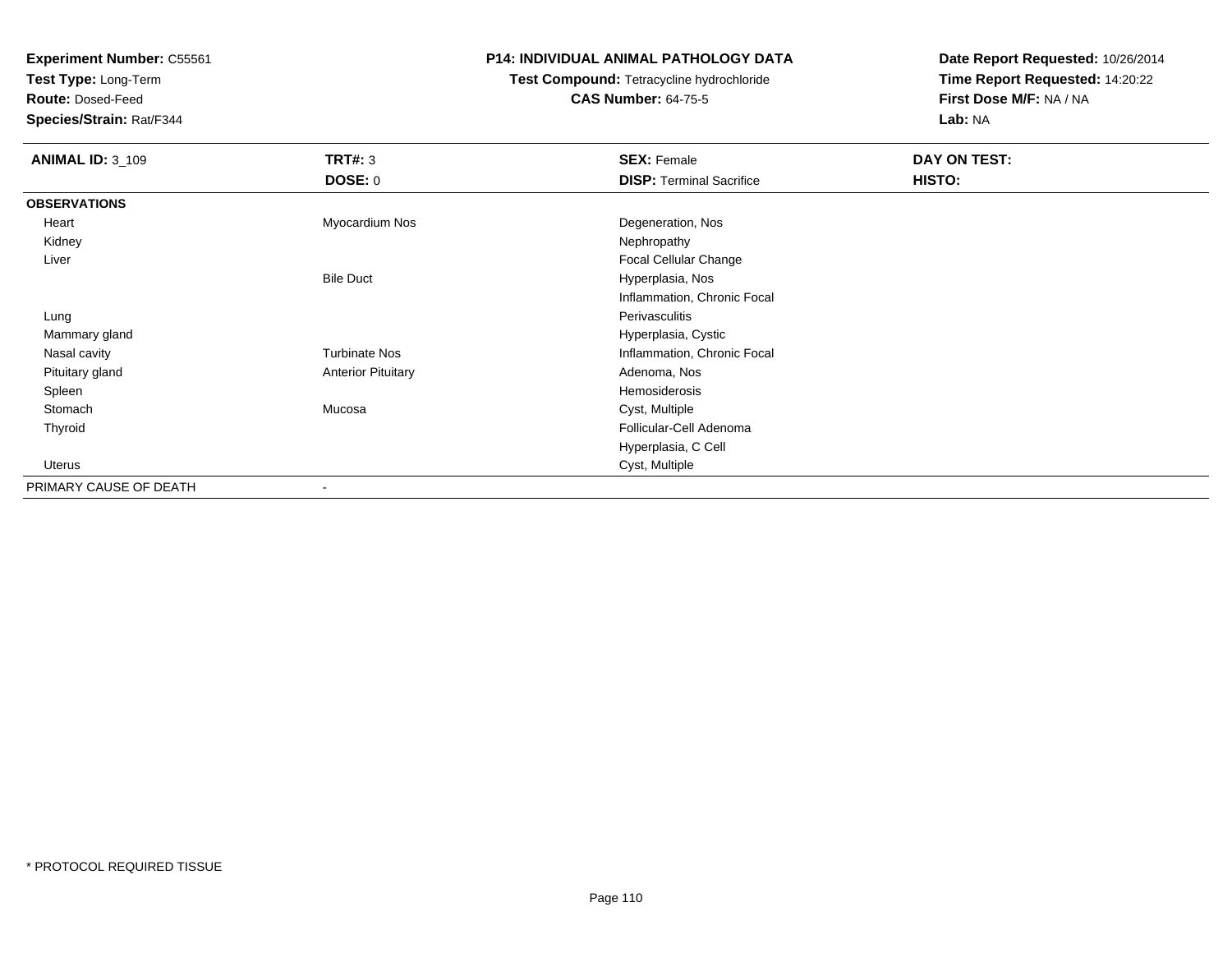**Experiment Number:** C55561
**Test Type:** Long-Term
**Route:** Dosed-Feed
**Species/Strain:** Rat/F344

**P14: INDIVIDUAL ANIMAL PATHOLOGY DATA**
**Test Compound:** Tetracycline hydrochloride
**CAS Number:** 64-75-5

**Date Report Requested:** 10/26/2014
**Time Report Requested:** 14:20:22
**First Dose M/F:** NA / NA
**Lab:** NA

| **ANIMAL ID:** 3_109 | **TRT#:** 3 | **SEX:** Female | **DAY ON TEST:** |
|---|---|---|---|
| | **DOSE:** 0 | **DISP:** Terminal Sacrifice | **HISTO:** |
| **OBSERVATIONS** | | | |
| Heart | Myocardium Nos | Degeneration, Nos | |
| Kidney | | Nephropathy | |
| Liver | | Focal Cellular Change | |
| | Bile Duct | Hyperplasia, Nos | |
| | | Inflammation, Chronic Focal | |
| Lung | | Perivasculitis | |
| Mammary gland | | Hyperplasia, Cystic | |
| Nasal cavity | Turbinate Nos | Inflammation, Chronic Focal | |
| Pituitary gland | Anterior Pituitary | Adenoma, Nos | |
| Spleen | | Hemosiderosis | |
| Stomach | Mucosa | Cyst, Multiple | |
| Thyroid | | Follicular-Cell Adenoma | |
| | | Hyperplasia, C Cell | |
| Uterus | | Cyst, Multiple | |
| PRIMARY CAUSE OF DEATH | - | | |

* PROTOCOL REQUIRED TISSUE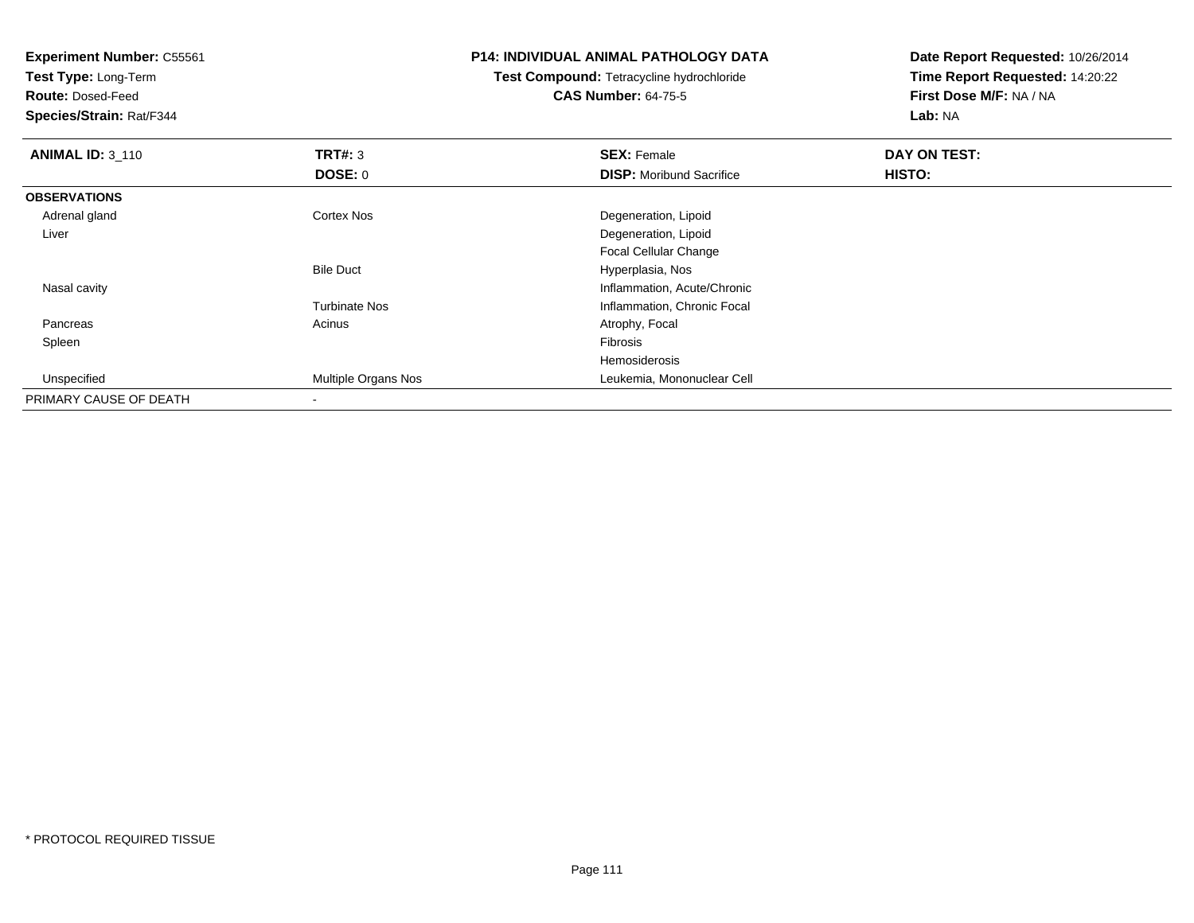**Experiment Number:** C55561
**Test Type:** Long-Term
**Route:** Dosed-Feed
**Species/Strain:** Rat/F344

**P14: INDIVIDUAL ANIMAL PATHOLOGY DATA**
**Test Compound:** Tetracycline hydrochloride
**CAS Number:** 64-75-5

**Date Report Requested:** 10/26/2014
**Time Report Requested:** 14:20:22
**First Dose M/F:** NA / NA
**Lab:** NA

| **ANIMAL ID:** 3_110 | **TRT#:** 3 | **SEX:** Female | **DAY ON TEST:** |
|---|---|---|---|
| | **DOSE:** 0 | **DISP:** Moribund Sacrifice | **HISTO:** |
| **OBSERVATIONS** | | | |
| Adrenal gland | Cortex Nos | Degeneration, Lipoid | |
| Liver | | Degeneration, Lipoid | |
| | | Focal Cellular Change | |
| | Bile Duct | Hyperplasia, Nos | |
| Nasal cavity | | Inflammation, Acute/Chronic | |
| | Turbinate Nos | Inflammation, Chronic Focal | |
| Pancreas | Acinus | Atrophy, Focal | |
| Spleen | | Fibrosis | |
| | | Hemosiderosis | |
| Unspecified | Multiple Organs Nos | Leukemia, Mononuclear Cell | |
| PRIMARY CAUSE OF DEATH | - | | |

* PROTOCOL REQUIRED TISSUE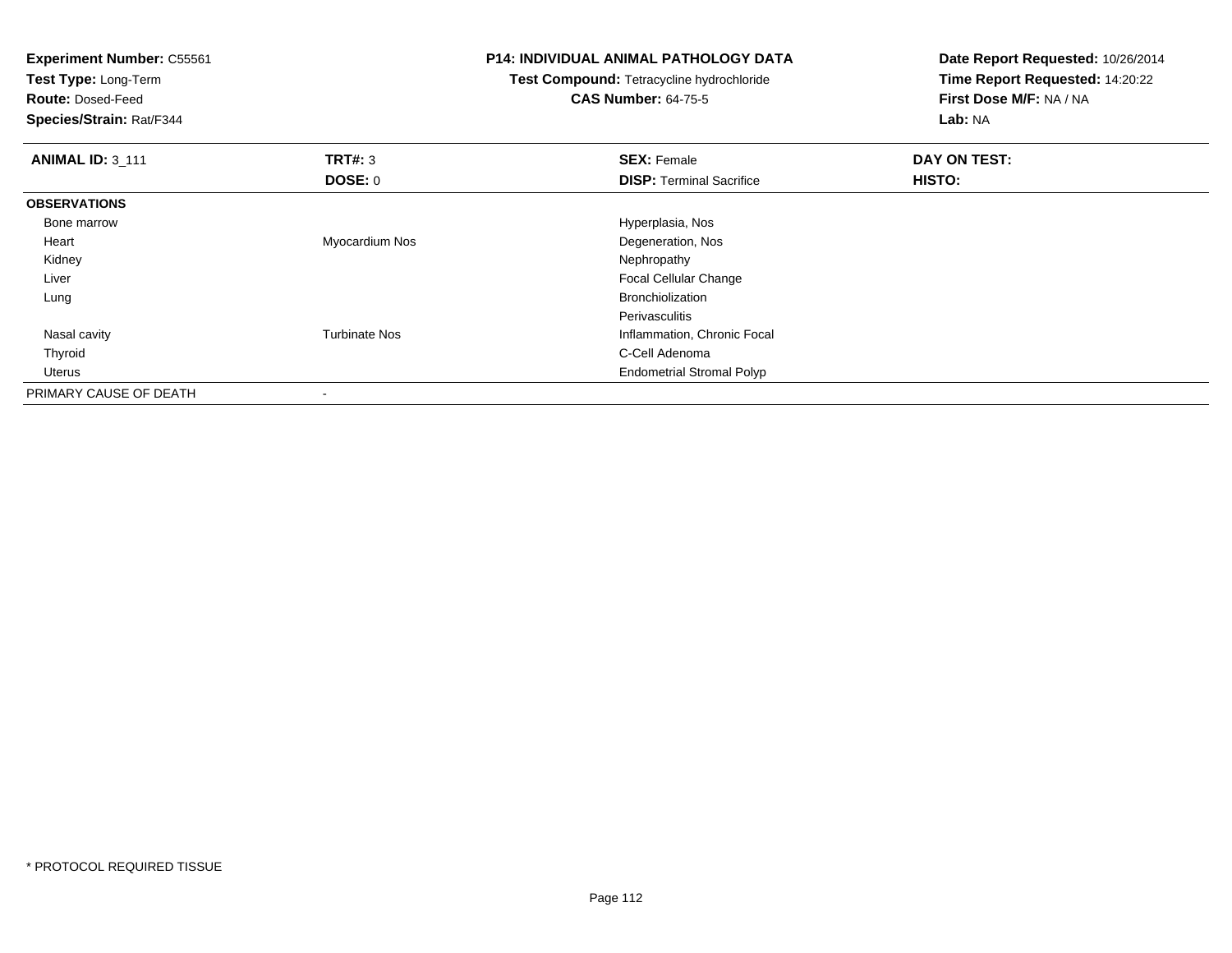**Experiment Number:** C55561
**Test Type:** Long-Term
**Route:** Dosed-Feed
**Species/Strain:** Rat/F344

**P14: INDIVIDUAL ANIMAL PATHOLOGY DATA**
**Test Compound:** Tetracycline hydrochloride
**CAS Number:** 64-75-5

**Date Report Requested:** 10/26/2014
**Time Report Requested:** 14:20:22
**First Dose M/F:** NA / NA
**Lab:** NA

| **ANIMAL ID:** 3_111 | **TRT#:** 3 | **SEX:** Female | **DAY ON TEST:** |
|---|---|---|---|
| | **DOSE:** 0 | **DISP:** Terminal Sacrifice | **HISTO:** |
| **OBSERVATIONS** | | | |
| Bone marrow | | Hyperplasia, Nos | |
| Heart | Myocardium Nos | Degeneration, Nos | |
| Kidney | | Nephropathy | |
| Liver | | Focal Cellular Change | |
| Lung | | Bronchiolization | |
| | | Perivasculitis | |
| Nasal cavity | Turbinate Nos | Inflammation, Chronic Focal | |
| Thyroid | | C-Cell Adenoma | |
| Uterus | | Endometrial Stromal Polyp | |
| PRIMARY CAUSE OF DEATH | - | | |

\* PROTOCOL REQUIRED TISSUE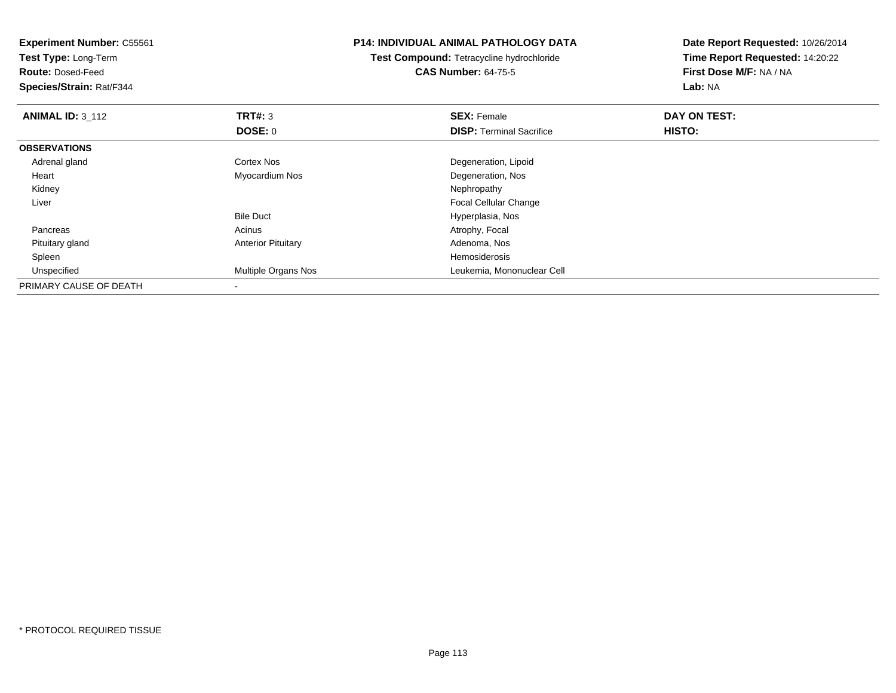**Experiment Number:** C55561
**Test Type:** Long-Term
**Route:** Dosed-Feed
**Species/Strain:** Rat/F344

**P14: INDIVIDUAL ANIMAL PATHOLOGY DATA**
**Test Compound:** Tetracycline hydrochloride
**CAS Number:** 64-75-5

**Date Report Requested:** 10/26/2014
**Time Report Requested:** 14:20:22
**First Dose M/F:** NA / NA
**Lab:** NA

| **ANIMAL ID:** 3_112 | **TRT#:** 3 | **SEX:** Female | **DAY ON TEST:** |
|---|---|---|---|
| | **DOSE:** 0 | **DISP:** Terminal Sacrifice | **HISTO:** |
| **OBSERVATIONS** | | | |
| Adrenal gland | Cortex Nos | Degeneration, Lipoid | |
| Heart | Myocardium Nos | Degeneration, Nos | |
| Kidney | | Nephropathy | |
| Liver | | Focal Cellular Change | |
| | Bile Duct | Hyperplasia, Nos | |
| Pancreas | Acinus | Atrophy, Focal | |
| Pituitary gland | Anterior Pituitary | Adenoma, Nos | |
| Spleen | | Hemosiderosis | |
| Unspecified | Multiple Organs Nos | Leukemia, Mononuclear Cell | |
| PRIMARY CAUSE OF DEATH | - | | |

* PROTOCOL REQUIRED TISSUE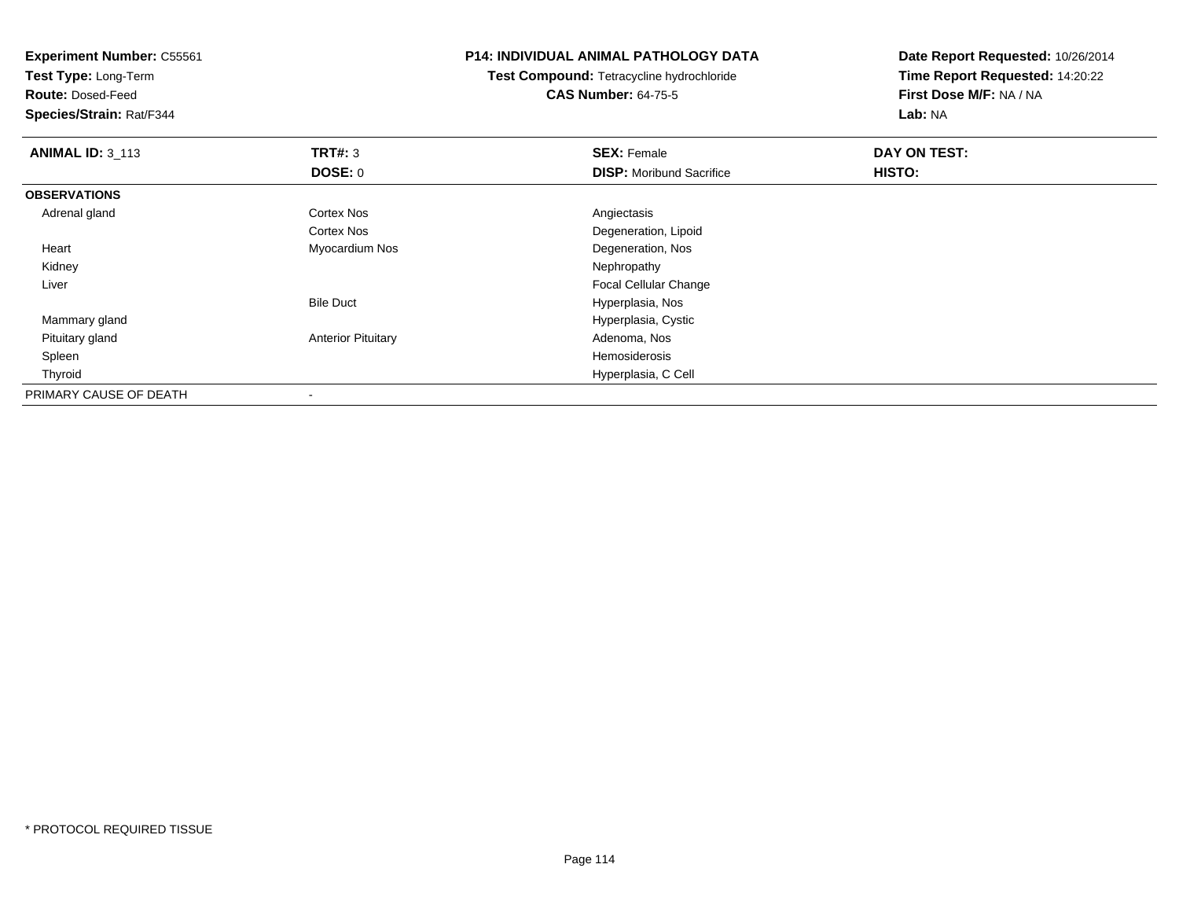**Experiment Number:** C55561
**Test Type:** Long-Term
**Route:** Dosed-Feed
**Species/Strain:** Rat/F344

**P14: INDIVIDUAL ANIMAL PATHOLOGY DATA**
**Test Compound:** Tetracycline hydrochloride
**CAS Number:** 64-75-5

**Date Report Requested:** 10/26/2014
**Time Report Requested:** 14:20:22
**First Dose M/F:** NA / NA
**Lab:** NA

| **ANIMAL ID:** 3_113 | **TRT#:** 3 | **SEX:** Female | **DAY ON TEST:** |
|---|---|---|---|
| | **DOSE:** 0 | **DISP:** Moribund Sacrifice | **HISTO:** |
| **OBSERVATIONS** | | | |
| Adrenal gland | Cortex Nos | Angiectasis | |
| | Cortex Nos | Degeneration, Lipoid | |
| Heart | Myocardium Nos | Degeneration, Nos | |
| Kidney | | Nephropathy | |
| Liver | | Focal Cellular Change | |
| | Bile Duct | Hyperplasia, Nos | |
| Mammary gland | | Hyperplasia, Cystic | |
| Pituitary gland | Anterior Pituitary | Adenoma, Nos | |
| Spleen | | Hemosiderosis | |
| Thyroid | | Hyperplasia, C Cell | |
| PRIMARY CAUSE OF DEATH | - | | |

* PROTOCOL REQUIRED TISSUE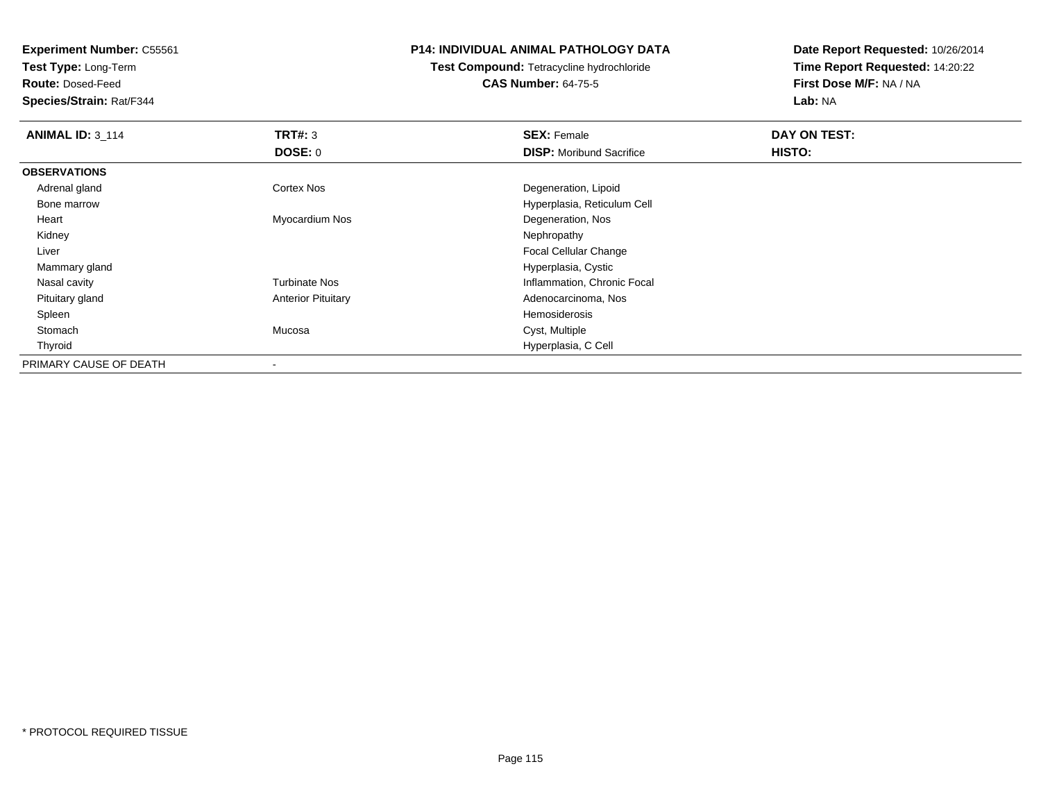**Experiment Number:** C55561
**Test Type:** Long-Term
**Route:** Dosed-Feed
**Species/Strain:** Rat/F344

**P14: INDIVIDUAL ANIMAL PATHOLOGY DATA**
**Test Compound:** Tetracycline hydrochloride
**CAS Number:** 64-75-5

**Date Report Requested:** 10/26/2014
**Time Report Requested:** 14:20:22
**First Dose M/F:** NA / NA
**Lab:** NA

| **ANIMAL ID:** 3_114 | **TRT#:** 3 | **SEX:** Female | **DAY ON TEST:** |
|---|---|---|---|
| | **DOSE:** 0 | **DISP:** Moribund Sacrifice | **HISTO:** |
| **OBSERVATIONS** | | | |
| Adrenal gland | Cortex Nos | Degeneration, Lipoid | |
| Bone marrow | | Hyperplasia, Reticulum Cell | |
| Heart | Myocardium Nos | Degeneration, Nos | |
| Kidney | | Nephropathy | |
| Liver | | Focal Cellular Change | |
| Mammary gland | | Hyperplasia, Cystic | |
| Nasal cavity | Turbinate Nos | Inflammation, Chronic Focal | |
| Pituitary gland | Anterior Pituitary | Adenocarcinoma, Nos | |
| Spleen | | Hemosiderosis | |
| Stomach | Mucosa | Cyst, Multiple | |
| Thyroid | | Hyperplasia, C Cell | |
| PRIMARY CAUSE OF DEATH | - | | |

* PROTOCOL REQUIRED TISSUE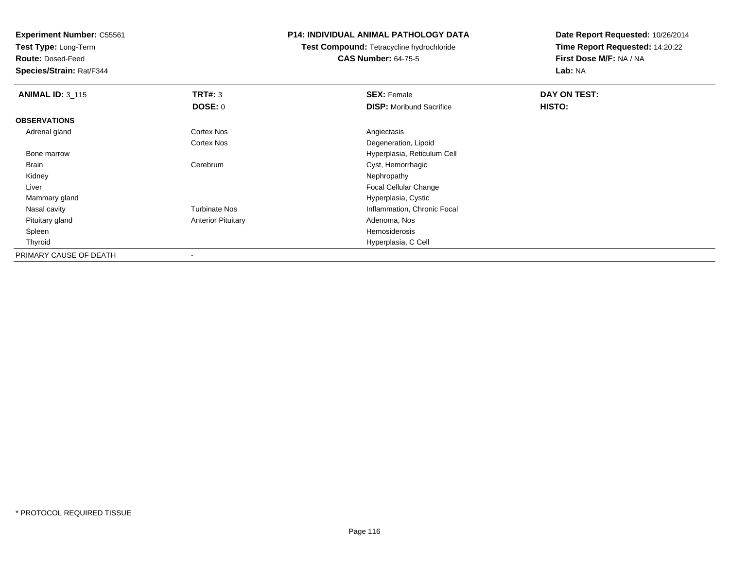**Experiment Number:** C55561
**Test Type:** Long-Term
**Route:** Dosed-Feed
**Species/Strain:** Rat/F344

## P14: INDIVIDUAL ANIMAL PATHOLOGY DATA

**Test Compound:** Tetracycline hydrochloride
**CAS Number:** 64-75-5

**Date Report Requested:** 10/26/2014
**Time Report Requested:** 14:20:22
**First Dose M/F:** NA / NA
**Lab:** NA

| **ANIMAL ID:** 3_115 | **TRT#:** 3 | **SEX:** Female | **DAY ON TEST:** |
|---|---|---|---|
| | **DOSE:** 0 | **DISP:** Moribund Sacrifice | **HISTO:** |
| **OBSERVATIONS** | | | |
| Adrenal gland | Cortex Nos | Angiectasis | |
| | Cortex Nos | Degeneration, Lipoid | |
| Bone marrow | | Hyperplasia, Reticulum Cell | |
| Brain | Cerebrum | Cyst, Hemorrhagic | |
| Kidney | | Nephropathy | |
| Liver | | Focal Cellular Change | |
| Mammary gland | | Hyperplasia, Cystic | |
| Nasal cavity | Turbinate Nos | Inflammation, Chronic Focal | |
| Pituitary gland | Anterior Pituitary | Adenoma, Nos | |
| Spleen | | Hemosiderosis | |
| Thyroid | | Hyperplasia, C Cell | |
| PRIMARY CAUSE OF DEATH | - | | |

* PROTOCOL REQUIRED TISSUE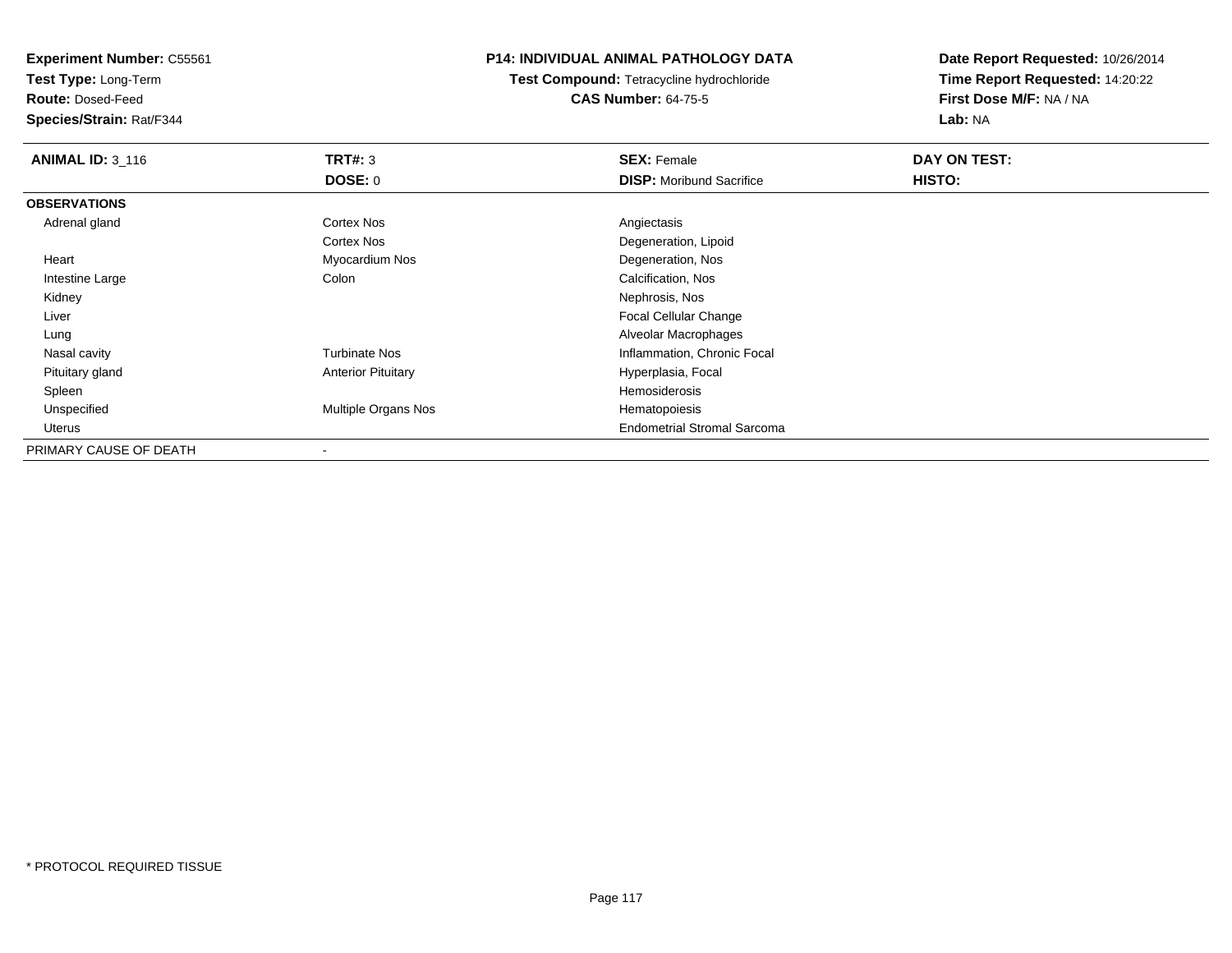**Experiment Number:** C55561
**Test Type:** Long-Term
**Route:** Dosed-Feed
**Species/Strain:** Rat/F344

# P14: INDIVIDUAL ANIMAL PATHOLOGY DATA

**Test Compound:** Tetracycline hydrochloride
**CAS Number:** 64-75-5

**Date Report Requested:** 10/26/2014
**Time Report Requested:** 14:20:22
**First Dose M/F:** NA / NA
**Lab:** NA

| **ANIMAL ID:** 3_116 | **TRT#:** 3 | **SEX:** Female | **DAY ON TEST:** |
|---|---|---|---|
| | **DOSE:** 0 | **DISP:** Moribund Sacrifice | **HISTO:** |
| **OBSERVATIONS** | | | |
| Adrenal gland | Cortex Nos | Angiectasis | |
| | Cortex Nos | Degeneration, Lipoid | |
| Heart | Myocardium Nos | Degeneration, Nos | |
| Intestine Large | Colon | Calcification, Nos | |
| Kidney | | Nephrosis, Nos | |
| Liver | | Focal Cellular Change | |
| Lung | | Alveolar Macrophages | |
| Nasal cavity | Turbinate Nos | Inflammation, Chronic Focal | |
| Pituitary gland | Anterior Pituitary | Hyperplasia, Focal | |
| Spleen | | Hemosiderosis | |
| Unspecified | Multiple Organs Nos | Hematopoiesis | |
| Uterus | | Endometrial Stromal Sarcoma | |
| PRIMARY CAUSE OF DEATH | - | | |

\* PROTOCOL REQUIRED TISSUE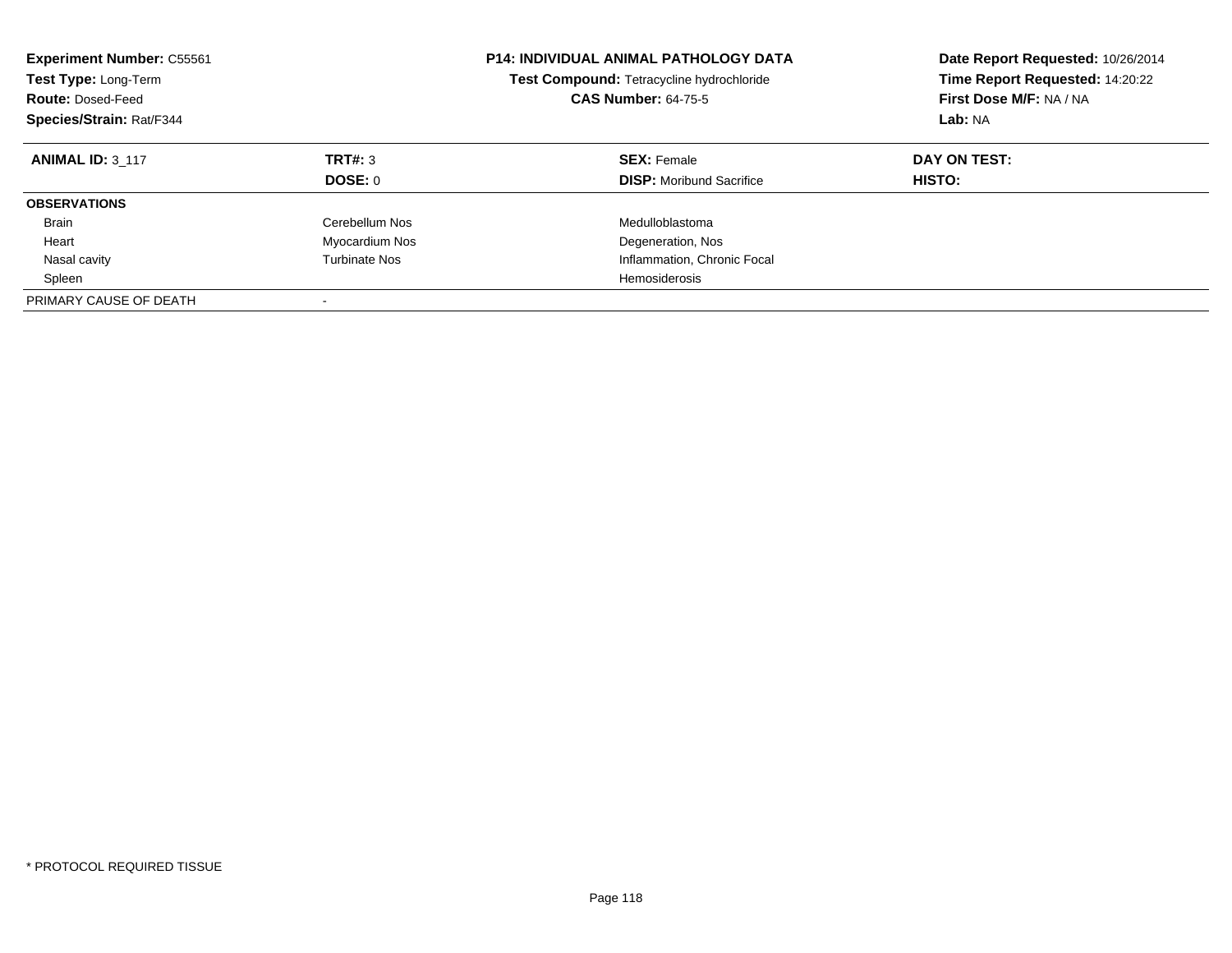**Experiment Number:** C55561
**Test Type:** Long-Term
**Route:** Dosed-Feed
**Species/Strain:** Rat/F344

**P14: INDIVIDUAL ANIMAL PATHOLOGY DATA**
**Test Compound:** Tetracycline hydrochloride
**CAS Number:** 64-75-5

**Date Report Requested:** 10/26/2014
**Time Report Requested:** 14:20:22
**First Dose M/F:** NA / NA
**Lab:** NA

| **ANIMAL ID:** 3_117 | **TRT#:** 3 | **SEX:** Female | **DAY ON TEST:** |
|---|---|---|---|
| | **DOSE:** 0 | **DISP:** Moribund Sacrifice | **HISTO:** |
| **OBSERVATIONS** | | | |
| Brain | Cerebellum Nos | Medulloblastoma | |
| Heart | Myocardium Nos | Degeneration, Nos | |
| Nasal cavity | Turbinate Nos | Inflammation, Chronic Focal | |
| Spleen | | Hemosiderosis | |
| PRIMARY CAUSE OF DEATH | - | | |

\* PROTOCOL REQUIRED TISSUE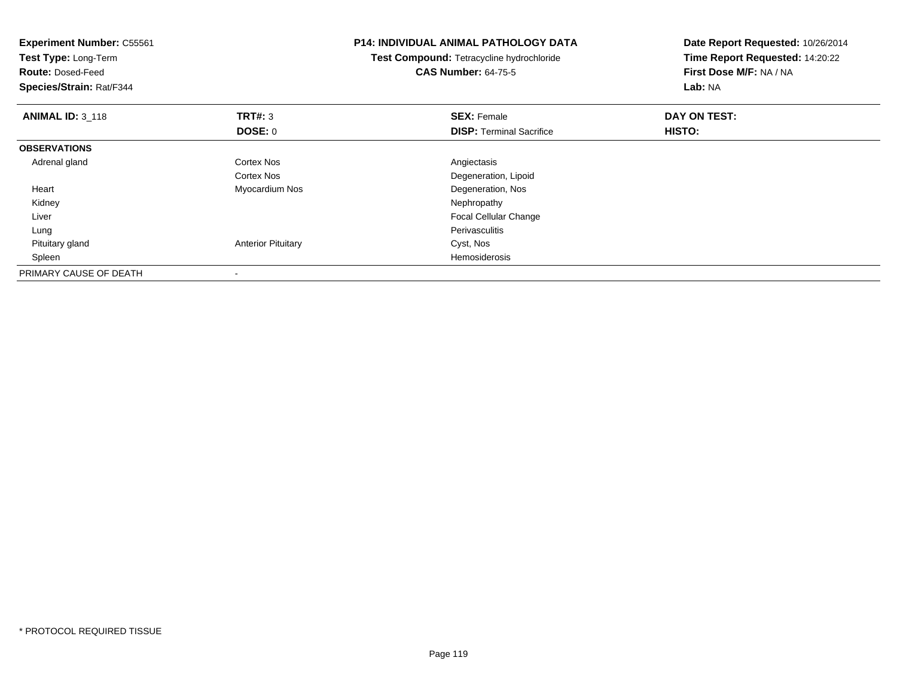**Experiment Number:** C55561
**Test Type:** Long-Term
**Route:** Dosed-Feed
**Species/Strain:** Rat/F344

**P14: INDIVIDUAL ANIMAL PATHOLOGY DATA**
**Test Compound:** Tetracycline hydrochloride
**CAS Number:** 64-75-5

**Date Report Requested:** 10/26/2014
**Time Report Requested:** 14:20:22
**First Dose M/F:** NA / NA
**Lab:** NA

| **ANIMAL ID:** 3_118 | **TRT#:** 3 | **SEX:** Female | **DAY ON TEST:** |
|---|---|---|---|
| | **DOSE:** 0 | **DISP:** Terminal Sacrifice | **HISTO:** |
| **OBSERVATIONS** | | | |
| Adrenal gland | Cortex Nos | Angiectasis | |
| | Cortex Nos | Degeneration, Lipoid | |
| Heart | Myocardium Nos | Degeneration, Nos | |
| Kidney | | Nephropathy | |
| Liver | | Focal Cellular Change | |
| Lung | | Perivasculitis | |
| Pituitary gland | Anterior Pituitary | Cyst, Nos | |
| Spleen | | Hemosiderosis | |
| PRIMARY CAUSE OF DEATH | - | | |

* PROTOCOL REQUIRED TISSUE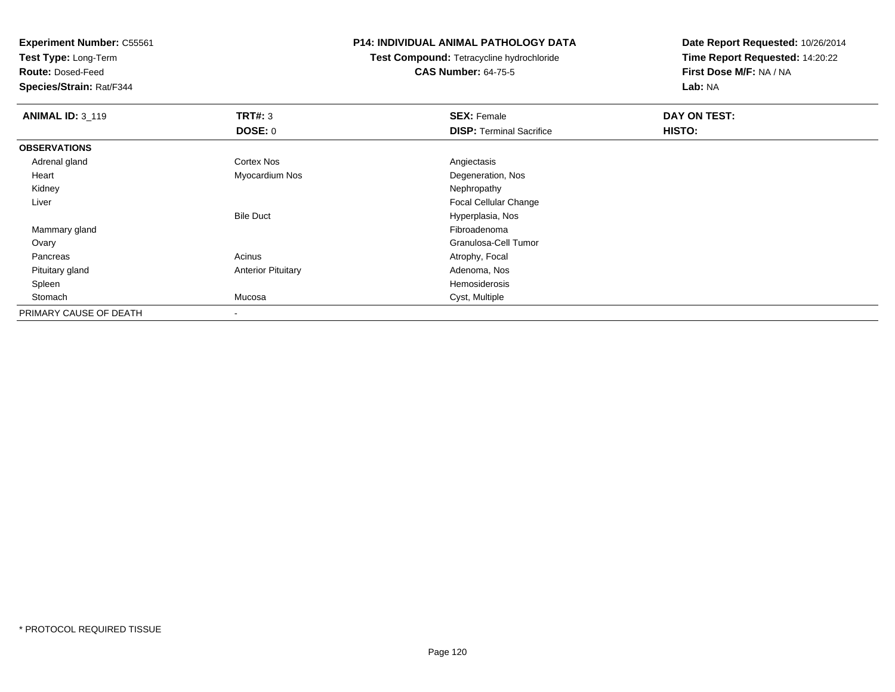**Experiment Number:** C55561
**Test Type:** Long-Term
**Route:** Dosed-Feed
**Species/Strain:** Rat/F344

**P14: INDIVIDUAL ANIMAL PATHOLOGY DATA**
**Test Compound:** Tetracycline hydrochloride
**CAS Number:** 64-75-5

**Date Report Requested:** 10/26/2014
**Time Report Requested:** 14:20:22
**First Dose M/F:** NA / NA
**Lab:** NA

| **ANIMAL ID:** 3_119 | **TRT#:** 3 | **SEX:** Female | **DAY ON TEST:** |
|---|---|---|---|
| | **DOSE:** 0 | **DISP:** Terminal Sacrifice | **HISTO:** |
| **OBSERVATIONS** | | | |
| Adrenal gland | Cortex Nos | Angiectasis | |
| Heart | Myocardium Nos | Degeneration, Nos | |
| Kidney | | Nephropathy | |
| Liver | | Focal Cellular Change | |
| | Bile Duct | Hyperplasia, Nos | |
| Mammary gland | | Fibroadenoma | |
| Ovary | | Granulosa-Cell Tumor | |
| Pancreas | Acinus | Atrophy, Focal | |
| Pituitary gland | Anterior Pituitary | Adenoma, Nos | |
| Spleen | | Hemosiderosis | |
| Stomach | Mucosa | Cyst, Multiple | |
| PRIMARY CAUSE OF DEATH | - | | |

* PROTOCOL REQUIRED TISSUE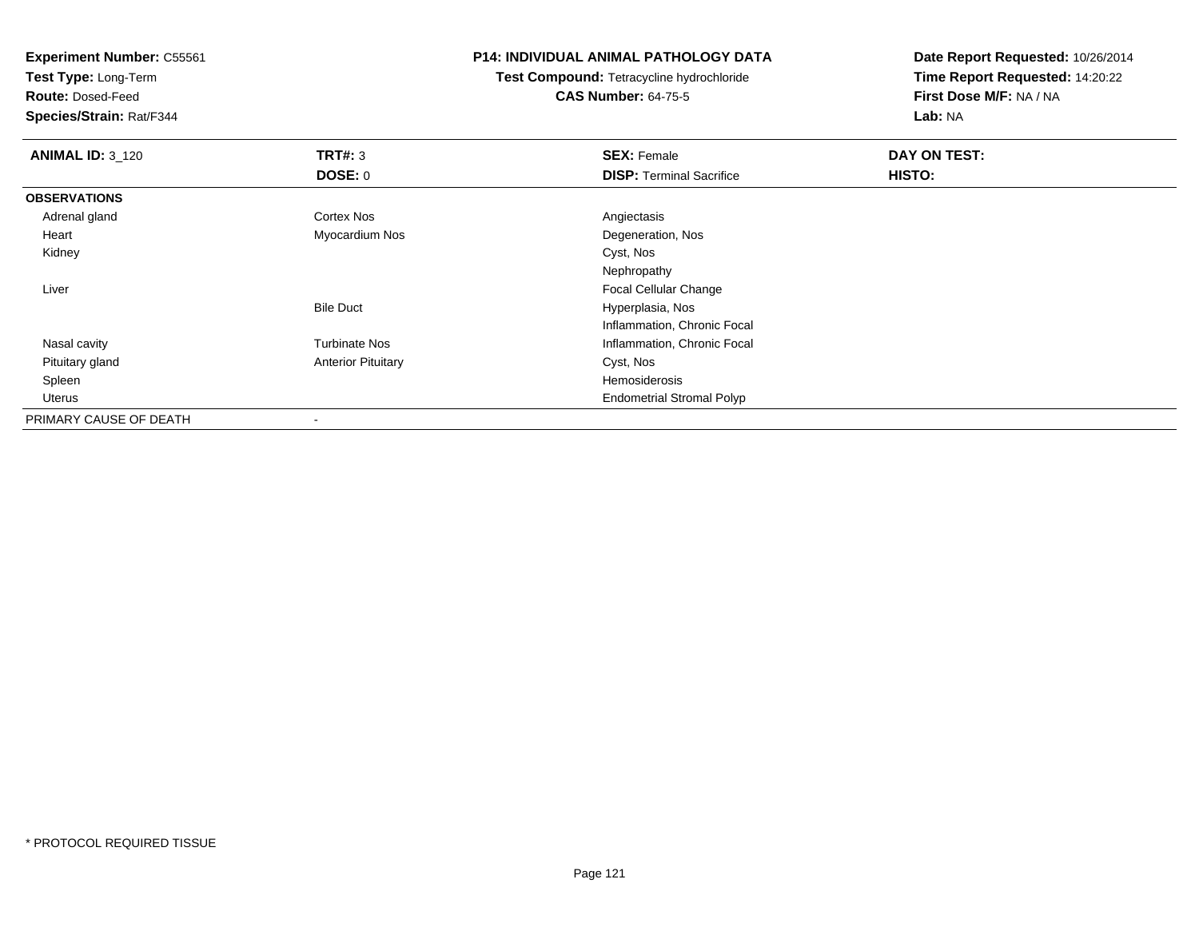**Experiment Number:** C55561
**Test Type:** Long-Term
**Route:** Dosed-Feed
**Species/Strain:** Rat/F344

**P14: INDIVIDUAL ANIMAL PATHOLOGY DATA**
**Test Compound:** Tetracycline hydrochloride
**CAS Number:** 64-75-5

**Date Report Requested:** 10/26/2014
**Time Report Requested:** 14:20:22
**First Dose M/F:** NA / NA
**Lab:** NA

| **ANIMAL ID:** 3_120 | **TRT#:** 3 | **SEX:** Female | **DAY ON TEST:** |
|---|---|---|---|
| | **DOSE:** 0 | **DISP:** Terminal Sacrifice | **HISTO:** |
| **OBSERVATIONS** | | | |
| Adrenal gland | Cortex Nos | Angiectasis | |
| Heart | Myocardium Nos | Degeneration, Nos | |
| Kidney | | Cyst, Nos | |
| | | Nephropathy | |
| Liver | | Focal Cellular Change | |
| | Bile Duct | Hyperplasia, Nos | |
| | | Inflammation, Chronic Focal | |
| Nasal cavity | Turbinate Nos | Inflammation, Chronic Focal | |
| Pituitary gland | Anterior Pituitary | Cyst, Nos | |
| Spleen | | Hemosiderosis | |
| Uterus | | Endometrial Stromal Polyp | |
| PRIMARY CAUSE OF DEATH | - | | |

* PROTOCOL REQUIRED TISSUE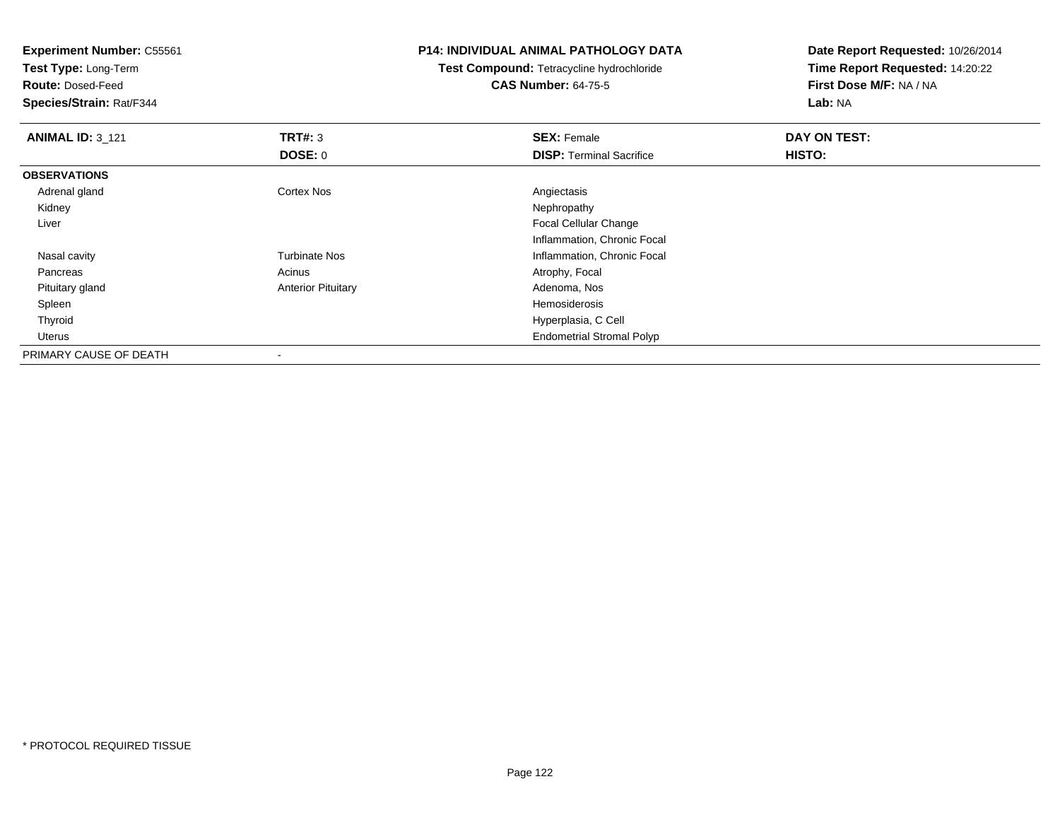**Experiment Number:** C55561
**Test Type:** Long-Term
**Route:** Dosed-Feed
**Species/Strain:** Rat/F344

**P14: INDIVIDUAL ANIMAL PATHOLOGY DATA**
**Test Compound:** Tetracycline hydrochloride
**CAS Number:** 64-75-5

**Date Report Requested:** 10/26/2014
**Time Report Requested:** 14:20:22
**First Dose M/F:** NA / NA
**Lab:** NA

| **ANIMAL ID:** 3_121 | **TRT#:** 3 | **SEX:** Female | **DAY ON TEST:** |
|---|---|---|---|
| | **DOSE:** 0 | **DISP:** Terminal Sacrifice | **HISTO:** |
| **OBSERVATIONS** | | | |
| Adrenal gland | Cortex Nos | Angiectasis | |
| Kidney | | Nephropathy | |
| Liver | | Focal Cellular Change | |
| | | Inflammation, Chronic Focal | |
| Nasal cavity | Turbinate Nos | Inflammation, Chronic Focal | |
| Pancreas | Acinus | Atrophy, Focal | |
| Pituitary gland | Anterior Pituitary | Adenoma, Nos | |
| Spleen | | Hemosiderosis | |
| Thyroid | | Hyperplasia, C Cell | |
| Uterus | | Endometrial Stromal Polyp | |
| PRIMARY CAUSE OF DEATH | - | | |

* PROTOCOL REQUIRED TISSUE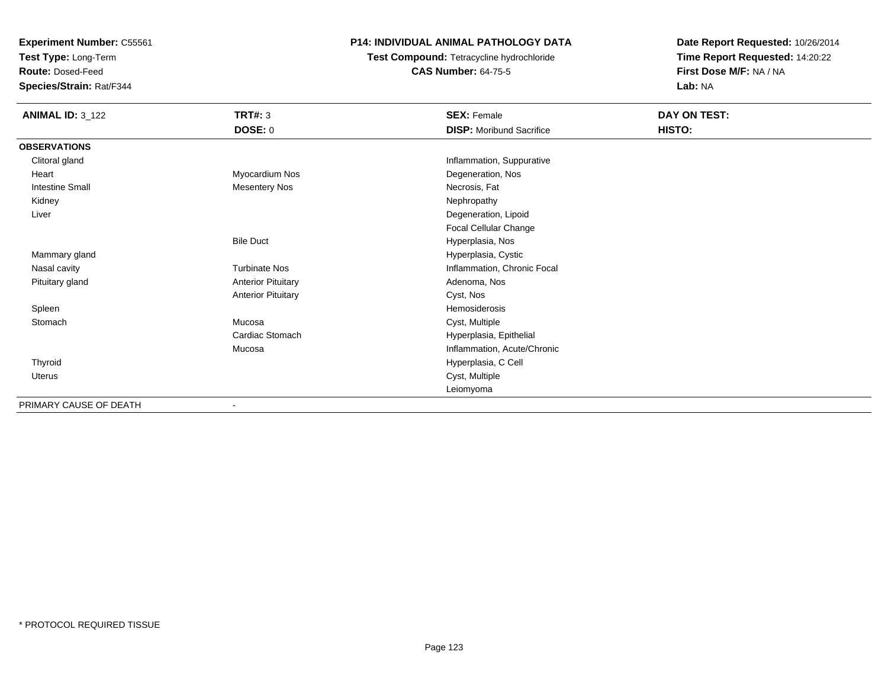**Experiment Number:** C55561
**Test Type:** Long-Term
**Route:** Dosed-Feed
**Species/Strain:** Rat/F344

**P14: INDIVIDUAL ANIMAL PATHOLOGY DATA**
**Test Compound:** Tetracycline hydrochloride
**CAS Number:** 64-75-5

**Date Report Requested:** 10/26/2014
**Time Report Requested:** 14:20:22
**First Dose M/F:** NA / NA
**Lab:** NA

| **ANIMAL ID:** 3_122 | **TRT#:** 3<br>**DOSE:** 0 | **SEX:** Female<br>**DISP:** Moribund Sacrifice | **DAY ON TEST:**<br>**HISTO:** |
|---|---|---|---|
| **OBSERVATIONS** | | | |
| Clitoral gland | | Inflammation, Suppurative | |
| Heart | Myocardium Nos | Degeneration, Nos | |
| Intestine Small | Mesentery Nos | Necrosis, Fat | |
| Kidney | | Nephropathy | |
| Liver | | Degeneration, Lipoid | |
| | | Focal Cellular Change | |
| | Bile Duct | Hyperplasia, Nos | |
| Mammary gland | | Hyperplasia, Cystic | |
| Nasal cavity | Turbinate Nos | Inflammation, Chronic Focal | |
| Pituitary gland | Anterior Pituitary | Adenoma, Nos | |
| | Anterior Pituitary | Cyst, Nos | |
| Spleen | | Hemosiderosis | |
| Stomach | Mucosa | Cyst, Multiple | |
| | Cardiac Stomach | Hyperplasia, Epithelial | |
| | Mucosa | Inflammation, Acute/Chronic | |
| Thyroid | | Hyperplasia, C Cell | |
| Uterus | | Cyst, Multiple | |
| | | Leiomyoma | |
| PRIMARY CAUSE OF DEATH | - | | |

\* PROTOCOL REQUIRED TISSUE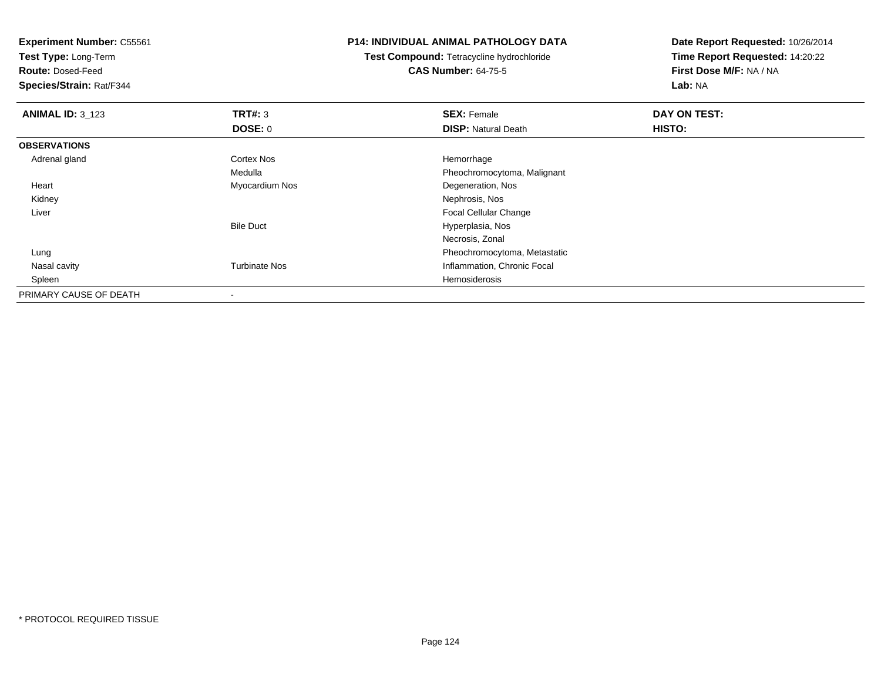**Experiment Number:** C55561
**Test Type:** Long-Term
**Route:** Dosed-Feed
**Species/Strain:** Rat/F344

**P14: INDIVIDUAL ANIMAL PATHOLOGY DATA**
**Test Compound:** Tetracycline hydrochloride
**CAS Number:** 64-75-5

**Date Report Requested:** 10/26/2014
**Time Report Requested:** 14:20:22
**First Dose M/F:** NA / NA
**Lab:** NA

| **ANIMAL ID:** 3_123 | **TRT#:** 3 | **SEX:** Female | **DAY ON TEST:** |
|---|---|---|---|
| | **DOSE:** 0 | **DISP:** Natural Death | **HISTO:** |
| **OBSERVATIONS** | | | |
| Adrenal gland | Cortex Nos | Hemorrhage | |
| | Medulla | Pheochromocytoma, Malignant | |
| Heart | Myocardium Nos | Degeneration, Nos | |
| Kidney | | Nephrosis, Nos | |
| Liver | | Focal Cellular Change | |
| | Bile Duct | Hyperplasia, Nos | |
| | | Necrosis, Zonal | |
| Lung | | Pheochromocytoma, Metastatic | |
| Nasal cavity | Turbinate Nos | Inflammation, Chronic Focal | |
| Spleen | | Hemosiderosis | |
| PRIMARY CAUSE OF DEATH | - | | |

* PROTOCOL REQUIRED TISSUE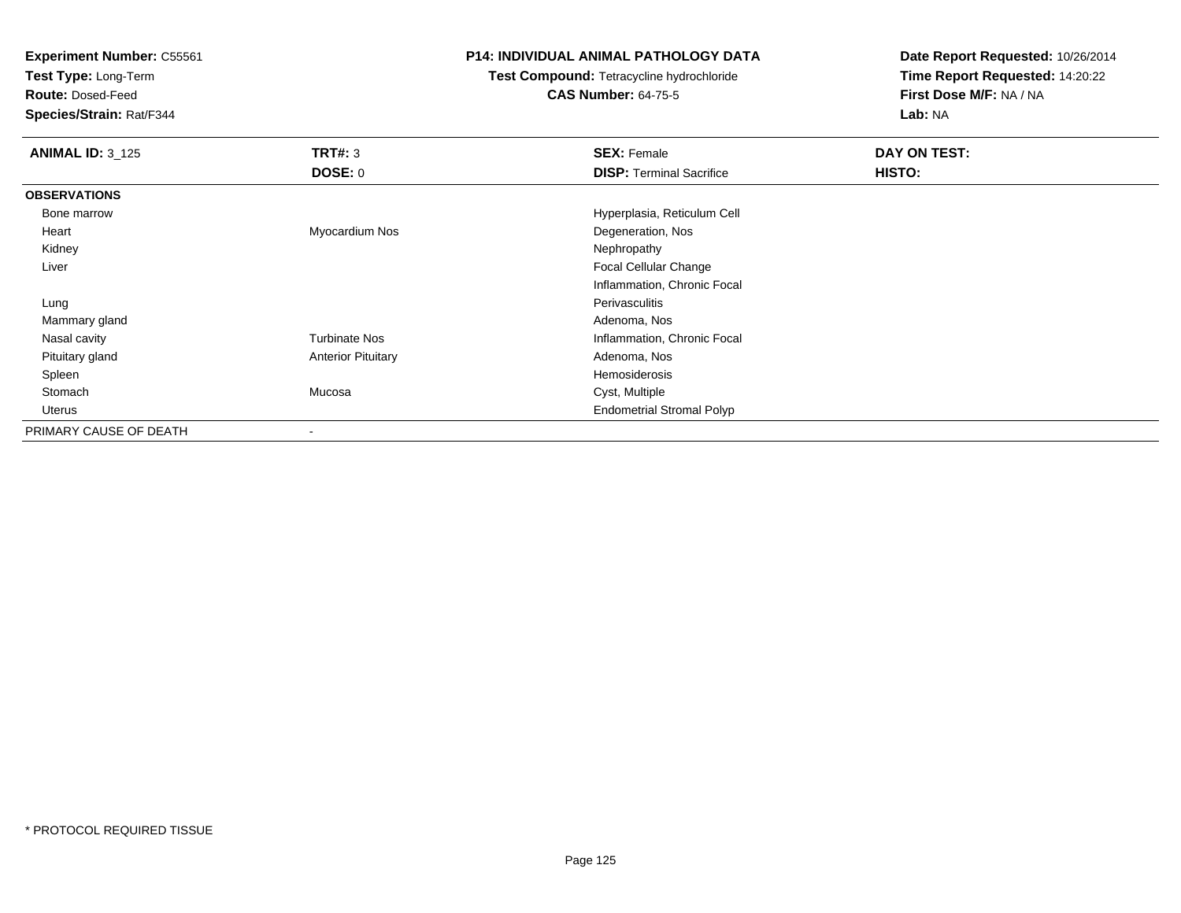**Experiment Number:** C55561
**Test Type:** Long-Term
**Route:** Dosed-Feed
**Species/Strain:** Rat/F344

**P14: INDIVIDUAL ANIMAL PATHOLOGY DATA**
**Test Compound:** Tetracycline hydrochloride
**CAS Number:** 64-75-5

**Date Report Requested:** 10/26/2014
**Time Report Requested:** 14:20:22
**First Dose M/F:** NA / NA
**Lab:** NA

| **ANIMAL ID:** 3_125 | **TRT#:** 3 | **SEX:** Female | **DAY ON TEST:** |
|---|---|---|---|
| | **DOSE:** 0 | **DISP:** Terminal Sacrifice | **HISTO:** |
| **OBSERVATIONS** | | | |
| Bone marrow | | Hyperplasia, Reticulum Cell | |
| Heart | Myocardium Nos | Degeneration, Nos | |
| Kidney | | Nephropathy | |
| Liver | | Focal Cellular Change | |
| | | Inflammation, Chronic Focal | |
| Lung | | Perivasculitis | |
| Mammary gland | | Adenoma, Nos | |
| Nasal cavity | Turbinate Nos | Inflammation, Chronic Focal | |
| Pituitary gland | Anterior Pituitary | Adenoma, Nos | |
| Spleen | | Hemosiderosis | |
| Stomach | Mucosa | Cyst, Multiple | |
| Uterus | | Endometrial Stromal Polyp | |
| PRIMARY CAUSE OF DEATH | - | | |

* PROTOCOL REQUIRED TISSUE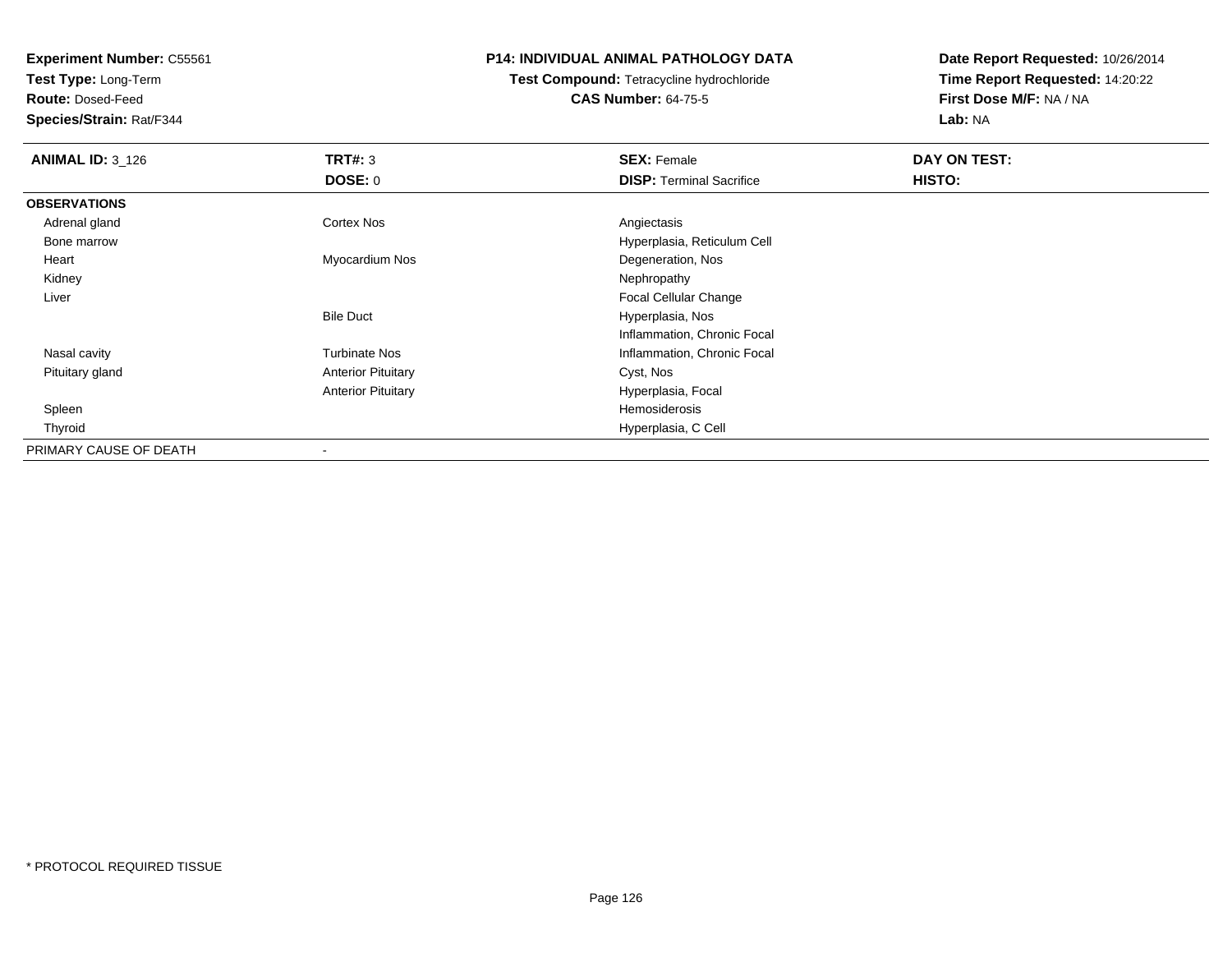**Experiment Number:** C55561
**Test Type:** Long-Term
**Route:** Dosed-Feed
**Species/Strain:** Rat/F344

**P14: INDIVIDUAL ANIMAL PATHOLOGY DATA**
**Test Compound:** Tetracycline hydrochloride
**CAS Number:** 64-75-5

**Date Report Requested:** 10/26/2014
**Time Report Requested:** 14:20:22
**First Dose M/F:** NA / NA
**Lab:** NA

| **ANIMAL ID:** 3_126 | **TRT#:** 3 | **SEX:** Female | **DAY ON TEST:** |
|---|---|---|---|
| | **DOSE:** 0 | **DISP:** Terminal Sacrifice | **HISTO:** |
| **OBSERVATIONS** | | | |
| Adrenal gland | Cortex Nos | Angiectasis | |
| Bone marrow | | Hyperplasia, Reticulum Cell | |
| Heart | Myocardium Nos | Degeneration, Nos | |
| Kidney | | Nephropathy | |
| Liver | | Focal Cellular Change | |
| | Bile Duct | Hyperplasia, Nos | |
| | | Inflammation, Chronic Focal | |
| Nasal cavity | Turbinate Nos | Inflammation, Chronic Focal | |
| Pituitary gland | Anterior Pituitary | Cyst, Nos | |
| | Anterior Pituitary | Hyperplasia, Focal | |
| Spleen | | Hemosiderosis | |
| Thyroid | | Hyperplasia, C Cell | |
| PRIMARY CAUSE OF DEATH | - | | |

* PROTOCOL REQUIRED TISSUE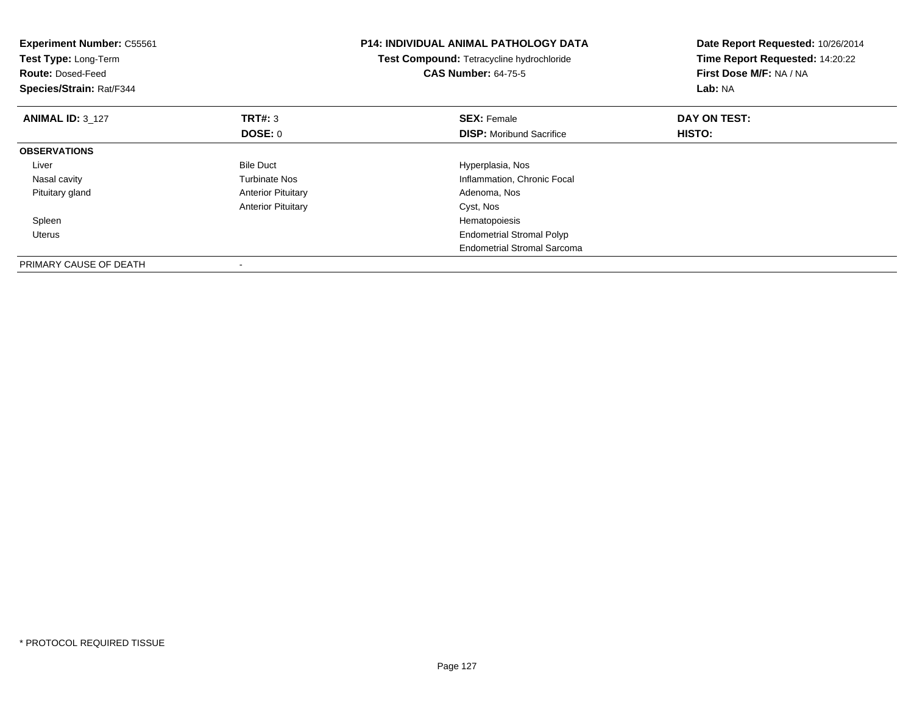**Experiment Number:** C55561
**Test Type:** Long-Term
**Route:** Dosed-Feed
**Species/Strain:** Rat/F344

**P14: INDIVIDUAL ANIMAL PATHOLOGY DATA**
**Test Compound:** Tetracycline hydrochloride
**CAS Number:** 64-75-5

**Date Report Requested:** 10/26/2014
**Time Report Requested:** 14:20:22
**First Dose M/F:** NA / NA
**Lab:** NA

| **ANIMAL ID:** 3_127 | **TRT#:** 3 | **SEX:** Female | **DAY ON TEST:** |
|---|---|---|---|
| | **DOSE:** 0 | **DISP:** Moribund Sacrifice | **HISTO:** |
| **OBSERVATIONS** | | | |
| Liver | Bile Duct | Hyperplasia, Nos | |
| Nasal cavity | Turbinate Nos | Inflammation, Chronic Focal | |
| Pituitary gland | Anterior Pituitary | Adenoma, Nos | |
| | Anterior Pituitary | Cyst, Nos | |
| Spleen | | Hematopoiesis | |
| Uterus | | Endometrial Stromal Polyp | |
| | | Endometrial Stromal Sarcoma | |
| PRIMARY CAUSE OF DEATH | - | | |

* PROTOCOL REQUIRED TISSUE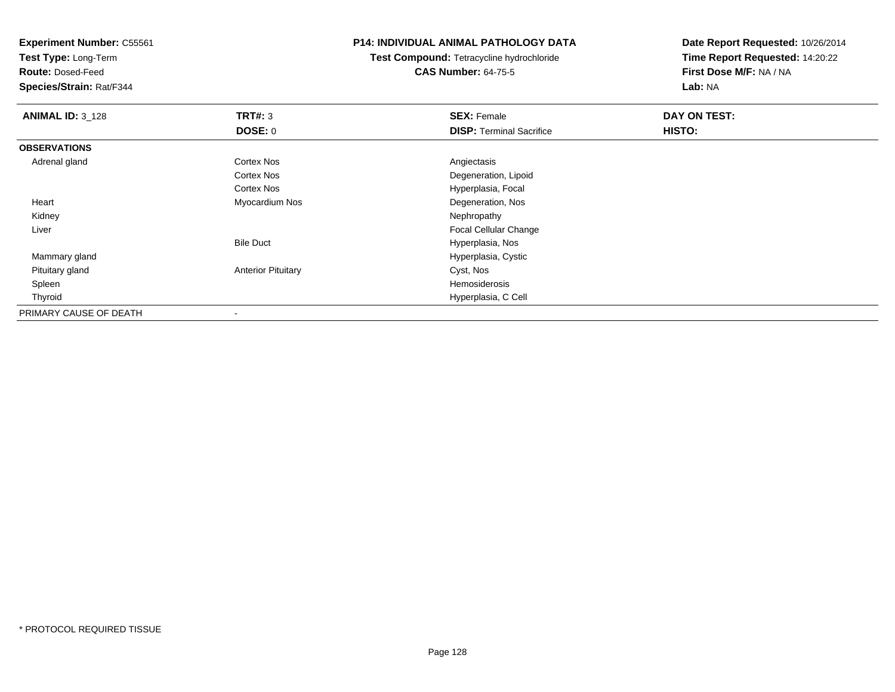**Experiment Number:** C55561
**Test Type:** Long-Term
**Route:** Dosed-Feed
**Species/Strain:** Rat/F344

## P14: INDIVIDUAL ANIMAL PATHOLOGY DATA

**Test Compound:** Tetracycline hydrochloride
**CAS Number:** 64-75-5

**Date Report Requested:** 10/26/2014
**Time Report Requested:** 14:20:22
**First Dose M/F:** NA / NA
**Lab:** NA

| **ANIMAL ID:** 3_128 | **TRT#:** 3 | **SEX:** Female | **DAY ON TEST:** |
|---|---|---|---|
| | **DOSE:** 0 | **DISP:** Terminal Sacrifice | **HISTO:** |
| **OBSERVATIONS** | | | |
| Adrenal gland | Cortex Nos | Angiectasis | |
| | Cortex Nos | Degeneration, Lipoid | |
| | Cortex Nos | Hyperplasia, Focal | |
| Heart | Myocardium Nos | Degeneration, Nos | |
| Kidney | | Nephropathy | |
| Liver | | Focal Cellular Change | |
| | Bile Duct | Hyperplasia, Nos | |
| Mammary gland | | Hyperplasia, Cystic | |
| Pituitary gland | Anterior Pituitary | Cyst, Nos | |
| Spleen | | Hemosiderosis | |
| Thyroid | | Hyperplasia, C Cell | |
| PRIMARY CAUSE OF DEATH | - | | |

* PROTOCOL REQUIRED TISSUE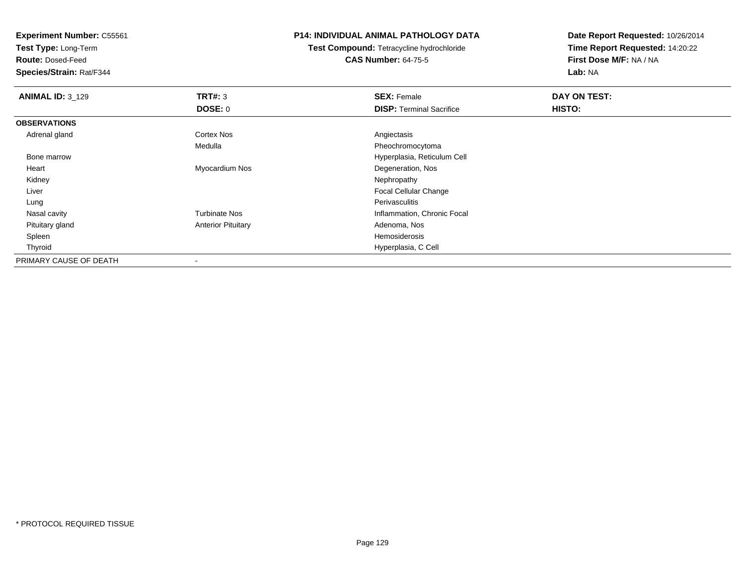**Experiment Number:** C55561
**Test Type:** Long-Term
**Route:** Dosed-Feed
**Species/Strain:** Rat/F344

**P14: INDIVIDUAL ANIMAL PATHOLOGY DATA**
**Test Compound:** Tetracycline hydrochloride
**CAS Number:** 64-75-5

**Date Report Requested:** 10/26/2014
**Time Report Requested:** 14:20:22
**First Dose M/F:** NA / NA
**Lab:** NA

| **ANIMAL ID:** 3_129 | **TRT#:** 3 | **SEX:** Female | **DAY ON TEST:** |
|---|---|---|---|
| | **DOSE:** 0 | **DISP:** Terminal Sacrifice | **HISTO:** |
| **OBSERVATIONS** | | | |
| Adrenal gland | Cortex Nos | Angiectasis | |
| | Medulla | Pheochromocytoma | |
| Bone marrow | | Hyperplasia, Reticulum Cell | |
| Heart | Myocardium Nos | Degeneration, Nos | |
| Kidney | | Nephropathy | |
| Liver | | Focal Cellular Change | |
| Lung | | Perivasculitis | |
| Nasal cavity | Turbinate Nos | Inflammation, Chronic Focal | |
| Pituitary gland | Anterior Pituitary | Adenoma, Nos | |
| Spleen | | Hemosiderosis | |
| Thyroid | | Hyperplasia, C Cell | |
| PRIMARY CAUSE OF DEATH | - | | |

* PROTOCOL REQUIRED TISSUE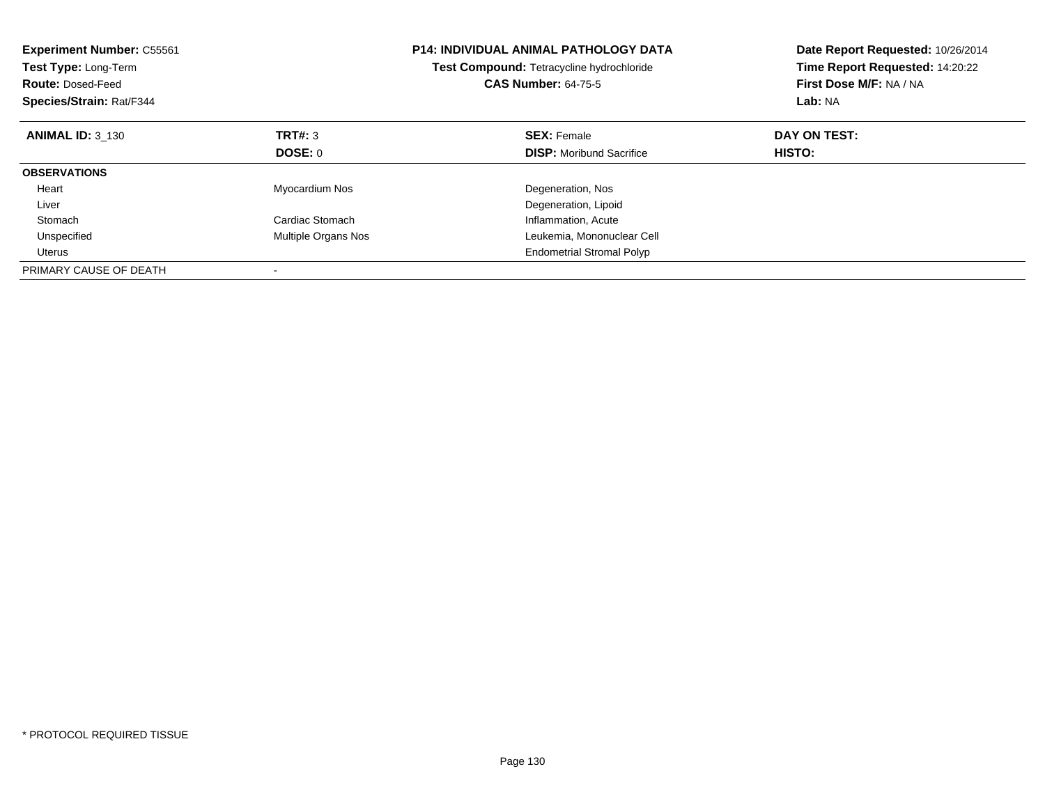**Experiment Number:** C55561
**Test Type:** Long-Term
**Route:** Dosed-Feed
**Species/Strain:** Rat/F344

**P14: INDIVIDUAL ANIMAL PATHOLOGY DATA**
**Test Compound:** Tetracycline hydrochloride
**CAS Number:** 64-75-5

**Date Report Requested:** 10/26/2014
**Time Report Requested:** 14:20:22
**First Dose M/F:** NA / NA
**Lab:** NA

| **ANIMAL ID:** 3_130 | **TRT#:** 3 | **SEX:** Female | **DAY ON TEST:** |
|---|---|---|---|
| | **DOSE:** 0 | **DISP:** Moribund Sacrifice | **HISTO:** |
| **OBSERVATIONS** | | | |
| Heart | Myocardium Nos | Degeneration, Nos | |
| Liver | | Degeneration, Lipoid | |
| Stomach | Cardiac Stomach | Inflammation, Acute | |
| Unspecified | Multiple Organs Nos | Leukemia, Mononuclear Cell | |
| Uterus | | Endometrial Stromal Polyp | |
| PRIMARY CAUSE OF DEATH | - | | |

* PROTOCOL REQUIRED TISSUE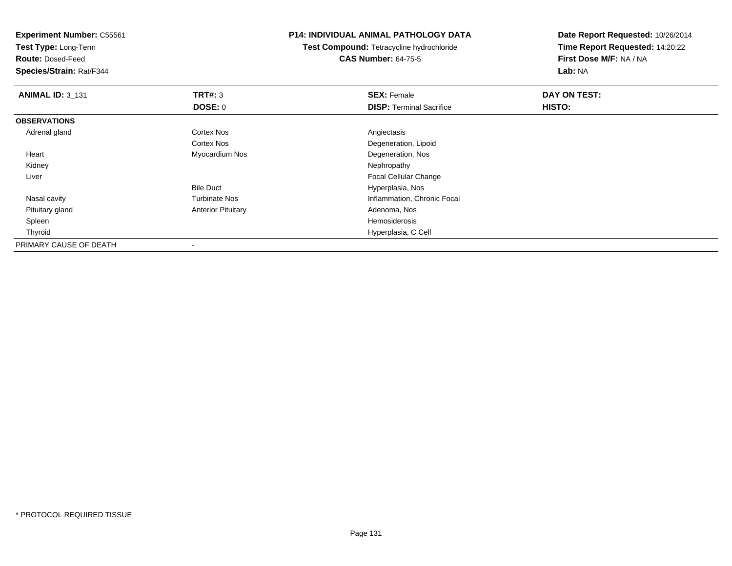**Experiment Number:** C55561
**Test Type:** Long-Term
**Route:** Dosed-Feed
**Species/Strain:** Rat/F344

**P14: INDIVIDUAL ANIMAL PATHOLOGY DATA**
**Test Compound:** Tetracycline hydrochloride
**CAS Number:** 64-75-5

**Date Report Requested:** 10/26/2014
**Time Report Requested:** 14:20:22
**First Dose M/F:** NA / NA
**Lab:** NA

| **ANIMAL ID:** 3_131 | **TRT#:** 3 | **SEX:** Female | **DAY ON TEST:** |
|---|---|---|---|
| | **DOSE:** 0 | **DISP:** Terminal Sacrifice | **HISTO:** |
| **OBSERVATIONS** | | | |
| Adrenal gland | Cortex Nos | Angiectasis | |
| | Cortex Nos | Degeneration, Lipoid | |
| Heart | Myocardium Nos | Degeneration, Nos | |
| Kidney | | Nephropathy | |
| Liver | | Focal Cellular Change | |
| | Bile Duct | Hyperplasia, Nos | |
| Nasal cavity | Turbinate Nos | Inflammation, Chronic Focal | |
| Pituitary gland | Anterior Pituitary | Adenoma, Nos | |
| Spleen | | Hemosiderosis | |
| Thyroid | | Hyperplasia, C Cell | |
| PRIMARY CAUSE OF DEATH | - | | |

* PROTOCOL REQUIRED TISSUE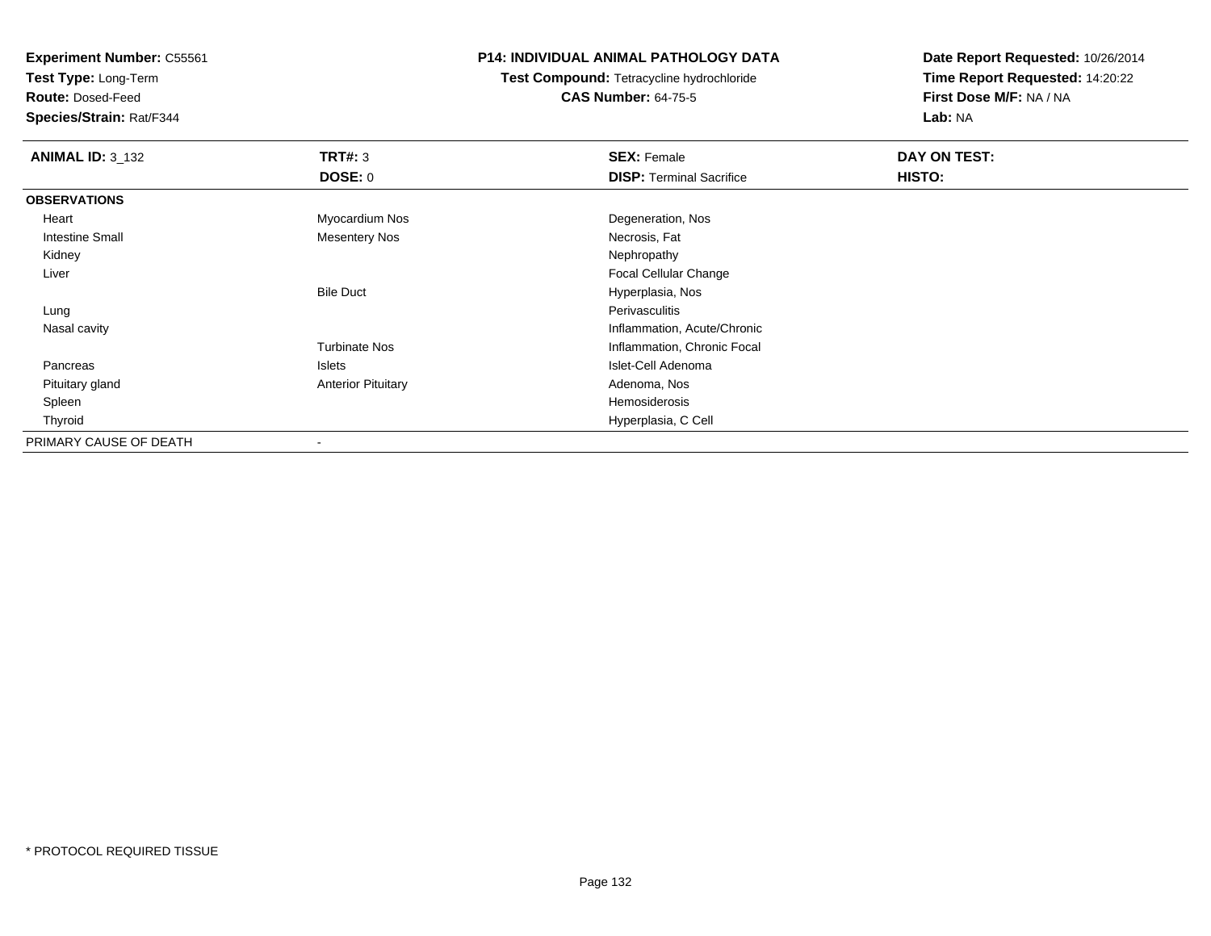**Experiment Number:** C55561
**Test Type:** Long-Term
**Route:** Dosed-Feed
**Species/Strain:** Rat/F344

**P14: INDIVIDUAL ANIMAL PATHOLOGY DATA**
**Test Compound:** Tetracycline hydrochloride
**CAS Number:** 64-75-5

**Date Report Requested:** 10/26/2014
**Time Report Requested:** 14:20:22
**First Dose M/F:** NA / NA
**Lab:** NA

| **ANIMAL ID:** 3_132 | **TRT#:** 3 | **SEX:** Female | **DAY ON TEST:** |
|---|---|---|---|
| | **DOSE:** 0 | **DISP:** Terminal Sacrifice | **HISTO:** |
| **OBSERVATIONS** | | | |
| Heart | Myocardium Nos | Degeneration, Nos | |
| Intestine Small | Mesentery Nos | Necrosis, Fat | |
| Kidney | | Nephropathy | |
| Liver | | Focal Cellular Change | |
| | Bile Duct | Hyperplasia, Nos | |
| Lung | | Perivasculitis | |
| Nasal cavity | | Inflammation, Acute/Chronic | |
| | Turbinate Nos | Inflammation, Chronic Focal | |
| Pancreas | Islets | Islet-Cell Adenoma | |
| Pituitary gland | Anterior Pituitary | Adenoma, Nos | |
| Spleen | | Hemosiderosis | |
| Thyroid | | Hyperplasia, C Cell | |
| PRIMARY CAUSE OF DEATH | - | | |

* PROTOCOL REQUIRED TISSUE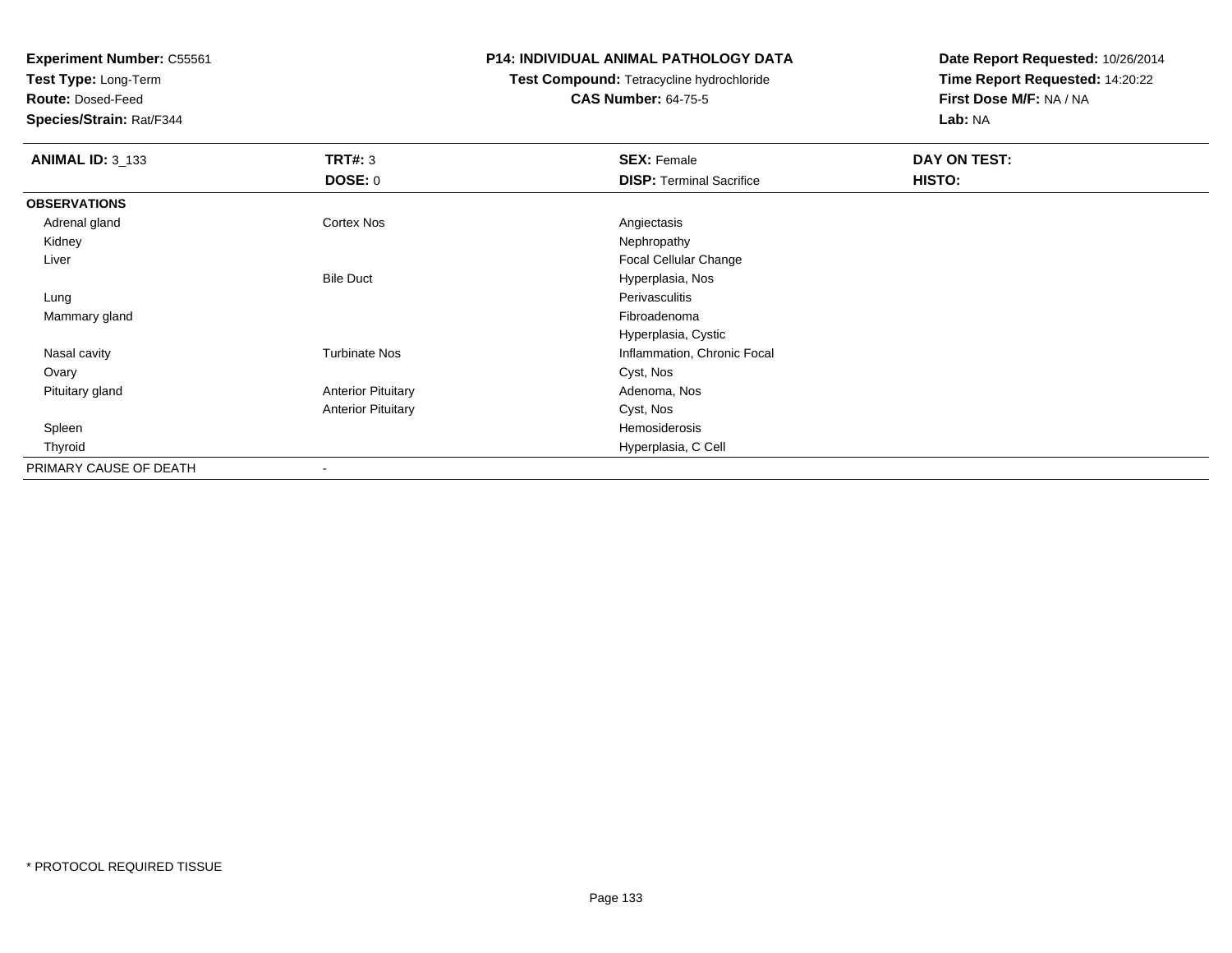**Experiment Number:** C55561
**Test Type:** Long-Term
**Route:** Dosed-Feed
**Species/Strain:** Rat/F344

**P14: INDIVIDUAL ANIMAL PATHOLOGY DATA**
**Test Compound:** Tetracycline hydrochloride
**CAS Number:** 64-75-5

**Date Report Requested:** 10/26/2014
**Time Report Requested:** 14:20:22
**First Dose M/F:** NA / NA
**Lab:** NA

| **ANIMAL ID:** 3_133 | **TRT#:** 3 | **SEX:** Female | **DAY ON TEST:** |
|---|---|---|---|
| | **DOSE:** 0 | **DISP:** Terminal Sacrifice | **HISTO:** |
| **OBSERVATIONS** | | | |
| Adrenal gland | Cortex Nos | Angiectasis | |
| Kidney | | Nephropathy | |
| Liver | | Focal Cellular Change | |
| | Bile Duct | Hyperplasia, Nos | |
| Lung | | Perivasculitis | |
| Mammary gland | | Fibroadenoma | |
| | | Hyperplasia, Cystic | |
| Nasal cavity | Turbinate Nos | Inflammation, Chronic Focal | |
| Ovary | | Cyst, Nos | |
| Pituitary gland | Anterior Pituitary | Adenoma, Nos | |
| | Anterior Pituitary | Cyst, Nos | |
| Spleen | | Hemosiderosis | |
| Thyroid | | Hyperplasia, C Cell | |
| PRIMARY CAUSE OF DEATH | - | | |

* PROTOCOL REQUIRED TISSUE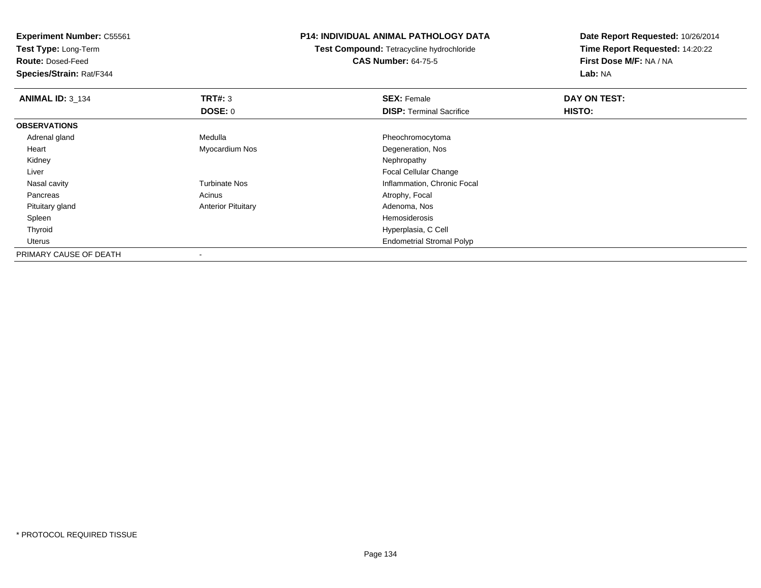**Experiment Number:** C55561
**Test Type:** Long-Term
**Route:** Dosed-Feed
**Species/Strain:** Rat/F344

**P14: INDIVIDUAL ANIMAL PATHOLOGY DATA**
**Test Compound:** Tetracycline hydrochloride
**CAS Number:** 64-75-5

**Date Report Requested:** 10/26/2014
**Time Report Requested:** 14:20:22
**First Dose M/F:** NA / NA
**Lab:** NA

| **ANIMAL ID:** 3_134 | **TRT#:** 3 | **SEX:** Female | **DAY ON TEST:** |
|---|---|---|---|
| | **DOSE:** 0 | **DISP:** Terminal Sacrifice | **HISTO:** |
| **OBSERVATIONS** | | | |
| Adrenal gland | Medulla | Pheochromocytoma | |
| Heart | Myocardium Nos | Degeneration, Nos | |
| Kidney | | Nephropathy | |
| Liver | | Focal Cellular Change | |
| Nasal cavity | Turbinate Nos | Inflammation, Chronic Focal | |
| Pancreas | Acinus | Atrophy, Focal | |
| Pituitary gland | Anterior Pituitary | Adenoma, Nos | |
| Spleen | | Hemosiderosis | |
| Thyroid | | Hyperplasia, C Cell | |
| Uterus | | Endometrial Stromal Polyp | |
| PRIMARY CAUSE OF DEATH | - | | |

* PROTOCOL REQUIRED TISSUE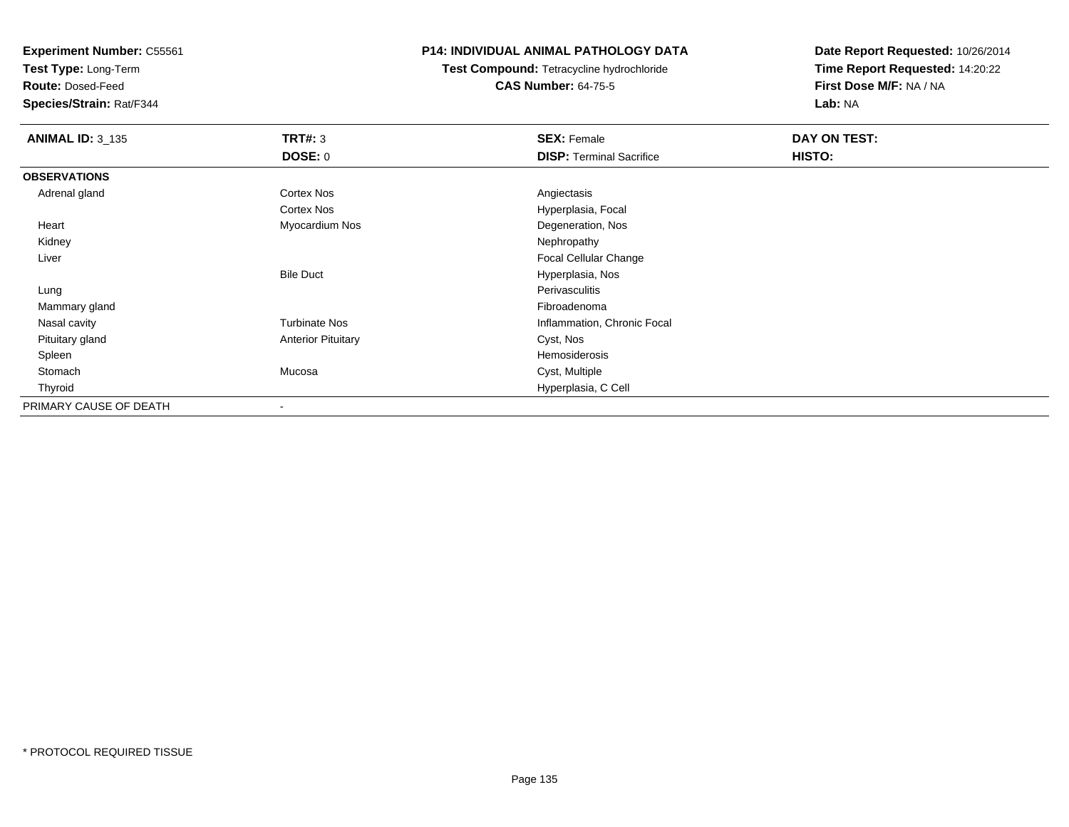**Experiment Number:** C55561
**Test Type:** Long-Term
**Route:** Dosed-Feed
**Species/Strain:** Rat/F344

**P14: INDIVIDUAL ANIMAL PATHOLOGY DATA**
**Test Compound:** Tetracycline hydrochloride
**CAS Number:** 64-75-5

**Date Report Requested:** 10/26/2014
**Time Report Requested:** 14:20:22
**First Dose M/F:** NA / NA
**Lab:** NA

| **ANIMAL ID:** 3_135 | **TRT#:** 3 | **SEX:** Female | **DAY ON TEST:** |
|---|---|---|---|
| | **DOSE:** 0 | **DISP:** Terminal Sacrifice | **HISTO:** |
| **OBSERVATIONS** | | | |
| Adrenal gland | Cortex Nos | Angiectasis | |
| | Cortex Nos | Hyperplasia, Focal | |
| Heart | Myocardium Nos | Degeneration, Nos | |
| Kidney | | Nephropathy | |
| Liver | | Focal Cellular Change | |
| | Bile Duct | Hyperplasia, Nos | |
| Lung | | Perivasculitis | |
| Mammary gland | | Fibroadenoma | |
| Nasal cavity | Turbinate Nos | Inflammation, Chronic Focal | |
| Pituitary gland | Anterior Pituitary | Cyst, Nos | |
| Spleen | | Hemosiderosis | |
| Stomach | Mucosa | Cyst, Multiple | |
| Thyroid | | Hyperplasia, C Cell | |
| PRIMARY CAUSE OF DEATH | - | | |

* PROTOCOL REQUIRED TISSUE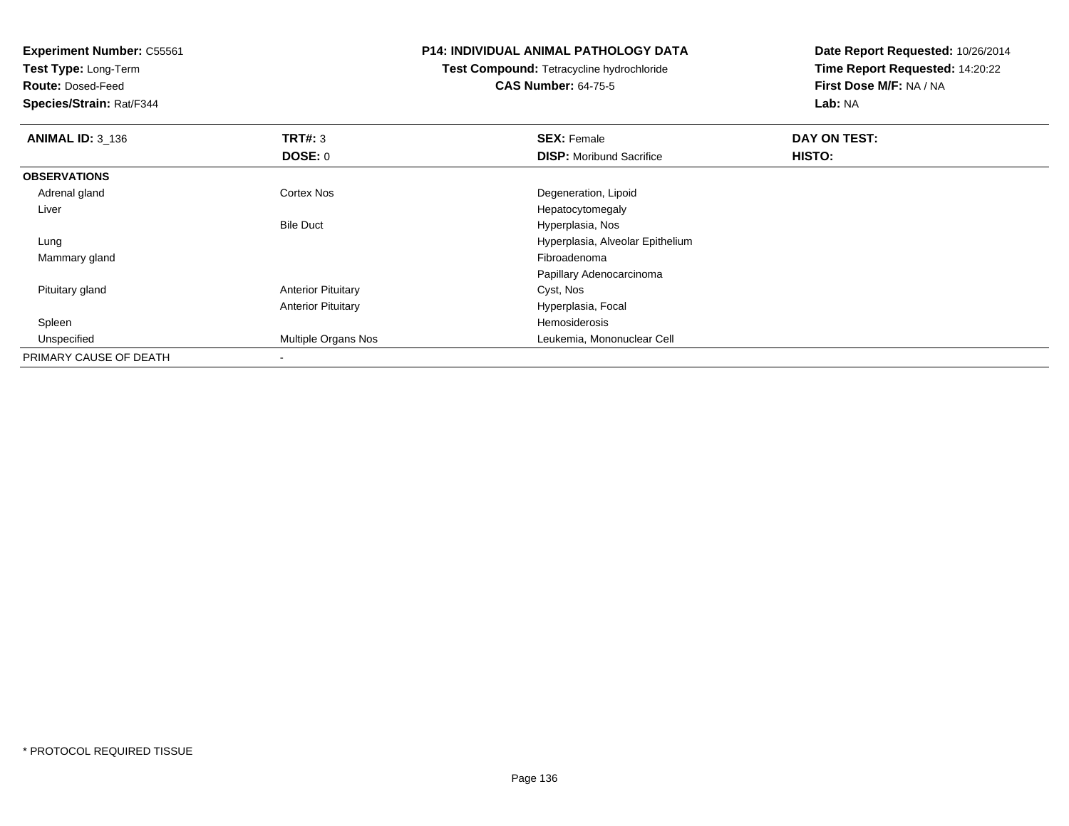**Experiment Number:** C55561
**Test Type:** Long-Term
**Route:** Dosed-Feed
**Species/Strain:** Rat/F344

**P14: INDIVIDUAL ANIMAL PATHOLOGY DATA**
**Test Compound:** Tetracycline hydrochloride
**CAS Number:** 64-75-5

**Date Report Requested:** 10/26/2014
**Time Report Requested:** 14:20:22
**First Dose M/F:** NA / NA
**Lab:** NA

| **ANIMAL ID:** 3_136 | **TRT#:** 3 | **SEX:** Female | **DAY ON TEST:** |
|---|---|---|---|
| | **DOSE:** 0 | **DISP:** Moribund Sacrifice | **HISTO:** |
| **OBSERVATIONS** | | | |
| Adrenal gland | Cortex Nos | Degeneration, Lipoid | |
| Liver | | Hepatocytomegaly | |
| | Bile Duct | Hyperplasia, Nos | |
| Lung | | Hyperplasia, Alveolar Epithelium | |
| Mammary gland | | Fibroadenoma | |
| | | Papillary Adenocarcinoma | |
| Pituitary gland | Anterior Pituitary | Cyst, Nos | |
| | Anterior Pituitary | Hyperplasia, Focal | |
| Spleen | | Hemosiderosis | |
| Unspecified | Multiple Organs Nos | Leukemia, Mononuclear Cell | |
| PRIMARY CAUSE OF DEATH | - | | |

* PROTOCOL REQUIRED TISSUE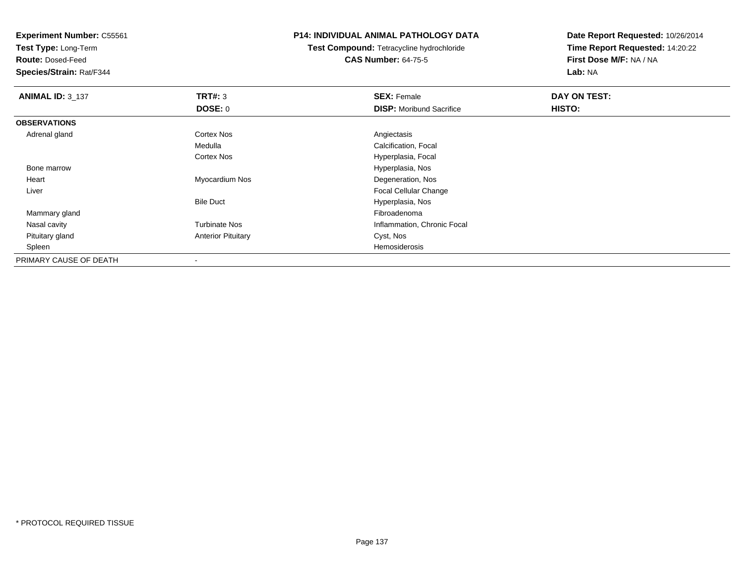**Experiment Number:** C55561
**Test Type:** Long-Term
**Route:** Dosed-Feed
**Species/Strain:** Rat/F344

## P14: INDIVIDUAL ANIMAL PATHOLOGY DATA

**Test Compound:** Tetracycline hydrochloride
**CAS Number:** 64-75-5

**Date Report Requested:** 10/26/2014
**Time Report Requested:** 14:20:22
**First Dose M/F:** NA / NA
**Lab:** NA

| **ANIMAL ID:** 3_137 | **TRT#:** 3 | **SEX:** Female | **DAY ON TEST:** |
|---|---|---|---|
| | **DOSE:** 0 | **DISP:** Moribund Sacrifice | **HISTO:** |
| **OBSERVATIONS** | | | |
| Adrenal gland | Cortex Nos | Angiectasis | |
| | Medulla | Calcification, Focal | |
| | Cortex Nos | Hyperplasia, Focal | |
| Bone marrow | | Hyperplasia, Nos | |
| Heart | Myocardium Nos | Degeneration, Nos | |
| Liver | | Focal Cellular Change | |
| | Bile Duct | Hyperplasia, Nos | |
| Mammary gland | | Fibroadenoma | |
| Nasal cavity | Turbinate Nos | Inflammation, Chronic Focal | |
| Pituitary gland | Anterior Pituitary | Cyst, Nos | |
| Spleen | | Hemosiderosis | |
| PRIMARY CAUSE OF DEATH | - | | |

* PROTOCOL REQUIRED TISSUE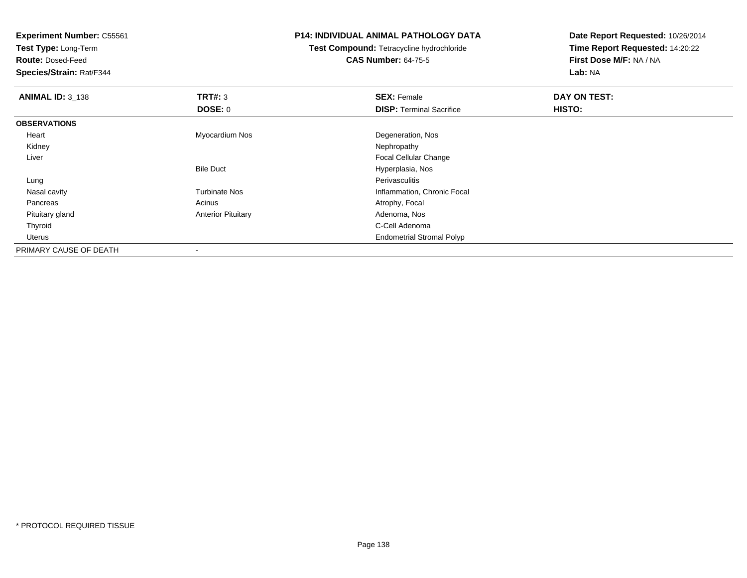**Experiment Number:** C55561
**Test Type:** Long-Term
**Route:** Dosed-Feed
**Species/Strain:** Rat/F344

**P14: INDIVIDUAL ANIMAL PATHOLOGY DATA**
**Test Compound:** Tetracycline hydrochloride
**CAS Number:** 64-75-5

**Date Report Requested:** 10/26/2014
**Time Report Requested:** 14:20:22
**First Dose M/F:** NA / NA
**Lab:** NA

| **ANIMAL ID:** 3_138 | **TRT#:** 3 | **SEX:** Female | **DAY ON TEST:** |
|---|---|---|---|
| | **DOSE:** 0 | **DISP:** Terminal Sacrifice | **HISTO:** |
| **OBSERVATIONS** | | | |
| Heart | Myocardium Nos | Degeneration, Nos | |
| Kidney | | Nephropathy | |
| Liver | | Focal Cellular Change | |
| | Bile Duct | Hyperplasia, Nos | |
| Lung | | Perivasculitis | |
| Nasal cavity | Turbinate Nos | Inflammation, Chronic Focal | |
| Pancreas | Acinus | Atrophy, Focal | |
| Pituitary gland | Anterior Pituitary | Adenoma, Nos | |
| Thyroid | | C-Cell Adenoma | |
| Uterus | | Endometrial Stromal Polyp | |
| PRIMARY CAUSE OF DEATH | - | | |

* PROTOCOL REQUIRED TISSUE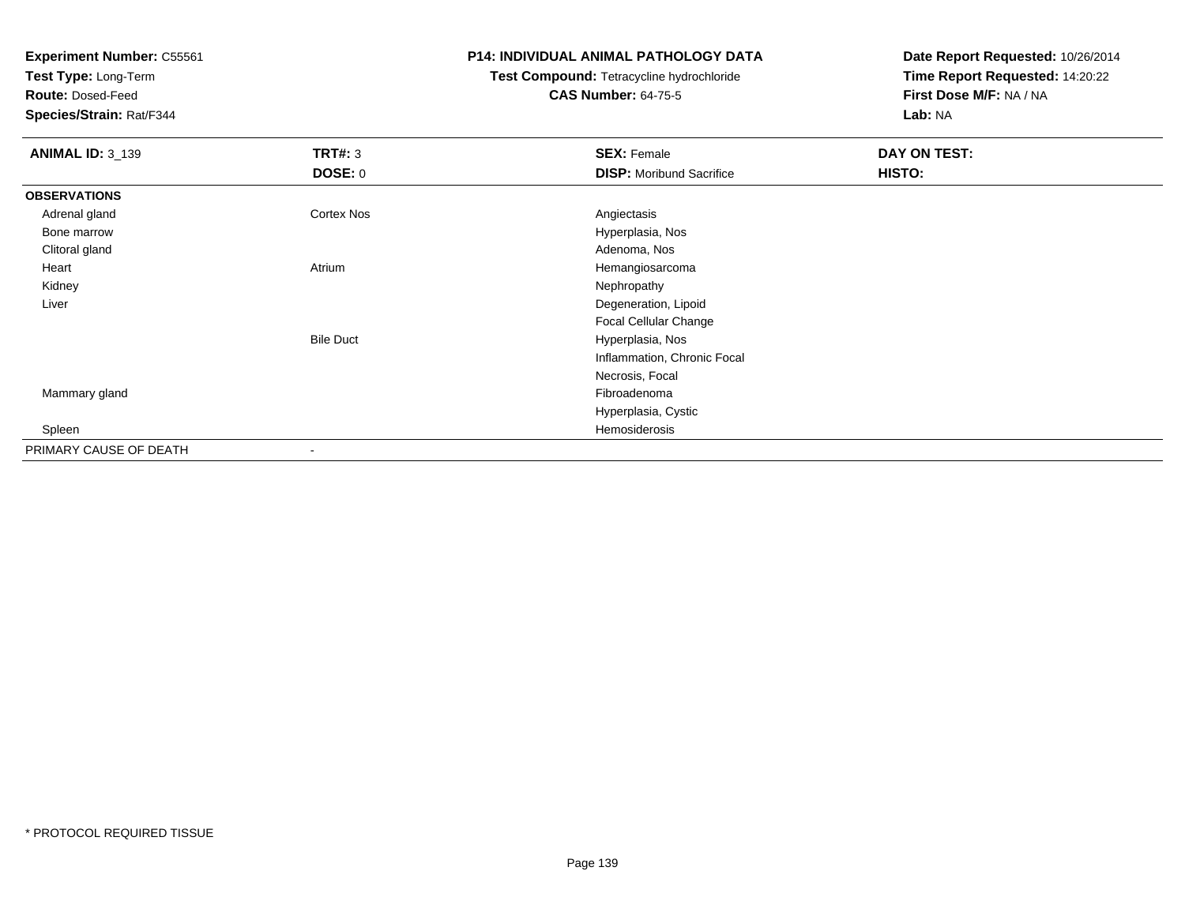**Experiment Number:** C55561
**Test Type:** Long-Term
**Route:** Dosed-Feed
**Species/Strain:** Rat/F344

**P14: INDIVIDUAL ANIMAL PATHOLOGY DATA**
**Test Compound:** Tetracycline hydrochloride
**CAS Number:** 64-75-5

**Date Report Requested:** 10/26/2014
**Time Report Requested:** 14:20:22
**First Dose M/F:** NA / NA
**Lab:** NA

| **ANIMAL ID:** 3_139 | **TRT#:** 3 | **SEX:** Female | **DAY ON TEST:** |
|---|---|---|---|
| | **DOSE:** 0 | **DISP:** Moribund Sacrifice | **HISTO:** |
| **OBSERVATIONS** | | | |
| Adrenal gland | Cortex Nos | Angiectasis | |
| Bone marrow | | Hyperplasia, Nos | |
| Clitoral gland | | Adenoma, Nos | |
| Heart | Atrium | Hemangiosarcoma | |
| Kidney | | Nephropathy | |
| Liver | | Degeneration, Lipoid | |
| | | Focal Cellular Change | |
| | Bile Duct | Hyperplasia, Nos | |
| | | Inflammation, Chronic Focal | |
| | | Necrosis, Focal | |
| Mammary gland | | Fibroadenoma | |
| | | Hyperplasia, Cystic | |
| Spleen | | Hemosiderosis | |
| PRIMARY CAUSE OF DEATH | - | | |

* PROTOCOL REQUIRED TISSUE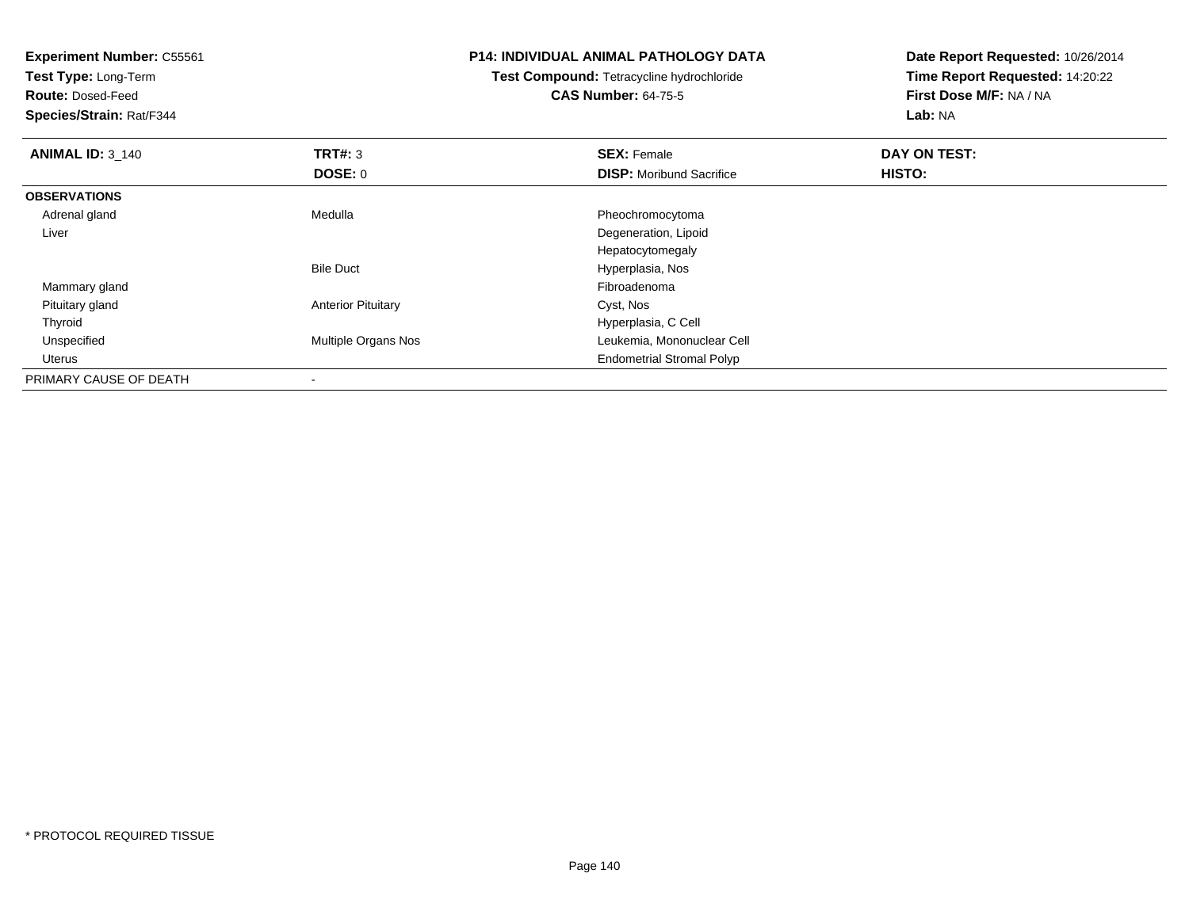**Experiment Number:** C55561
**Test Type:** Long-Term
**Route:** Dosed-Feed
**Species/Strain:** Rat/F344

**P14: INDIVIDUAL ANIMAL PATHOLOGY DATA**
**Test Compound:** Tetracycline hydrochloride
**CAS Number:** 64-75-5

**Date Report Requested:** 10/26/2014
**Time Report Requested:** 14:20:22
**First Dose M/F:** NA / NA
**Lab:** NA

| **ANIMAL ID:** 3_140 | **TRT#:** 3 | **SEX:** Female | **DAY ON TEST:** |
|---|---|---|---|
| | **DOSE:** 0 | **DISP:** Moribund Sacrifice | **HISTO:** |
| **OBSERVATIONS** | | | |
| Adrenal gland | Medulla | Pheochromocytoma | |
| Liver | | Degeneration, Lipoid | |
| | | Hepatocytomegaly | |
| | Bile Duct | Hyperplasia, Nos | |
| Mammary gland | | Fibroadenoma | |
| Pituitary gland | Anterior Pituitary | Cyst, Nos | |
| Thyroid | | Hyperplasia, C Cell | |
| Unspecified | Multiple Organs Nos | Leukemia, Mononuclear Cell | |
| Uterus | | Endometrial Stromal Polyp | |
| PRIMARY CAUSE OF DEATH | - | | |

* PROTOCOL REQUIRED TISSUE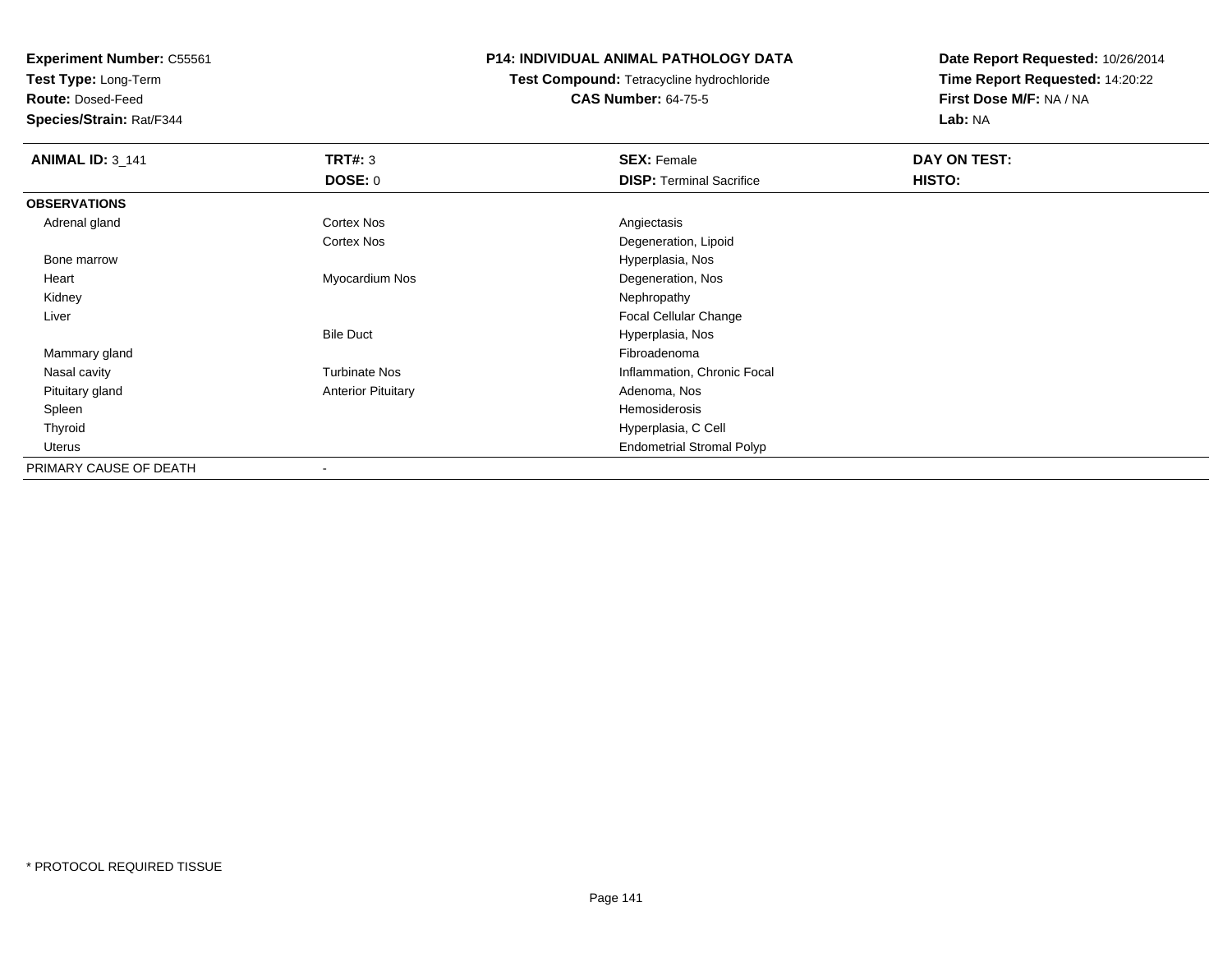**Experiment Number:** C55561
**Test Type:** Long-Term
**Route:** Dosed-Feed
**Species/Strain:** Rat/F344

**P14: INDIVIDUAL ANIMAL PATHOLOGY DATA**
**Test Compound:** Tetracycline hydrochloride
**CAS Number:** 64-75-5

**Date Report Requested:** 10/26/2014
**Time Report Requested:** 14:20:22
**First Dose M/F:** NA / NA
**Lab:** NA

| **ANIMAL ID:** 3_141 | **TRT#:** 3 | **SEX:** Female | **DAY ON TEST:** |
|---|---|---|---|
| | **DOSE:** 0 | **DISP:** Terminal Sacrifice | **HISTO:** |
| **OBSERVATIONS** | | | |
| Adrenal gland | Cortex Nos | Angiectasis | |
| | Cortex Nos | Degeneration, Lipoid | |
| Bone marrow | | Hyperplasia, Nos | |
| Heart | Myocardium Nos | Degeneration, Nos | |
| Kidney | | Nephropathy | |
| Liver | | Focal Cellular Change | |
| | Bile Duct | Hyperplasia, Nos | |
| Mammary gland | | Fibroadenoma | |
| Nasal cavity | Turbinate Nos | Inflammation, Chronic Focal | |
| Pituitary gland | Anterior Pituitary | Adenoma, Nos | |
| Spleen | | Hemosiderosis | |
| Thyroid | | Hyperplasia, C Cell | |
| Uterus | | Endometrial Stromal Polyp | |
| PRIMARY CAUSE OF DEATH | - | | |

* PROTOCOL REQUIRED TISSUE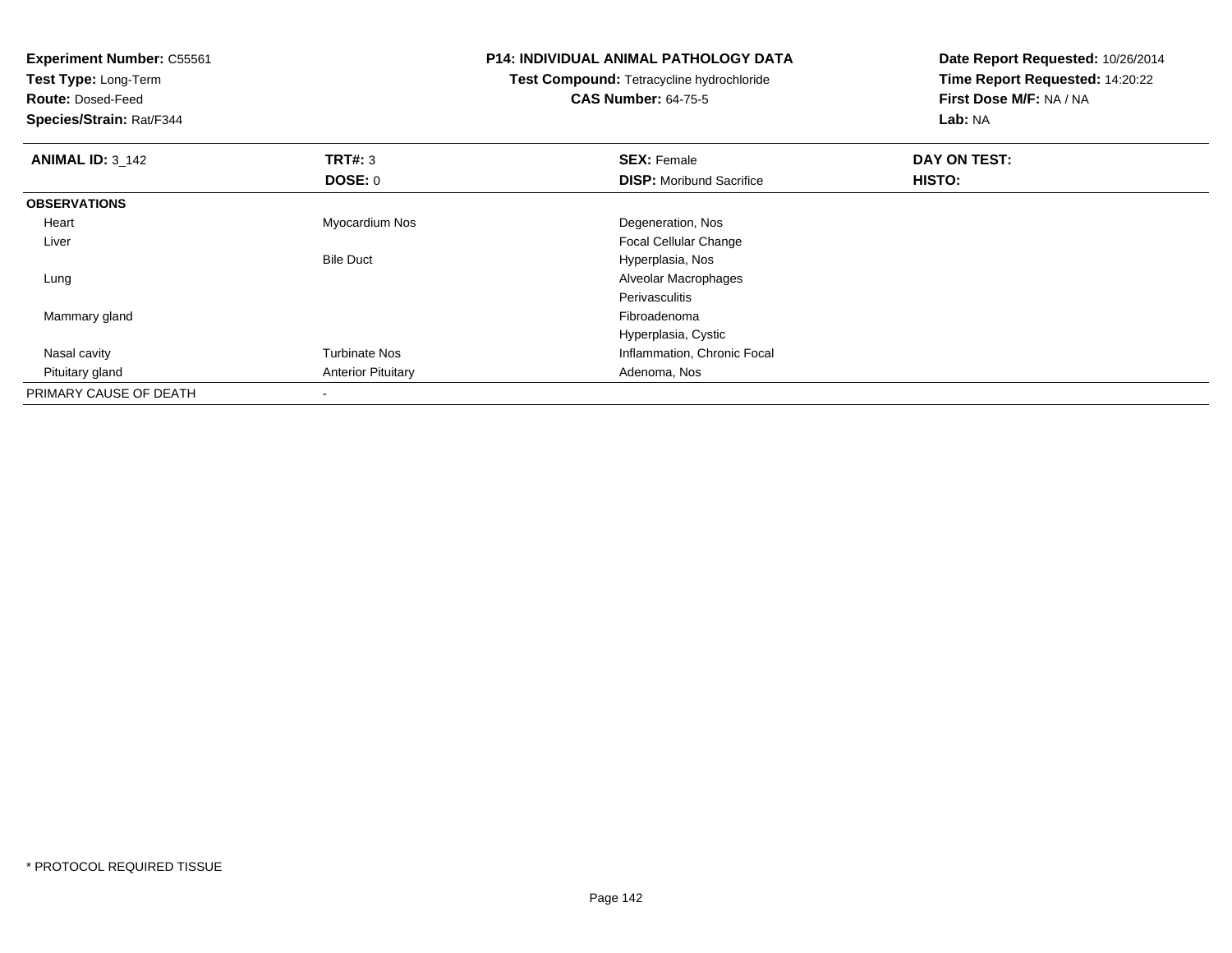**Experiment Number:** C55561
**Test Type:** Long-Term
**Route:** Dosed-Feed
**Species/Strain:** Rat/F344

**P14: INDIVIDUAL ANIMAL PATHOLOGY DATA**
**Test Compound:** Tetracycline hydrochloride
**CAS Number:** 64-75-5

**Date Report Requested:** 10/26/2014
**Time Report Requested:** 14:20:22
**First Dose M/F:** NA / NA
**Lab:** NA

| **ANIMAL ID:** 3_142 | **TRT#:** 3 | **SEX:** Female | **DAY ON TEST:** |
|---|---|---|---|
| | **DOSE:** 0 | **DISP:** Moribund Sacrifice | **HISTO:** |
| **OBSERVATIONS** | | | |
| Heart | Myocardium Nos | Degeneration, Nos | |
| Liver | | Focal Cellular Change | |
| | Bile Duct | Hyperplasia, Nos | |
| Lung | | Alveolar Macrophages | |
| | | Perivasculitis | |
| Mammary gland | | Fibroadenoma | |
| | | Hyperplasia, Cystic | |
| Nasal cavity | Turbinate Nos | Inflammation, Chronic Focal | |
| Pituitary gland | Anterior Pituitary | Adenoma, Nos | |
| PRIMARY CAUSE OF DEATH | - | | |

* PROTOCOL REQUIRED TISSUE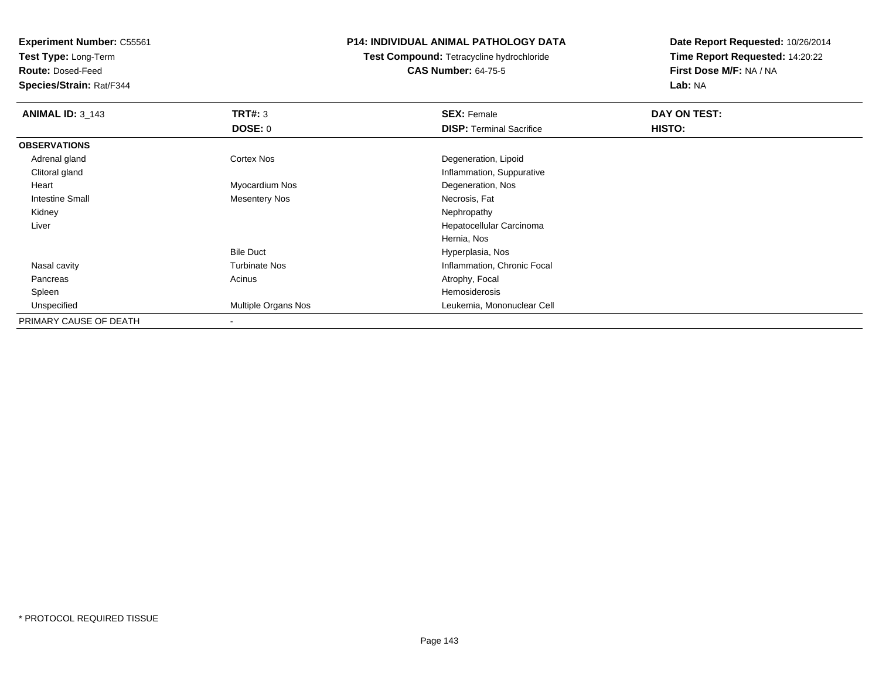**Experiment Number:** C55561
**Test Type:** Long-Term
**Route:** Dosed-Feed
**Species/Strain:** Rat/F344

# P14: INDIVIDUAL ANIMAL PATHOLOGY DATA

**Test Compound:** Tetracycline hydrochloride
**CAS Number:** 64-75-5

**Date Report Requested:** 10/26/2014
**Time Report Requested:** 14:20:22
**First Dose M/F:** NA / NA
**Lab:** NA

| ANIMAL ID: 3_143 | TRT#: 3 | SEX: Female | DAY ON TEST: |
|---|---|---|---|
| | DOSE: 0 | DISP: Terminal Sacrifice | HISTO: |
| **OBSERVATIONS** | | | |
| Adrenal gland | Cortex Nos | Degeneration, Lipoid | |
| Clitoral gland | | Inflammation, Suppurative | |
| Heart | Myocardium Nos | Degeneration, Nos | |
| Intestine Small | Mesentery Nos | Necrosis, Fat | |
| Kidney | | Nephropathy | |
| Liver | | Hepatocellular Carcinoma | |
| | | Hernia, Nos | |
| | Bile Duct | Hyperplasia, Nos | |
| Nasal cavity | Turbinate Nos | Inflammation, Chronic Focal | |
| Pancreas | Acinus | Atrophy, Focal | |
| Spleen | | Hemosiderosis | |
| Unspecified | Multiple Organs Nos | Leukemia, Mononuclear Cell | |
| PRIMARY CAUSE OF DEATH | - | | |

\* PROTOCOL REQUIRED TISSUE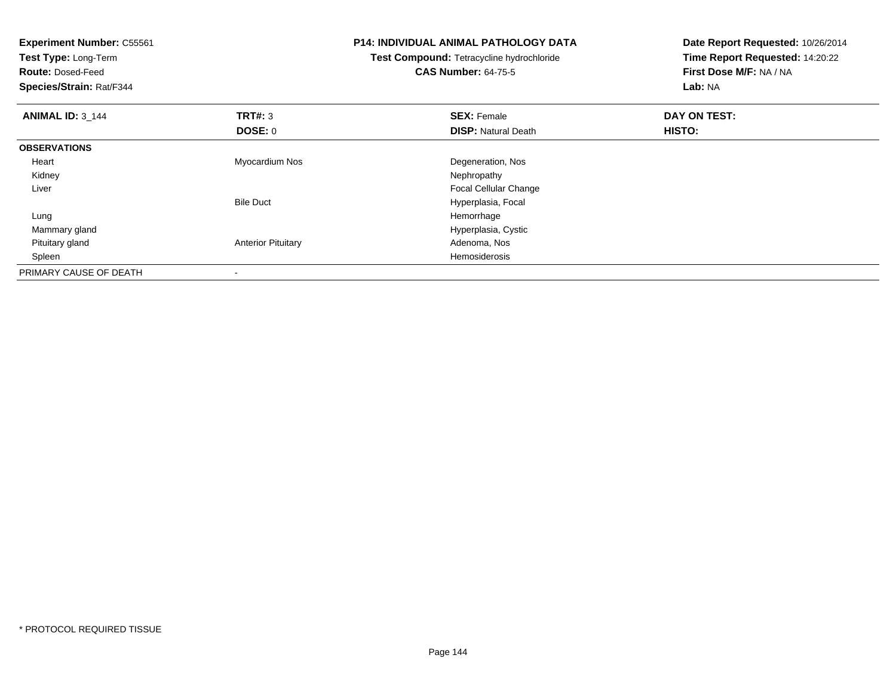**Experiment Number:** C55561
**Test Type:** Long-Term
**Route:** Dosed-Feed
**Species/Strain:** Rat/F344

**P14: INDIVIDUAL ANIMAL PATHOLOGY DATA**
**Test Compound:** Tetracycline hydrochloride
**CAS Number:** 64-75-5

**Date Report Requested:** 10/26/2014
**Time Report Requested:** 14:20:22
**First Dose M/F:** NA / NA
**Lab:** NA

| **ANIMAL ID:** 3_144 | **TRT#:** 3 | **SEX:** Female | **DAY ON TEST:** |
|---|---|---|---|
| | **DOSE:** 0 | **DISP:** Natural Death | **HISTO:** |
| **OBSERVATIONS** | | | |
| Heart | Myocardium Nos | Degeneration, Nos | |
| Kidney | | Nephropathy | |
| Liver | | Focal Cellular Change | |
| | Bile Duct | Hyperplasia, Focal | |
| Lung | | Hemorrhage | |
| Mammary gland | | Hyperplasia, Cystic | |
| Pituitary gland | Anterior Pituitary | Adenoma, Nos | |
| Spleen | | Hemosiderosis | |
| PRIMARY CAUSE OF DEATH | - | | |

\* PROTOCOL REQUIRED TISSUE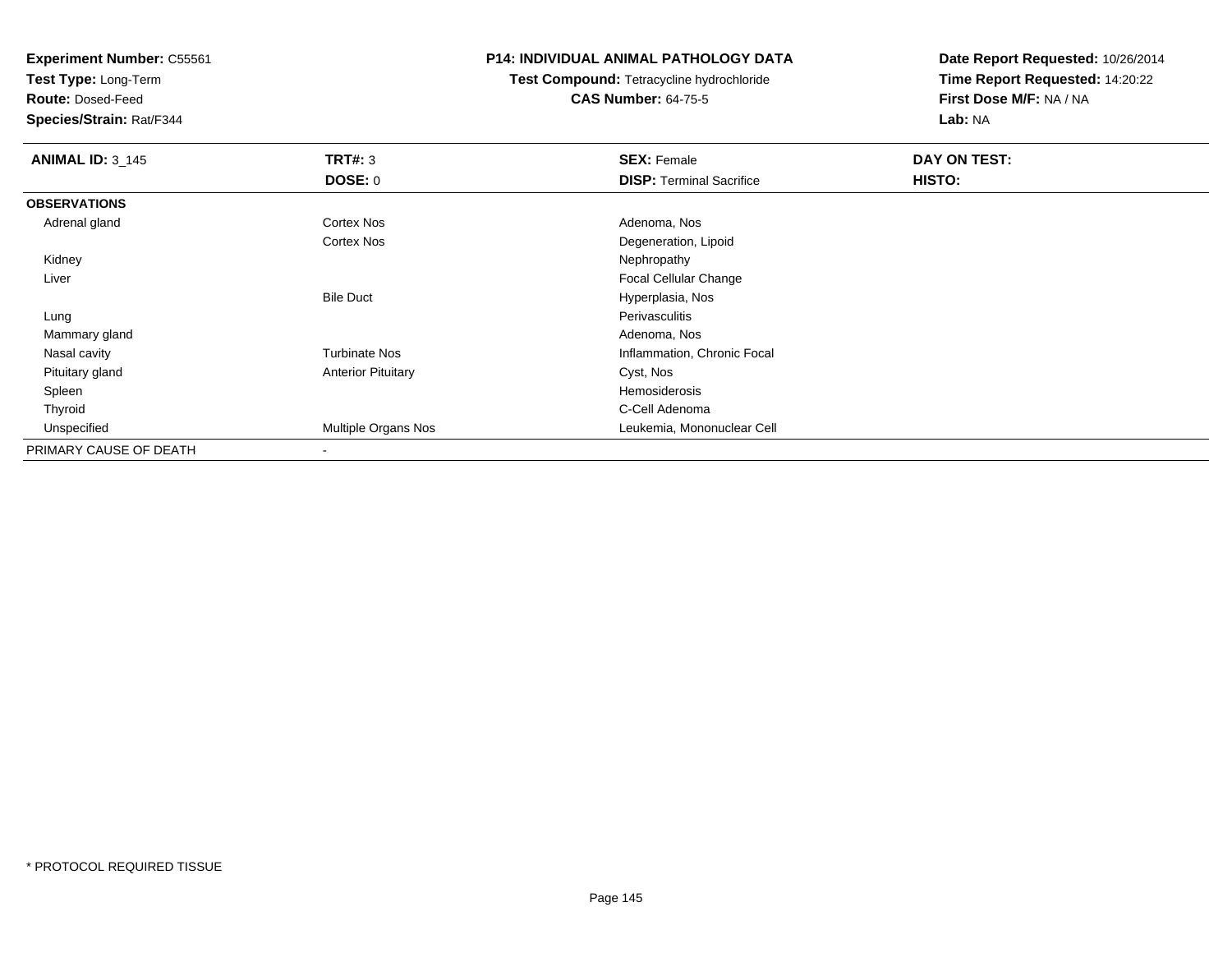**Experiment Number:** C55561
**Test Type:** Long-Term
**Route:** Dosed-Feed
**Species/Strain:** Rat/F344

**P14: INDIVIDUAL ANIMAL PATHOLOGY DATA**
**Test Compound:** Tetracycline hydrochloride
**CAS Number:** 64-75-5

**Date Report Requested:** 10/26/2014
**Time Report Requested:** 14:20:22
**First Dose M/F:** NA / NA
**Lab:** NA

| **ANIMAL ID:** 3_145 | **TRT#:** 3 | **SEX:** Female | **DAY ON TEST:** |
|---|---|---|---|
| | **DOSE:** 0 | **DISP:** Terminal Sacrifice | **HISTO:** |
| **OBSERVATIONS** | | | |
| Adrenal gland | Cortex Nos | Adenoma, Nos | |
| | Cortex Nos | Degeneration, Lipoid | |
| Kidney | | Nephropathy | |
| Liver | | Focal Cellular Change | |
| | Bile Duct | Hyperplasia, Nos | |
| Lung | | Perivasculitis | |
| Mammary gland | | Adenoma, Nos | |
| Nasal cavity | Turbinate Nos | Inflammation, Chronic Focal | |
| Pituitary gland | Anterior Pituitary | Cyst, Nos | |
| Spleen | | Hemosiderosis | |
| Thyroid | | C-Cell Adenoma | |
| Unspecified | Multiple Organs Nos | Leukemia, Mononuclear Cell | |
| PRIMARY CAUSE OF DEATH | - | | |

\* PROTOCOL REQUIRED TISSUE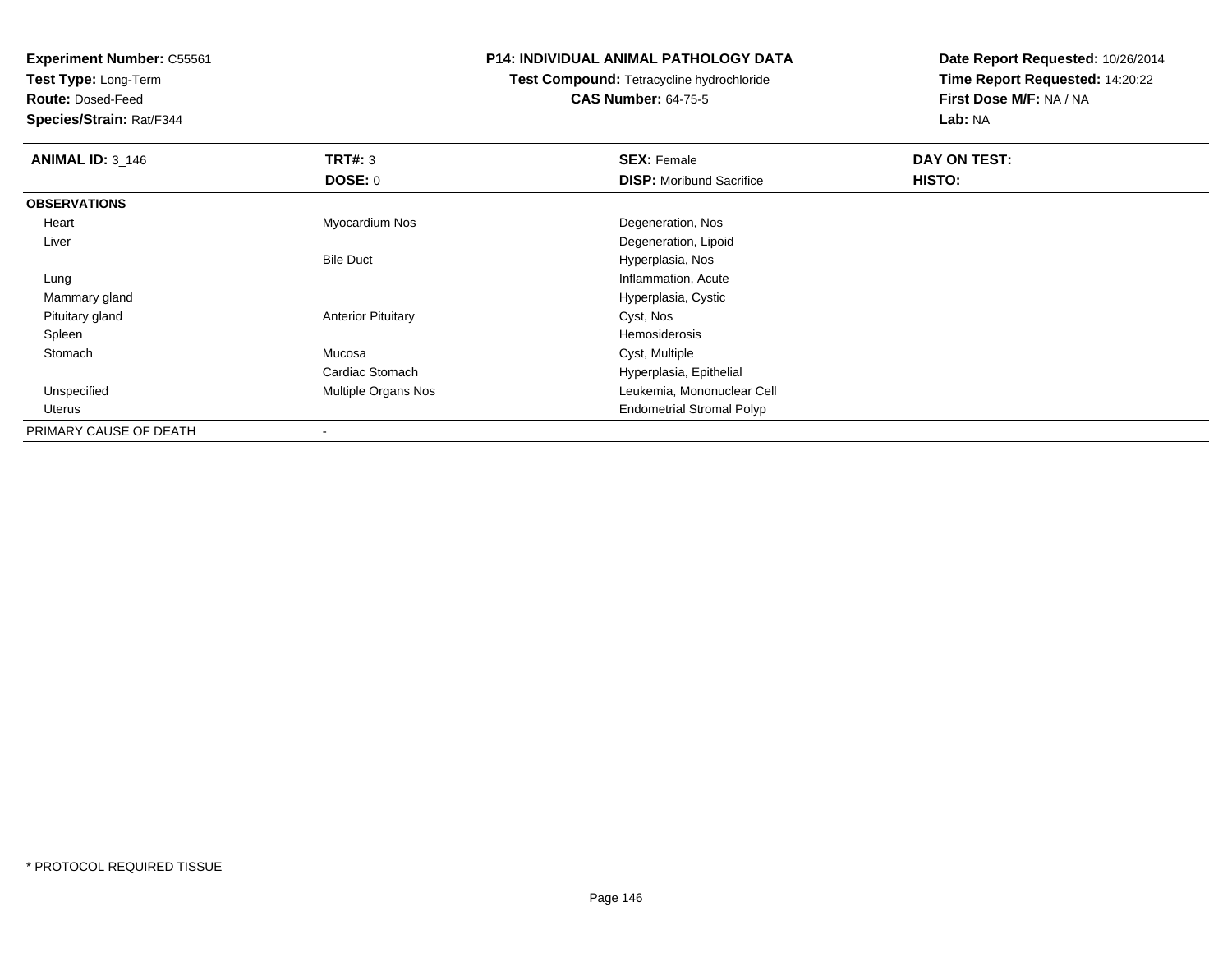**Experiment Number:** C55561
**Test Type:** Long-Term
**Route:** Dosed-Feed
**Species/Strain:** Rat/F344

**P14: INDIVIDUAL ANIMAL PATHOLOGY DATA**
**Test Compound:** Tetracycline hydrochloride
**CAS Number:** 64-75-5

**Date Report Requested:** 10/26/2014
**Time Report Requested:** 14:20:22
**First Dose M/F:** NA / NA
**Lab:** NA

| **ANIMAL ID:** 3_146 | **TRT#:** 3 | **SEX:** Female | **DAY ON TEST:** |
|---|---|---|---|
| | **DOSE:** 0 | **DISP:** Moribund Sacrifice | **HISTO:** |
| **OBSERVATIONS** | | | |
| Heart | Myocardium Nos | Degeneration, Nos | |
| Liver | | Degeneration, Lipoid | |
| | Bile Duct | Hyperplasia, Nos | |
| Lung | | Inflammation, Acute | |
| Mammary gland | | Hyperplasia, Cystic | |
| Pituitary gland | Anterior Pituitary | Cyst, Nos | |
| Spleen | | Hemosiderosis | |
| Stomach | Mucosa | Cyst, Multiple | |
| | Cardiac Stomach | Hyperplasia, Epithelial | |
| Unspecified | Multiple Organs Nos | Leukemia, Mononuclear Cell | |
| Uterus | | Endometrial Stromal Polyp | |
| PRIMARY CAUSE OF DEATH | - | | |

* PROTOCOL REQUIRED TISSUE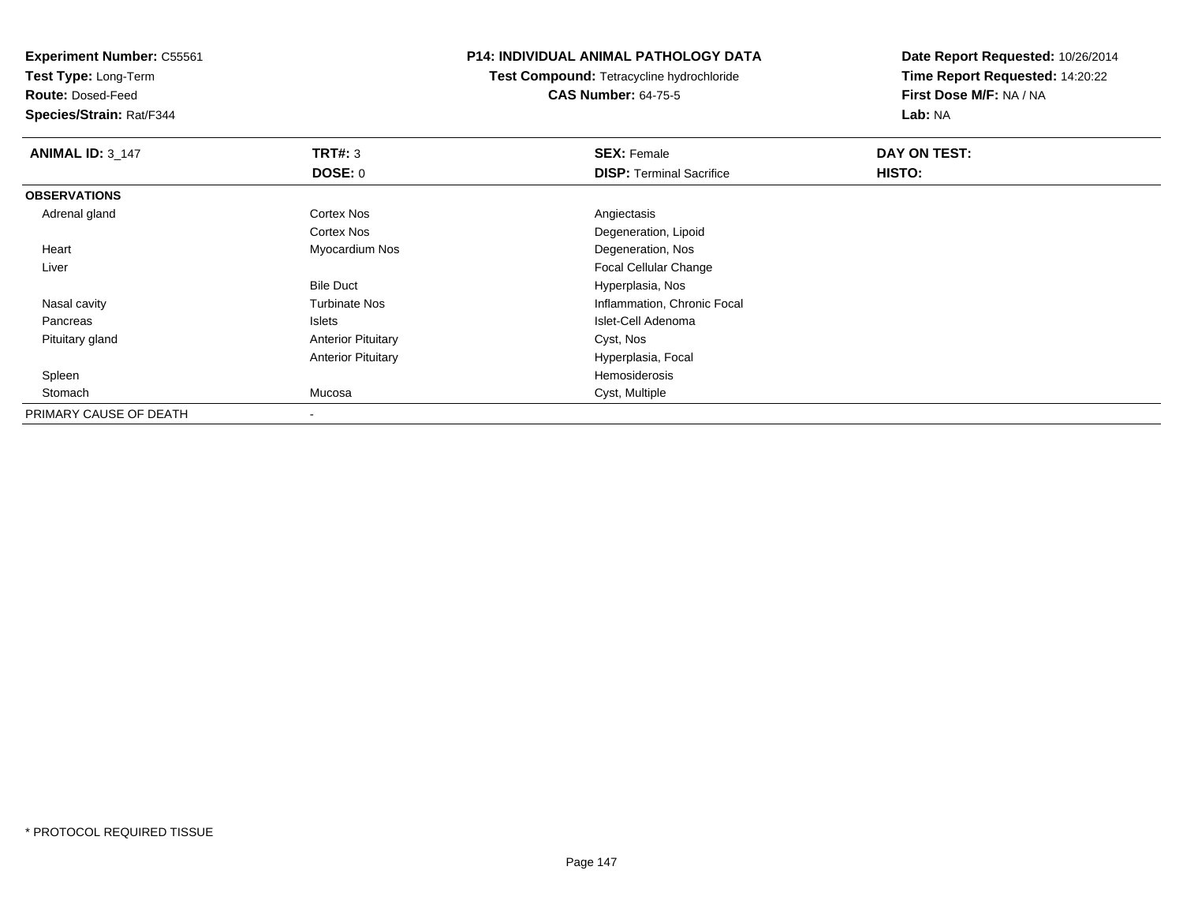**Experiment Number:** C55561
**Test Type:** Long-Term
**Route:** Dosed-Feed
**Species/Strain:** Rat/F344

**P14: INDIVIDUAL ANIMAL PATHOLOGY DATA**
**Test Compound:** Tetracycline hydrochloride
**CAS Number:** 64-75-5

**Date Report Requested:** 10/26/2014
**Time Report Requested:** 14:20:22
**First Dose M/F:** NA / NA
**Lab:** NA

| **ANIMAL ID:** 3_147 | **TRT#:** 3 | **SEX:** Female | **DAY ON TEST:** |
|---|---|---|---|
| | **DOSE:** 0 | **DISP:** Terminal Sacrifice | **HISTO:** |
| **OBSERVATIONS** | | | |
| Adrenal gland | Cortex Nos | Angiectasis | |
| | Cortex Nos | Degeneration, Lipoid | |
| Heart | Myocardium Nos | Degeneration, Nos | |
| Liver | | Focal Cellular Change | |
| | Bile Duct | Hyperplasia, Nos | |
| Nasal cavity | Turbinate Nos | Inflammation, Chronic Focal | |
| Pancreas | Islets | Islet-Cell Adenoma | |
| Pituitary gland | Anterior Pituitary | Cyst, Nos | |
| | Anterior Pituitary | Hyperplasia, Focal | |
| Spleen | | Hemosiderosis | |
| Stomach | Mucosa | Cyst, Multiple | |
| PRIMARY CAUSE OF DEATH | - | | |

* PROTOCOL REQUIRED TISSUE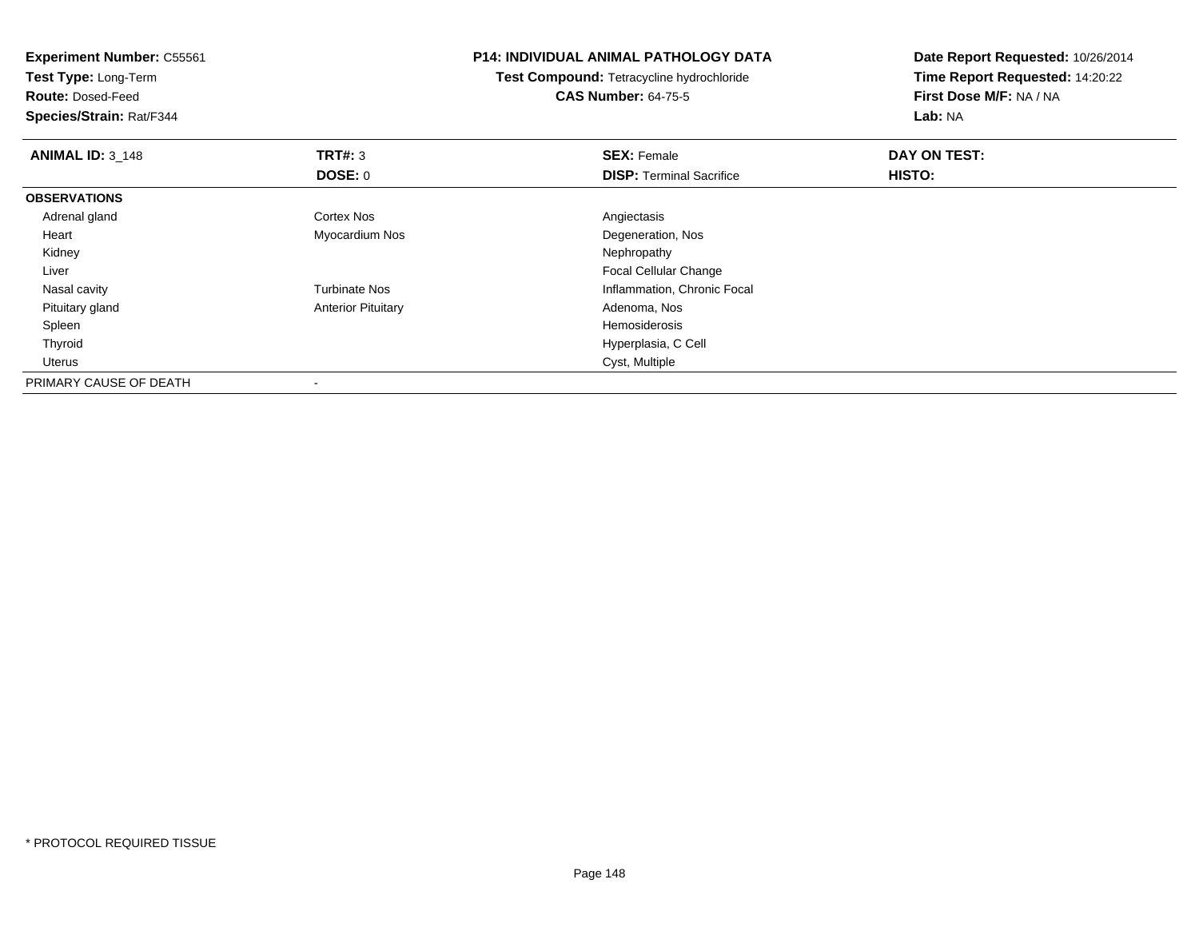**Experiment Number:** C55561
**Test Type:** Long-Term
**Route:** Dosed-Feed
**Species/Strain:** Rat/F344

**P14: INDIVIDUAL ANIMAL PATHOLOGY DATA**
**Test Compound:** Tetracycline hydrochloride
**CAS Number:** 64-75-5

**Date Report Requested:** 10/26/2014
**Time Report Requested:** 14:20:22
**First Dose M/F:** NA / NA
**Lab:** NA

| **ANIMAL ID:** 3_148 | **TRT#:** 3 | **SEX:** Female | **DAY ON TEST:** |
|---|---|---|---|
| | **DOSE:** 0 | **DISP:** Terminal Sacrifice | **HISTO:** |
| **OBSERVATIONS** | | | |
| Adrenal gland | Cortex Nos | Angiectasis | |
| Heart | Myocardium Nos | Degeneration, Nos | |
| Kidney | | Nephropathy | |
| Liver | | Focal Cellular Change | |
| Nasal cavity | Turbinate Nos | Inflammation, Chronic Focal | |
| Pituitary gland | Anterior Pituitary | Adenoma, Nos | |
| Spleen | | Hemosiderosis | |
| Thyroid | | Hyperplasia, C Cell | |
| Uterus | | Cyst, Multiple | |
| PRIMARY CAUSE OF DEATH | - | | |

* PROTOCOL REQUIRED TISSUE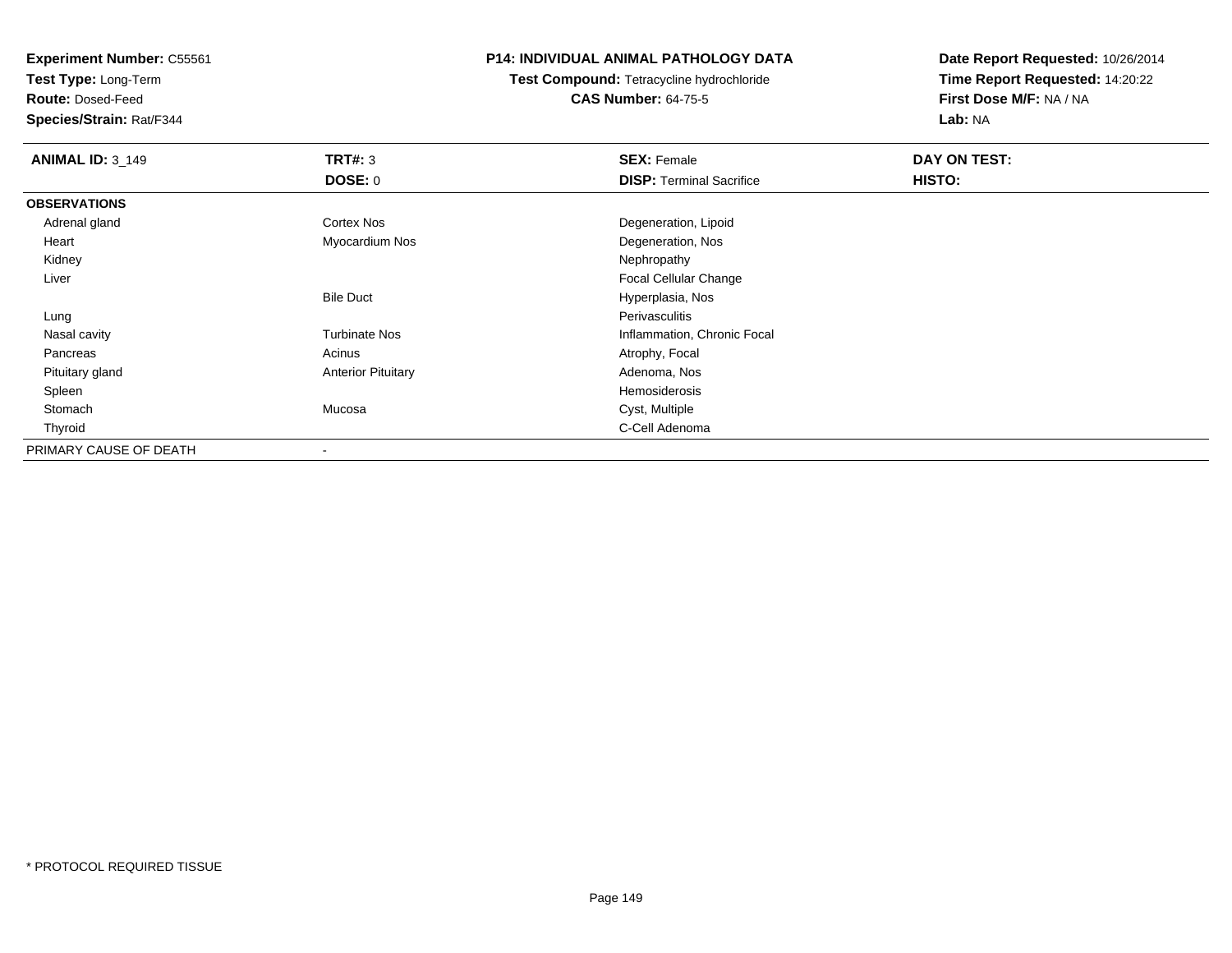**Experiment Number:** C55561
**Test Type:** Long-Term
**Route:** Dosed-Feed
**Species/Strain:** Rat/F344

**P14: INDIVIDUAL ANIMAL PATHOLOGY DATA**
**Test Compound:** Tetracycline hydrochloride
**CAS Number:** 64-75-5

**Date Report Requested:** 10/26/2014
**Time Report Requested:** 14:20:22
**First Dose M/F:** NA / NA
**Lab:** NA

| **ANIMAL ID:** 3_149 | **TRT#:** 3 | **SEX:** Female | **DAY ON TEST:** |
|---|---|---|---|
| | **DOSE:** 0 | **DISP:** Terminal Sacrifice | **HISTO:** |
| **OBSERVATIONS** | | | |
| Adrenal gland | Cortex Nos | Degeneration, Lipoid | |
| Heart | Myocardium Nos | Degeneration, Nos | |
| Kidney | | Nephropathy | |
| Liver | | Focal Cellular Change | |
| | Bile Duct | Hyperplasia, Nos | |
| Lung | | Perivasculitis | |
| Nasal cavity | Turbinate Nos | Inflammation, Chronic Focal | |
| Pancreas | Acinus | Atrophy, Focal | |
| Pituitary gland | Anterior Pituitary | Adenoma, Nos | |
| Spleen | | Hemosiderosis | |
| Stomach | Mucosa | Cyst, Multiple | |
| Thyroid | | C-Cell Adenoma | |
| PRIMARY CAUSE OF DEATH | - | | |

\* PROTOCOL REQUIRED TISSUE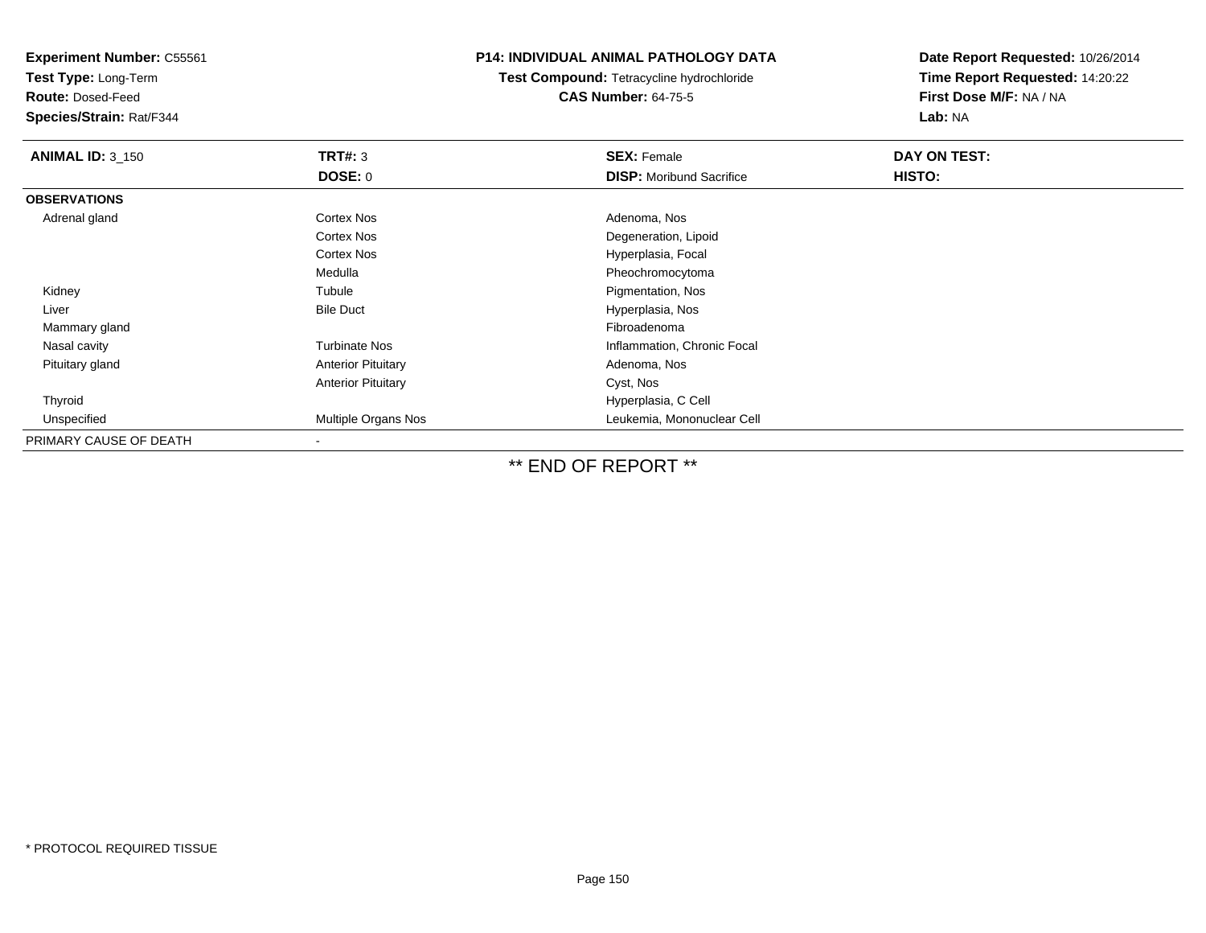**Experiment Number:** C55561
**Test Type:** Long-Term
**Route:** Dosed-Feed
**Species/Strain:** Rat/F344

**P14: INDIVIDUAL ANIMAL PATHOLOGY DATA**
**Test Compound:** Tetracycline hydrochloride
**CAS Number:** 64-75-5

**Date Report Requested:** 10/26/2014
**Time Report Requested:** 14:20:22
**First Dose M/F:** NA / NA
**Lab:** NA

| **ANIMAL ID:** 3_150 | **TRT#:** 3 | **SEX:** Female | **DAY ON TEST:** |
|---|---|---|---|
| | **DOSE:** 0 | **DISP:** Moribund Sacrifice | **HISTO:** |
| **OBSERVATIONS** | | | |
| Adrenal gland | Cortex Nos | Adenoma, Nos | |
| | Cortex Nos | Degeneration, Lipoid | |
| | Cortex Nos | Hyperplasia, Focal | |
| | Medulla | Pheochromocytoma | |
| Kidney | Tubule | Pigmentation, Nos | |
| Liver | Bile Duct | Hyperplasia, Nos | |
| Mammary gland | | Fibroadenoma | |
| Nasal cavity | Turbinate Nos | Inflammation, Chronic Focal | |
| Pituitary gland | Anterior Pituitary | Adenoma, Nos | |
| | Anterior Pituitary | Cyst, Nos | |
| Thyroid | | Hyperplasia, C Cell | |
| Unspecified | Multiple Organs Nos | Leukemia, Mononuclear Cell | |
| PRIMARY CAUSE OF DEATH | - | | |

** END OF REPORT **

* PROTOCOL REQUIRED TISSUE